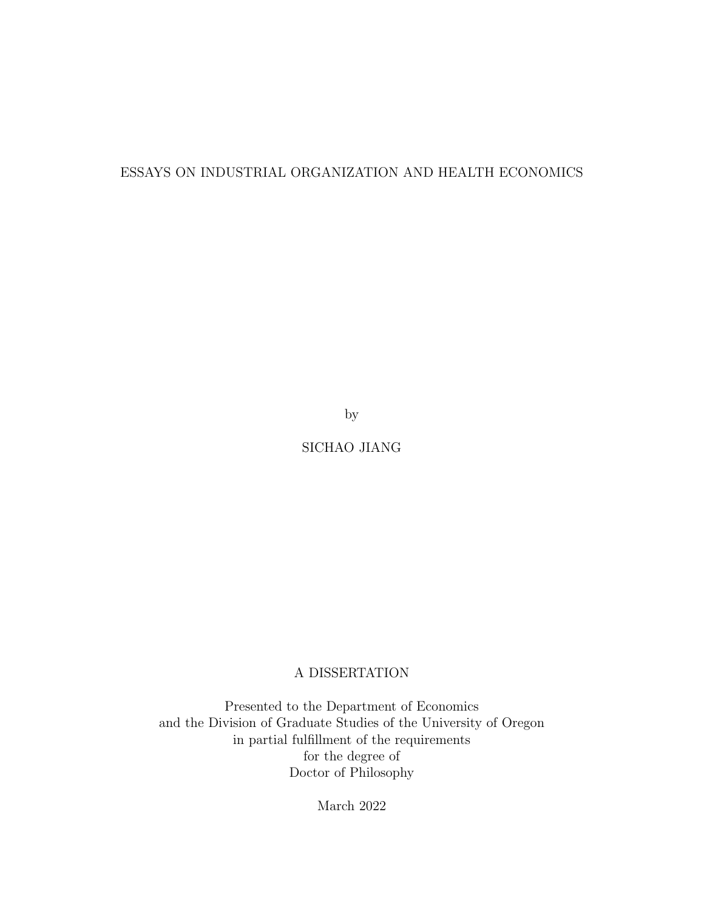# ESSAYS ON INDUSTRIAL ORGANIZATION AND HEALTH ECONOMICS

by

SICHAO JIANG

A DISSERTATION

Presented to the Department of Economics
and the Division of Graduate Studies of the University of Oregon
in partial fulfillment of the requirements
for the degree of
Doctor of Philosophy

March 2022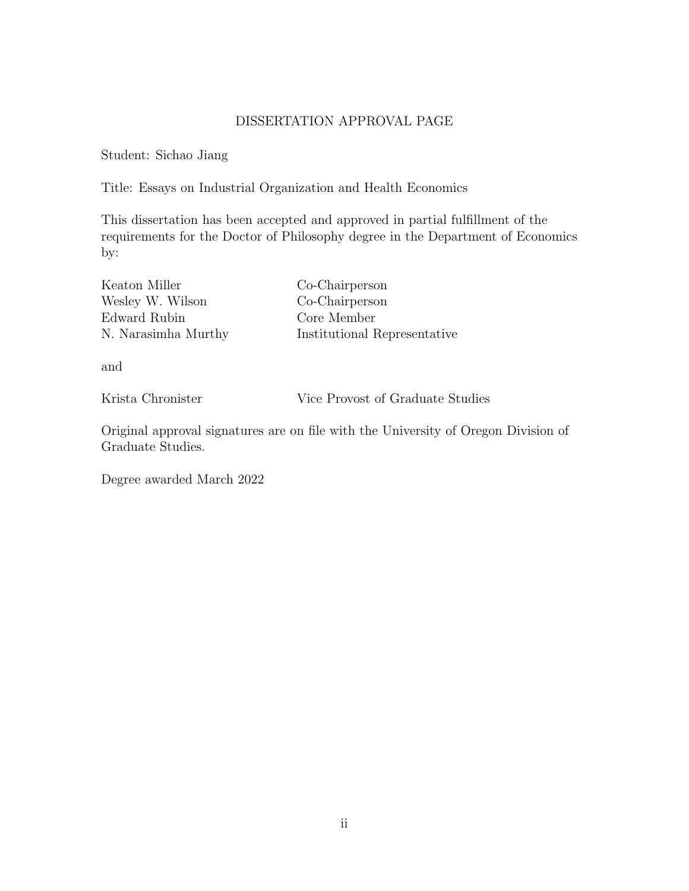# DISSERTATION APPROVAL PAGE

Student: Sichao Jiang

Title: Essays on Industrial Organization and Health Economics

This dissertation has been accepted and approved in partial fulfillment of the requirements for the Doctor of Philosophy degree in the Department of Economics by:

| | |
|---|---|
| Keaton Miller | Co-Chairperson |
| Wesley W. Wilson | Co-Chairperson |
| Edward Rubin | Core Member |
| N. Narasimha Murthy | Institutional Representative |

and

| | |
|---|---|
| Krista Chronister | Vice Provost of Graduate Studies |

Original approval signatures are on file with the University of Oregon Division of Graduate Studies.

Degree awarded March 2022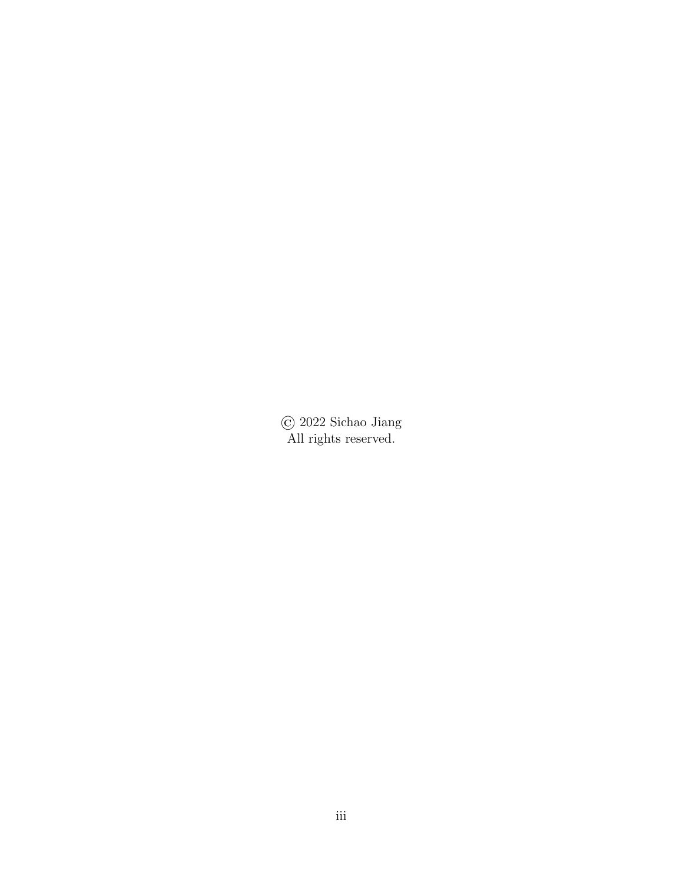© 2022 Sichao Jiang
All rights reserved.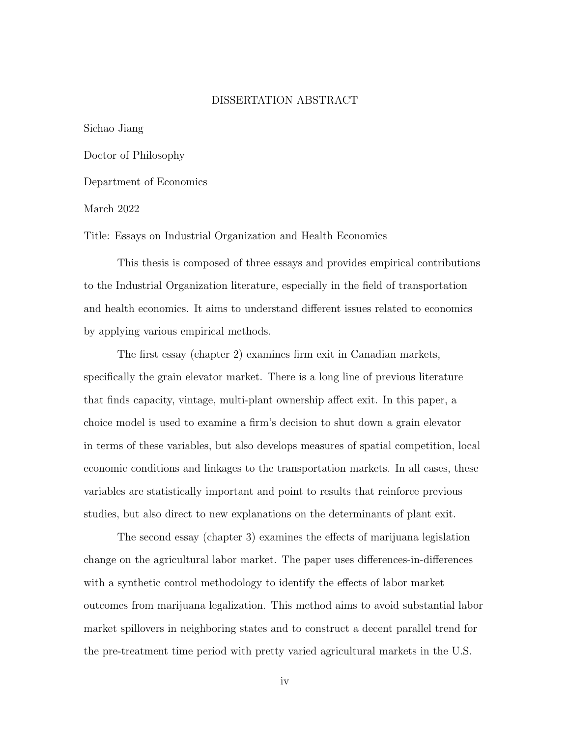# DISSERTATION ABSTRACT

Sichao Jiang

Doctor of Philosophy

Department of Economics

March 2022

Title: Essays on Industrial Organization and Health Economics

This thesis is composed of three essays and provides empirical contributions to the Industrial Organization literature, especially in the field of transportation and health economics. It aims to understand different issues related to economics by applying various empirical methods.

The first essay (chapter 2) examines firm exit in Canadian markets, specifically the grain elevator market. There is a long line of previous literature that finds capacity, vintage, multi-plant ownership affect exit. In this paper, a choice model is used to examine a firm's decision to shut down a grain elevator in terms of these variables, but also develops measures of spatial competition, local economic conditions and linkages to the transportation markets. In all cases, these variables are statistically important and point to results that reinforce previous studies, but also direct to new explanations on the determinants of plant exit.

The second essay (chapter 3) examines the effects of marijuana legislation change on the agricultural labor market. The paper uses differences-in-differences with a synthetic control methodology to identify the effects of labor market outcomes from marijuana legalization. This method aims to avoid substantial labor market spillovers in neighboring states and to construct a decent parallel trend for the pre-treatment time period with pretty varied agricultural markets in the U.S.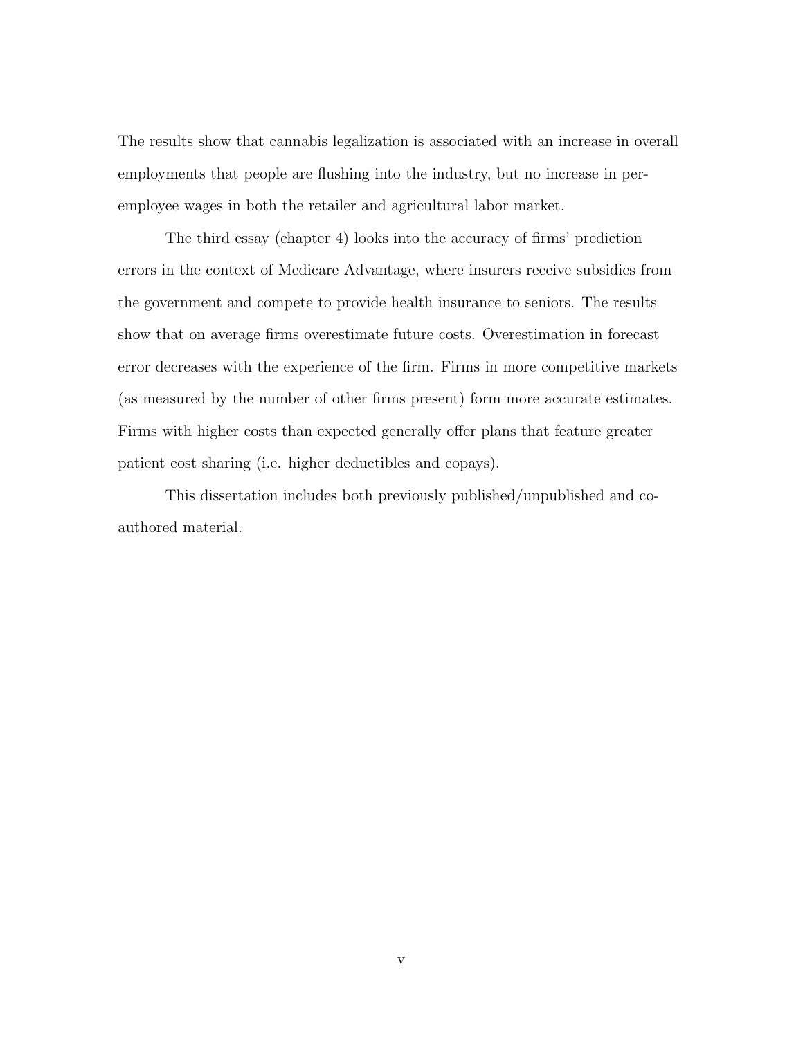The results show that cannabis legalization is associated with an increase in overall employments that people are flushing into the industry, but no increase in per-employee wages in both the retailer and agricultural labor market.

The third essay (chapter 4) looks into the accuracy of firms' prediction errors in the context of Medicare Advantage, where insurers receive subsidies from the government and compete to provide health insurance to seniors. The results show that on average firms overestimate future costs. Overestimation in forecast error decreases with the experience of the firm. Firms in more competitive markets (as measured by the number of other firms present) form more accurate estimates. Firms with higher costs than expected generally offer plans that feature greater patient cost sharing (i.e. higher deductibles and copays).

This dissertation includes both previously published/unpublished and co-authored material.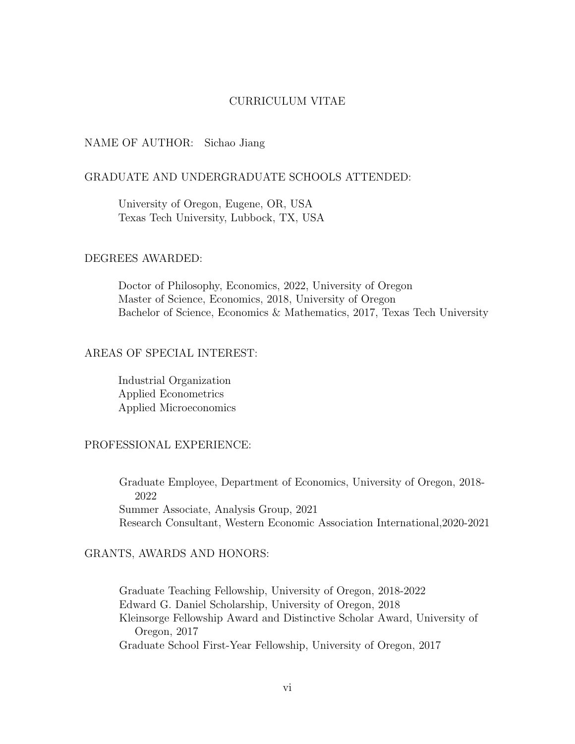# CURRICULUM VITAE

NAME OF AUTHOR: Sichao Jiang

GRADUATE AND UNDERGRADUATE SCHOOLS ATTENDED:

University of Oregon, Eugene, OR, USA
Texas Tech University, Lubbock, TX, USA

DEGREES AWARDED:

Doctor of Philosophy, Economics, 2022, University of Oregon
Master of Science, Economics, 2018, University of Oregon
Bachelor of Science, Economics & Mathematics, 2017, Texas Tech University

AREAS OF SPECIAL INTEREST:

Industrial Organization
Applied Econometrics
Applied Microeconomics

PROFESSIONAL EXPERIENCE:

Graduate Employee, Department of Economics, University of Oregon, 2018-2022
Summer Associate, Analysis Group, 2021
Research Consultant, Western Economic Association International,2020-2021

GRANTS, AWARDS AND HONORS:

Graduate Teaching Fellowship, University of Oregon, 2018-2022
Edward G. Daniel Scholarship, University of Oregon, 2018
Kleinsorge Fellowship Award and Distinctive Scholar Award, University of Oregon, 2017
Graduate School First-Year Fellowship, University of Oregon, 2017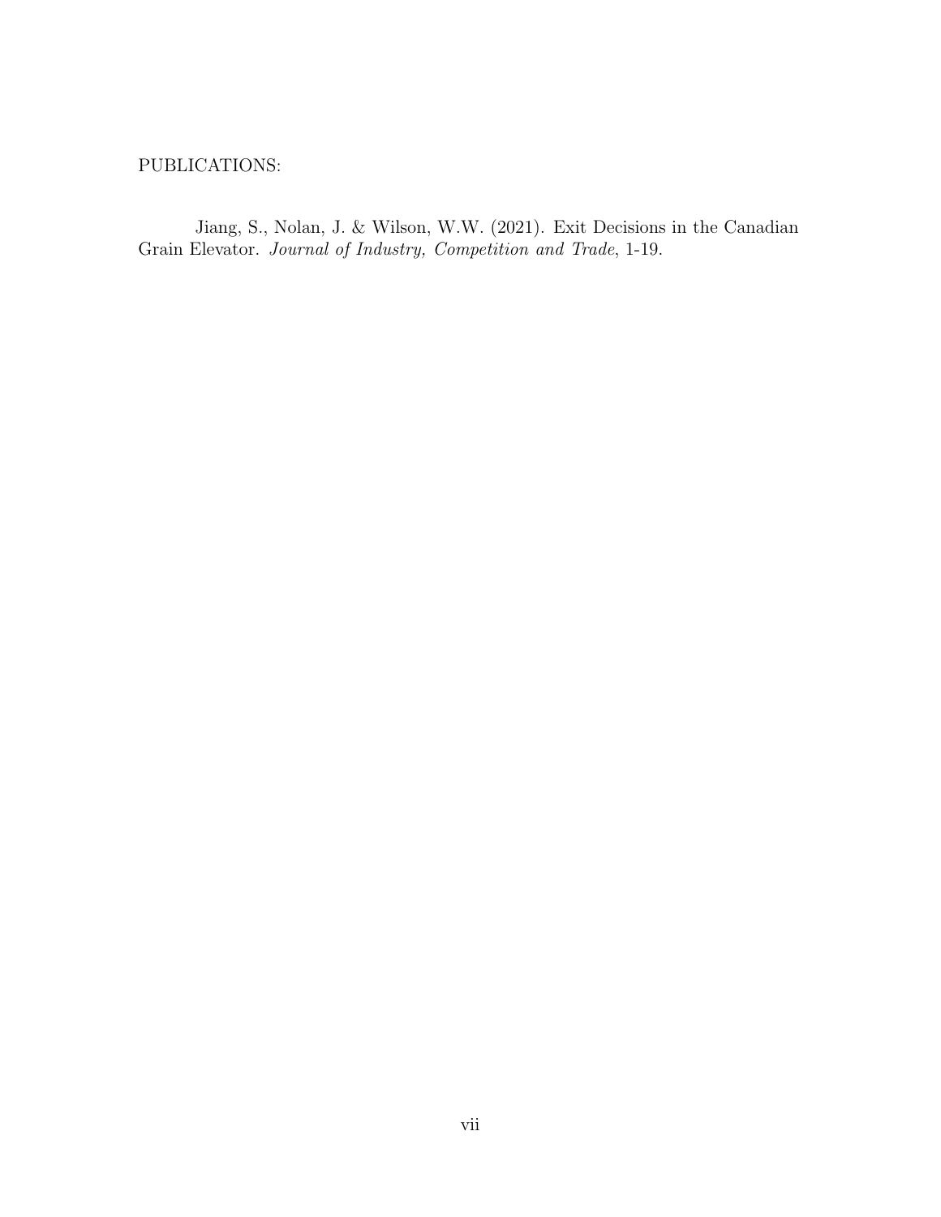PUBLICATIONS:

Jiang, S., Nolan, J. & Wilson, W.W. (2021). Exit Decisions in the Canadian Grain Elevator. *Journal of Industry, Competition and Trade*, 1-19.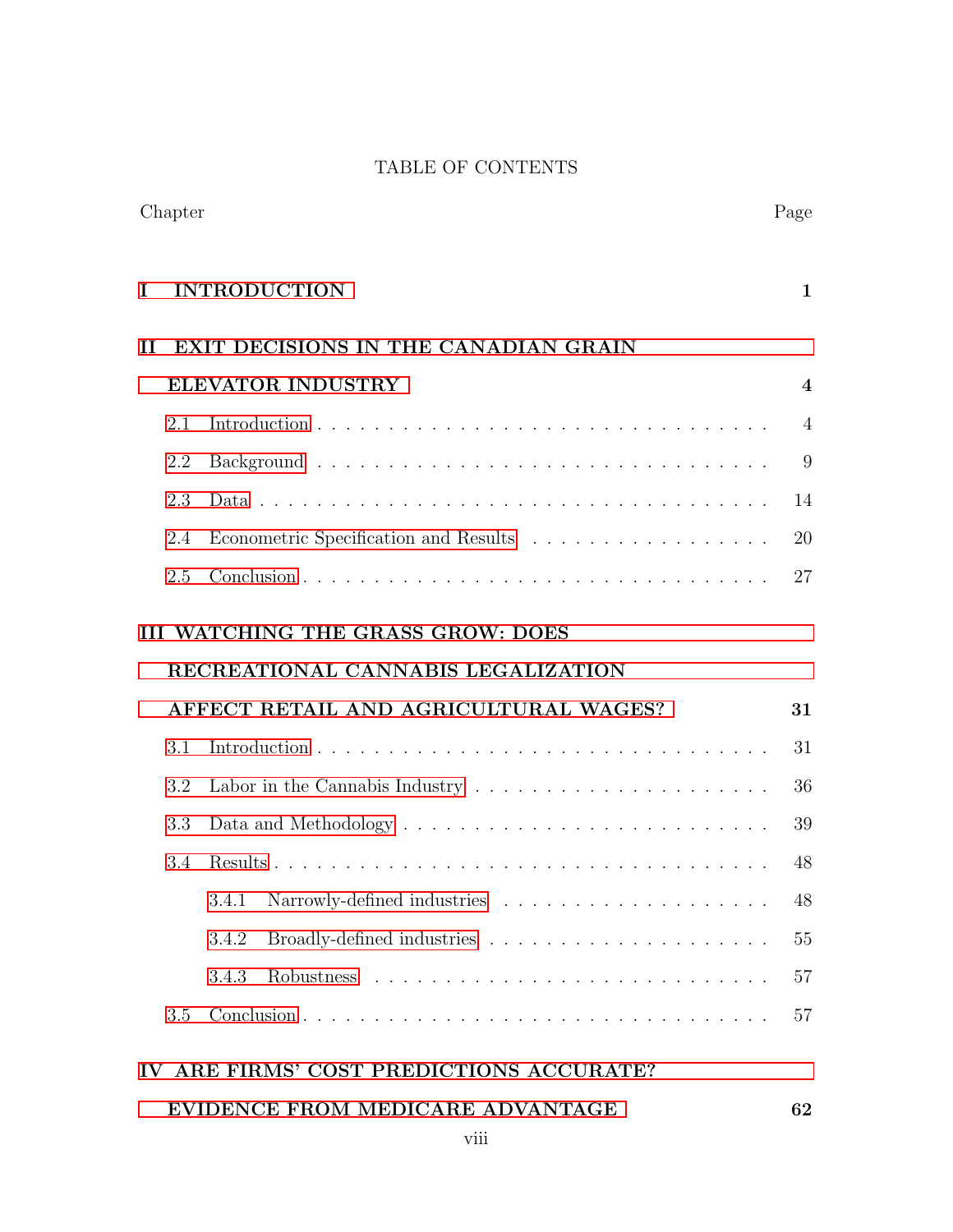TABLE OF CONTENTS

| Chapter | Page |
|---|---|
| **I INTRODUCTION** | **1** |
| **II EXIT DECISIONS IN THE CANADIAN GRAIN ELEVATOR INDUSTRY** | **4** |
| 2.1 Introduction | 4 |
| 2.2 Background | 9 |
| 2.3 Data | 14 |
| 2.4 Econometric Specification and Results | 20 |
| 2.5 Conclusion | 27 |
| **III WATCHING THE GRASS GROW: DOES RECREATIONAL CANNABIS LEGALIZATION AFFECT RETAIL AND AGRICULTURAL WAGES?** | **31** |
| 3.1 Introduction | 31 |
| 3.2 Labor in the Cannabis Industry | 36 |
| 3.3 Data and Methodology | 39 |
| 3.4 Results | 48 |
| 3.4.1 Narrowly-defined industries | 48 |
| 3.4.2 Broadly-defined industries | 55 |
| 3.4.3 Robustness | 57 |
| 3.5 Conclusion | 57 |
| **IV ARE FIRMS' COST PREDICTIONS ACCURATE? EVIDENCE FROM MEDICARE ADVANTAGE** | **62** |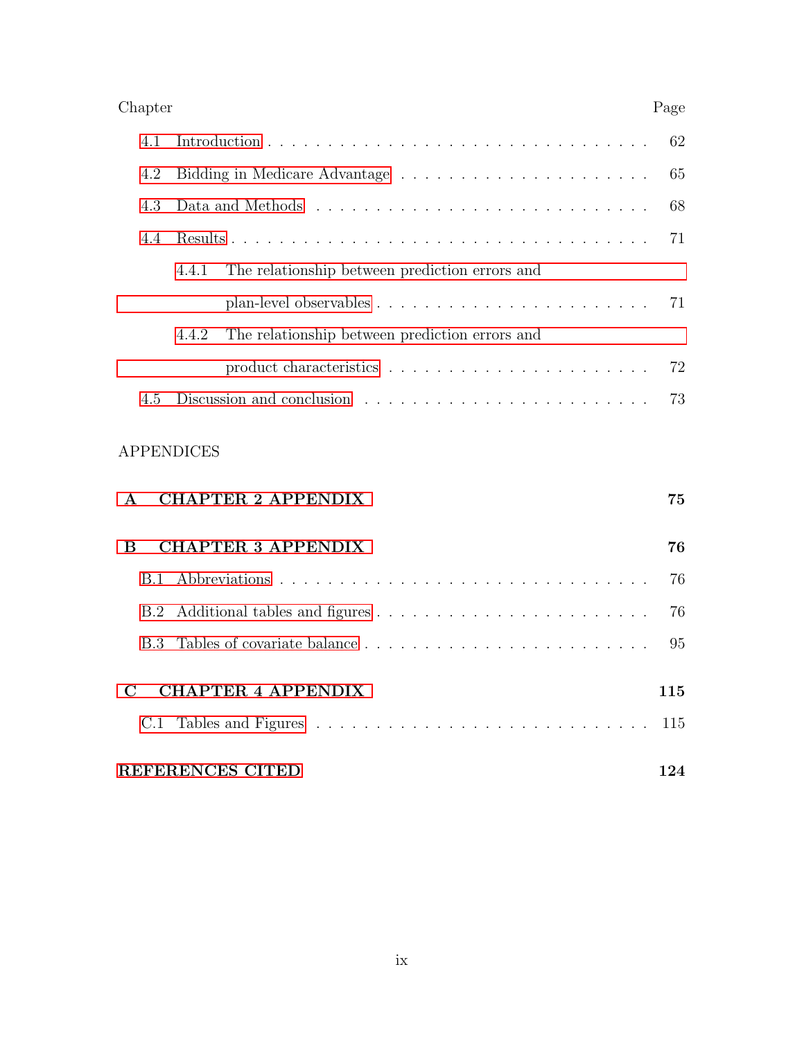Chapter Page

- 4.1 Introduction . . . . . . . . . . . . . . . . . . . . . . . . . . . . . . . . . 62
- 4.2 Bidding in Medicare Advantage . . . . . . . . . . . . . . . . . . . . . . 65
- 4.3 Data and Methods . . . . . . . . . . . . . . . . . . . . . . . . . . . . . 68
- 4.4 Results . . . . . . . . . . . . . . . . . . . . . . . . . . . . . . . . . . . 71
  - 4.4.1 The relationship between prediction errors and plan-level observables . . . . . . . . . . . . . . . . . . . . . . . 71
  - 4.4.2 The relationship between prediction errors and product characteristics . . . . . . . . . . . . . . . . . . . . . 72
- 4.5 Discussion and conclusion . . . . . . . . . . . . . . . . . . . . . . . . 73

APPENDICES

**A CHAPTER 2 APPENDIX** **75**

**B CHAPTER 3 APPENDIX** **76**

- B.1 Abbreviations . . . . . . . . . . . . . . . . . . . . . . . . . . . . . . . 76
- B.2 Additional tables and figures . . . . . . . . . . . . . . . . . . . . . . . 76
- B.3 Tables of covariate balance . . . . . . . . . . . . . . . . . . . . . . . . 95

**C CHAPTER 4 APPENDIX** **115**

- C.1 Tables and Figures . . . . . . . . . . . . . . . . . . . . . . . . . . . . 115

**REFERENCES CITED** **124**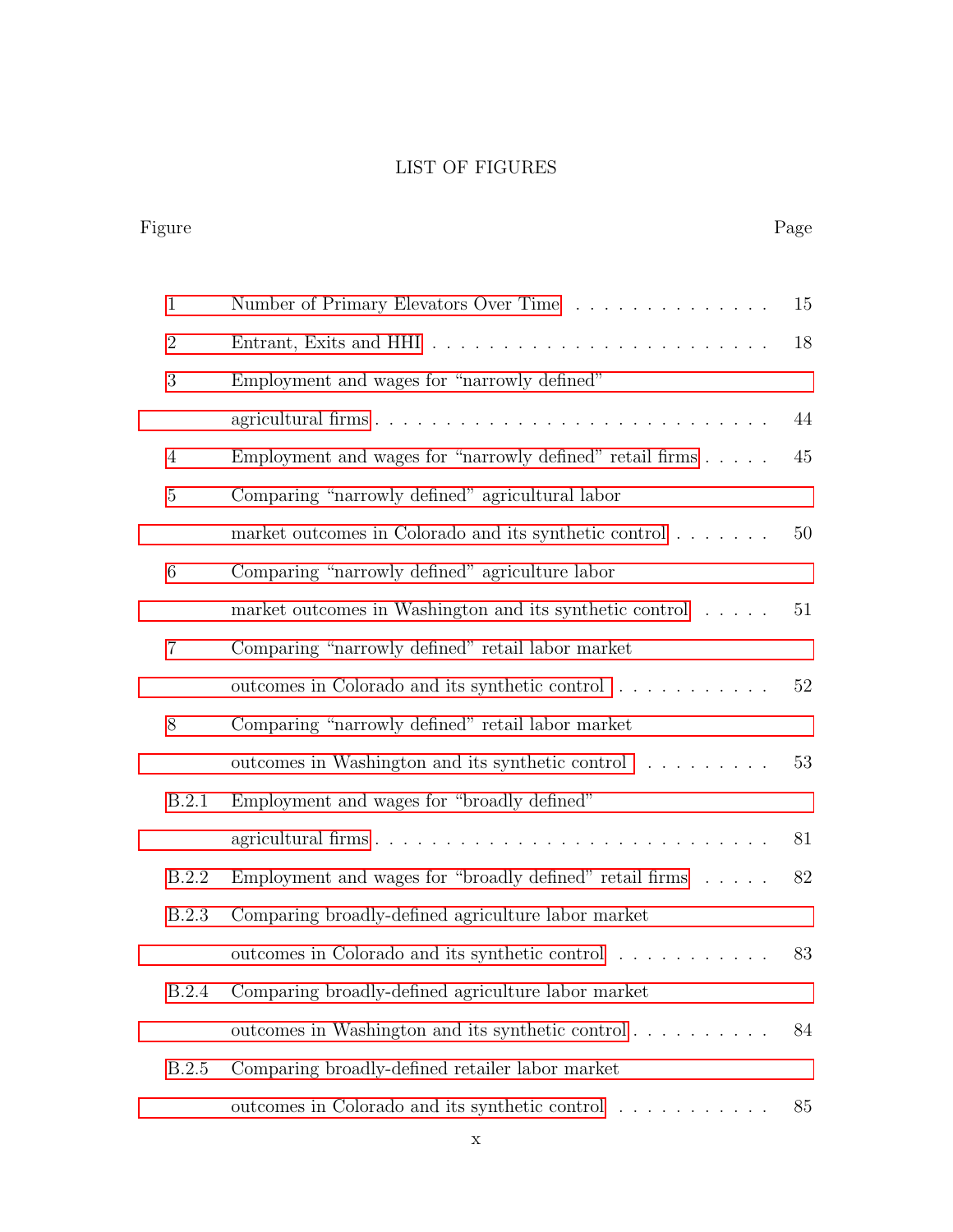# LIST OF FIGURES

| Figure | | Page |
|---|---|---|
| 1 | Number of Primary Elevators Over Time | 15 |
| 2 | Entrant, Exits and HHI | 18 |
| 3 | Employment and wages for "narrowly defined" agricultural firms | 44 |
| 4 | Employment and wages for "narrowly defined" retail firms | 45 |
| 5 | Comparing "narrowly defined" agricultural labor market outcomes in Colorado and its synthetic control | 50 |
| 6 | Comparing "narrowly defined" agriculture labor market outcomes in Washington and its synthetic control | 51 |
| 7 | Comparing "narrowly defined" retail labor market outcomes in Colorado and its synthetic control | 52 |
| 8 | Comparing "narrowly defined" retail labor market outcomes in Washington and its synthetic control | 53 |
| B.2.1 | Employment and wages for "broadly defined" agricultural firms | 81 |
| B.2.2 | Employment and wages for "broadly defined" retail firms | 82 |
| B.2.3 | Comparing broadly-defined agriculture labor market outcomes in Colorado and its synthetic control | 83 |
| B.2.4 | Comparing broadly-defined agriculture labor market outcomes in Washington and its synthetic control | 84 |
| B.2.5 | Comparing broadly-defined retailer labor market outcomes in Colorado and its synthetic control | 85 |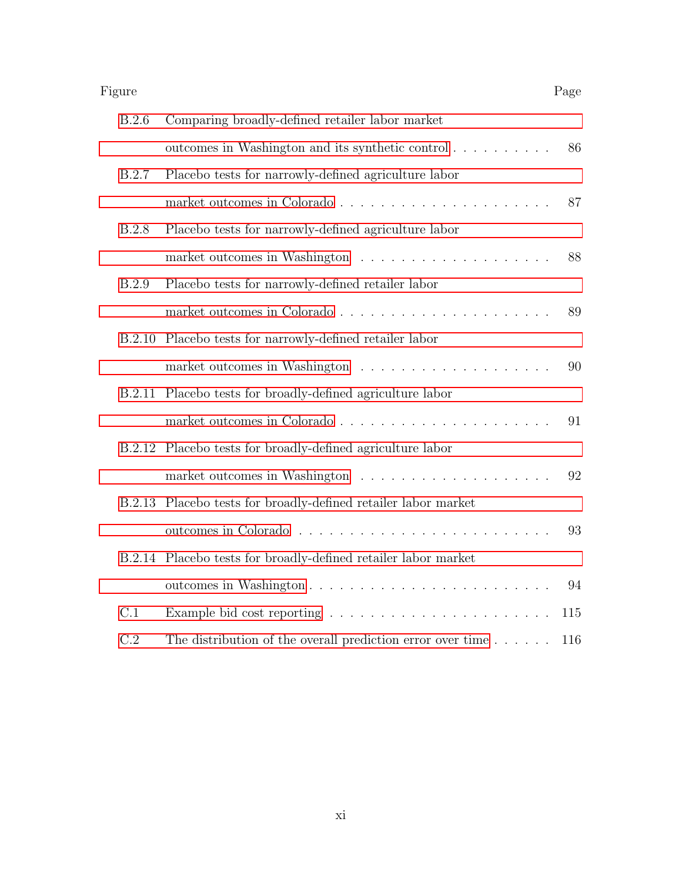| Figure | | Page |
|---|---|---|
| B.2.6 | Comparing broadly-defined retailer labor market outcomes in Washington and its synthetic control | 86 |
| B.2.7 | Placebo tests for narrowly-defined agriculture labor market outcomes in Colorado | 87 |
| B.2.8 | Placebo tests for narrowly-defined agriculture labor market outcomes in Washington | 88 |
| B.2.9 | Placebo tests for narrowly-defined retailer labor market outcomes in Colorado | 89 |
| B.2.10 | Placebo tests for narrowly-defined retailer labor market outcomes in Washington | 90 |
| B.2.11 | Placebo tests for broadly-defined agriculture labor market outcomes in Colorado | 91 |
| B.2.12 | Placebo tests for broadly-defined agriculture labor market outcomes in Washington | 92 |
| B.2.13 | Placebo tests for broadly-defined retailer labor market outcomes in Colorado | 93 |
| B.2.14 | Placebo tests for broadly-defined retailer labor market outcomes in Washington | 94 |
| C.1 | Example bid cost reporting | 115 |
| C.2 | The distribution of the overall prediction error over time | 116 |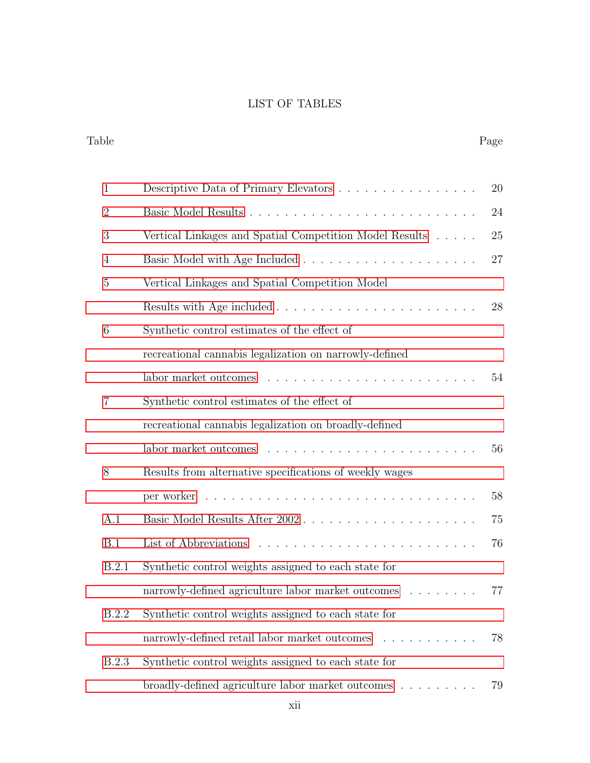# LIST OF TABLES

| Table | | Page |
|---|---|---|
| 1 | Descriptive Data of Primary Elevators | 20 |
| 2 | Basic Model Results | 24 |
| 3 | Vertical Linkages and Spatial Competition Model Results | 25 |
| 4 | Basic Model with Age Included | 27 |
| 5 | Vertical Linkages and Spatial Competition Model Results with Age included | 28 |
| 6 | Synthetic control estimates of the effect of recreational cannabis legalization on narrowly-defined labor market outcomes | 54 |
| 7 | Synthetic control estimates of the effect of recreational cannabis legalization on broadly-defined labor market outcomes | 56 |
| 8 | Results from alternative specifications of weekly wages per worker | 58 |
| A.1 | Basic Model Results After 2002 | 75 |
| B.1 | List of Abbreviations | 76 |
| B.2.1 | Synthetic control weights assigned to each state for narrowly-defined agriculture labor market outcomes | 77 |
| B.2.2 | Synthetic control weights assigned to each state for narrowly-defined retail labor market outcomes | 78 |
| B.2.3 | Synthetic control weights assigned to each state for broadly-defined agriculture labor market outcomes | 79 |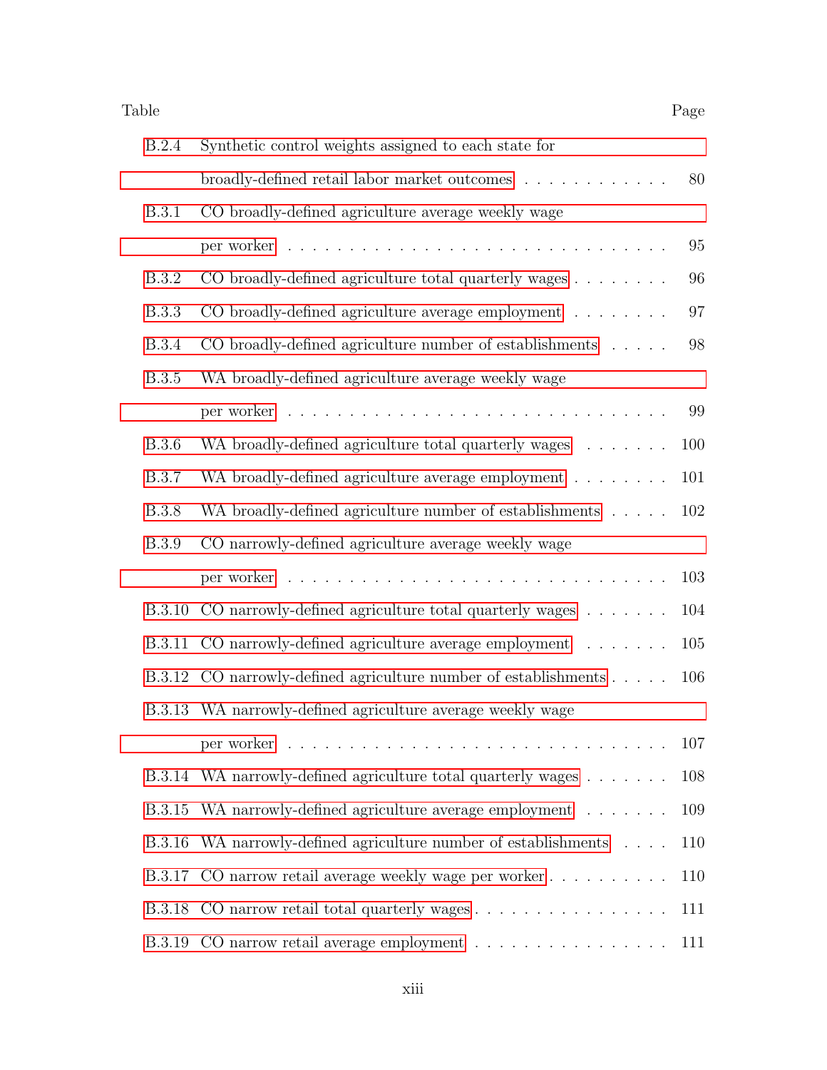| Table | | Page |
|---|---|---|
| B.2.4 | Synthetic control weights assigned to each state for broadly-defined retail labor market outcomes | 80 |
| B.3.1 | CO broadly-defined agriculture average weekly wage per worker | 95 |
| B.3.2 | CO broadly-defined agriculture total quarterly wages | 96 |
| B.3.3 | CO broadly-defined agriculture average employment | 97 |
| B.3.4 | CO broadly-defined agriculture number of establishments | 98 |
| B.3.5 | WA broadly-defined agriculture average weekly wage per worker | 99 |
| B.3.6 | WA broadly-defined agriculture total quarterly wages | 100 |
| B.3.7 | WA broadly-defined agriculture average employment | 101 |
| B.3.8 | WA broadly-defined agriculture number of establishments | 102 |
| B.3.9 | CO narrowly-defined agriculture average weekly wage per worker | 103 |
| B.3.10 | CO narrowly-defined agriculture total quarterly wages | 104 |
| B.3.11 | CO narrowly-defined agriculture average employment | 105 |
| B.3.12 | CO narrowly-defined agriculture number of establishments | 106 |
| B.3.13 | WA narrowly-defined agriculture average weekly wage per worker | 107 |
| B.3.14 | WA narrowly-defined agriculture total quarterly wages | 108 |
| B.3.15 | WA narrowly-defined agriculture average employment | 109 |
| B.3.16 | WA narrowly-defined agriculture number of establishments | 110 |
| B.3.17 | CO narrow retail average weekly wage per worker | 110 |
| B.3.18 | CO narrow retail total quarterly wages | 111 |
| B.3.19 | CO narrow retail average employment | 111 |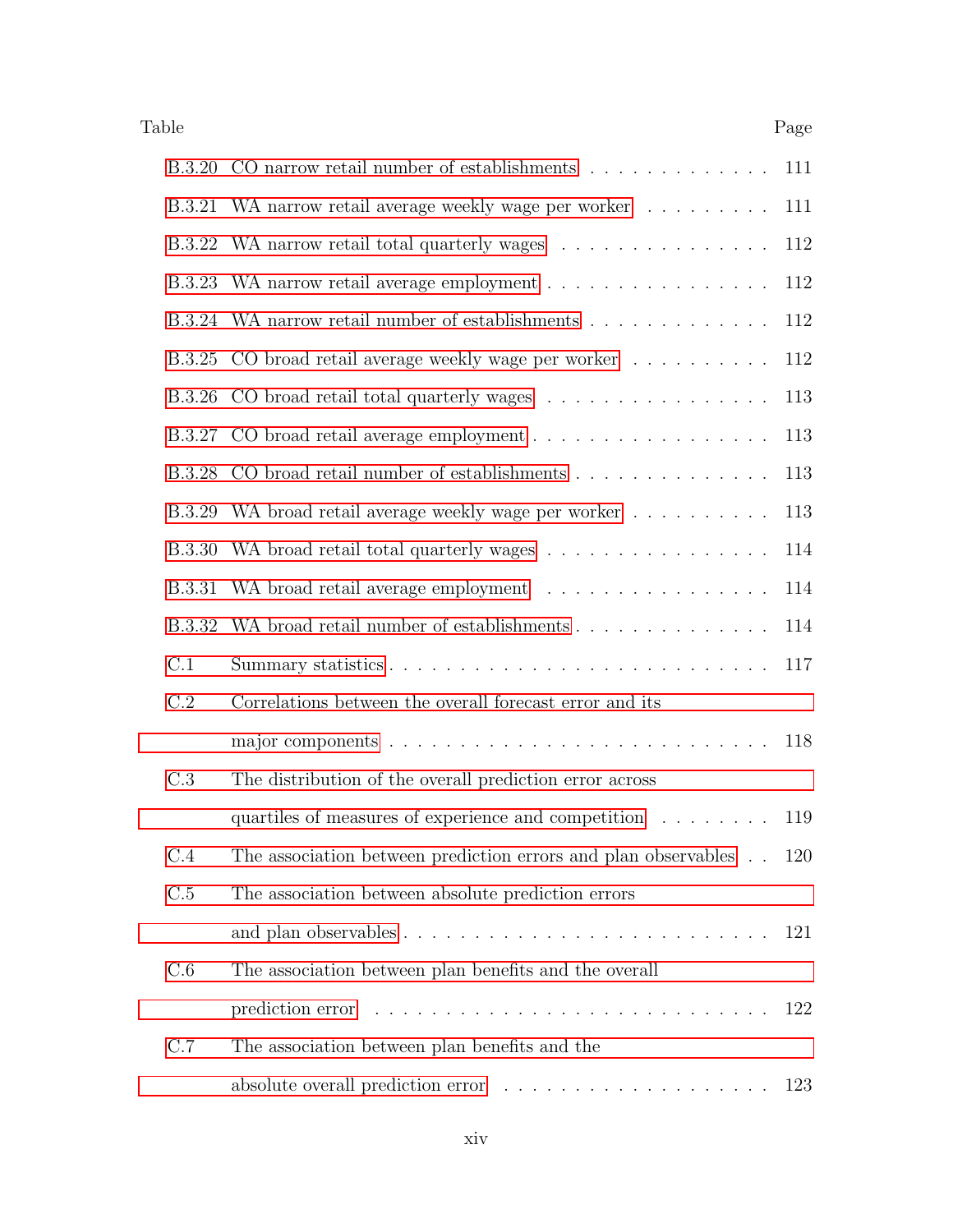| Table | | Page |
|---|---|---|
| B.3.20 | CO narrow retail number of establishments | 111 |
| B.3.21 | WA narrow retail average weekly wage per worker | 111 |
| B.3.22 | WA narrow retail total quarterly wages | 112 |
| B.3.23 | WA narrow retail average employment | 112 |
| B.3.24 | WA narrow retail number of establishments | 112 |
| B.3.25 | CO broad retail average weekly wage per worker | 112 |
| B.3.26 | CO broad retail total quarterly wages | 113 |
| B.3.27 | CO broad retail average employment | 113 |
| B.3.28 | CO broad retail number of establishments | 113 |
| B.3.29 | WA broad retail average weekly wage per worker | 113 |
| B.3.30 | WA broad retail total quarterly wages | 114 |
| B.3.31 | WA broad retail average employment | 114 |
| B.3.32 | WA broad retail number of establishments | 114 |
| C.1 | Summary statistics | 117 |
| C.2 | Correlations between the overall forecast error and its major components | 118 |
| C.3 | The distribution of the overall prediction error across quartiles of measures of experience and competition | 119 |
| C.4 | The association between prediction errors and plan observables | 120 |
| C.5 | The association between absolute prediction errors and plan observables | 121 |
| C.6 | The association between plan benefits and the overall prediction error | 122 |
| C.7 | The association between plan benefits and the absolute overall prediction error | 123 |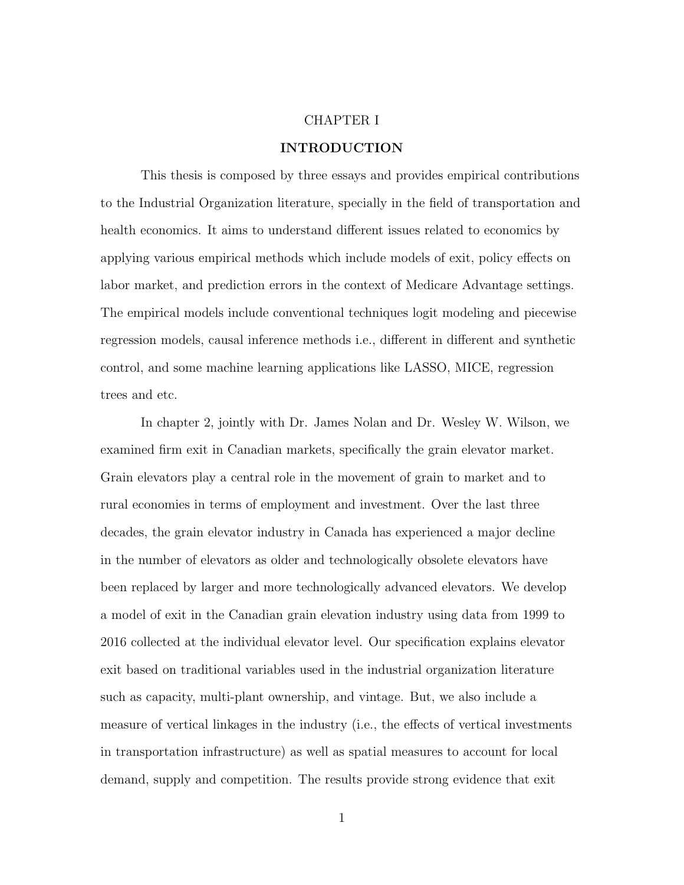CHAPTER I

# INTRODUCTION

This thesis is composed by three essays and provides empirical contributions to the Industrial Organization literature, specially in the field of transportation and health economics. It aims to understand different issues related to economics by applying various empirical methods which include models of exit, policy effects on labor market, and prediction errors in the context of Medicare Advantage settings. The empirical models include conventional techniques logit modeling and piecewise regression models, causal inference methods i.e., different in different and synthetic control, and some machine learning applications like LASSO, MICE, regression trees and etc.

In chapter 2, jointly with Dr. James Nolan and Dr. Wesley W. Wilson, we examined firm exit in Canadian markets, specifically the grain elevator market. Grain elevators play a central role in the movement of grain to market and to rural economies in terms of employment and investment. Over the last three decades, the grain elevator industry in Canada has experienced a major decline in the number of elevators as older and technologically obsolete elevators have been replaced by larger and more technologically advanced elevators. We develop a model of exit in the Canadian grain elevation industry using data from 1999 to 2016 collected at the individual elevator level. Our specification explains elevator exit based on traditional variables used in the industrial organization literature such as capacity, multi-plant ownership, and vintage. But, we also include a measure of vertical linkages in the industry (i.e., the effects of vertical investments in transportation infrastructure) as well as spatial measures to account for local demand, supply and competition. The results provide strong evidence that exit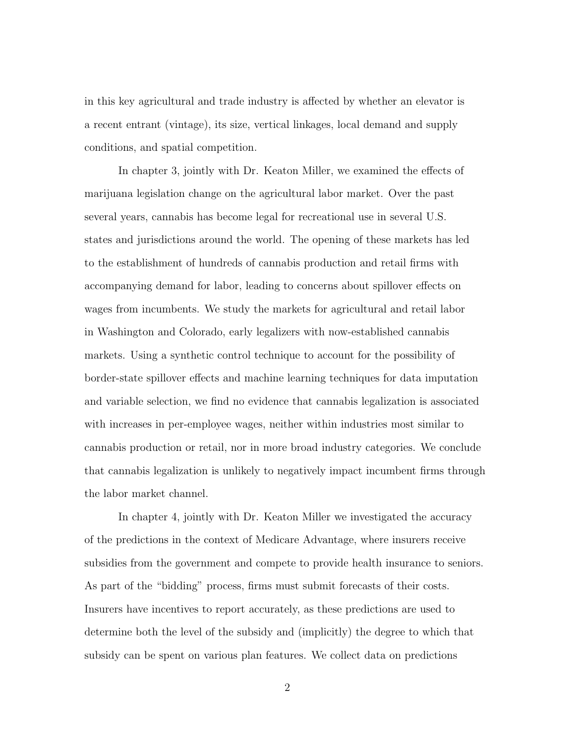in this key agricultural and trade industry is affected by whether an elevator is a recent entrant (vintage), its size, vertical linkages, local demand and supply conditions, and spatial competition.

In chapter 3, jointly with Dr. Keaton Miller, we examined the effects of marijuana legislation change on the agricultural labor market. Over the past several years, cannabis has become legal for recreational use in several U.S. states and jurisdictions around the world. The opening of these markets has led to the establishment of hundreds of cannabis production and retail firms with accompanying demand for labor, leading to concerns about spillover effects on wages from incumbents. We study the markets for agricultural and retail labor in Washington and Colorado, early legalizers with now-established cannabis markets. Using a synthetic control technique to account for the possibility of border-state spillover effects and machine learning techniques for data imputation and variable selection, we find no evidence that cannabis legalization is associated with increases in per-employee wages, neither within industries most similar to cannabis production or retail, nor in more broad industry categories. We conclude that cannabis legalization is unlikely to negatively impact incumbent firms through the labor market channel.

In chapter 4, jointly with Dr. Keaton Miller we investigated the accuracy of the predictions in the context of Medicare Advantage, where insurers receive subsidies from the government and compete to provide health insurance to seniors. As part of the "bidding" process, firms must submit forecasts of their costs. Insurers have incentives to report accurately, as these predictions are used to determine both the level of the subsidy and (implicitly) the degree to which that subsidy can be spent on various plan features. We collect data on predictions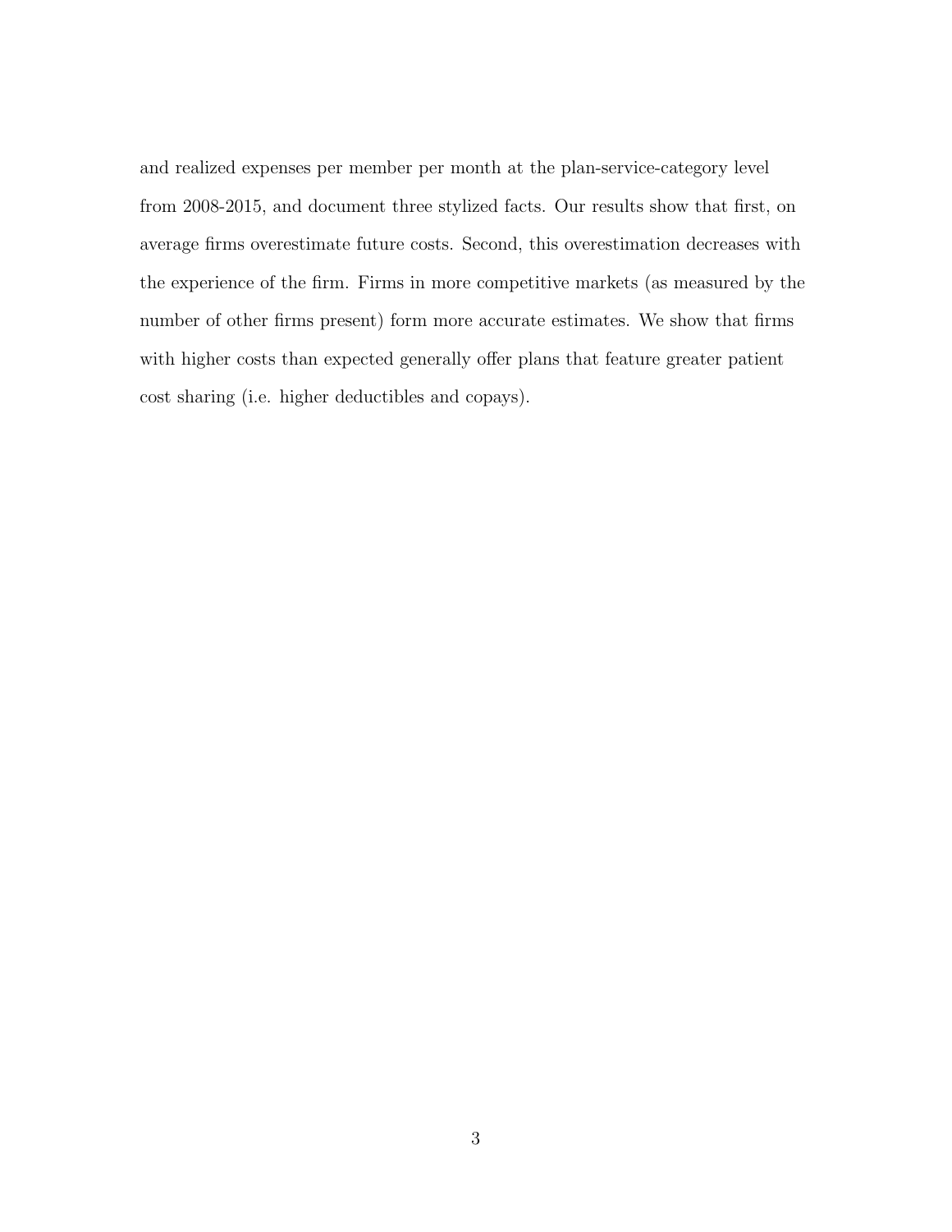and realized expenses per member per month at the plan-service-category level from 2008-2015, and document three stylized facts. Our results show that first, on average firms overestimate future costs. Second, this overestimation decreases with the experience of the firm. Firms in more competitive markets (as measured by the number of other firms present) form more accurate estimates. We show that firms with higher costs than expected generally offer plans that feature greater patient cost sharing (i.e. higher deductibles and copays).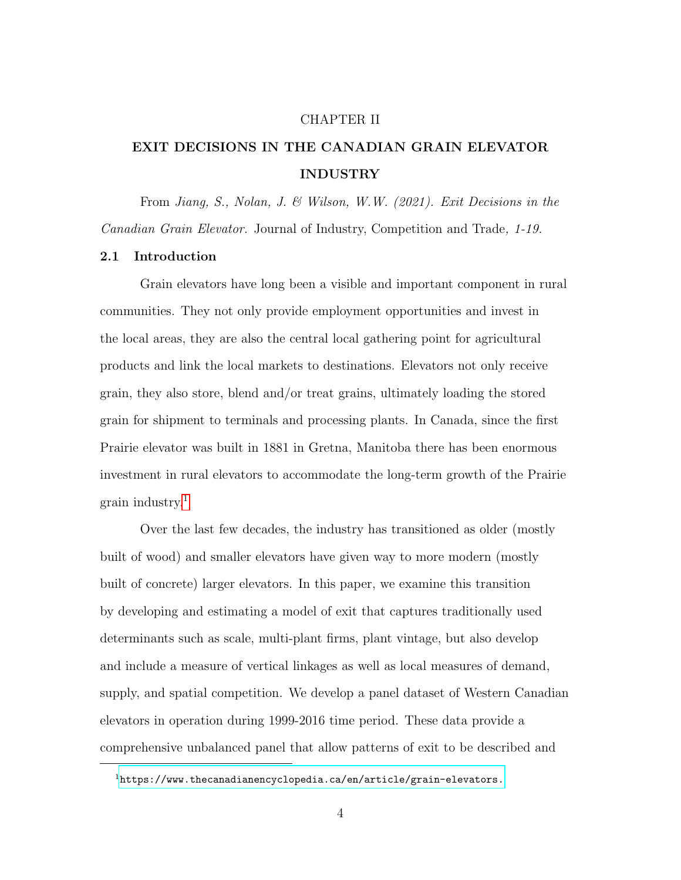CHAPTER II

# EXIT DECISIONS IN THE CANADIAN GRAIN ELEVATOR INDUSTRY

From *Jiang, S., Nolan, J. & Wilson, W.W. (2021). Exit Decisions in the Canadian Grain Elevator.* Journal of Industry, Competition and Trade*, 1-19.*

## 2.1 Introduction

Grain elevators have long been a visible and important component in rural communities. They not only provide employment opportunities and invest in the local areas, they are also the central local gathering point for agricultural products and link the local markets to destinations. Elevators not only receive grain, they also store, blend and/or treat grains, ultimately loading the stored grain for shipment to terminals and processing plants. In Canada, since the first Prairie elevator was built in 1881 in Gretna, Manitoba there has been enormous investment in rural elevators to accommodate the long-term growth of the Prairie grain industry.[1]

Over the last few decades, the industry has transitioned as older (mostly built of wood) and smaller elevators have given way to more modern (mostly built of concrete) larger elevators. In this paper, we examine this transition by developing and estimating a model of exit that captures traditionally used determinants such as scale, multi-plant firms, plant vintage, but also develop and include a measure of vertical linkages as well as local measures of demand, supply, and spatial competition. We develop a panel dataset of Western Canadian elevators in operation during 1999-2016 time period. These data provide a comprehensive unbalanced panel that allow patterns of exit to be described and

[1] https://www.thecanadianencyclopedia.ca/en/article/grain-elevators.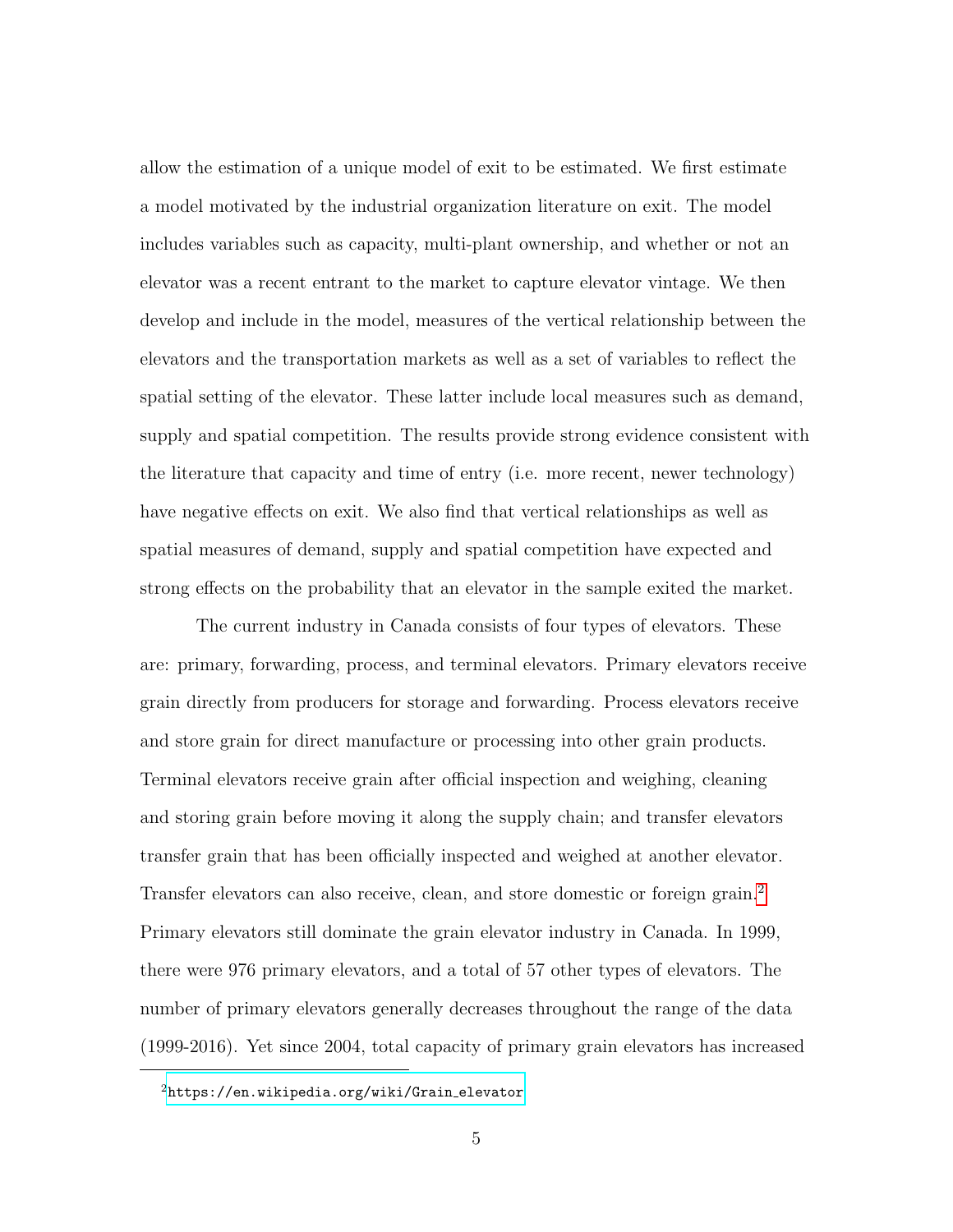allow the estimation of a unique model of exit to be estimated. We first estimate a model motivated by the industrial organization literature on exit. The model includes variables such as capacity, multi-plant ownership, and whether or not an elevator was a recent entrant to the market to capture elevator vintage. We then develop and include in the model, measures of the vertical relationship between the elevators and the transportation markets as well as a set of variables to reflect the spatial setting of the elevator. These latter include local measures such as demand, supply and spatial competition. The results provide strong evidence consistent with the literature that capacity and time of entry (i.e. more recent, newer technology) have negative effects on exit. We also find that vertical relationships as well as spatial measures of demand, supply and spatial competition have expected and strong effects on the probability that an elevator in the sample exited the market.

The current industry in Canada consists of four types of elevators. These are: primary, forwarding, process, and terminal elevators. Primary elevators receive grain directly from producers for storage and forwarding. Process elevators receive and store grain for direct manufacture or processing into other grain products. Terminal elevators receive grain after official inspection and weighing, cleaning and storing grain before moving it along the supply chain; and transfer elevators transfer grain that has been officially inspected and weighed at another elevator. Transfer elevators can also receive, clean, and store domestic or foreign grain.[2] Primary elevators still dominate the grain elevator industry in Canada. In 1999, there were 976 primary elevators, and a total of 57 other types of elevators. The number of primary elevators generally decreases throughout the range of the data (1999-2016). Yet since 2004, total capacity of primary grain elevators has increased

[2] https://en.wikipedia.org/wiki/Grain_elevator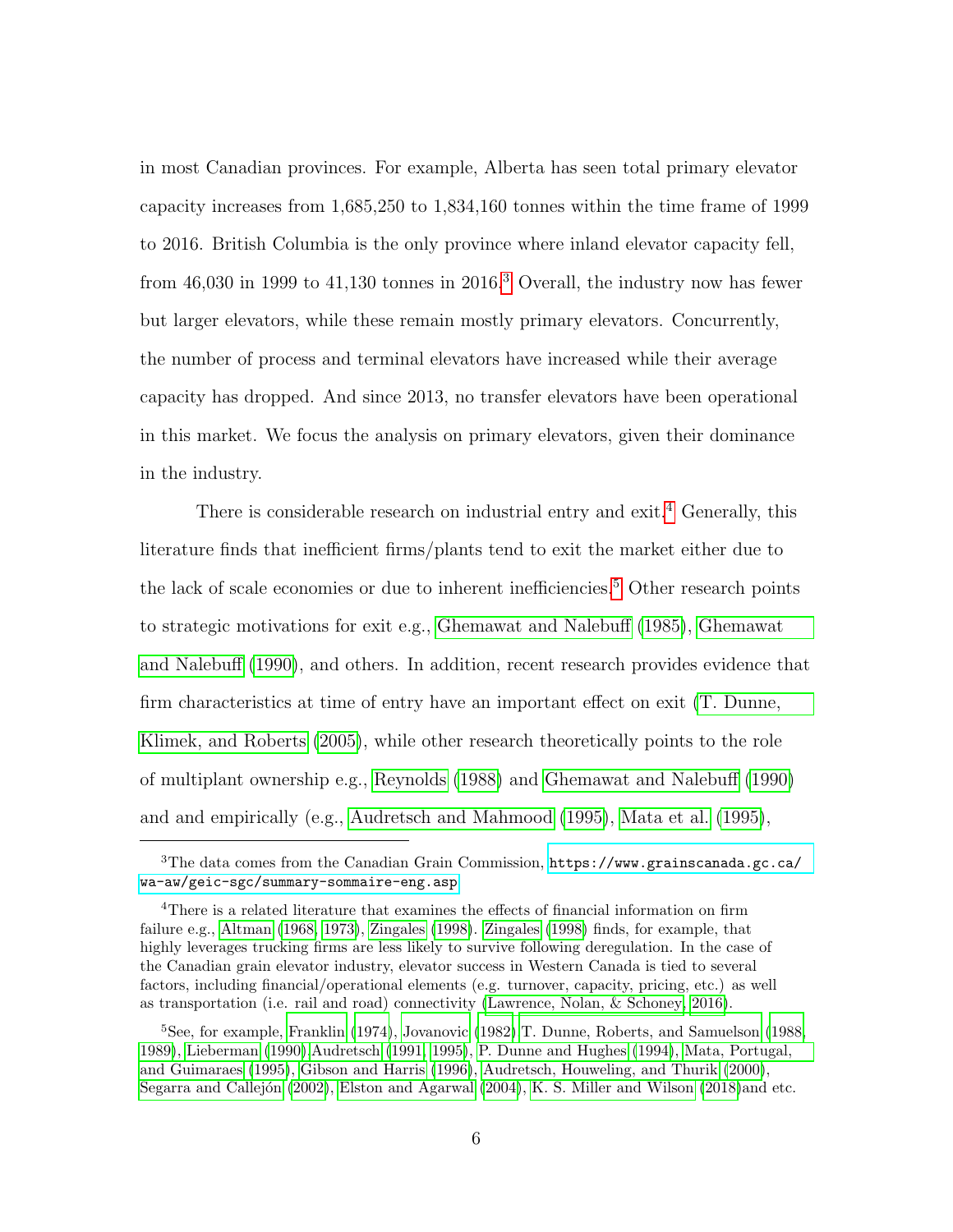in most Canadian provinces. For example, Alberta has seen total primary elevator capacity increases from 1,685,250 to 1,834,160 tonnes within the time frame of 1999 to 2016. British Columbia is the only province where inland elevator capacity fell, from 46,030 in 1999 to 41,130 tonnes in 2016.[3] Overall, the industry now has fewer but larger elevators, while these remain mostly primary elevators. Concurrently, the number of process and terminal elevators have increased while their average capacity has dropped. And since 2013, no transfer elevators have been operational in this market. We focus the analysis on primary elevators, given their dominance in the industry.

There is considerable research on industrial entry and exit.[4] Generally, this literature finds that inefficient firms/plants tend to exit the market either due to the lack of scale economies or due to inherent inefficiencies.[5] Other research points to strategic motivations for exit e.g., Ghemawat and Nalebuff (1985), Ghemawat and Nalebuff (1990), and others. In addition, recent research provides evidence that firm characteristics at time of entry have an important effect on exit (T. Dunne, Klimek, and Roberts (2005), while other research theoretically points to the role of multiplant ownership e.g., Reynolds (1988) and Ghemawat and Nalebuff (1990) and and empirically (e.g., Audretsch and Mahmood (1995), Mata et al. (1995),

---

[3] The data comes from the Canadian Grain Commission, https://www.grainscanada.gc.ca/wa-aw/geic-sgc/summary-sommaire-eng.asp

[4] There is a related literature that examines the effects of financial information on firm failure e.g., Altman (1968, 1973), Zingales (1998). Zingales (1998) finds, for example, that highly leverages trucking firms are less likely to survive following deregulation. In the case of the Canadian grain elevator industry, elevator success in Western Canada is tied to several factors, including financial/operational elements (e.g. turnover, capacity, pricing, etc.) as well as transportation (i.e. rail and road) connectivity (Lawrence, Nolan, & Schoney, 2016).

[5] See, for example, Franklin (1974), Jovanovic (1982) T. Dunne, Roberts, and Samuelson (1988, 1989), Lieberman (1990),Audretsch (1991, 1995), P. Dunne and Hughes (1994), Mata, Portugal, and Guimaraes (1995), Gibson and Harris (1996), Audretsch, Houweling, and Thurik (2000), Segarra and Callejón (2002), Elston and Agarwal (2004), K. S. Miller and Wilson (2018)and etc.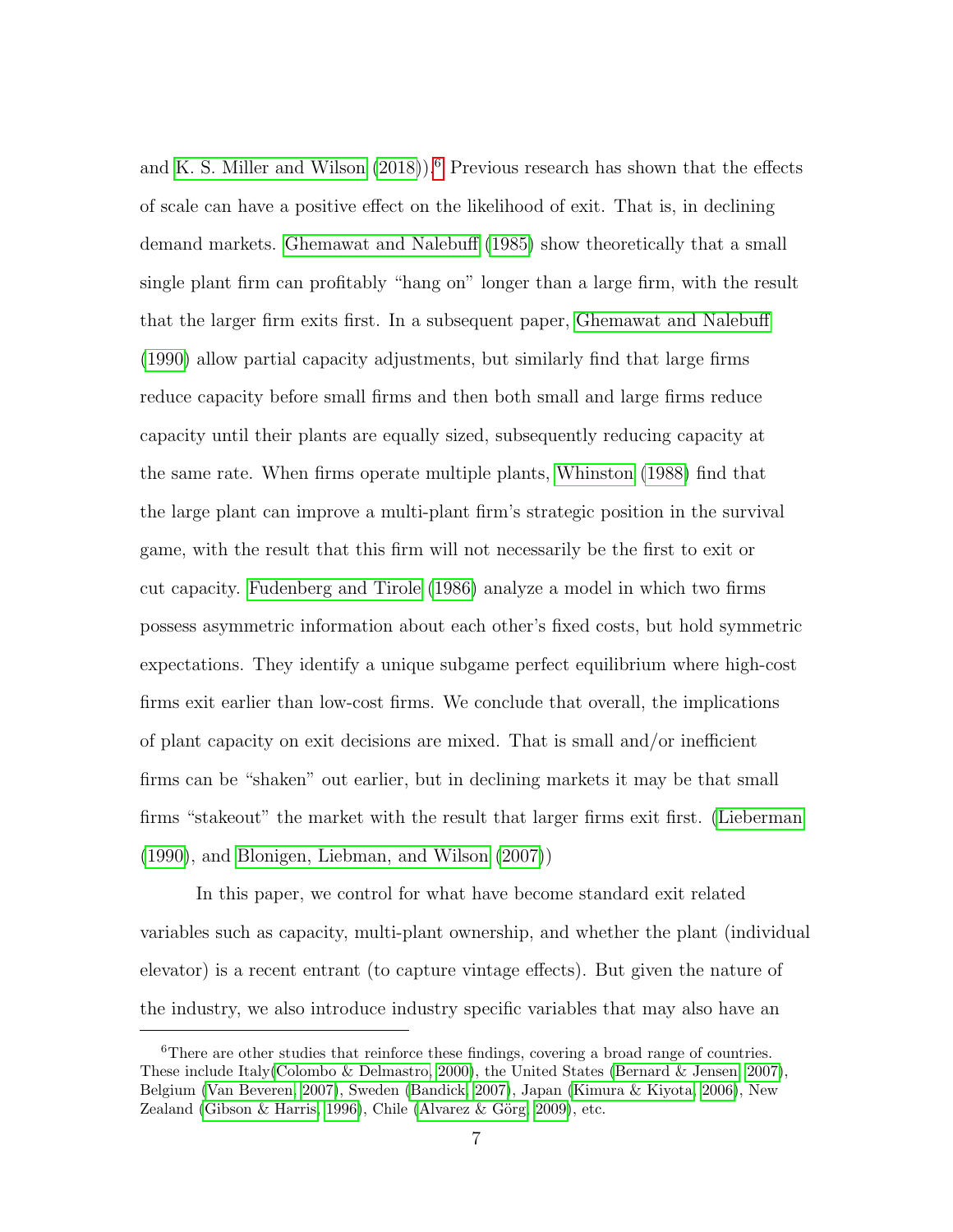and K. S. Miller and Wilson (2018)).[6] Previous research has shown that the effects of scale can have a positive effect on the likelihood of exit. That is, in declining demand markets. Ghemawat and Nalebuff (1985) show theoretically that a small single plant firm can profitably "hang on" longer than a large firm, with the result that the larger firm exits first. In a subsequent paper, Ghemawat and Nalebuff (1990) allow partial capacity adjustments, but similarly find that large firms reduce capacity before small firms and then both small and large firms reduce capacity until their plants are equally sized, subsequently reducing capacity at the same rate. When firms operate multiple plants, Whinston (1988) find that the large plant can improve a multi-plant firm's strategic position in the survival game, with the result that this firm will not necessarily be the first to exit or cut capacity. Fudenberg and Tirole (1986) analyze a model in which two firms possess asymmetric information about each other's fixed costs, but hold symmetric expectations. They identify a unique subgame perfect equilibrium where high-cost firms exit earlier than low-cost firms. We conclude that overall, the implications of plant capacity on exit decisions are mixed. That is small and/or inefficient firms can be "shaken" out earlier, but in declining markets it may be that small firms "stakeout" the market with the result that larger firms exit first. (Lieberman (1990), and Blonigen, Liebman, and Wilson (2007))

In this paper, we control for what have become standard exit related variables such as capacity, multi-plant ownership, and whether the plant (individual elevator) is a recent entrant (to capture vintage effects). But given the nature of the industry, we also introduce industry specific variables that may also have an

[6] There are other studies that reinforce these findings, covering a broad range of countries. These include Italy(Colombo & Delmastro, 2000), the United States (Bernard & Jensen, 2007), Belgium (Van Beveren, 2007), Sweden (Bandick, 2007), Japan (Kimura & Kiyota, 2006), New Zealand (Gibson & Harris, 1996), Chile (Alvarez & Görg, 2009), etc.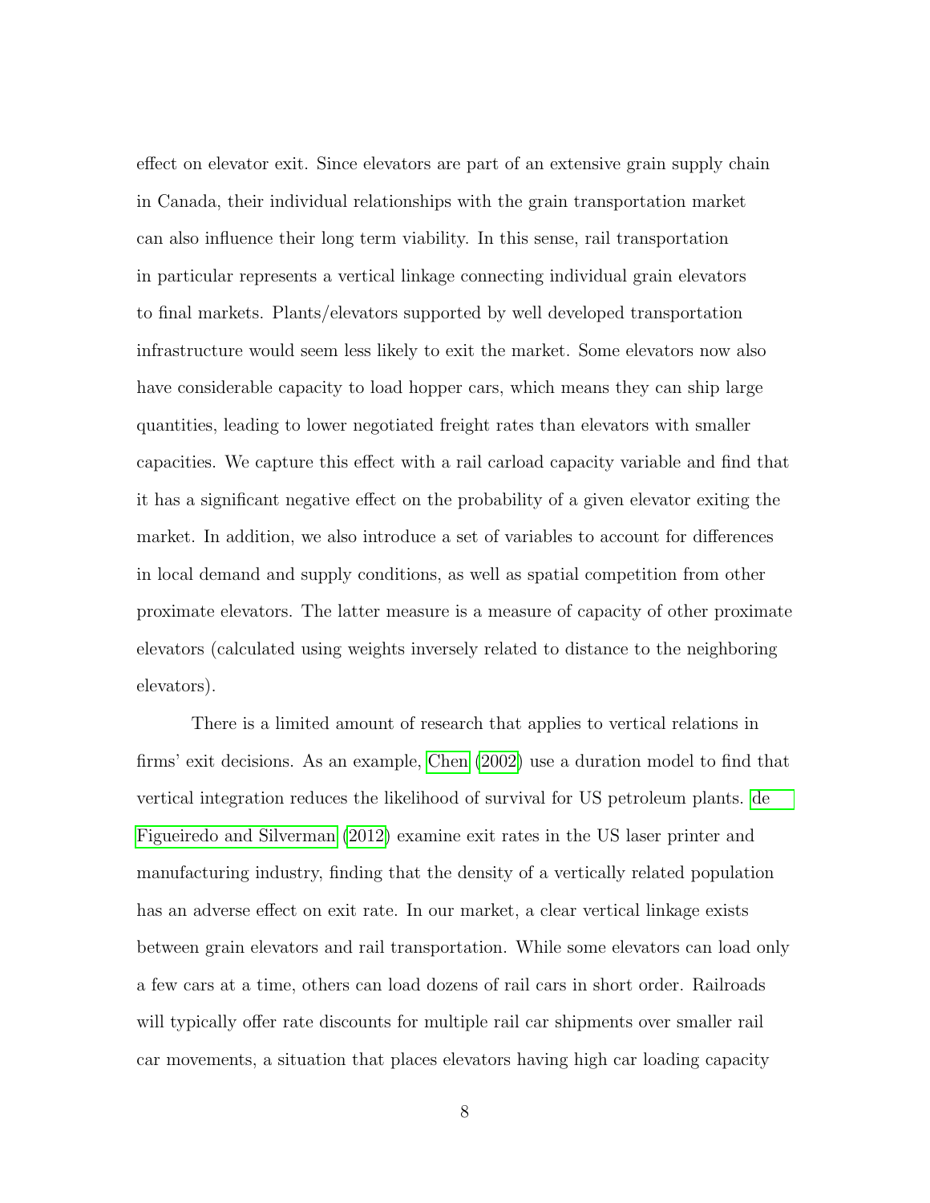effect on elevator exit. Since elevators are part of an extensive grain supply chain in Canada, their individual relationships with the grain transportation market can also influence their long term viability. In this sense, rail transportation in particular represents a vertical linkage connecting individual grain elevators to final markets. Plants/elevators supported by well developed transportation infrastructure would seem less likely to exit the market. Some elevators now also have considerable capacity to load hopper cars, which means they can ship large quantities, leading to lower negotiated freight rates than elevators with smaller capacities. We capture this effect with a rail carload capacity variable and find that it has a significant negative effect on the probability of a given elevator exiting the market. In addition, we also introduce a set of variables to account for differences in local demand and supply conditions, as well as spatial competition from other proximate elevators. The latter measure is a measure of capacity of other proximate elevators (calculated using weights inversely related to distance to the neighboring elevators).

There is a limited amount of research that applies to vertical relations in firms' exit decisions. As an example, Chen (2002) use a duration model to find that vertical integration reduces the likelihood of survival for US petroleum plants. de Figueiredo and Silverman (2012) examine exit rates in the US laser printer and manufacturing industry, finding that the density of a vertically related population has an adverse effect on exit rate. In our market, a clear vertical linkage exists between grain elevators and rail transportation. While some elevators can load only a few cars at a time, others can load dozens of rail cars in short order. Railroads will typically offer rate discounts for multiple rail car shipments over smaller rail car movements, a situation that places elevators having high car loading capacity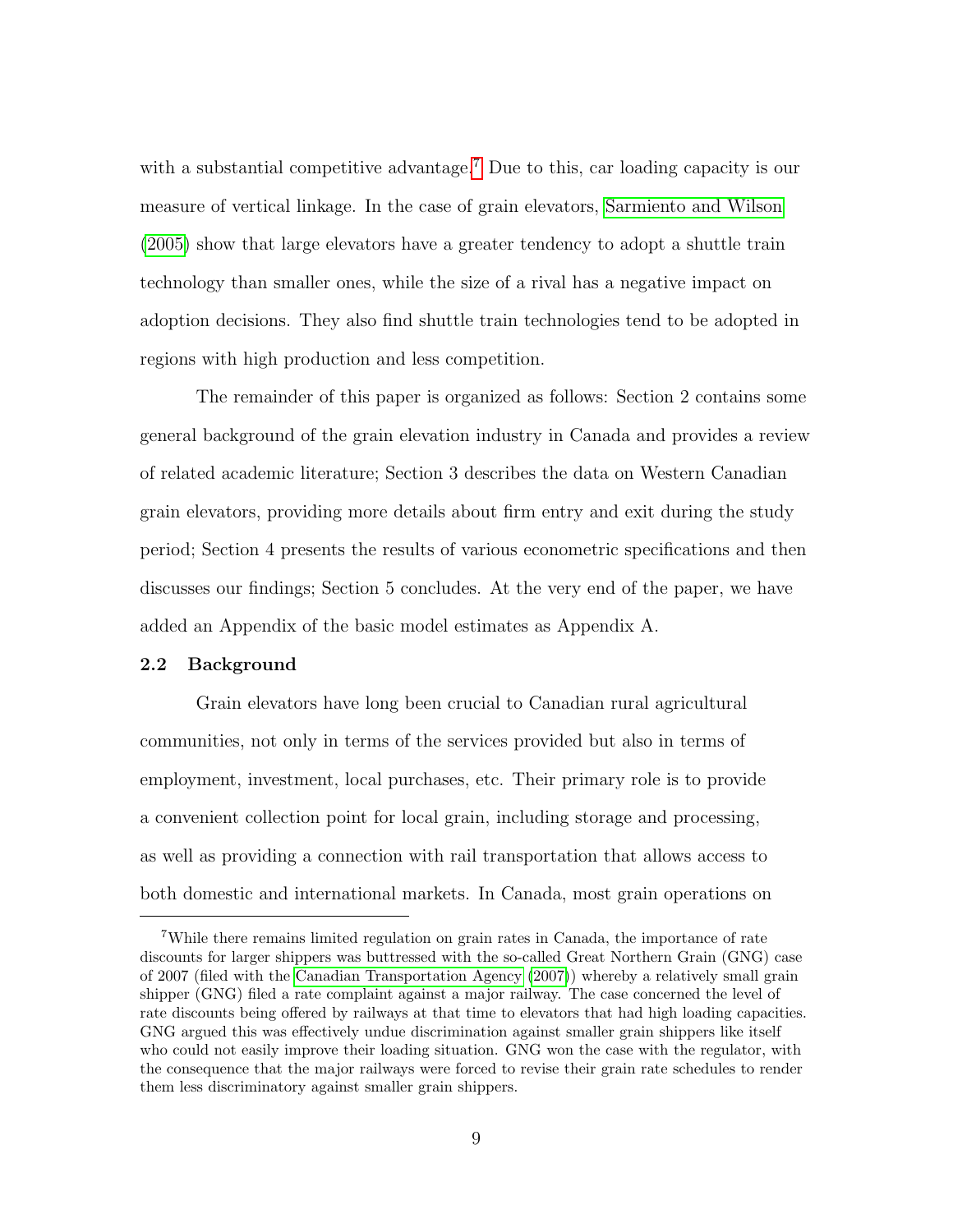with a substantial competitive advantage.[7] Due to this, car loading capacity is our measure of vertical linkage. In the case of grain elevators, Sarmiento and Wilson (2005) show that large elevators have a greater tendency to adopt a shuttle train technology than smaller ones, while the size of a rival has a negative impact on adoption decisions. They also find shuttle train technologies tend to be adopted in regions with high production and less competition.

The remainder of this paper is organized as follows: Section 2 contains some general background of the grain elevation industry in Canada and provides a review of related academic literature; Section 3 describes the data on Western Canadian grain elevators, providing more details about firm entry and exit during the study period; Section 4 presents the results of various econometric specifications and then discusses our findings; Section 5 concludes. At the very end of the paper, we have added an Appendix of the basic model estimates as Appendix A.

### 2.2 Background

Grain elevators have long been crucial to Canadian rural agricultural communities, not only in terms of the services provided but also in terms of employment, investment, local purchases, etc. Their primary role is to provide a convenient collection point for local grain, including storage and processing, as well as providing a connection with rail transportation that allows access to both domestic and international markets. In Canada, most grain operations on

---

[7] While there remains limited regulation on grain rates in Canada, the importance of rate discounts for larger shippers was buttressed with the so-called Great Northern Grain (GNG) case of 2007 (filed with the Canadian Transportation Agency (2007)) whereby a relatively small grain shipper (GNG) filed a rate complaint against a major railway. The case concerned the level of rate discounts being offered by railways at that time to elevators that had high loading capacities. GNG argued this was effectively undue discrimination against smaller grain shippers like itself who could not easily improve their loading situation. GNG won the case with the regulator, with the consequence that the major railways were forced to revise their grain rate schedules to render them less discriminatory against smaller grain shippers.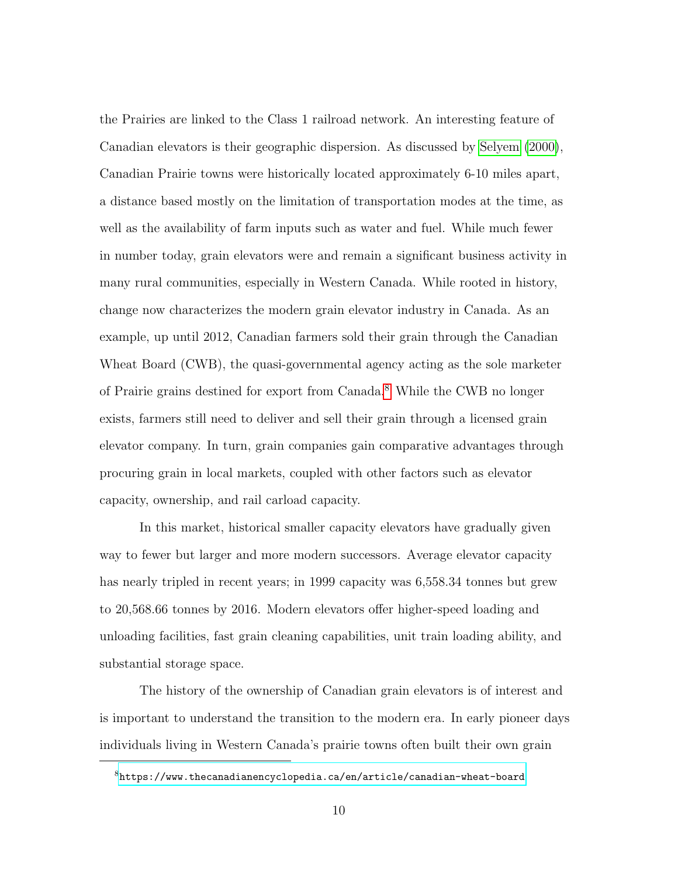the Prairies are linked to the Class 1 railroad network. An interesting feature of Canadian elevators is their geographic dispersion. As discussed by Selyem (2000), Canadian Prairie towns were historically located approximately 6-10 miles apart, a distance based mostly on the limitation of transportation modes at the time, as well as the availability of farm inputs such as water and fuel. While much fewer in number today, grain elevators were and remain a significant business activity in many rural communities, especially in Western Canada. While rooted in history, change now characterizes the modern grain elevator industry in Canada. As an example, up until 2012, Canadian farmers sold their grain through the Canadian Wheat Board (CWB), the quasi-governmental agency acting as the sole marketer of Prairie grains destined for export from Canada.[8] While the CWB no longer exists, farmers still need to deliver and sell their grain through a licensed grain elevator company. In turn, grain companies gain comparative advantages through procuring grain in local markets, coupled with other factors such as elevator capacity, ownership, and rail carload capacity.

In this market, historical smaller capacity elevators have gradually given way to fewer but larger and more modern successors. Average elevator capacity has nearly tripled in recent years; in 1999 capacity was 6,558.34 tonnes but grew to 20,568.66 tonnes by 2016. Modern elevators offer higher-speed loading and unloading facilities, fast grain cleaning capabilities, unit train loading ability, and substantial storage space.

The history of the ownership of Canadian grain elevators is of interest and is important to understand the transition to the modern era. In early pioneer days individuals living in Western Canada's prairie towns often built their own grain

[8] https://www.thecanadianencyclopedia.ca/en/article/canadian-wheat-board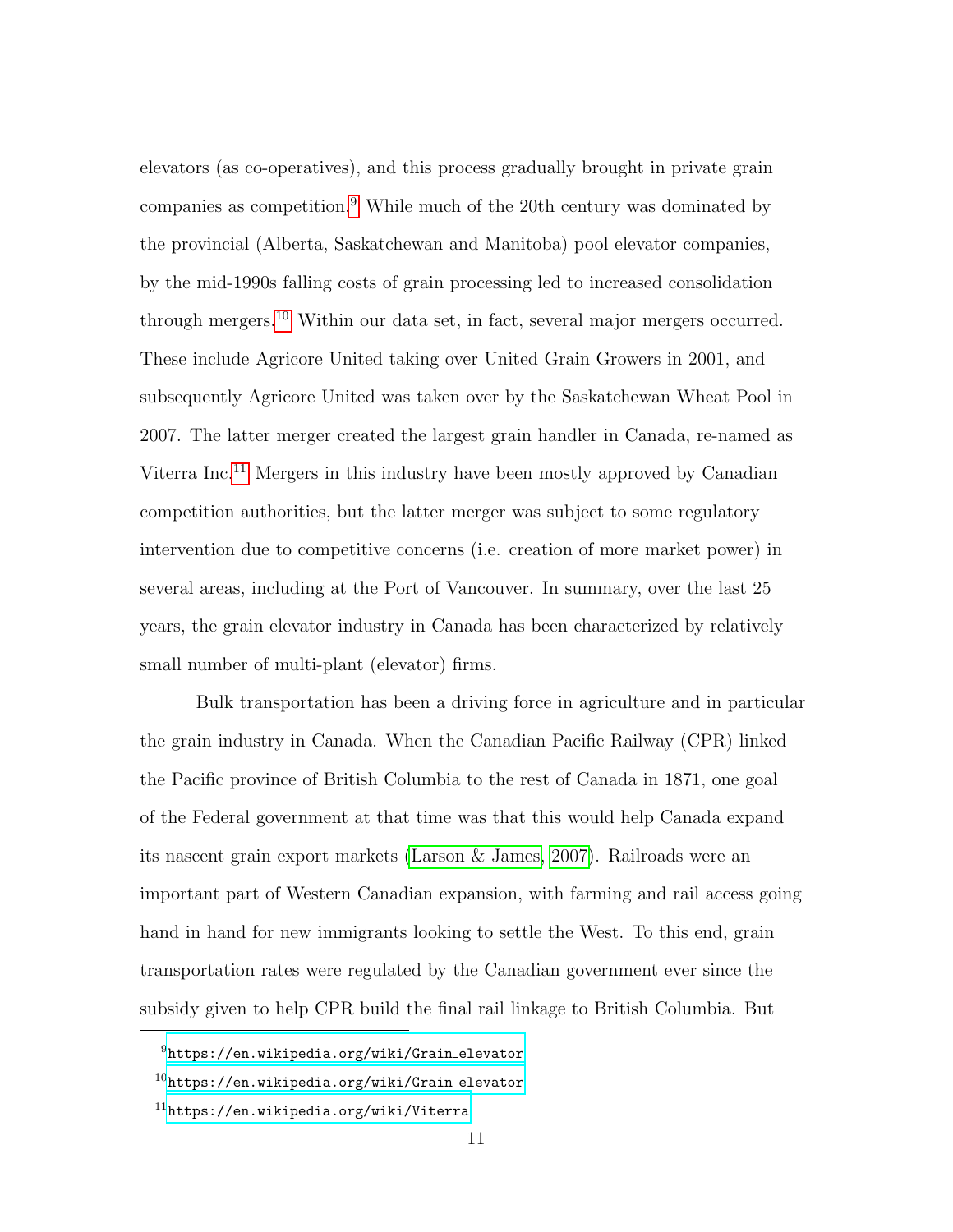elevators (as co-operatives), and this process gradually brought in private grain companies as competition.[9] While much of the 20th century was dominated by the provincial (Alberta, Saskatchewan and Manitoba) pool elevator companies, by the mid-1990s falling costs of grain processing led to increased consolidation through mergers.[10] Within our data set, in fact, several major mergers occurred. These include Agricore United taking over United Grain Growers in 2001, and subsequently Agricore United was taken over by the Saskatchewan Wheat Pool in 2007. The latter merger created the largest grain handler in Canada, re-named as Viterra Inc.[11] Mergers in this industry have been mostly approved by Canadian competition authorities, but the latter merger was subject to some regulatory intervention due to competitive concerns (i.e. creation of more market power) in several areas, including at the Port of Vancouver. In summary, over the last 25 years, the grain elevator industry in Canada has been characterized by relatively small number of multi-plant (elevator) firms.

Bulk transportation has been a driving force in agriculture and in particular the grain industry in Canada. When the Canadian Pacific Railway (CPR) linked the Pacific province of British Columbia to the rest of Canada in 1871, one goal of the Federal government at that time was that this would help Canada expand its nascent grain export markets (Larson & James, 2007). Railroads were an important part of Western Canadian expansion, with farming and rail access going hand in hand for new immigrants looking to settle the West. To this end, grain transportation rates were regulated by the Canadian government ever since the subsidy given to help CPR build the final rail linkage to British Columbia. But

---

[9] https://en.wikipedia.org/wiki/Grain_elevator

[10] https://en.wikipedia.org/wiki/Grain_elevator

[11] https://en.wikipedia.org/wiki/Viterra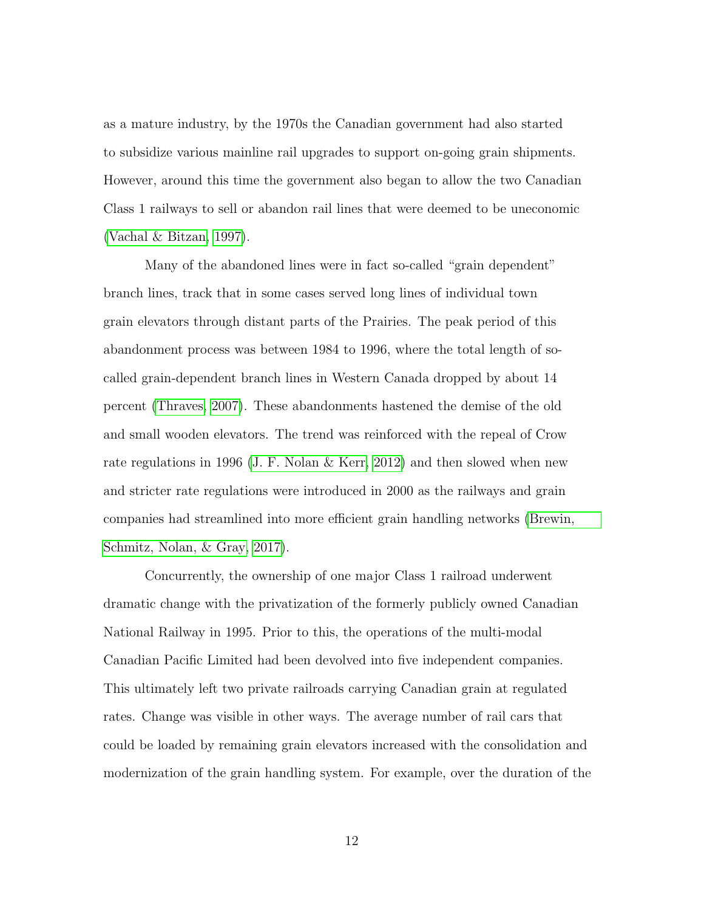as a mature industry, by the 1970s the Canadian government had also started to subsidize various mainline rail upgrades to support on-going grain shipments. However, around this time the government also began to allow the two Canadian Class 1 railways to sell or abandon rail lines that were deemed to be uneconomic (Vachal & Bitzan, 1997).

Many of the abandoned lines were in fact so-called "grain dependent" branch lines, track that in some cases served long lines of individual town grain elevators through distant parts of the Prairies. The peak period of this abandonment process was between 1984 to 1996, where the total length of so-called grain-dependent branch lines in Western Canada dropped by about 14 percent (Thraves, 2007). These abandonments hastened the demise of the old and small wooden elevators. The trend was reinforced with the repeal of Crow rate regulations in 1996 (J. F. Nolan & Kerr, 2012) and then slowed when new and stricter rate regulations were introduced in 2000 as the railways and grain companies had streamlined into more efficient grain handling networks (Brewin, Schmitz, Nolan, & Gray, 2017).

Concurrently, the ownership of one major Class 1 railroad underwent dramatic change with the privatization of the formerly publicly owned Canadian National Railway in 1995. Prior to this, the operations of the multi-modal Canadian Pacific Limited had been devolved into five independent companies. This ultimately left two private railroads carrying Canadian grain at regulated rates. Change was visible in other ways. The average number of rail cars that could be loaded by remaining grain elevators increased with the consolidation and modernization of the grain handling system. For example, over the duration of the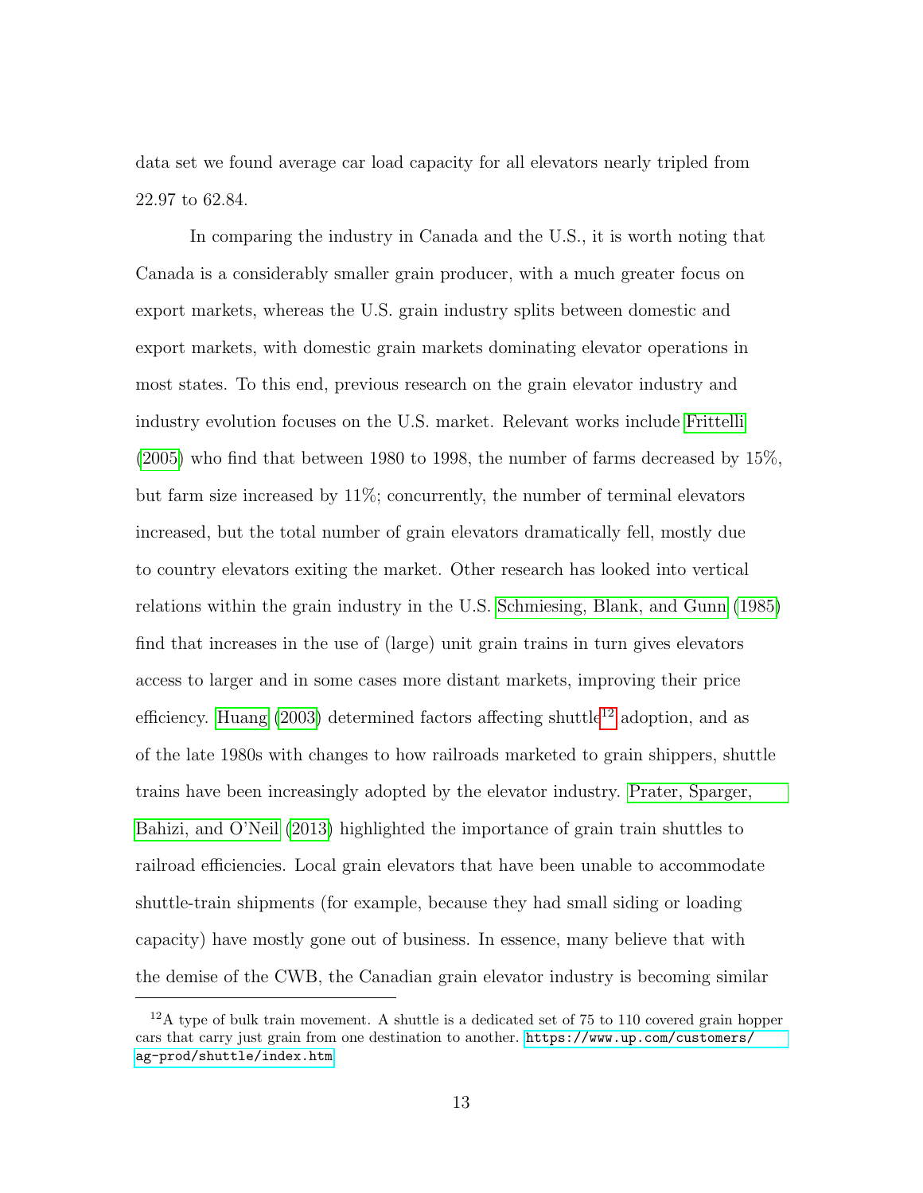data set we found average car load capacity for all elevators nearly tripled from 22.97 to 62.84.

In comparing the industry in Canada and the U.S., it is worth noting that Canada is a considerably smaller grain producer, with a much greater focus on export markets, whereas the U.S. grain industry splits between domestic and export markets, with domestic grain markets dominating elevator operations in most states. To this end, previous research on the grain elevator industry and industry evolution focuses on the U.S. market. Relevant works include Frittelli (2005) who find that between 1980 to 1998, the number of farms decreased by 15%, but farm size increased by 11%; concurrently, the number of terminal elevators increased, but the total number of grain elevators dramatically fell, mostly due to country elevators exiting the market. Other research has looked into vertical relations within the grain industry in the U.S. Schmiesing, Blank, and Gunn (1985) find that increases in the use of (large) unit grain trains in turn gives elevators access to larger and in some cases more distant markets, improving their price efficiency. Huang (2003) determined factors affecting shuttle[12] adoption, and as of the late 1980s with changes to how railroads marketed to grain shippers, shuttle trains have been increasingly adopted by the elevator industry. Prater, Sparger, Bahizi, and O'Neil (2013) highlighted the importance of grain train shuttles to railroad efficiencies. Local grain elevators that have been unable to accommodate shuttle-train shipments (for example, because they had small siding or loading capacity) have mostly gone out of business. In essence, many believe that with the demise of the CWB, the Canadian grain elevator industry is becoming similar

[12] A type of bulk train movement. A shuttle is a dedicated set of 75 to 110 covered grain hopper cars that carry just grain from one destination to another. https://www.up.com/customers/ag-prod/shuttle/index.htm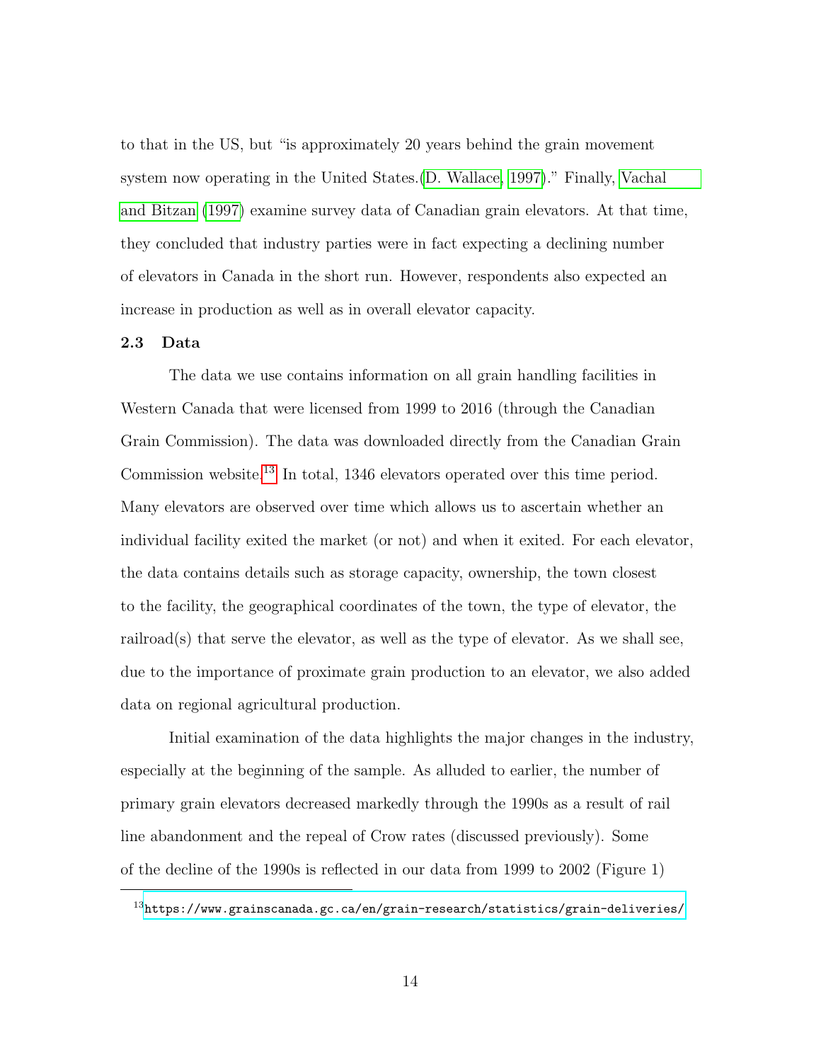to that in the US, but "is approximately 20 years behind the grain movement system now operating in the United States.(D. Wallace, 1997)." Finally, Vachal and Bitzan (1997) examine survey data of Canadian grain elevators. At that time, they concluded that industry parties were in fact expecting a declining number of elevators in Canada in the short run. However, respondents also expected an increase in production as well as in overall elevator capacity.

### 2.3 Data

The data we use contains information on all grain handling facilities in Western Canada that were licensed from 1999 to 2016 (through the Canadian Grain Commission). The data was downloaded directly from the Canadian Grain Commission website.[13] In total, 1346 elevators operated over this time period. Many elevators are observed over time which allows us to ascertain whether an individual facility exited the market (or not) and when it exited. For each elevator, the data contains details such as storage capacity, ownership, the town closest to the facility, the geographical coordinates of the town, the type of elevator, the railroad(s) that serve the elevator, as well as the type of elevator. As we shall see, due to the importance of proximate grain production to an elevator, we also added data on regional agricultural production.

Initial examination of the data highlights the major changes in the industry, especially at the beginning of the sample. As alluded to earlier, the number of primary grain elevators decreased markedly through the 1990s as a result of rail line abandonment and the repeal of Crow rates (discussed previously). Some of the decline of the 1990s is reflected in our data from 1999 to 2002 (Figure 1)

[13] https://www.grainscanada.gc.ca/en/grain-research/statistics/grain-deliveries/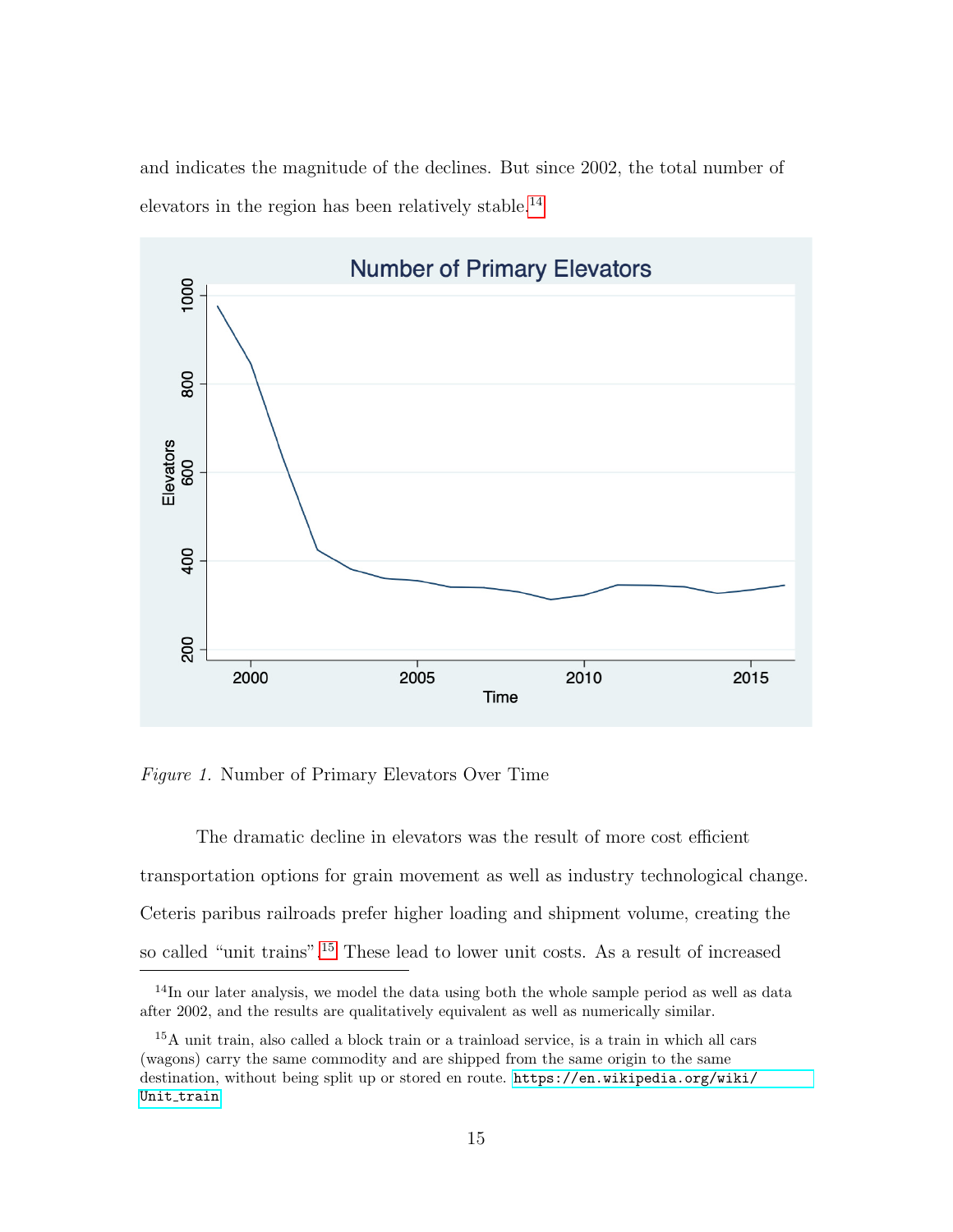and indicates the magnitude of the declines. But since 2002, the total number of elevators in the region has been relatively stable.[14]

*Figure 1.* Number of Primary Elevators Over Time

The dramatic decline in elevators was the result of more cost efficient transportation options for grain movement as well as industry technological change. Ceteris paribus railroads prefer higher loading and shipment volume, creating the so called "unit trains".[15] These lead to lower unit costs. As a result of increased

[14] In our later analysis, we model the data using both the whole sample period as well as data after 2002, and the results are qualitatively equivalent as well as numerically similar.

[15] A unit train, also called a block train or a trainload service, is a train in which all cars (wagons) carry the same commodity and are shipped from the same origin to the same destination, without being split up or stored en route. https://en.wikipedia.org/wiki/Unit_train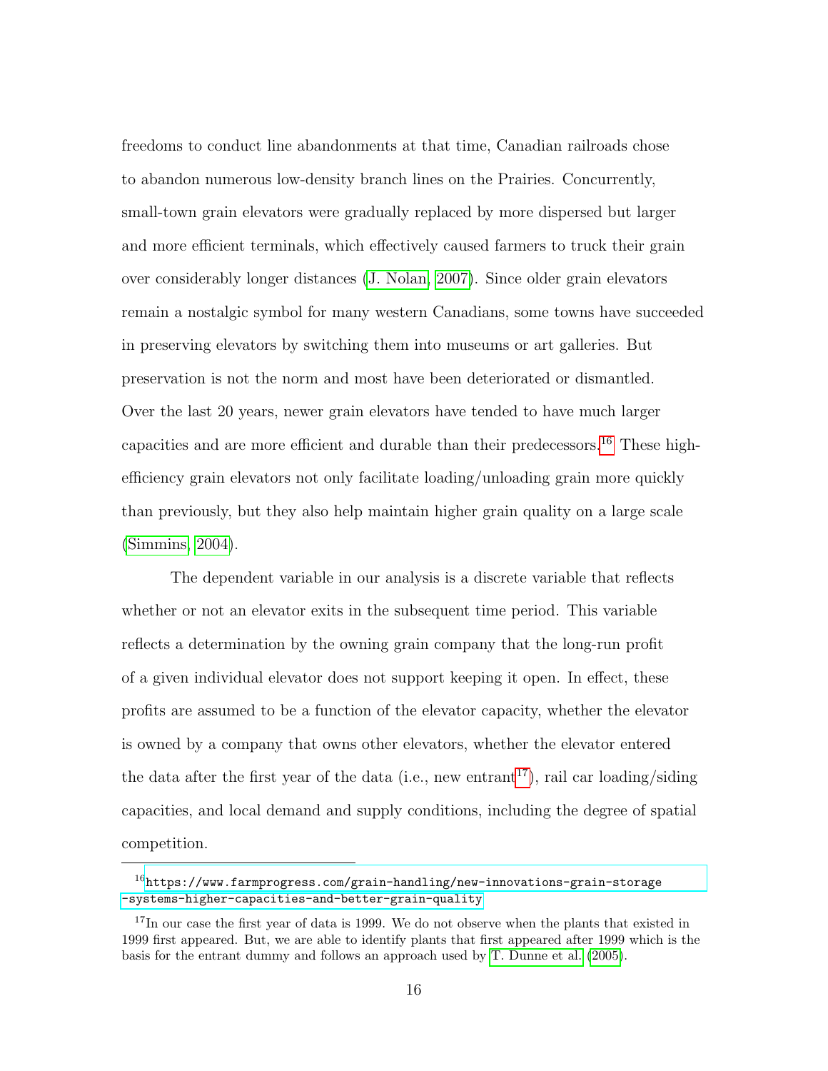freedoms to conduct line abandonments at that time, Canadian railroads chose to abandon numerous low-density branch lines on the Prairies. Concurrently, small-town grain elevators were gradually replaced by more dispersed but larger and more efficient terminals, which effectively caused farmers to truck their grain over considerably longer distances (J. Nolan, 2007). Since older grain elevators remain a nostalgic symbol for many western Canadians, some towns have succeeded in preserving elevators by switching them into museums or art galleries. But preservation is not the norm and most have been deteriorated or dismantled. Over the last 20 years, newer grain elevators have tended to have much larger capacities and are more efficient and durable than their predecessors.[16] These high-efficiency grain elevators not only facilitate loading/unloading grain more quickly than previously, but they also help maintain higher grain quality on a large scale (Simmins, 2004).

The dependent variable in our analysis is a discrete variable that reflects whether or not an elevator exits in the subsequent time period. This variable reflects a determination by the owning grain company that the long-run profit of a given individual elevator does not support keeping it open. In effect, these profits are assumed to be a function of the elevator capacity, whether the elevator is owned by a company that owns other elevators, whether the elevator entered the data after the first year of the data (i.e., new entrant[17]), rail car loading/siding capacities, and local demand and supply conditions, including the degree of spatial competition.

---

[16] https://www.farmprogress.com/grain-handling/new-innovations-grain-storage-systems-higher-capacities-and-better-grain-quality

[17] In our case the first year of data is 1999. We do not observe when the plants that existed in 1999 first appeared. But, we are able to identify plants that first appeared after 1999 which is the basis for the entrant dummy and follows an approach used by T. Dunne et al. (2005).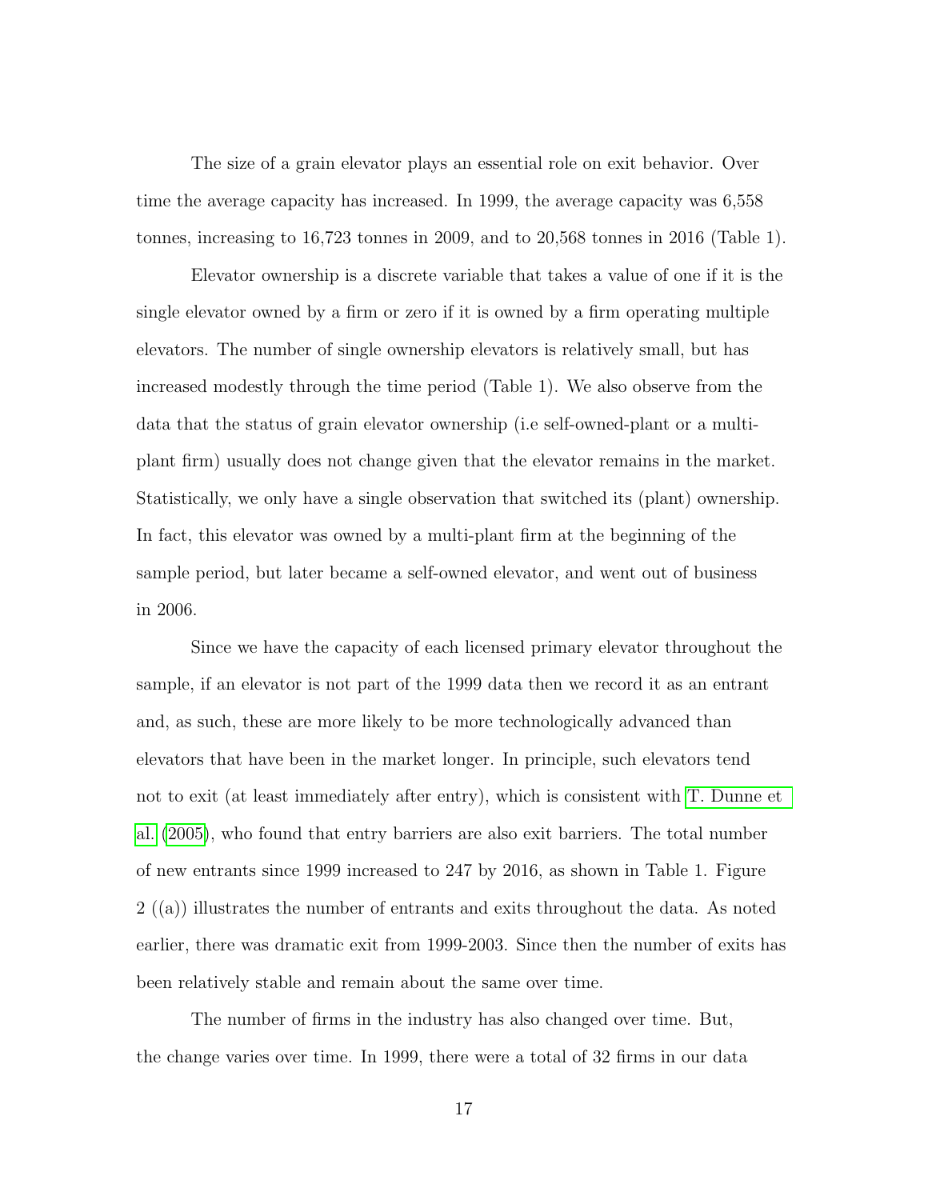The size of a grain elevator plays an essential role on exit behavior. Over time the average capacity has increased. In 1999, the average capacity was 6,558 tonnes, increasing to 16,723 tonnes in 2009, and to 20,568 tonnes in 2016 (Table 1).

Elevator ownership is a discrete variable that takes a value of one if it is the single elevator owned by a firm or zero if it is owned by a firm operating multiple elevators. The number of single ownership elevators is relatively small, but has increased modestly through the time period (Table 1). We also observe from the data that the status of grain elevator ownership (i.e self-owned-plant or a multi-plant firm) usually does not change given that the elevator remains in the market. Statistically, we only have a single observation that switched its (plant) ownership. In fact, this elevator was owned by a multi-plant firm at the beginning of the sample period, but later became a self-owned elevator, and went out of business in 2006.

Since we have the capacity of each licensed primary elevator throughout the sample, if an elevator is not part of the 1999 data then we record it as an entrant and, as such, these are more likely to be more technologically advanced than elevators that have been in the market longer. In principle, such elevators tend not to exit (at least immediately after entry), which is consistent with T. Dunne et al. (2005), who found that entry barriers are also exit barriers. The total number of new entrants since 1999 increased to 247 by 2016, as shown in Table 1. Figure 2 ((a)) illustrates the number of entrants and exits throughout the data. As noted earlier, there was dramatic exit from 1999-2003. Since then the number of exits has been relatively stable and remain about the same over time.

The number of firms in the industry has also changed over time. But, the change varies over time. In 1999, there were a total of 32 firms in our data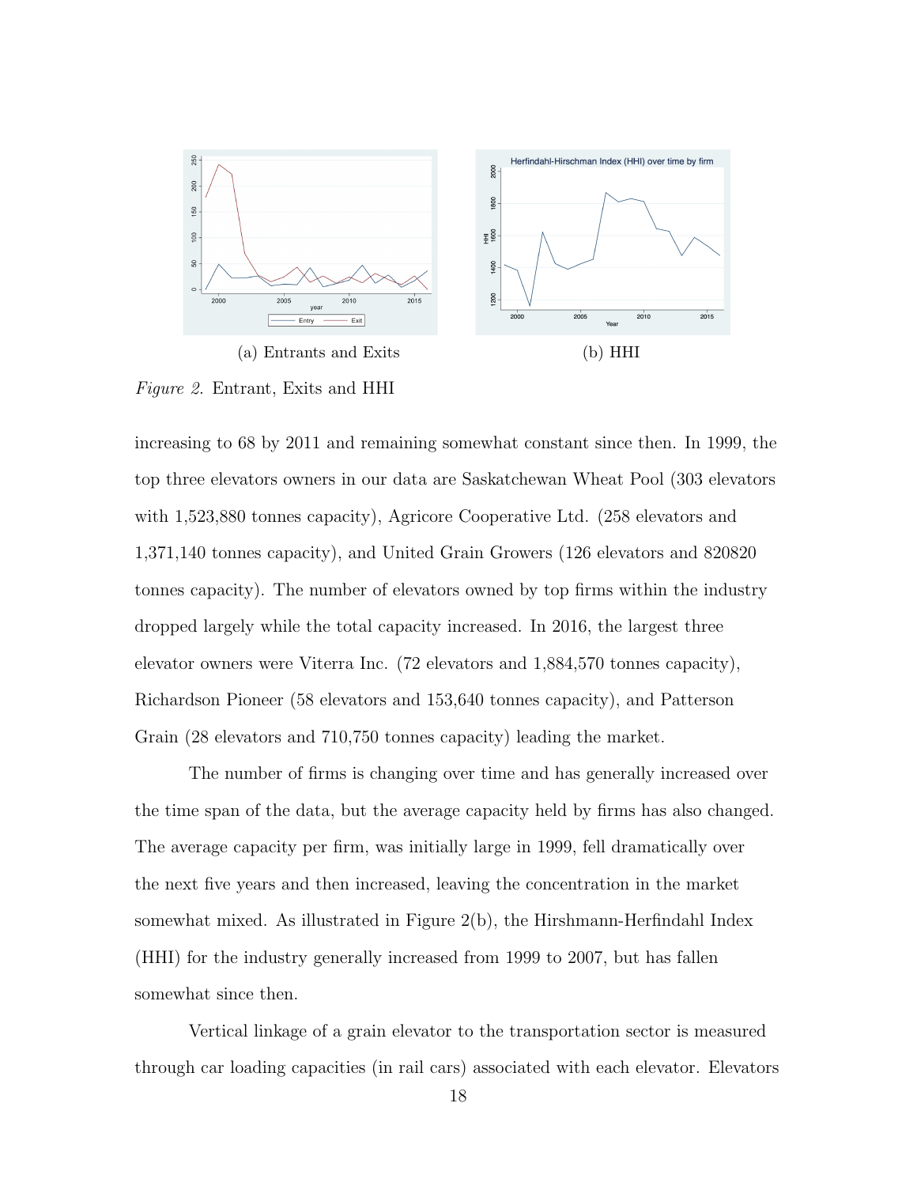(a) Entrants and Exits

(b) HHI

*Figure 2.* Entrant, Exits and HHI

increasing to 68 by 2011 and remaining somewhat constant since then. In 1999, the top three elevators owners in our data are Saskatchewan Wheat Pool (303 elevators with 1,523,880 tonnes capacity), Agricore Cooperative Ltd. (258 elevators and 1,371,140 tonnes capacity), and United Grain Growers (126 elevators and 820820 tonnes capacity). The number of elevators owned by top firms within the industry dropped largely while the total capacity increased. In 2016, the largest three elevator owners were Viterra Inc. (72 elevators and 1,884,570 tonnes capacity), Richardson Pioneer (58 elevators and 153,640 tonnes capacity), and Patterson Grain (28 elevators and 710,750 tonnes capacity) leading the market.

The number of firms is changing over time and has generally increased over the time span of the data, but the average capacity held by firms has also changed. The average capacity per firm, was initially large in 1999, fell dramatically over the next five years and then increased, leaving the concentration in the market somewhat mixed. As illustrated in Figure 2(b), the Hirshmann-Herfindahl Index (HHI) for the industry generally increased from 1999 to 2007, but has fallen somewhat since then.

Vertical linkage of a grain elevator to the transportation sector is measured through car loading capacities (in rail cars) associated with each elevator. Elevators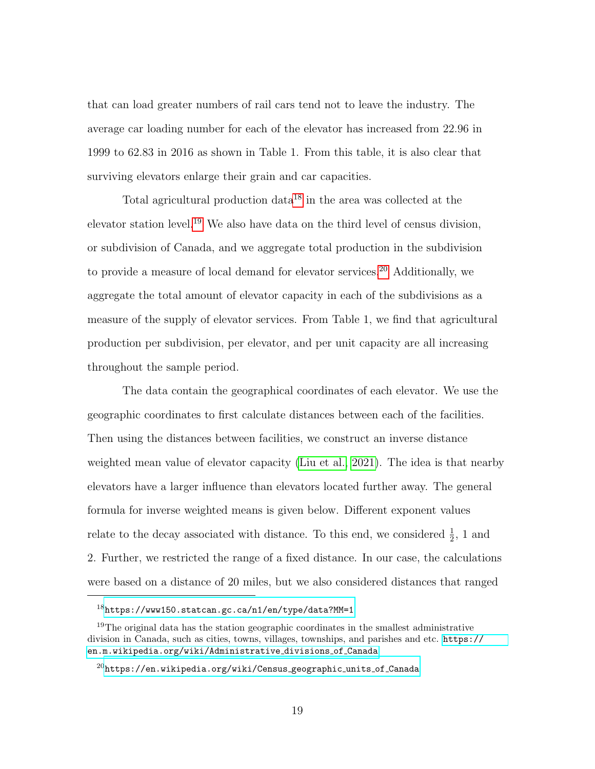that can load greater numbers of rail cars tend not to leave the industry. The average car loading number for each of the elevator has increased from 22.96 in 1999 to 62.83 in 2016 as shown in Table 1. From this table, it is also clear that surviving elevators enlarge their grain and car capacities.

Total agricultural production data[18] in the area was collected at the elevator station level.[19] We also have data on the third level of census division, or subdivision of Canada, and we aggregate total production in the subdivision to provide a measure of local demand for elevator services.[20] Additionally, we aggregate the total amount of elevator capacity in each of the subdivisions as a measure of the supply of elevator services. From Table 1, we find that agricultural production per subdivision, per elevator, and per unit capacity are all increasing throughout the sample period.

The data contain the geographical coordinates of each elevator. We use the geographic coordinates to first calculate distances between each of the facilities. Then using the distances between facilities, we construct an inverse distance weighted mean value of elevator capacity (Liu et al., 2021). The idea is that nearby elevators have a larger influence than elevators located further away. The general formula for inverse weighted means is given below. Different exponent values relate to the decay associated with distance. To this end, we considered $\frac{1}{2}$, 1 and 2. Further, we restricted the range of a fixed distance. In our case, the calculations were based on a distance of 20 miles, but we also considered distances that ranged

---

[18] https://www150.statcan.gc.ca/n1/en/type/data?MM=1

[19] The original data has the station geographic coordinates in the smallest administrative division in Canada, such as cities, towns, villages, townships, and parishes and etc. https://en.m.wikipedia.org/wiki/Administrative_divisions_of_Canada

[20] https://en.wikipedia.org/wiki/Census_geographic_units_of_Canada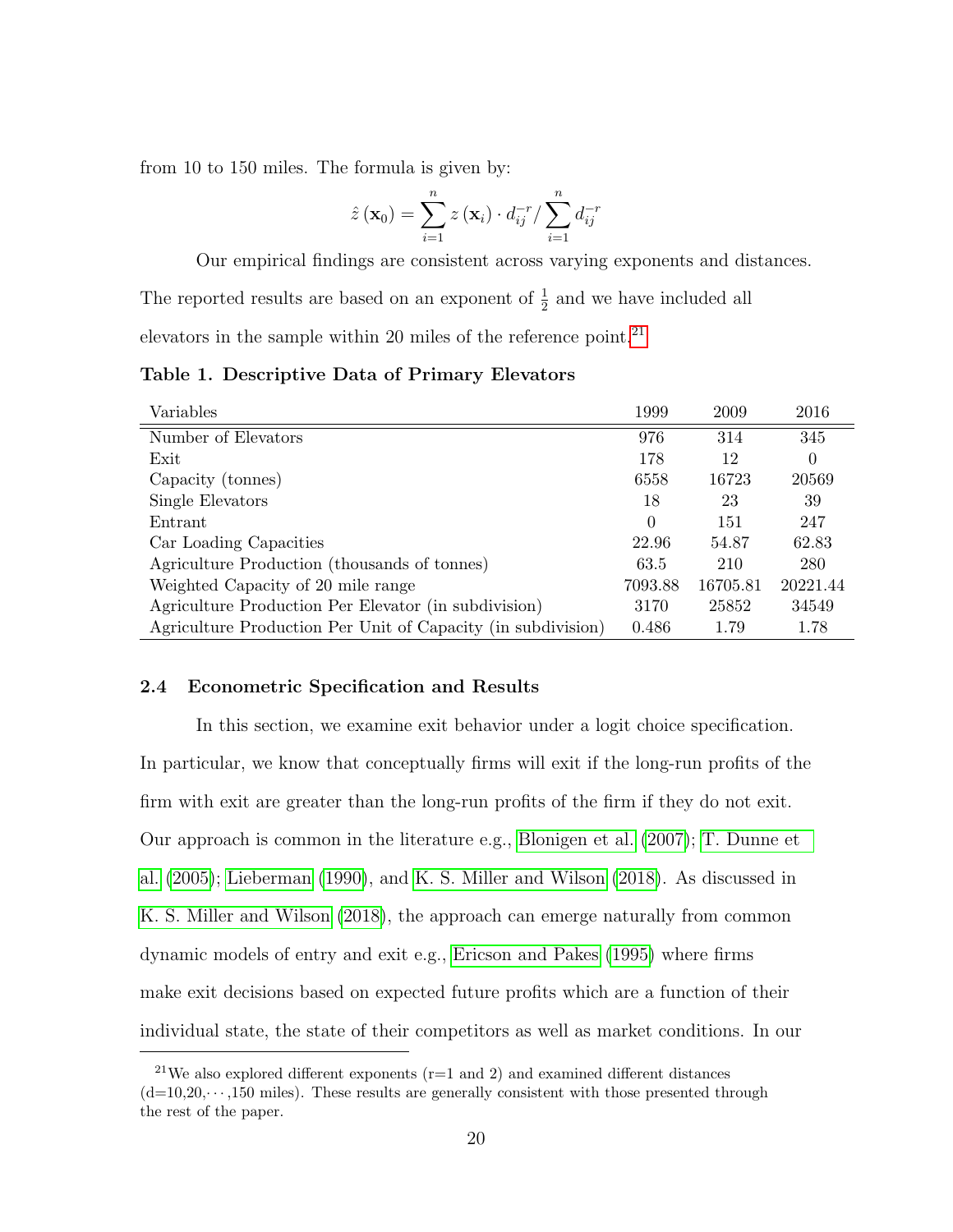from 10 to 150 miles. The formula is given by:

$$\hat{z}(\mathbf{x}_0) = \sum_{i=1}^{n} z(\mathbf{x}_i) \cdot d_{ij}^{-r} / \sum_{i=1}^{n} d_{ij}^{-r}$$

Our empirical findings are consistent across varying exponents and distances. The reported results are based on an exponent of $\frac{1}{2}$ and we have included all elevators in the sample within 20 miles of the reference point.[21]

**Table 1. Descriptive Data of Primary Elevators**

| Variables | 1999 | 2009 | 2016 |
|---|---|---|---|
| Number of Elevators | 976 | 314 | 345 |
| Exit | 178 | 12 | 0 |
| Capacity (tonnes) | 6558 | 16723 | 20569 |
| Single Elevators | 18 | 23 | 39 |
| Entrant | 0 | 151 | 247 |
| Car Loading Capacities | 22.96 | 54.87 | 62.83 |
| Agriculture Production (thousands of tonnes) | 63.5 | 210 | 280 |
| Weighted Capacity of 20 mile range | 7093.88 | 16705.81 | 20221.44 |
| Agriculture Production Per Elevator (in subdivision) | 3170 | 25852 | 34549 |
| Agriculture Production Per Unit of Capacity (in subdivision) | 0.486 | 1.79 | 1.78 |

### 2.4 Econometric Specification and Results

In this section, we examine exit behavior under a logit choice specification. In particular, we know that conceptually firms will exit if the long-run profits of the firm with exit are greater than the long-run profits of the firm if they do not exit. Our approach is common in the literature e.g., Blonigen et al. (2007); T. Dunne et al. (2005); Lieberman (1990), and K. S. Miller and Wilson (2018). As discussed in K. S. Miller and Wilson (2018), the approach can emerge naturally from common dynamic models of entry and exit e.g., Ericson and Pakes (1995) where firms make exit decisions based on expected future profits which are a function of their individual state, the state of their competitors as well as market conditions. In our

[21] We also explored different exponents (r=1 and 2) and examined different distances (d=10,20,$\cdots$,150 miles). These results are generally consistent with those presented through the rest of the paper.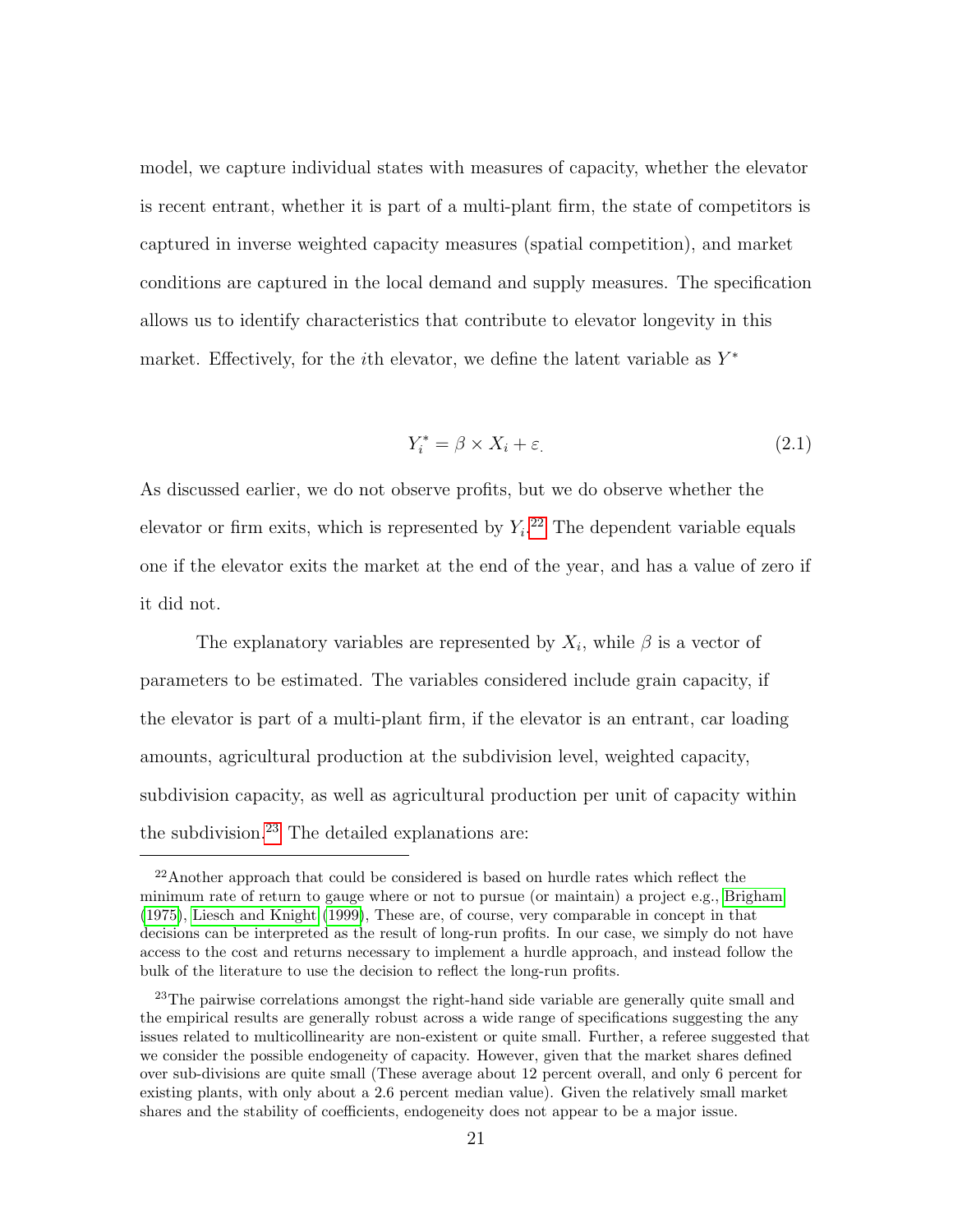model, we capture individual states with measures of capacity, whether the elevator is recent entrant, whether it is part of a multi-plant firm, the state of competitors is captured in inverse weighted capacity measures (spatial competition), and market conditions are captured in the local demand and supply measures. The specification allows us to identify characteristics that contribute to elevator longevity in this market. Effectively, for the $i$th elevator, we define the latent variable as $Y^*$

$$Y_i^* = \beta \times X_i + \varepsilon_. \tag{2.1}$$

As discussed earlier, we do not observe profits, but we do observe whether the elevator or firm exits, which is represented by $Y_i$.[22] The dependent variable equals one if the elevator exits the market at the end of the year, and has a value of zero if it did not.

The explanatory variables are represented by $X_i$, while $\beta$ is a vector of parameters to be estimated. The variables considered include grain capacity, if the elevator is part of a multi-plant firm, if the elevator is an entrant, car loading amounts, agricultural production at the subdivision level, weighted capacity, subdivision capacity, as well as agricultural production per unit of capacity within the subdivision.[23] The detailed explanations are:

---

[22] Another approach that could be considered is based on hurdle rates which reflect the minimum rate of return to gauge where or not to pursue (or maintain) a project e.g., Brigham (1975), Liesch and Knight (1999), These are, of course, very comparable in concept in that decisions can be interpreted as the result of long-run profits. In our case, we simply do not have access to the cost and returns necessary to implement a hurdle approach, and instead follow the bulk of the literature to use the decision to reflect the long-run profits.

[23] The pairwise correlations amongst the right-hand side variable are generally quite small and the empirical results are generally robust across a wide range of specifications suggesting the any issues related to multicollinearity are non-existent or quite small. Further, a referee suggested that we consider the possible endogeneity of capacity. However, given that the market shares defined over sub-divisions are quite small (These average about 12 percent overall, and only 6 percent for existing plants, with only about a 2.6 percent median value). Given the relatively small market shares and the stability of coefficients, endogeneity does not appear to be a major issue.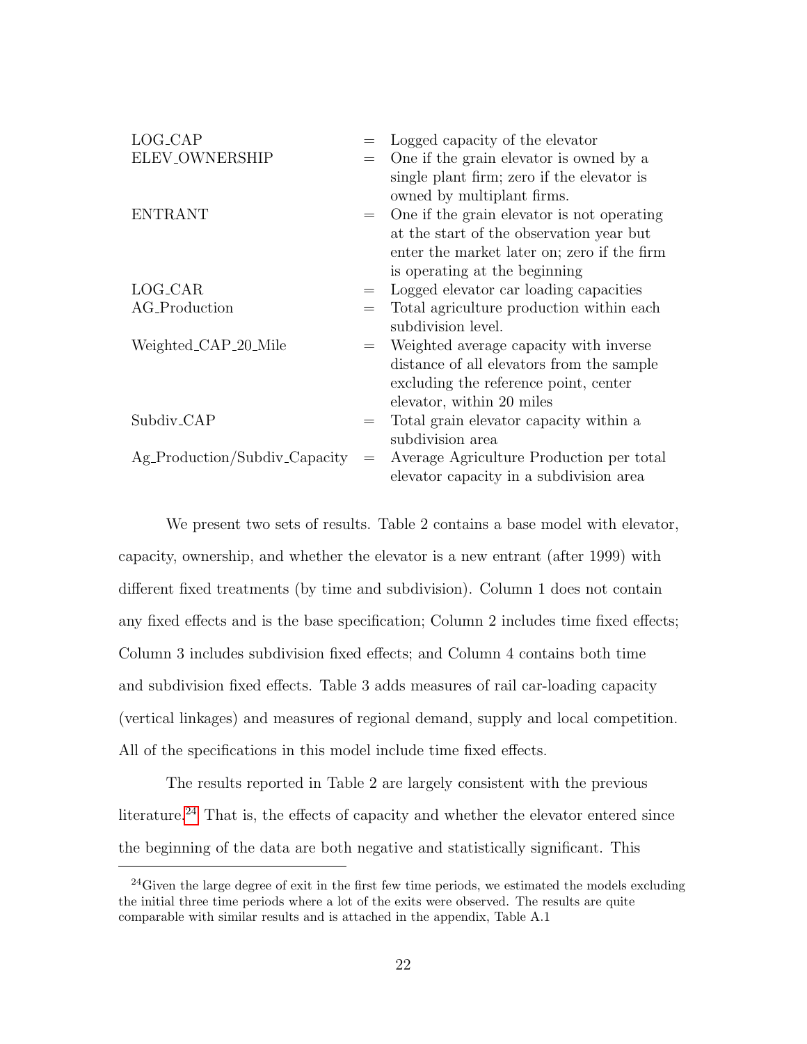| | | |
|---|---|---|
| LOG_CAP | = | Logged capacity of the elevator |
| ELEV_OWNERSHIP | = | One if the grain elevator is owned by a single plant firm; zero if the elevator is owned by multiplant firms. |
| ENTRANT | = | One if the grain elevator is not operating at the start of the observation year but enter the market later on; zero if the firm is operating at the beginning |
| LOG_CAR | = | Logged elevator car loading capacities |
| AG_Production | = | Total agriculture production within each subdivision level. |
| Weighted_CAP_20_Mile | = | Weighted average capacity with inverse distance of all elevators from the sample excluding the reference point, center elevator, within 20 miles |
| Subdiv_CAP | = | Total grain elevator capacity within a subdivision area |
| Ag_Production/Subdiv_Capacity | = | Average Agriculture Production per total elevator capacity in a subdivision area |

We present two sets of results. Table 2 contains a base model with elevator, capacity, ownership, and whether the elevator is a new entrant (after 1999) with different fixed treatments (by time and subdivision). Column 1 does not contain any fixed effects and is the base specification; Column 2 includes time fixed effects; Column 3 includes subdivision fixed effects; and Column 4 contains both time and subdivision fixed effects. Table 3 adds measures of rail car-loading capacity (vertical linkages) and measures of regional demand, supply and local competition. All of the specifications in this model include time fixed effects.

The results reported in Table 2 are largely consistent with the previous literature.[24] That is, the effects of capacity and whether the elevator entered since the beginning of the data are both negative and statistically significant. This

[24]Given the large degree of exit in the first few time periods, we estimated the models excluding the initial three time periods where a lot of the exits were observed. The results are quite comparable with similar results and is attached in the appendix, Table A.1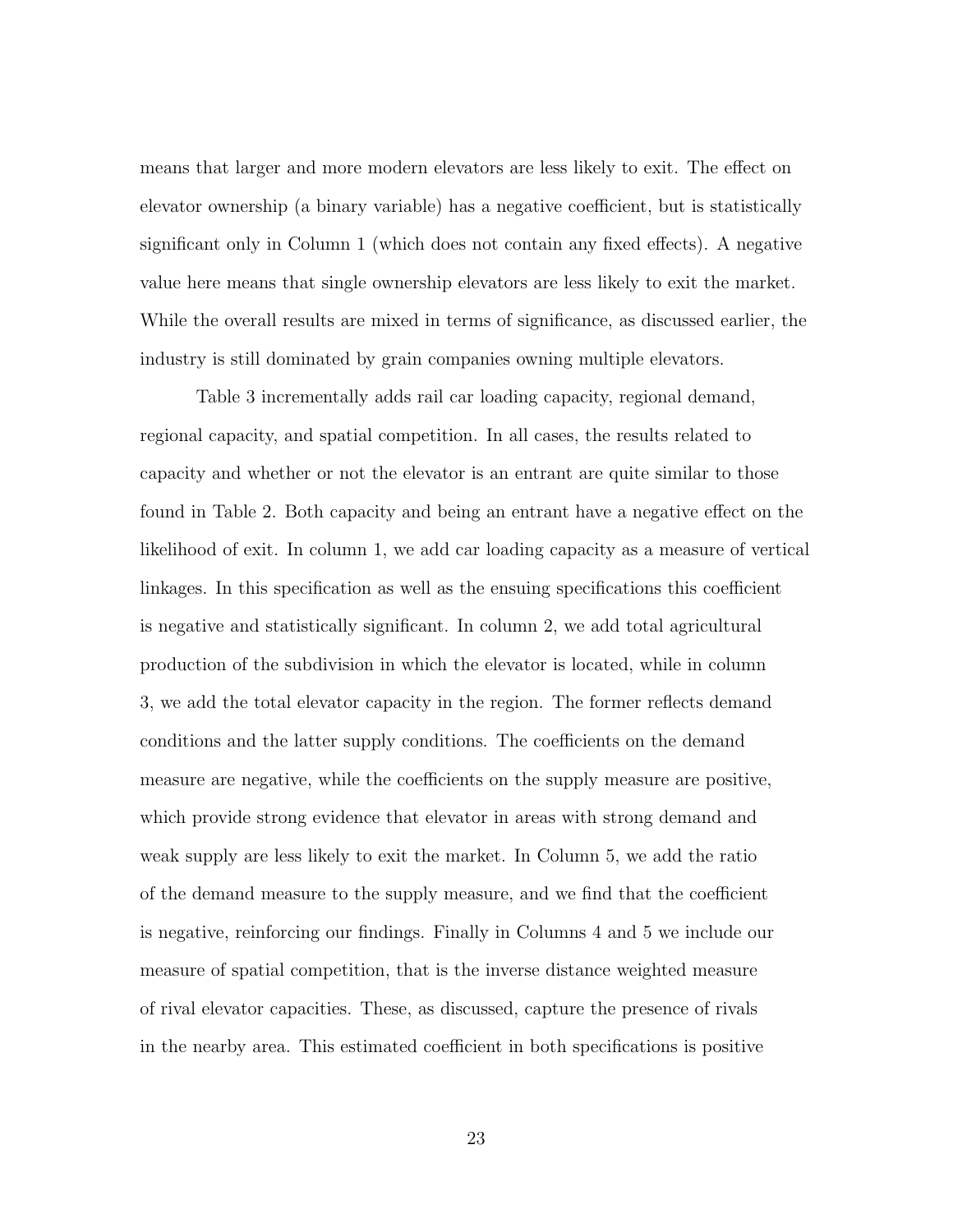means that larger and more modern elevators are less likely to exit. The effect on elevator ownership (a binary variable) has a negative coefficient, but is statistically significant only in Column 1 (which does not contain any fixed effects). A negative value here means that single ownership elevators are less likely to exit the market. While the overall results are mixed in terms of significance, as discussed earlier, the industry is still dominated by grain companies owning multiple elevators.

Table 3 incrementally adds rail car loading capacity, regional demand, regional capacity, and spatial competition. In all cases, the results related to capacity and whether or not the elevator is an entrant are quite similar to those found in Table 2. Both capacity and being an entrant have a negative effect on the likelihood of exit. In column 1, we add car loading capacity as a measure of vertical linkages. In this specification as well as the ensuing specifications this coefficient is negative and statistically significant. In column 2, we add total agricultural production of the subdivision in which the elevator is located, while in column 3, we add the total elevator capacity in the region. The former reflects demand conditions and the latter supply conditions. The coefficients on the demand measure are negative, while the coefficients on the supply measure are positive, which provide strong evidence that elevator in areas with strong demand and weak supply are less likely to exit the market. In Column 5, we add the ratio of the demand measure to the supply measure, and we find that the coefficient is negative, reinforcing our findings. Finally in Columns 4 and 5 we include our measure of spatial competition, that is the inverse distance weighted measure of rival elevator capacities. These, as discussed, capture the presence of rivals in the nearby area. This estimated coefficient in both specifications is positive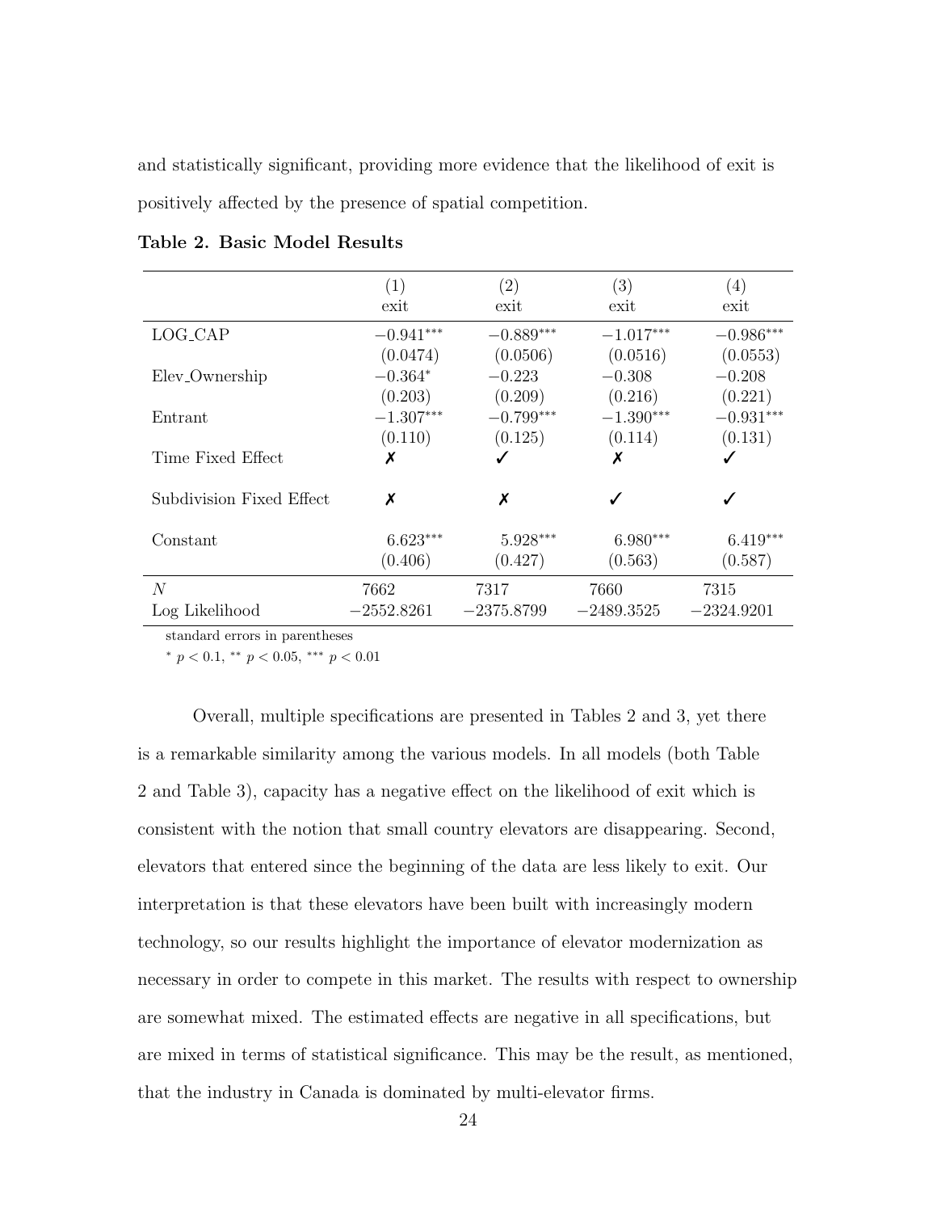and statistically significant, providing more evidence that the likelihood of exit is positively affected by the presence of spatial competition.

**Table 2. Basic Model Results**

| | (1) exit | (2) exit | (3) exit | (4) exit |
|---|---|---|---|---|
| LOG_CAP | $-0.941^{***}$ | $-0.889^{***}$ | $-1.017^{***}$ | $-0.986^{***}$ |
| | (0.0474) | (0.0506) | (0.0516) | (0.0553) |
| Elev_Ownership | $-0.364^{*}$ | $-0.223$ | $-0.308$ | $-0.208$ |
| | (0.203) | (0.209) | (0.216) | (0.221) |
| Entrant | $-1.307^{***}$ | $-0.799^{***}$ | $-1.390^{***}$ | $-0.931^{***}$ |
| | (0.110) | (0.125) | (0.114) | (0.131) |
| Time Fixed Effect | ✗ | ✓ | ✗ | ✓ |
| Subdivision Fixed Effect | ✗ | ✗ | ✓ | ✓ |
| Constant | $6.623^{***}$ | $5.928^{***}$ | $6.980^{***}$ | $6.419^{***}$ |
| | (0.406) | (0.427) | (0.563) | (0.587) |
| $N$ | 7662 | 7317 | 7660 | 7315 |
| Log Likelihood | $-2552.8261$ | $-2375.8799$ | $-2489.3525$ | $-2324.9201$ |

standard errors in parentheses

$^{*}$ $p < 0.1$, $^{**}$ $p < 0.05$, $^{***}$ $p < 0.01$

Overall, multiple specifications are presented in Tables 2 and 3, yet there is a remarkable similarity among the various models. In all models (both Table 2 and Table 3), capacity has a negative effect on the likelihood of exit which is consistent with the notion that small country elevators are disappearing. Second, elevators that entered since the beginning of the data are less likely to exit. Our interpretation is that these elevators have been built with increasingly modern technology, so our results highlight the importance of elevator modernization as necessary in order to compete in this market. The results with respect to ownership are somewhat mixed. The estimated effects are negative in all specifications, but are mixed in terms of statistical significance. This may be the result, as mentioned, that the industry in Canada is dominated by multi-elevator firms.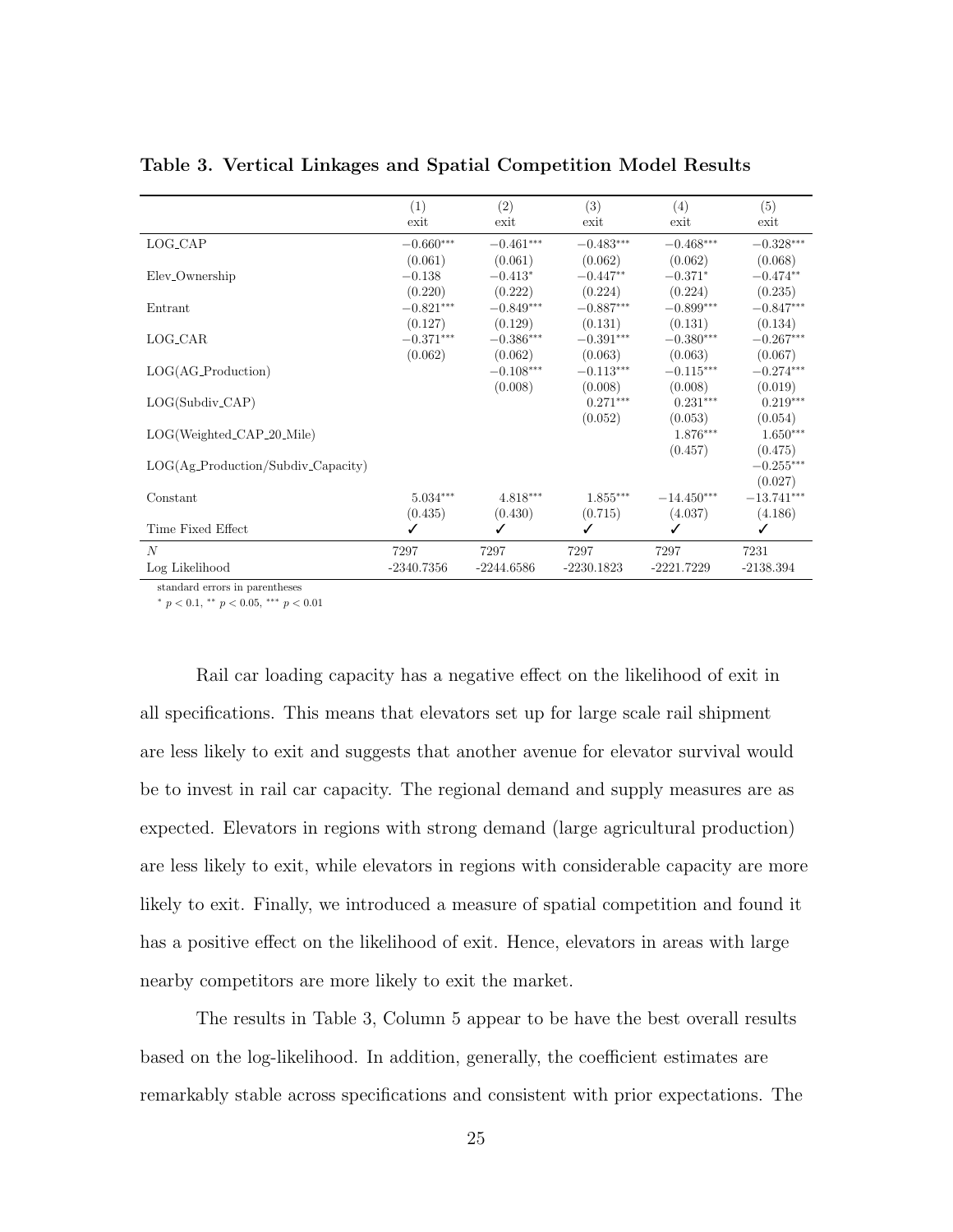**Table 3. Vertical Linkages and Spatial Competition Model Results**

| | (1)<br>exit | (2)<br>exit | (3)<br>exit | (4)<br>exit | (5)<br>exit |
|---|---|---|---|---|---|
| LOG_CAP | $-0.660^{***}$ | $-0.461^{***}$ | $-0.483^{***}$ | $-0.468^{***}$ | $-0.328^{***}$ |
| | (0.061) | (0.061) | (0.062) | (0.062) | (0.068) |
| Elev_Ownership | $-0.138$ | $-0.413^{*}$ | $-0.447^{**}$ | $-0.371^{*}$ | $-0.474^{**}$ |
| | (0.220) | (0.222) | (0.224) | (0.224) | (0.235) |
| Entrant | $-0.821^{***}$ | $-0.849^{***}$ | $-0.887^{***}$ | $-0.899^{***}$ | $-0.847^{***}$ |
| | (0.127) | (0.129) | (0.131) | (0.131) | (0.134) |
| LOG_CAR | $-0.371^{***}$ | $-0.386^{***}$ | $-0.391^{***}$ | $-0.380^{***}$ | $-0.267^{***}$ |
| | (0.062) | (0.062) | (0.063) | (0.063) | (0.067) |
| LOG(AG_Production) | | $-0.108^{***}$ | $-0.113^{***}$ | $-0.115^{***}$ | $-0.274^{***}$ |
| | | (0.008) | (0.008) | (0.008) | (0.019) |
| LOG(Subdiv_CAP) | | | $0.271^{***}$ | $0.231^{***}$ | $0.219^{***}$ |
| | | | (0.052) | (0.053) | (0.054) |
| LOG(Weighted_CAP_20_Mile) | | | | $1.876^{***}$ | $1.650^{***}$ |
| | | | | (0.457) | (0.475) |
| LOG(Ag_Production/Subdiv_Capacity) | | | | | $-0.255^{***}$ |
| | | | | | (0.027) |
| Constant | $5.034^{***}$ | $4.818^{***}$ | $1.855^{***}$ | $-14.450^{***}$ | $-13.741^{***}$ |
| | (0.435) | (0.430) | (0.715) | (4.037) | (4.186) |
| Time Fixed Effect | ✓ | ✓ | ✓ | ✓ | ✓ |
| $N$ | 7297 | 7297 | 7297 | 7297 | 7231 |
| Log Likelihood | -2340.7356 | -2244.6586 | -2230.1823 | -2221.7229 | -2138.394 |

standard errors in parentheses

$^{*}$ $p < 0.1$, $^{**}$ $p < 0.05$, $^{***}$ $p < 0.01$

Rail car loading capacity has a negative effect on the likelihood of exit in all specifications. This means that elevators set up for large scale rail shipment are less likely to exit and suggests that another avenue for elevator survival would be to invest in rail car capacity. The regional demand and supply measures are as expected. Elevators in regions with strong demand (large agricultural production) are less likely to exit, while elevators in regions with considerable capacity are more likely to exit. Finally, we introduced a measure of spatial competition and found it has a positive effect on the likelihood of exit. Hence, elevators in areas with large nearby competitors are more likely to exit the market.

The results in Table 3, Column 5 appear to be have the best overall results based on the log-likelihood. In addition, generally, the coefficient estimates are remarkably stable across specifications and consistent with prior expectations. The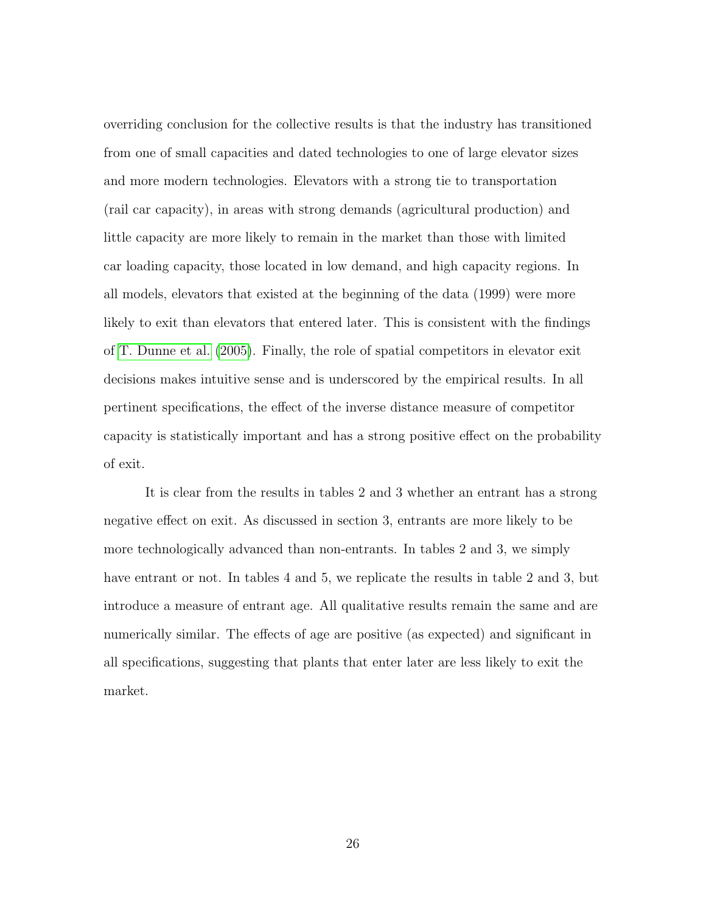overriding conclusion for the collective results is that the industry has transitioned from one of small capacities and dated technologies to one of large elevator sizes and more modern technologies. Elevators with a strong tie to transportation (rail car capacity), in areas with strong demands (agricultural production) and little capacity are more likely to remain in the market than those with limited car loading capacity, those located in low demand, and high capacity regions. In all models, elevators that existed at the beginning of the data (1999) were more likely to exit than elevators that entered later. This is consistent with the findings of T. Dunne et al. (2005). Finally, the role of spatial competitors in elevator exit decisions makes intuitive sense and is underscored by the empirical results. In all pertinent specifications, the effect of the inverse distance measure of competitor capacity is statistically important and has a strong positive effect on the probability of exit.

It is clear from the results in tables 2 and 3 whether an entrant has a strong negative effect on exit. As discussed in section 3, entrants are more likely to be more technologically advanced than non-entrants. In tables 2 and 3, we simply have entrant or not. In tables 4 and 5, we replicate the results in table 2 and 3, but introduce a measure of entrant age. All qualitative results remain the same and are numerically similar. The effects of age are positive (as expected) and significant in all specifications, suggesting that plants that enter later are less likely to exit the market.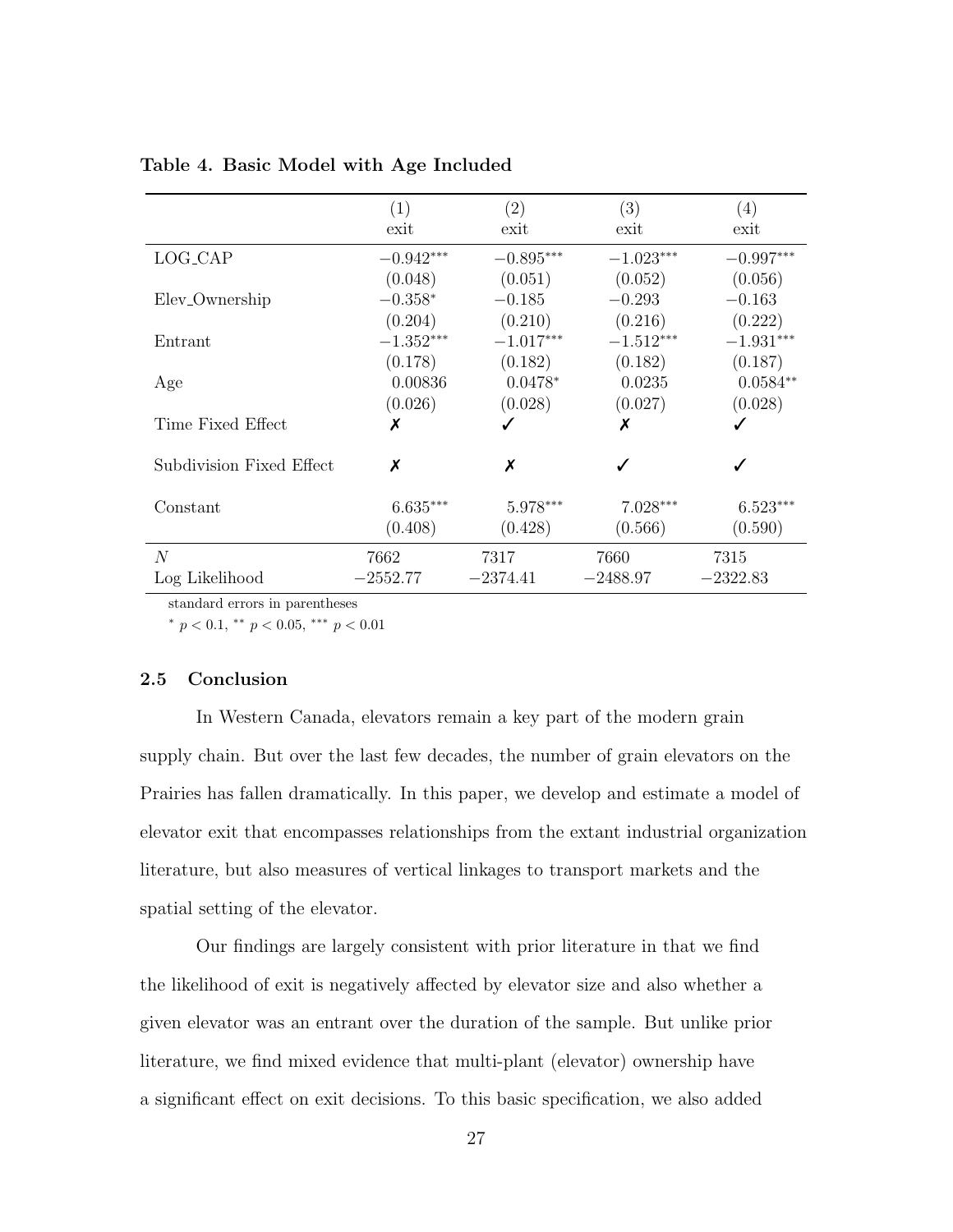**Table 4. Basic Model with Age Included**

| | (1) exit | (2) exit | (3) exit | (4) exit |
|---|---|---|---|---|
| LOG_CAP | $-0.942^{***}$ | $-0.895^{***}$ | $-1.023^{***}$ | $-0.997^{***}$ |
| | (0.048) | (0.051) | (0.052) | (0.056) |
| Elev_Ownership | $-0.358^{*}$ | $-0.185$ | $-0.293$ | $-0.163$ |
| | (0.204) | (0.210) | (0.216) | (0.222) |
| Entrant | $-1.352^{***}$ | $-1.017^{***}$ | $-1.512^{***}$ | $-1.931^{***}$ |
| | (0.178) | (0.182) | (0.182) | (0.187) |
| Age | 0.00836 | $0.0478^{*}$ | 0.0235 | $0.0584^{**}$ |
| | (0.026) | (0.028) | (0.027) | (0.028) |
| Time Fixed Effect | ✗ | ✓ | ✗ | ✓ |
| Subdivision Fixed Effect | ✗ | ✗ | ✓ | ✓ |
| Constant | $6.635^{***}$ | $5.978^{***}$ | $7.028^{***}$ | $6.523^{***}$ |
| | (0.408) | (0.428) | (0.566) | (0.590) |
| $N$ | 7662 | 7317 | 7660 | 7315 |
| Log Likelihood | $-2552.77$ | $-2374.41$ | $-2488.97$ | $-2322.83$ |

standard errors in parentheses

$^{*}$ $p < 0.1$, $^{**}$ $p < 0.05$, $^{***}$ $p < 0.01$

### 2.5 Conclusion

In Western Canada, elevators remain a key part of the modern grain supply chain. But over the last few decades, the number of grain elevators on the Prairies has fallen dramatically. In this paper, we develop and estimate a model of elevator exit that encompasses relationships from the extant industrial organization literature, but also measures of vertical linkages to transport markets and the spatial setting of the elevator.

Our findings are largely consistent with prior literature in that we find the likelihood of exit is negatively affected by elevator size and also whether a given elevator was an entrant over the duration of the sample. But unlike prior literature, we find mixed evidence that multi-plant (elevator) ownership have a significant effect on exit decisions. To this basic specification, we also added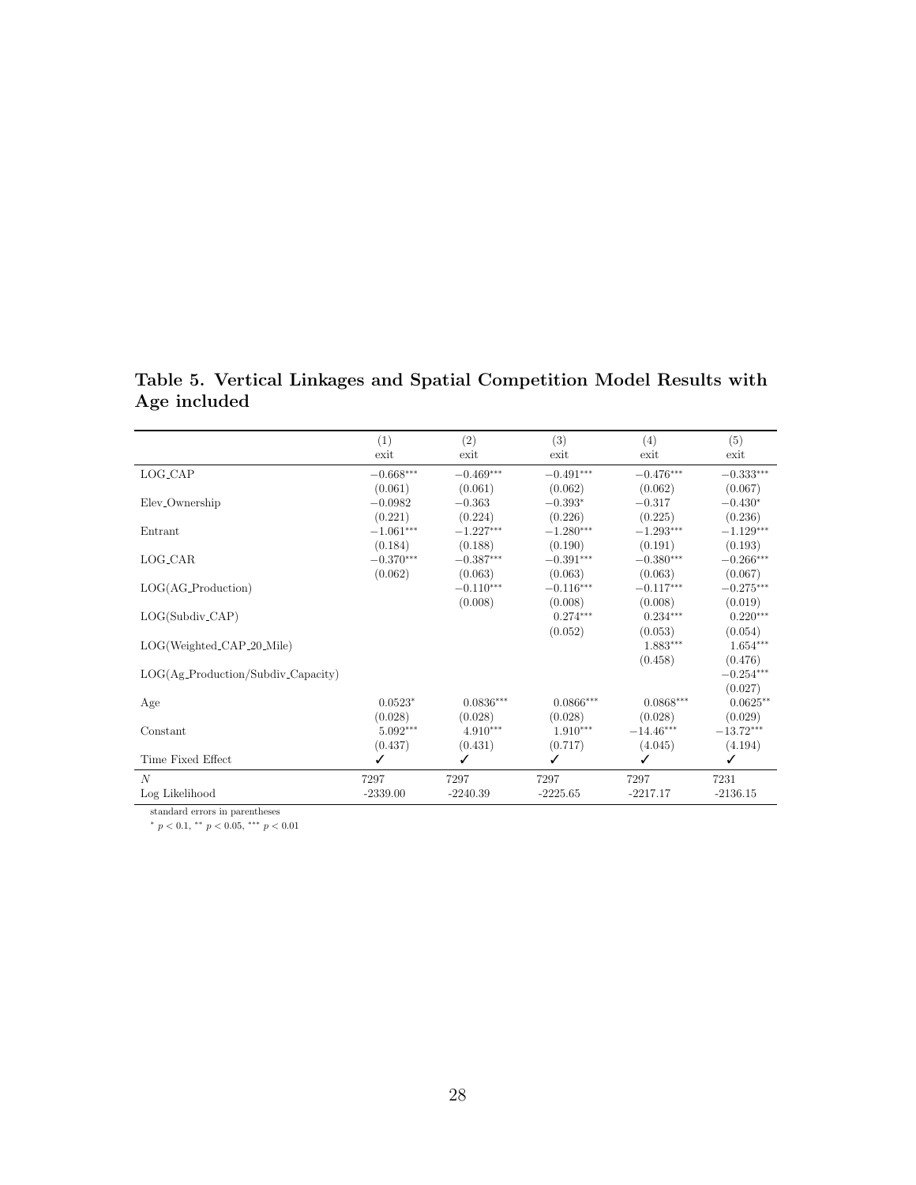**Table 5. Vertical Linkages and Spatial Competition Model Results with Age included**

| | (1) | (2) | (3) | (4) | (5) |
|---|---|---|---|---|---|
| | exit | exit | exit | exit | exit |
| LOG_CAP | $-0.668^{***}$ | $-0.469^{***}$ | $-0.491^{***}$ | $-0.476^{***}$ | $-0.333^{***}$ |
| | (0.061) | (0.061) | (0.062) | (0.062) | (0.067) |
| Elev_Ownership | $-0.0982$ | $-0.363$ | $-0.393^{*}$ | $-0.317$ | $-0.430^{*}$ |
| | (0.221) | (0.224) | (0.226) | (0.225) | (0.236) |
| Entrant | $-1.061^{***}$ | $-1.227^{***}$ | $-1.280^{***}$ | $-1.293^{***}$ | $-1.129^{***}$ |
| | (0.184) | (0.188) | (0.190) | (0.191) | (0.193) |
| LOG_CAR | $-0.370^{***}$ | $-0.387^{***}$ | $-0.391^{***}$ | $-0.380^{***}$ | $-0.266^{***}$ |
| | (0.062) | (0.063) | (0.063) | (0.063) | (0.067) |
| LOG(AG_Production) | | $-0.110^{***}$ | $-0.116^{***}$ | $-0.117^{***}$ | $-0.275^{***}$ |
| | | (0.008) | (0.008) | (0.008) | (0.019) |
| LOG(Subdiv_CAP) | | | $0.274^{***}$ | $0.234^{***}$ | $0.220^{***}$ |
| | | | (0.052) | (0.053) | (0.054) |
| LOG(Weighted_CAP_20_Mile) | | | | $1.883^{***}$ | $1.654^{***}$ |
| | | | | (0.458) | (0.476) |
| LOG(Ag_Production/Subdiv_Capacity) | | | | | $-0.254^{***}$ |
| | | | | | (0.027) |
| Age | $0.0523^{*}$ | $0.0836^{***}$ | $0.0866^{***}$ | $0.0868^{***}$ | $0.0625^{**}$ |
| | (0.028) | (0.028) | (0.028) | (0.028) | (0.029) |
| Constant | $5.092^{***}$ | $4.910^{***}$ | $1.910^{***}$ | $-14.46^{***}$ | $-13.72^{***}$ |
| | (0.437) | (0.431) | (0.717) | (4.045) | (4.194) |
| Time Fixed Effect | ✓ | ✓ | ✓ | ✓ | ✓ |
| $N$ | 7297 | 7297 | 7297 | 7297 | 7231 |
| Log Likelihood | -2339.00 | -2240.39 | -2225.65 | -2217.17 | -2136.15 |

standard errors in parentheses

$^{*}$ $p < 0.1$, $^{**}$ $p < 0.05$, $^{***}$ $p < 0.01$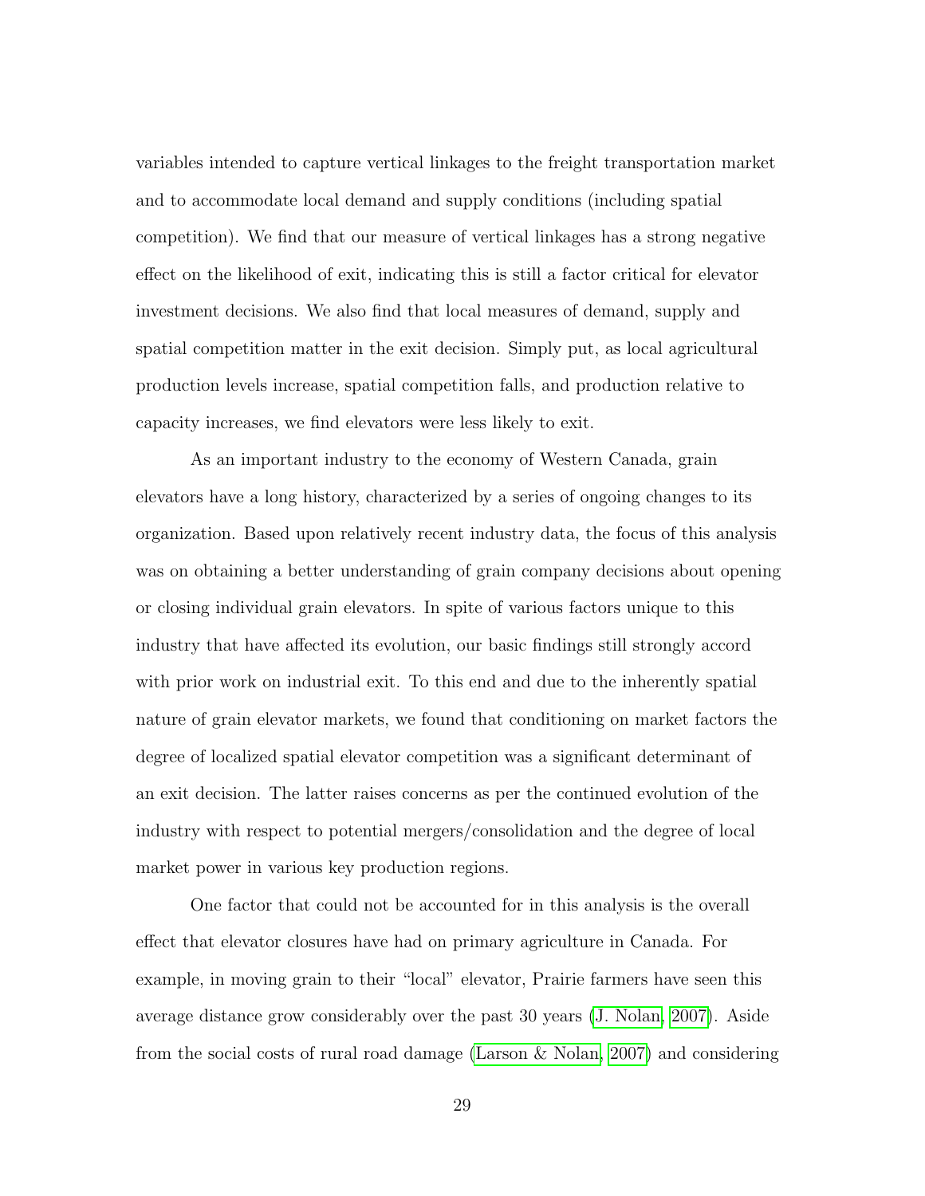variables intended to capture vertical linkages to the freight transportation market and to accommodate local demand and supply conditions (including spatial competition). We find that our measure of vertical linkages has a strong negative effect on the likelihood of exit, indicating this is still a factor critical for elevator investment decisions. We also find that local measures of demand, supply and spatial competition matter in the exit decision. Simply put, as local agricultural production levels increase, spatial competition falls, and production relative to capacity increases, we find elevators were less likely to exit.

As an important industry to the economy of Western Canada, grain elevators have a long history, characterized by a series of ongoing changes to its organization. Based upon relatively recent industry data, the focus of this analysis was on obtaining a better understanding of grain company decisions about opening or closing individual grain elevators. In spite of various factors unique to this industry that have affected its evolution, our basic findings still strongly accord with prior work on industrial exit. To this end and due to the inherently spatial nature of grain elevator markets, we found that conditioning on market factors the degree of localized spatial elevator competition was a significant determinant of an exit decision. The latter raises concerns as per the continued evolution of the industry with respect to potential mergers/consolidation and the degree of local market power in various key production regions.

One factor that could not be accounted for in this analysis is the overall effect that elevator closures have had on primary agriculture in Canada. For example, in moving grain to their "local" elevator, Prairie farmers have seen this average distance grow considerably over the past 30 years (J. Nolan, 2007). Aside from the social costs of rural road damage (Larson & Nolan, 2007) and considering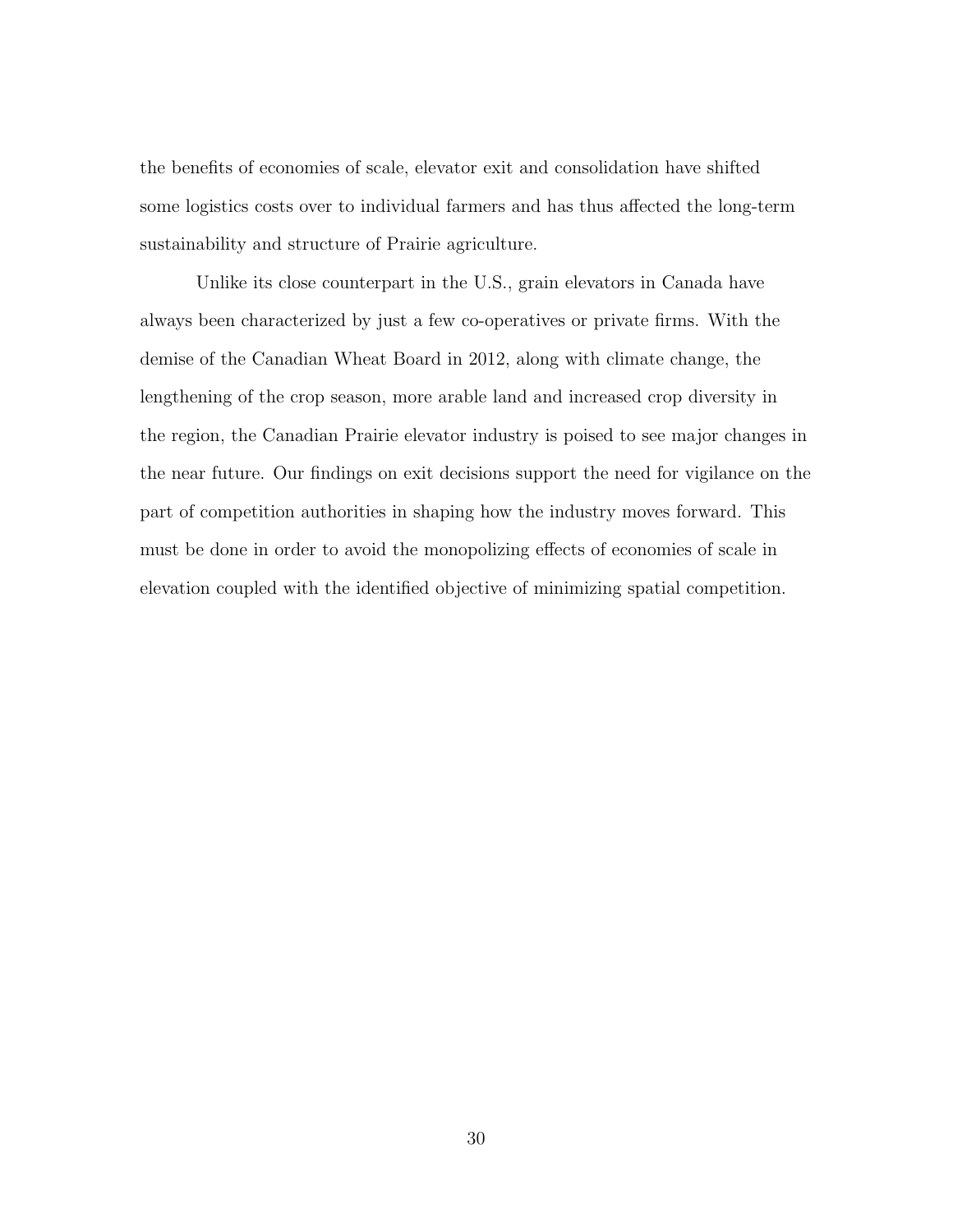the benefits of economies of scale, elevator exit and consolidation have shifted some logistics costs over to individual farmers and has thus affected the long-term sustainability and structure of Prairie agriculture.

Unlike its close counterpart in the U.S., grain elevators in Canada have always been characterized by just a few co-operatives or private firms. With the demise of the Canadian Wheat Board in 2012, along with climate change, the lengthening of the crop season, more arable land and increased crop diversity in the region, the Canadian Prairie elevator industry is poised to see major changes in the near future. Our findings on exit decisions support the need for vigilance on the part of competition authorities in shaping how the industry moves forward. This must be done in order to avoid the monopolizing effects of economies of scale in elevation coupled with the identified objective of minimizing spatial competition.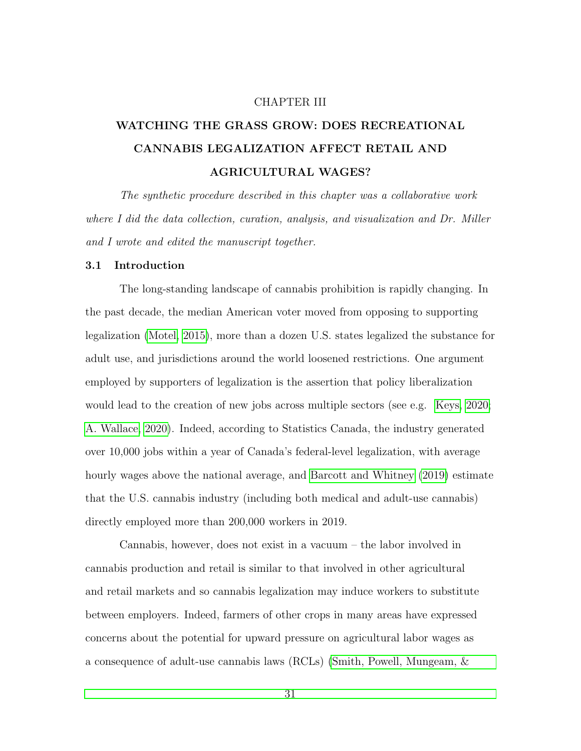CHAPTER III

# WATCHING THE GRASS GROW: DOES RECREATIONAL CANNABIS LEGALIZATION AFFECT RETAIL AND AGRICULTURAL WAGES?

*The synthetic procedure described in this chapter was a collaborative work where I did the data collection, curation, analysis, and visualization and Dr. Miller and I wrote and edited the manuscript together.*

## 3.1 Introduction

The long-standing landscape of cannabis prohibition is rapidly changing. In the past decade, the median American voter moved from opposing to supporting legalization (Motel, 2015), more than a dozen U.S. states legalized the substance for adult use, and jurisdictions around the world loosened restrictions. One argument employed by supporters of legalization is the assertion that policy liberalization would lead to the creation of new jobs across multiple sectors (see e.g. Keys, 2020; A. Wallace, 2020). Indeed, according to Statistics Canada, the industry generated over 10,000 jobs within a year of Canada's federal-level legalization, with average hourly wages above the national average, and Barcott and Whitney (2019) estimate that the U.S. cannabis industry (including both medical and adult-use cannabis) directly employed more than 200,000 workers in 2019.

Cannabis, however, does not exist in a vacuum – the labor involved in cannabis production and retail is similar to that involved in other agricultural and retail markets and so cannabis legalization may induce workers to substitute between employers. Indeed, farmers of other crops in many areas have expressed concerns about the potential for upward pressure on agricultural labor wages as a consequence of adult-use cannabis laws (RCLs) (Smith, Powell, Mungeam, &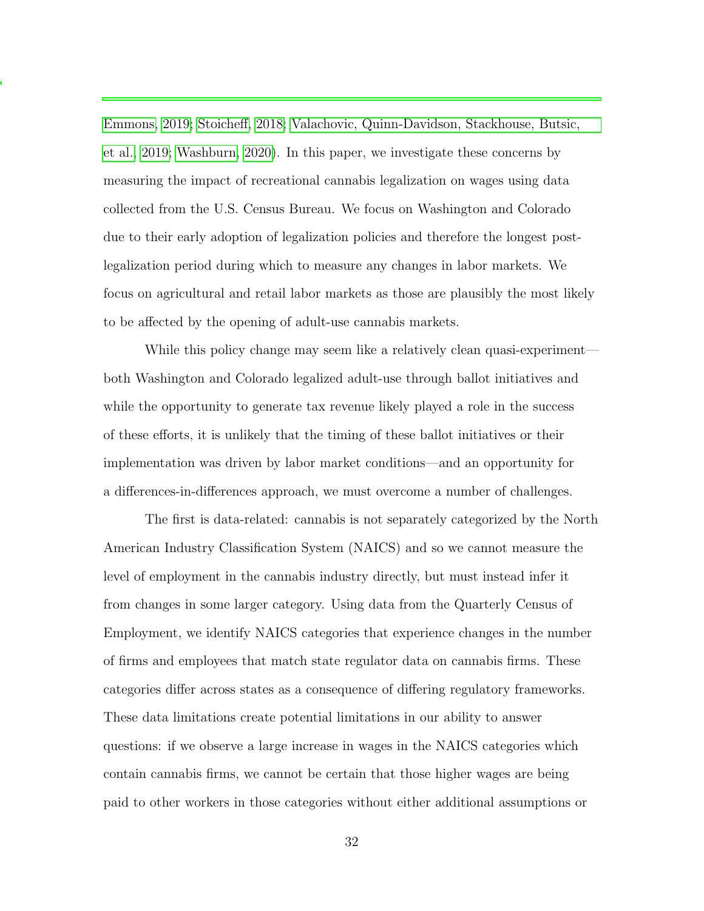Emmons, 2019; Stoicheff, 2018; Valachovic, Quinn-Davidson, Stackhouse, Butsic, et al., 2019; Washburn, 2020). In this paper, we investigate these concerns by measuring the impact of recreational cannabis legalization on wages using data collected from the U.S. Census Bureau. We focus on Washington and Colorado due to their early adoption of legalization policies and therefore the longest post-legalization period during which to measure any changes in labor markets. We focus on agricultural and retail labor markets as those are plausibly the most likely to be affected by the opening of adult-use cannabis markets.

While this policy change may seem like a relatively clean quasi-experiment—both Washington and Colorado legalized adult-use through ballot initiatives and while the opportunity to generate tax revenue likely played a role in the success of these efforts, it is unlikely that the timing of these ballot initiatives or their implementation was driven by labor market conditions—and an opportunity for a differences-in-differences approach, we must overcome a number of challenges.

The first is data-related: cannabis is not separately categorized by the North American Industry Classification System (NAICS) and so we cannot measure the level of employment in the cannabis industry directly, but must instead infer it from changes in some larger category. Using data from the Quarterly Census of Employment, we identify NAICS categories that experience changes in the number of firms and employees that match state regulator data on cannabis firms. These categories differ across states as a consequence of differing regulatory frameworks. These data limitations create potential limitations in our ability to answer questions: if we observe a large increase in wages in the NAICS categories which contain cannabis firms, we cannot be certain that those higher wages are being paid to other workers in those categories without either additional assumptions or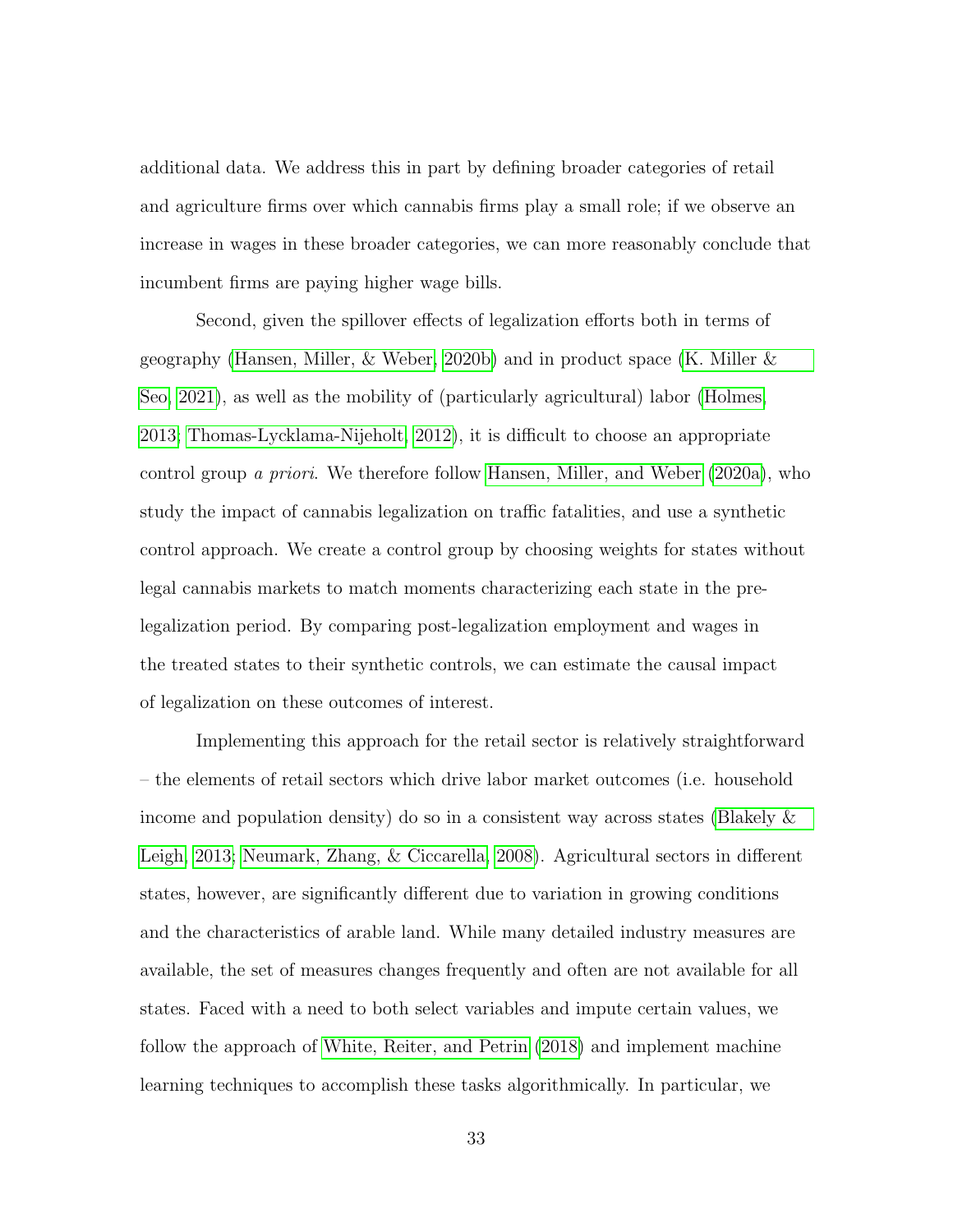additional data. We address this in part by defining broader categories of retail and agriculture firms over which cannabis firms play a small role; if we observe an increase in wages in these broader categories, we can more reasonably conclude that incumbent firms are paying higher wage bills.

Second, given the spillover effects of legalization efforts both in terms of geography (Hansen, Miller, & Weber, 2020b) and in product space (K. Miller & Seo, 2021), as well as the mobility of (particularly agricultural) labor (Holmes, 2013; Thomas-Lycklama-Nijeholt, 2012), it is difficult to choose an appropriate control group *a priori*. We therefore follow Hansen, Miller, and Weber (2020a), who study the impact of cannabis legalization on traffic fatalities, and use a synthetic control approach. We create a control group by choosing weights for states without legal cannabis markets to match moments characterizing each state in the pre-legalization period. By comparing post-legalization employment and wages in the treated states to their synthetic controls, we can estimate the causal impact of legalization on these outcomes of interest.

Implementing this approach for the retail sector is relatively straightforward – the elements of retail sectors which drive labor market outcomes (i.e. household income and population density) do so in a consistent way across states (Blakely & Leigh, 2013; Neumark, Zhang, & Ciccarella, 2008). Agricultural sectors in different states, however, are significantly different due to variation in growing conditions and the characteristics of arable land. While many detailed industry measures are available, the set of measures changes frequently and often are not available for all states. Faced with a need to both select variables and impute certain values, we follow the approach of White, Reiter, and Petrin (2018) and implement machine learning techniques to accomplish these tasks algorithmically. In particular, we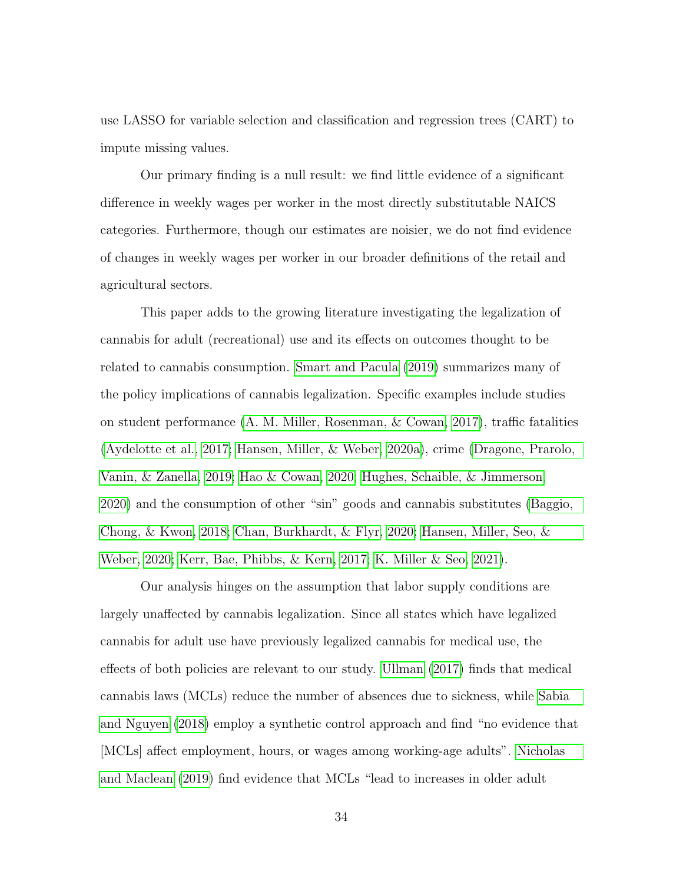use LASSO for variable selection and classification and regression trees (CART) to impute missing values.

Our primary finding is a null result: we find little evidence of a significant difference in weekly wages per worker in the most directly substitutable NAICS categories. Furthermore, though our estimates are noisier, we do not find evidence of changes in weekly wages per worker in our broader definitions of the retail and agricultural sectors.

This paper adds to the growing literature investigating the legalization of cannabis for adult (recreational) use and its effects on outcomes thought to be related to cannabis consumption. Smart and Pacula (2019) summarizes many of the policy implications of cannabis legalization. Specific examples include studies on student performance (A. M. Miller, Rosenman, & Cowan, 2017), traffic fatalities (Aydelotte et al., 2017; Hansen, Miller, & Weber, 2020a), crime (Dragone, Prarolo, Vanin, & Zanella, 2019; Hao & Cowan, 2020; Hughes, Schaible, & Jimmerson, 2020) and the consumption of other "sin" goods and cannabis substitutes (Baggio, Chong, & Kwon, 2018; Chan, Burkhardt, & Flyr, 2020; Hansen, Miller, Seo, & Weber, 2020; Kerr, Bae, Phibbs, & Kern, 2017; K. Miller & Seo, 2021).

Our analysis hinges on the assumption that labor supply conditions are largely unaffected by cannabis legalization. Since all states which have legalized cannabis for adult use have previously legalized cannabis for medical use, the effects of both policies are relevant to our study. Ullman (2017) finds that medical cannabis laws (MCLs) reduce the number of absences due to sickness, while Sabia and Nguyen (2018) employ a synthetic control approach and find "no evidence that [MCLs] affect employment, hours, or wages among working-age adults". Nicholas and Maclean (2019) find evidence that MCLs "lead to increases in older adult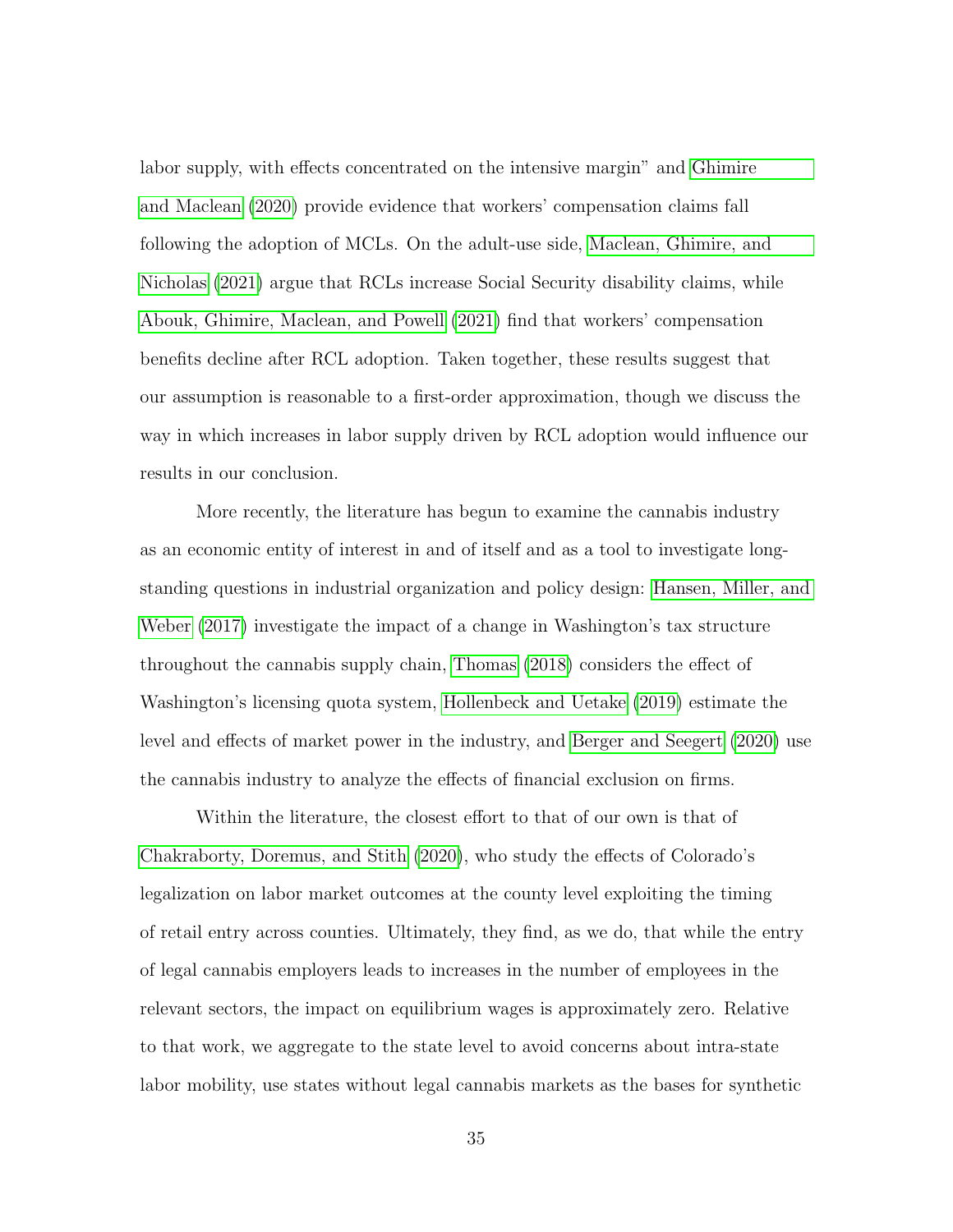labor supply, with effects concentrated on the intensive margin" and Ghimire and Maclean (2020) provide evidence that workers' compensation claims fall following the adoption of MCLs. On the adult-use side, Maclean, Ghimire, and Nicholas (2021) argue that RCLs increase Social Security disability claims, while Abouk, Ghimire, Maclean, and Powell (2021) find that workers' compensation benefits decline after RCL adoption. Taken together, these results suggest that our assumption is reasonable to a first-order approximation, though we discuss the way in which increases in labor supply driven by RCL adoption would influence our results in our conclusion.

More recently, the literature has begun to examine the cannabis industry as an economic entity of interest in and of itself and as a tool to investigate long-standing questions in industrial organization and policy design: Hansen, Miller, and Weber (2017) investigate the impact of a change in Washington's tax structure throughout the cannabis supply chain, Thomas (2018) considers the effect of Washington's licensing quota system, Hollenbeck and Uetake (2019) estimate the level and effects of market power in the industry, and Berger and Seegert (2020) use the cannabis industry to analyze the effects of financial exclusion on firms.

Within the literature, the closest effort to that of our own is that of Chakraborty, Doremus, and Stith (2020), who study the effects of Colorado's legalization on labor market outcomes at the county level exploiting the timing of retail entry across counties. Ultimately, they find, as we do, that while the entry of legal cannabis employers leads to increases in the number of employees in the relevant sectors, the impact on equilibrium wages is approximately zero. Relative to that work, we aggregate to the state level to avoid concerns about intra-state labor mobility, use states without legal cannabis markets as the bases for synthetic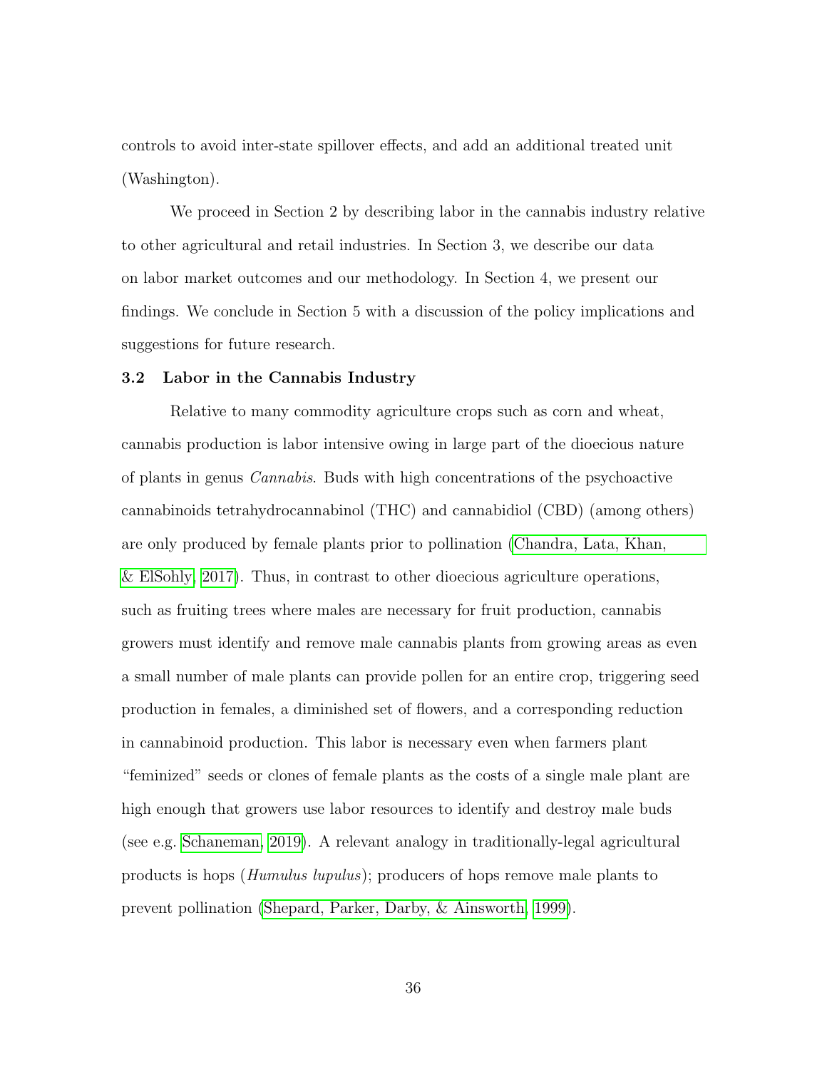controls to avoid inter-state spillover effects, and add an additional treated unit (Washington).

We proceed in Section 2 by describing labor in the cannabis industry relative to other agricultural and retail industries. In Section 3, we describe our data on labor market outcomes and our methodology. In Section 4, we present our findings. We conclude in Section 5 with a discussion of the policy implications and suggestions for future research.

### 3.2 Labor in the Cannabis Industry

Relative to many commodity agriculture crops such as corn and wheat, cannabis production is labor intensive owing in large part of the dioecious nature of plants in genus *Cannabis*. Buds with high concentrations of the psychoactive cannabinoids tetrahydrocannabinol (THC) and cannabidiol (CBD) (among others) are only produced by female plants prior to pollination (Chandra, Lata, Khan, & ElSohly, 2017). Thus, in contrast to other dioecious agriculture operations, such as fruiting trees where males are necessary for fruit production, cannabis growers must identify and remove male cannabis plants from growing areas as even a small number of male plants can provide pollen for an entire crop, triggering seed production in females, a diminished set of flowers, and a corresponding reduction in cannabinoid production. This labor is necessary even when farmers plant "feminized" seeds or clones of female plants as the costs of a single male plant are high enough that growers use labor resources to identify and destroy male buds (see e.g. Schaneman, 2019). A relevant analogy in traditionally-legal agricultural products is hops (*Humulus lupulus*); producers of hops remove male plants to prevent pollination (Shepard, Parker, Darby, & Ainsworth, 1999).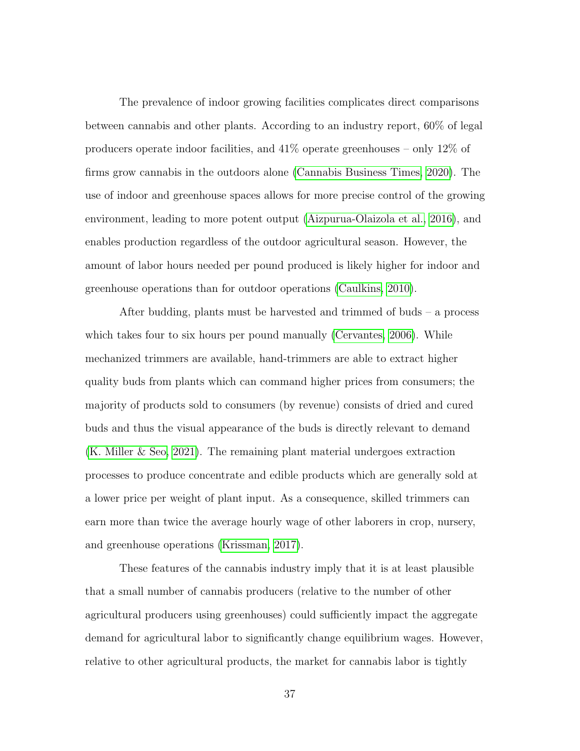The prevalence of indoor growing facilities complicates direct comparisons between cannabis and other plants. According to an industry report, 60% of legal producers operate indoor facilities, and 41% operate greenhouses – only 12% of firms grow cannabis in the outdoors alone (Cannabis Business Times, 2020). The use of indoor and greenhouse spaces allows for more precise control of the growing environment, leading to more potent output (Aizpurua-Olaizola et al., 2016), and enables production regardless of the outdoor agricultural season. However, the amount of labor hours needed per pound produced is likely higher for indoor and greenhouse operations than for outdoor operations (Caulkins, 2010).

After budding, plants must be harvested and trimmed of buds – a process which takes four to six hours per pound manually (Cervantes, 2006). While mechanized trimmers are available, hand-trimmers are able to extract higher quality buds from plants which can command higher prices from consumers; the majority of products sold to consumers (by revenue) consists of dried and cured buds and thus the visual appearance of the buds is directly relevant to demand (K. Miller & Seo, 2021). The remaining plant material undergoes extraction processes to produce concentrate and edible products which are generally sold at a lower price per weight of plant input. As a consequence, skilled trimmers can earn more than twice the average hourly wage of other laborers in crop, nursery, and greenhouse operations (Krissman, 2017).

These features of the cannabis industry imply that it is at least plausible that a small number of cannabis producers (relative to the number of other agricultural producers using greenhouses) could sufficiently impact the aggregate demand for agricultural labor to significantly change equilibrium wages. However, relative to other agricultural products, the market for cannabis labor is tightly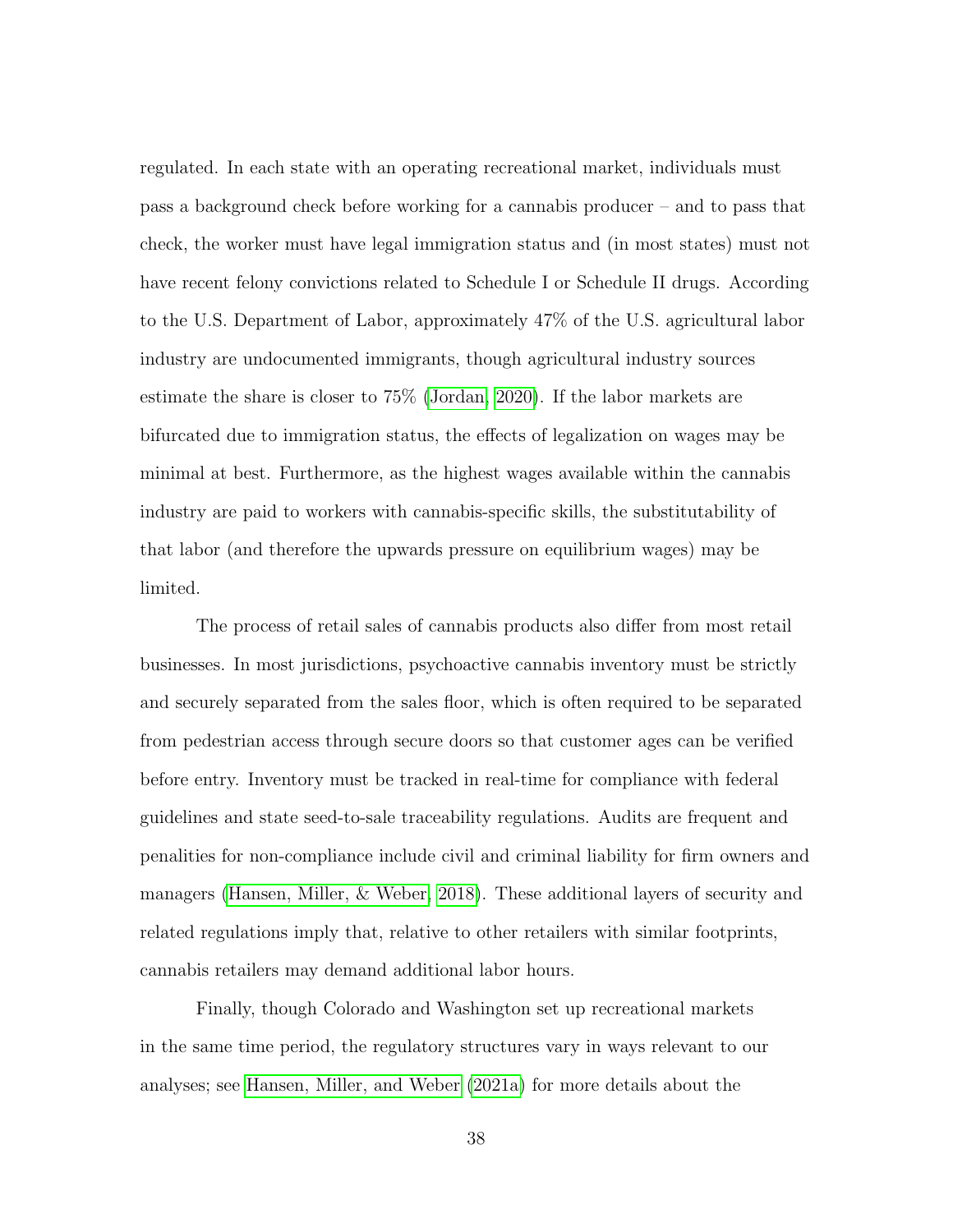regulated. In each state with an operating recreational market, individuals must pass a background check before working for a cannabis producer – and to pass that check, the worker must have legal immigration status and (in most states) must not have recent felony convictions related to Schedule I or Schedule II drugs. According to the U.S. Department of Labor, approximately 47% of the U.S. agricultural labor industry are undocumented immigrants, though agricultural industry sources estimate the share is closer to 75% (Jordan, 2020). If the labor markets are bifurcated due to immigration status, the effects of legalization on wages may be minimal at best. Furthermore, as the highest wages available within the cannabis industry are paid to workers with cannabis-specific skills, the substitutability of that labor (and therefore the upwards pressure on equilibrium wages) may be limited.

The process of retail sales of cannabis products also differ from most retail businesses. In most jurisdictions, psychoactive cannabis inventory must be strictly and securely separated from the sales floor, which is often required to be separated from pedestrian access through secure doors so that customer ages can be verified before entry. Inventory must be tracked in real-time for compliance with federal guidelines and state seed-to-sale traceability regulations. Audits are frequent and penalities for non-compliance include civil and criminal liability for firm owners and managers (Hansen, Miller, & Weber, 2018). These additional layers of security and related regulations imply that, relative to other retailers with similar footprints, cannabis retailers may demand additional labor hours.

Finally, though Colorado and Washington set up recreational markets in the same time period, the regulatory structures vary in ways relevant to our analyses; see Hansen, Miller, and Weber (2021a) for more details about the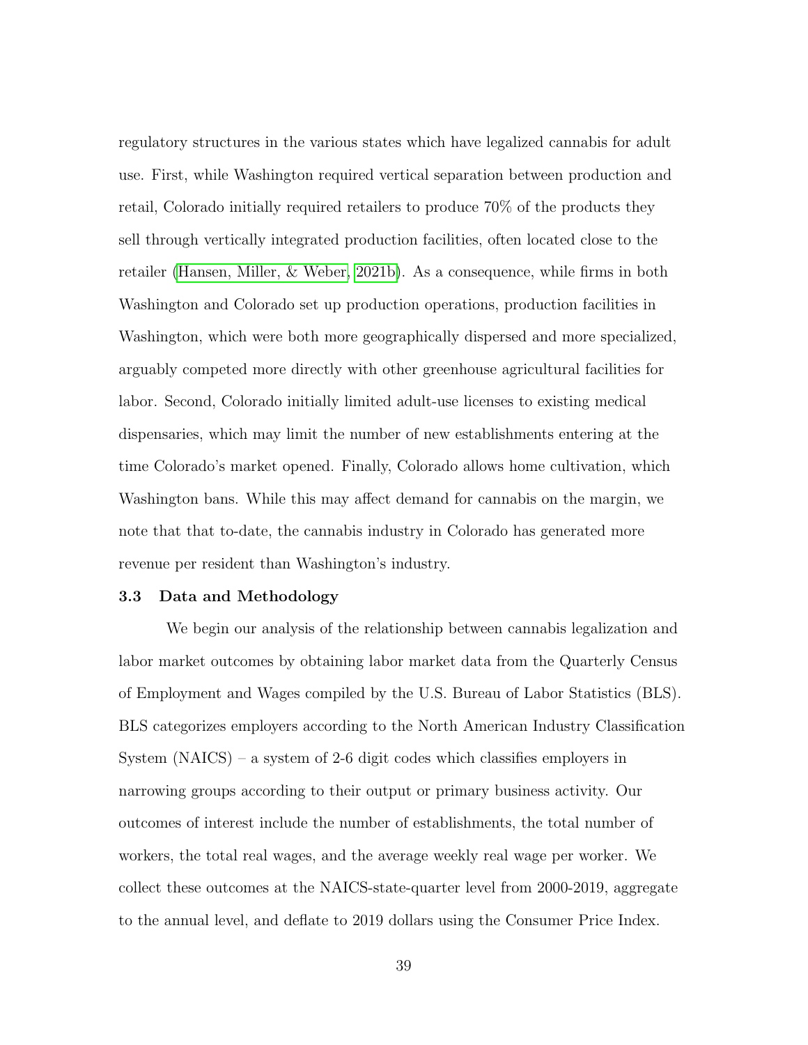regulatory structures in the various states which have legalized cannabis for adult use. First, while Washington required vertical separation between production and retail, Colorado initially required retailers to produce 70% of the products they sell through vertically integrated production facilities, often located close to the retailer (Hansen, Miller, & Weber, 2021b). As a consequence, while firms in both Washington and Colorado set up production operations, production facilities in Washington, which were both more geographically dispersed and more specialized, arguably competed more directly with other greenhouse agricultural facilities for labor. Second, Colorado initially limited adult-use licenses to existing medical dispensaries, which may limit the number of new establishments entering at the time Colorado's market opened. Finally, Colorado allows home cultivation, which Washington bans. While this may affect demand for cannabis on the margin, we note that that to-date, the cannabis industry in Colorado has generated more revenue per resident than Washington's industry.

### 3.3 Data and Methodology

We begin our analysis of the relationship between cannabis legalization and labor market outcomes by obtaining labor market data from the Quarterly Census of Employment and Wages compiled by the U.S. Bureau of Labor Statistics (BLS). BLS categorizes employers according to the North American Industry Classification System (NAICS) – a system of 2-6 digit codes which classifies employers in narrowing groups according to their output or primary business activity. Our outcomes of interest include the number of establishments, the total number of workers, the total real wages, and the average weekly real wage per worker. We collect these outcomes at the NAICS-state-quarter level from 2000-2019, aggregate to the annual level, and deflate to 2019 dollars using the Consumer Price Index.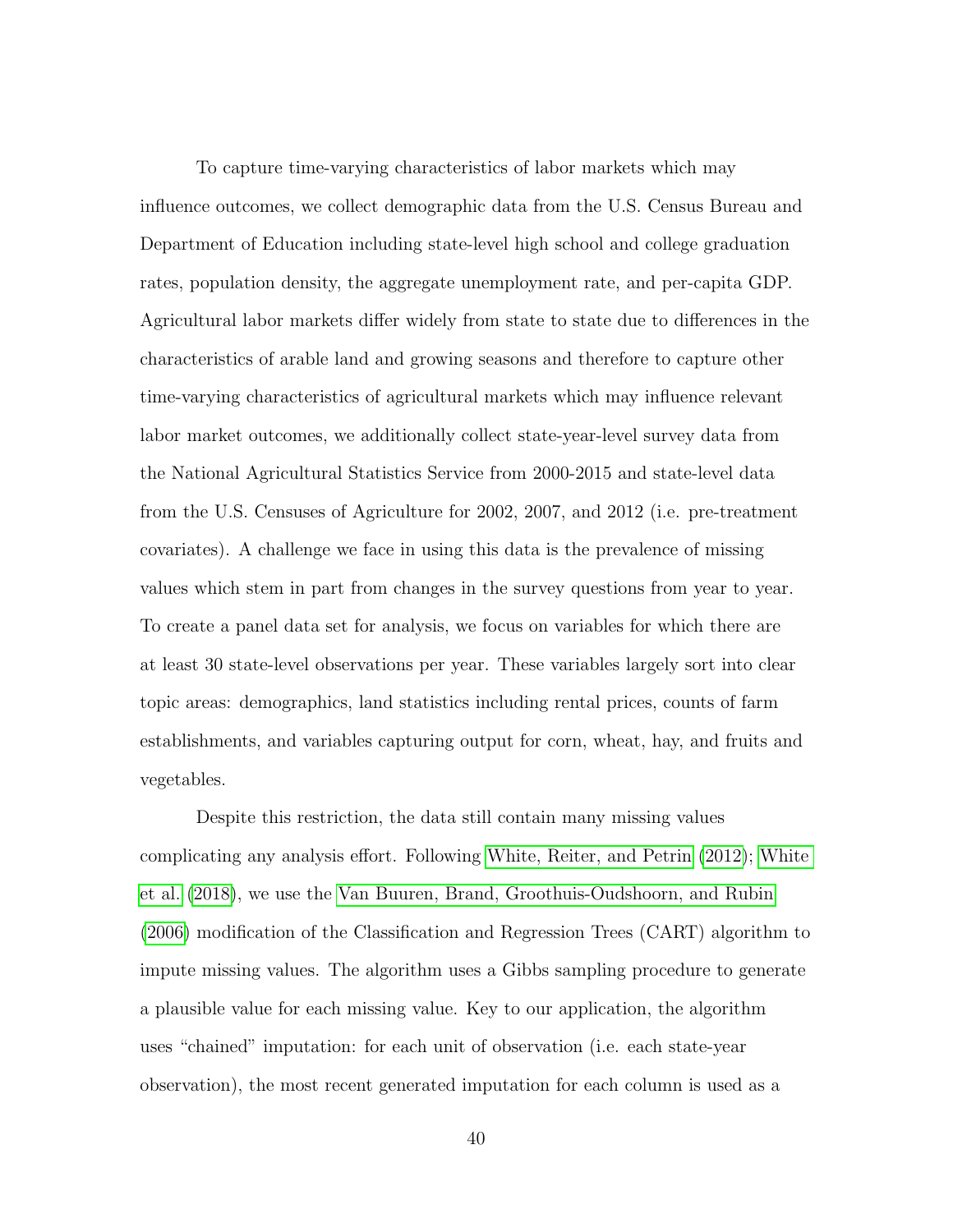To capture time-varying characteristics of labor markets which may influence outcomes, we collect demographic data from the U.S. Census Bureau and Department of Education including state-level high school and college graduation rates, population density, the aggregate unemployment rate, and per-capita GDP. Agricultural labor markets differ widely from state to state due to differences in the characteristics of arable land and growing seasons and therefore to capture other time-varying characteristics of agricultural markets which may influence relevant labor market outcomes, we additionally collect state-year-level survey data from the National Agricultural Statistics Service from 2000-2015 and state-level data from the U.S. Censuses of Agriculture for 2002, 2007, and 2012 (i.e. pre-treatment covariates). A challenge we face in using this data is the prevalence of missing values which stem in part from changes in the survey questions from year to year. To create a panel data set for analysis, we focus on variables for which there are at least 30 state-level observations per year. These variables largely sort into clear topic areas: demographics, land statistics including rental prices, counts of farm establishments, and variables capturing output for corn, wheat, hay, and fruits and vegetables.

Despite this restriction, the data still contain many missing values complicating any analysis effort. Following White, Reiter, and Petrin (2012); White et al. (2018), we use the Van Buuren, Brand, Groothuis-Oudshoorn, and Rubin (2006) modification of the Classification and Regression Trees (CART) algorithm to impute missing values. The algorithm uses a Gibbs sampling procedure to generate a plausible value for each missing value. Key to our application, the algorithm uses "chained" imputation: for each unit of observation (i.e. each state-year observation), the most recent generated imputation for each column is used as a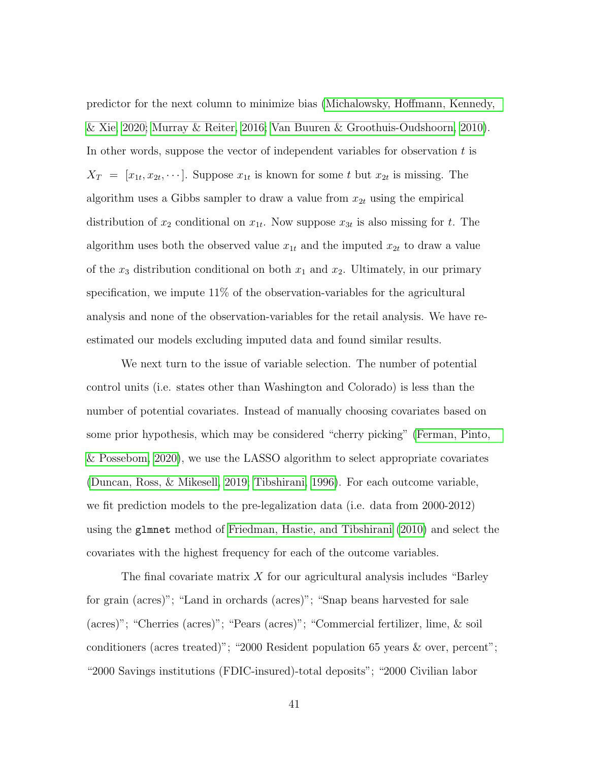predictor for the next column to minimize bias (Michalowsky, Hoffmann, Kennedy, & Xie, 2020; Murray & Reiter, 2016; Van Buuren & Groothuis-Oudshoorn, 2010). In other words, suppose the vector of independent variables for observation $t$ is $X_T = [x_{1t}, x_{2t}, \cdots]$. Suppose $x_{1t}$ is known for some $t$ but $x_{2t}$ is missing. The algorithm uses a Gibbs sampler to draw a value from $x_{2t}$ using the empirical distribution of $x_2$ conditional on $x_{1t}$. Now suppose $x_{3t}$ is also missing for $t$. The algorithm uses both the observed value $x_{1t}$ and the imputed $x_{2t}$ to draw a value of the $x_3$ distribution conditional on both $x_1$ and $x_2$. Ultimately, in our primary specification, we impute 11% of the observation-variables for the agricultural analysis and none of the observation-variables for the retail analysis. We have re-estimated our models excluding imputed data and found similar results.

We next turn to the issue of variable selection. The number of potential control units (i.e. states other than Washington and Colorado) is less than the number of potential covariates. Instead of manually choosing covariates based on some prior hypothesis, which may be considered "cherry picking" (Ferman, Pinto, & Possebom, 2020), we use the LASSO algorithm to select appropriate covariates (Duncan, Ross, & Mikesell, 2019; Tibshirani, 1996). For each outcome variable, we fit prediction models to the pre-legalization data (i.e. data from 2000-2012) using the `glmnet` method of Friedman, Hastie, and Tibshirani (2010) and select the covariates with the highest frequency for each of the outcome variables.

The final covariate matrix $X$ for our agricultural analysis includes "Barley for grain (acres)"; "Land in orchards (acres)"; "Snap beans harvested for sale (acres)"; "Cherries (acres)"; "Pears (acres)"; "Commercial fertilizer, lime, & soil conditioners (acres treated)"; "2000 Resident population 65 years & over, percent"; "2000 Savings institutions (FDIC-insured)-total deposits"; "2000 Civilian labor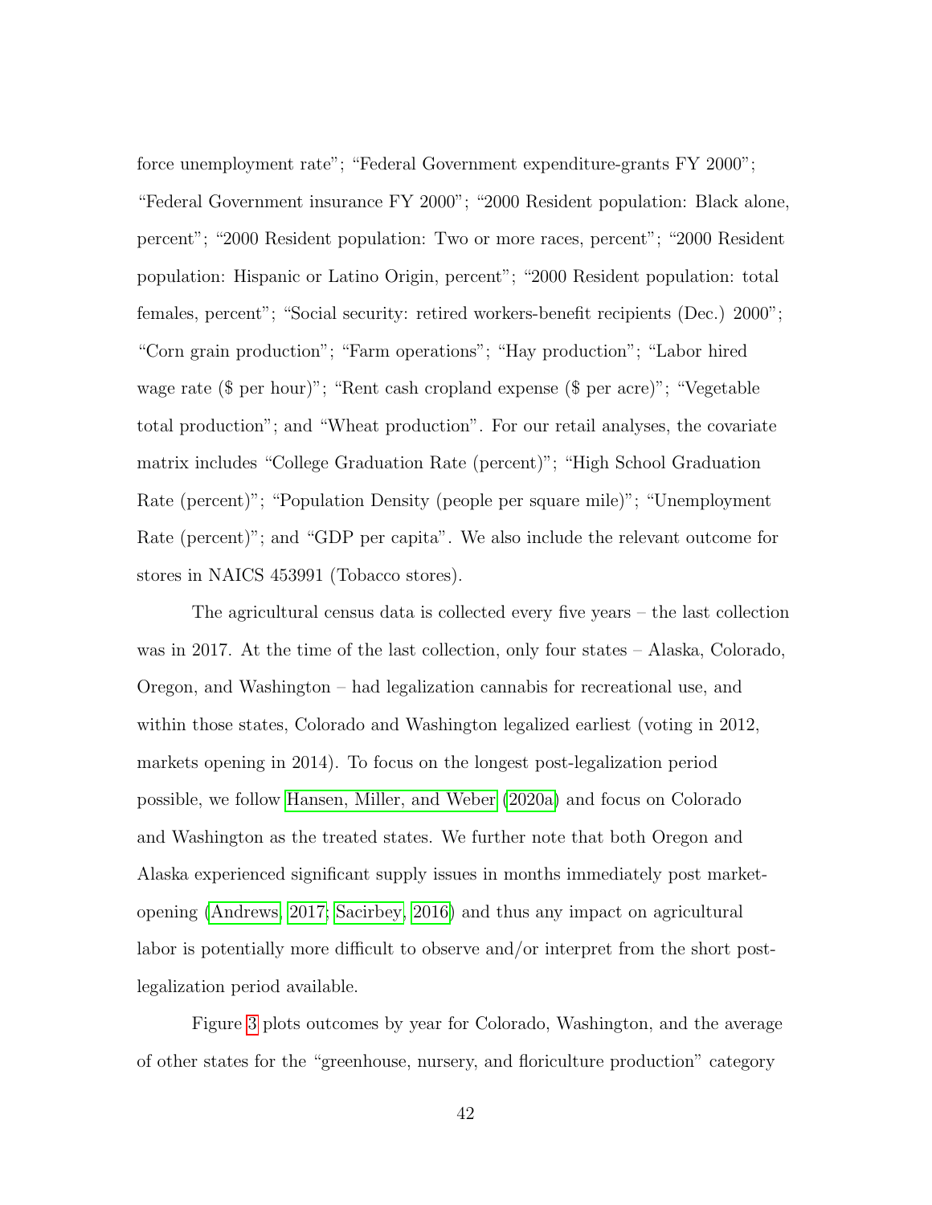force unemployment rate"; "Federal Government expenditure-grants FY 2000"; "Federal Government insurance FY 2000"; "2000 Resident population: Black alone, percent"; "2000 Resident population: Two or more races, percent"; "2000 Resident population: Hispanic or Latino Origin, percent"; "2000 Resident population: total females, percent"; "Social security: retired workers-benefit recipients (Dec.) 2000"; "Corn grain production"; "Farm operations"; "Hay production"; "Labor hired wage rate ($ per hour)"; "Rent cash cropland expense ($ per acre)"; "Vegetable total production"; and "Wheat production". For our retail analyses, the covariate matrix includes "College Graduation Rate (percent)"; "High School Graduation Rate (percent)"; "Population Density (people per square mile)"; "Unemployment Rate (percent)"; and "GDP per capita". We also include the relevant outcome for stores in NAICS 453991 (Tobacco stores).

The agricultural census data is collected every five years – the last collection was in 2017. At the time of the last collection, only four states – Alaska, Colorado, Oregon, and Washington – had legalization cannabis for recreational use, and within those states, Colorado and Washington legalized earliest (voting in 2012, markets opening in 2014). To focus on the longest post-legalization period possible, we follow Hansen, Miller, and Weber (2020a) and focus on Colorado and Washington as the treated states. We further note that both Oregon and Alaska experienced significant supply issues in months immediately post market-opening (Andrews, 2017; Sacirbey, 2016) and thus any impact on agricultural labor is potentially more difficult to observe and/or interpret from the short post-legalization period available.

Figure 3 plots outcomes by year for Colorado, Washington, and the average of other states for the "greenhouse, nursery, and floriculture production" category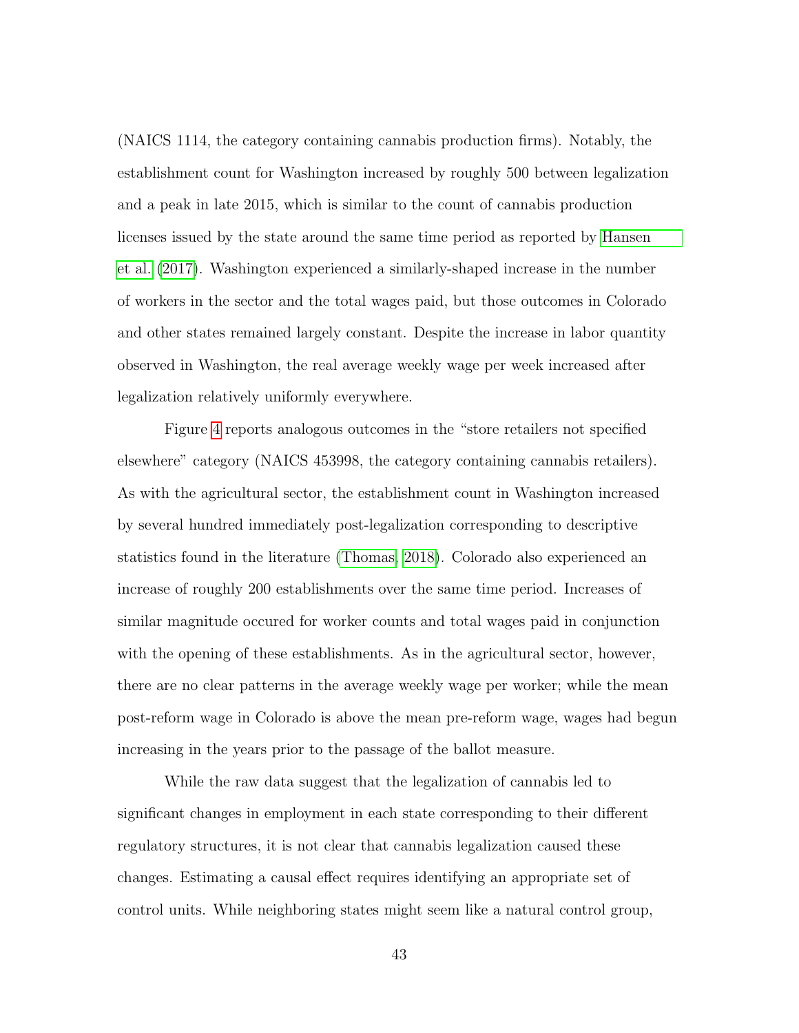(NAICS 1114, the category containing cannabis production firms). Notably, the establishment count for Washington increased by roughly 500 between legalization and a peak in late 2015, which is similar to the count of cannabis production licenses issued by the state around the same time period as reported by Hansen et al. (2017). Washington experienced a similarly-shaped increase in the number of workers in the sector and the total wages paid, but those outcomes in Colorado and other states remained largely constant. Despite the increase in labor quantity observed in Washington, the real average weekly wage per week increased after legalization relatively uniformly everywhere.

Figure 4 reports analogous outcomes in the "store retailers not specified elsewhere" category (NAICS 453998, the category containing cannabis retailers). As with the agricultural sector, the establishment count in Washington increased by several hundred immediately post-legalization corresponding to descriptive statistics found in the literature (Thomas, 2018). Colorado also experienced an increase of roughly 200 establishments over the same time period. Increases of similar magnitude occured for worker counts and total wages paid in conjunction with the opening of these establishments. As in the agricultural sector, however, there are no clear patterns in the average weekly wage per worker; while the mean post-reform wage in Colorado is above the mean pre-reform wage, wages had begun increasing in the years prior to the passage of the ballot measure.

While the raw data suggest that the legalization of cannabis led to significant changes in employment in each state corresponding to their different regulatory structures, it is not clear that cannabis legalization caused these changes. Estimating a causal effect requires identifying an appropriate set of control units. While neighboring states might seem like a natural control group,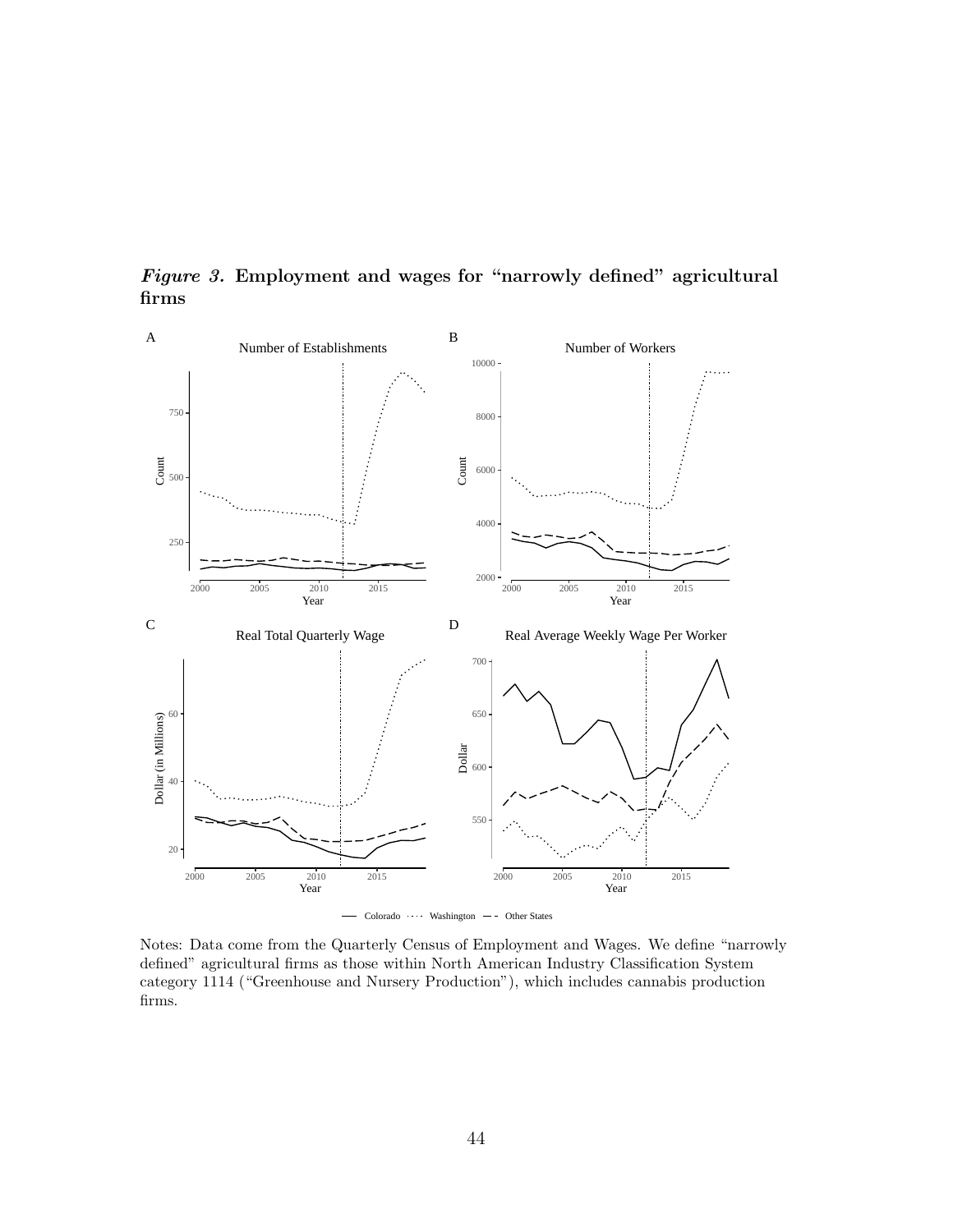***Figure 3.*** **Employment and wages for "narrowly defined" agricultural firms**

Notes: Data come from the Quarterly Census of Employment and Wages. We define "narrowly defined" agricultural firms as those within North American Industry Classification System category 1114 ("Greenhouse and Nursery Production"), which includes cannabis production firms.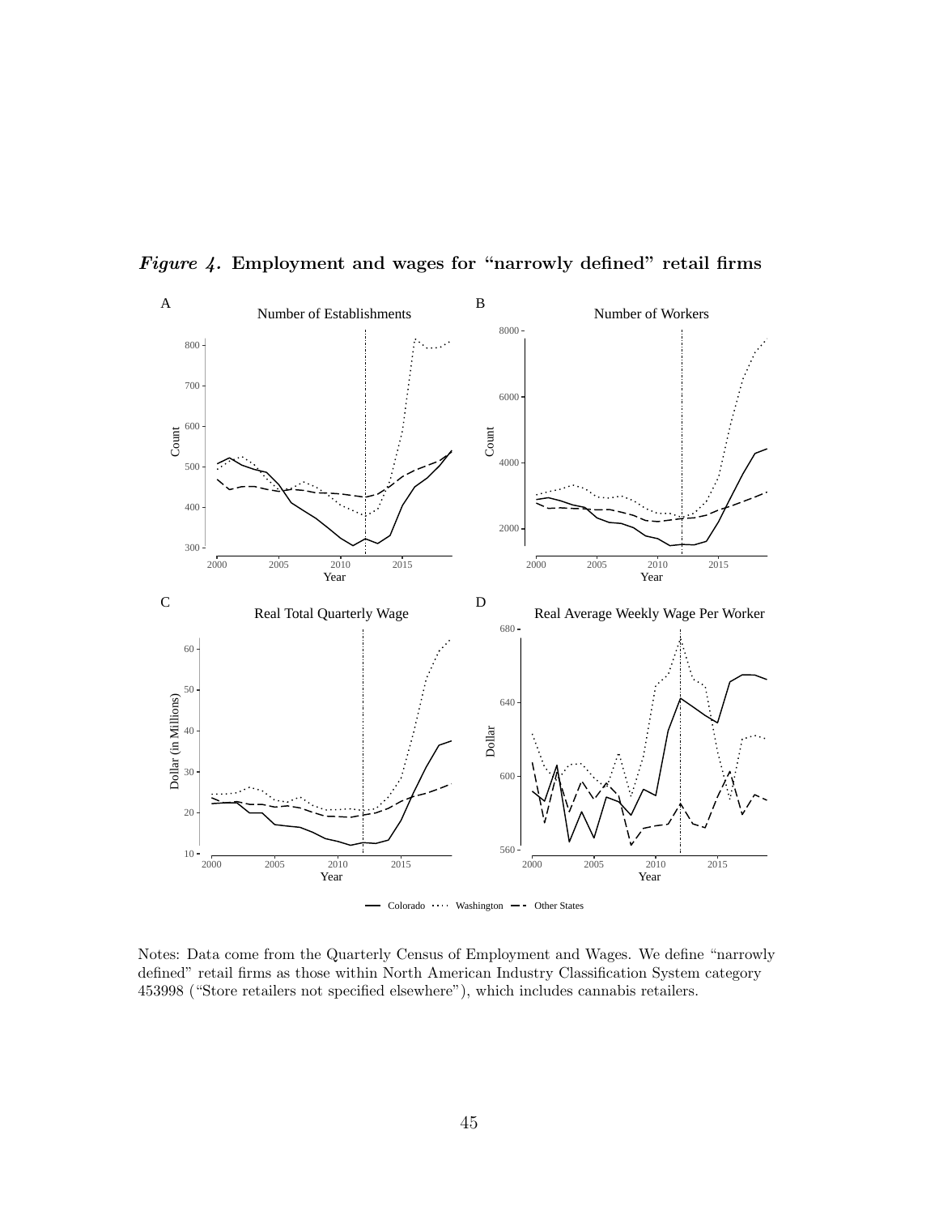*Figure 4.* **Employment and wages for "narrowly defined" retail firms**

Notes: Data come from the Quarterly Census of Employment and Wages. We define "narrowly defined" retail firms as those within North American Industry Classification System category 453998 ("Store retailers not specified elsewhere"), which includes cannabis retailers.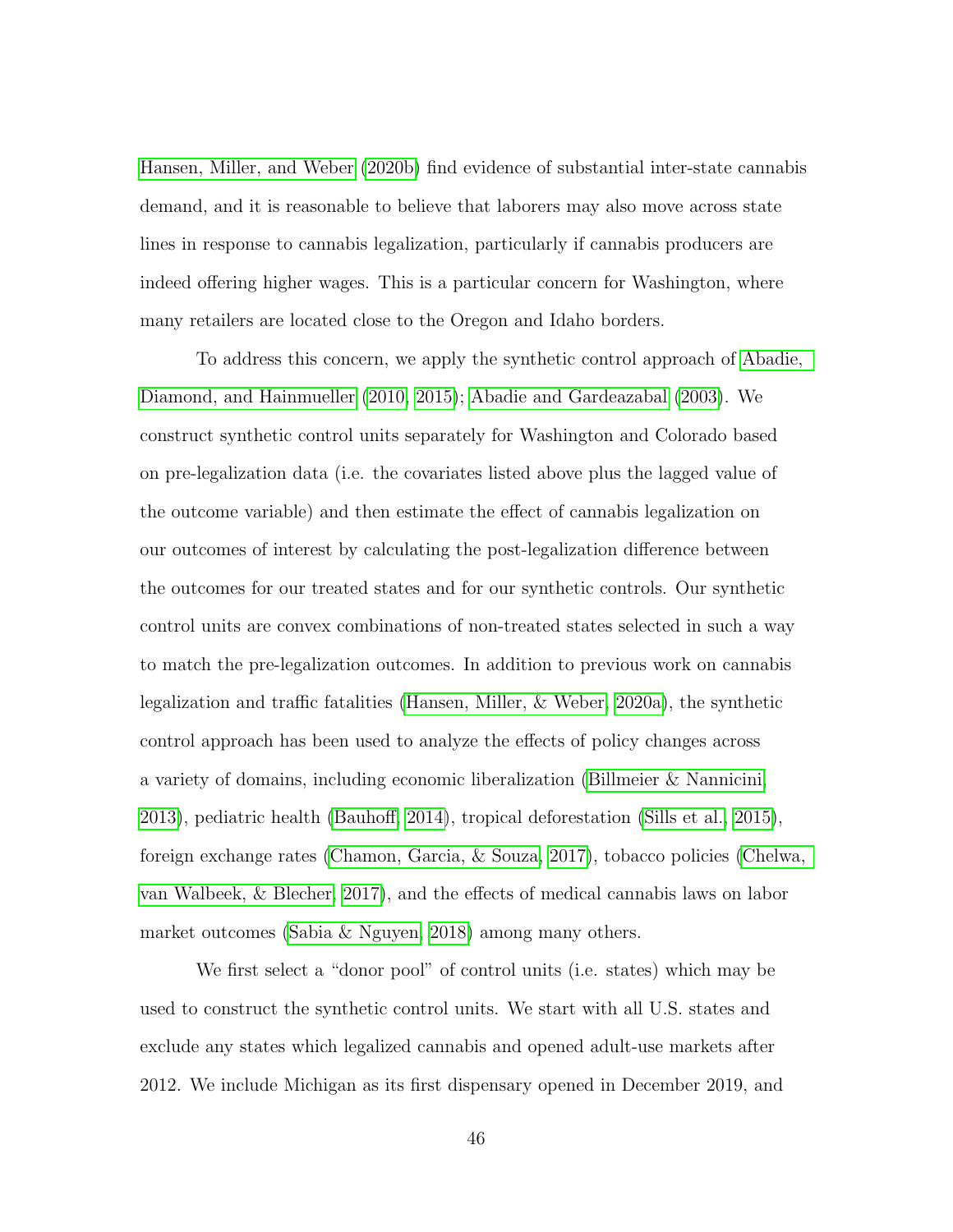Hansen, Miller, and Weber (2020b) find evidence of substantial inter-state cannabis demand, and it is reasonable to believe that laborers may also move across state lines in response to cannabis legalization, particularly if cannabis producers are indeed offering higher wages. This is a particular concern for Washington, where many retailers are located close to the Oregon and Idaho borders.

To address this concern, we apply the synthetic control approach of Abadie, Diamond, and Hainmueller (2010, 2015); Abadie and Gardeazabal (2003). We construct synthetic control units separately for Washington and Colorado based on pre-legalization data (i.e. the covariates listed above plus the lagged value of the outcome variable) and then estimate the effect of cannabis legalization on our outcomes of interest by calculating the post-legalization difference between the outcomes for our treated states and for our synthetic controls. Our synthetic control units are convex combinations of non-treated states selected in such a way to match the pre-legalization outcomes. In addition to previous work on cannabis legalization and traffic fatalities (Hansen, Miller, & Weber, 2020a), the synthetic control approach has been used to analyze the effects of policy changes across a variety of domains, including economic liberalization (Billmeier & Nannicini, 2013), pediatric health (Bauhoff, 2014), tropical deforestation (Sills et al., 2015), foreign exchange rates (Chamon, Garcia, & Souza, 2017), tobacco policies (Chelwa, van Walbeek, & Blecher, 2017), and the effects of medical cannabis laws on labor market outcomes (Sabia & Nguyen, 2018) among many others.

We first select a "donor pool" of control units (i.e. states) which may be used to construct the synthetic control units. We start with all U.S. states and exclude any states which legalized cannabis and opened adult-use markets after 2012. We include Michigan as its first dispensary opened in December 2019, and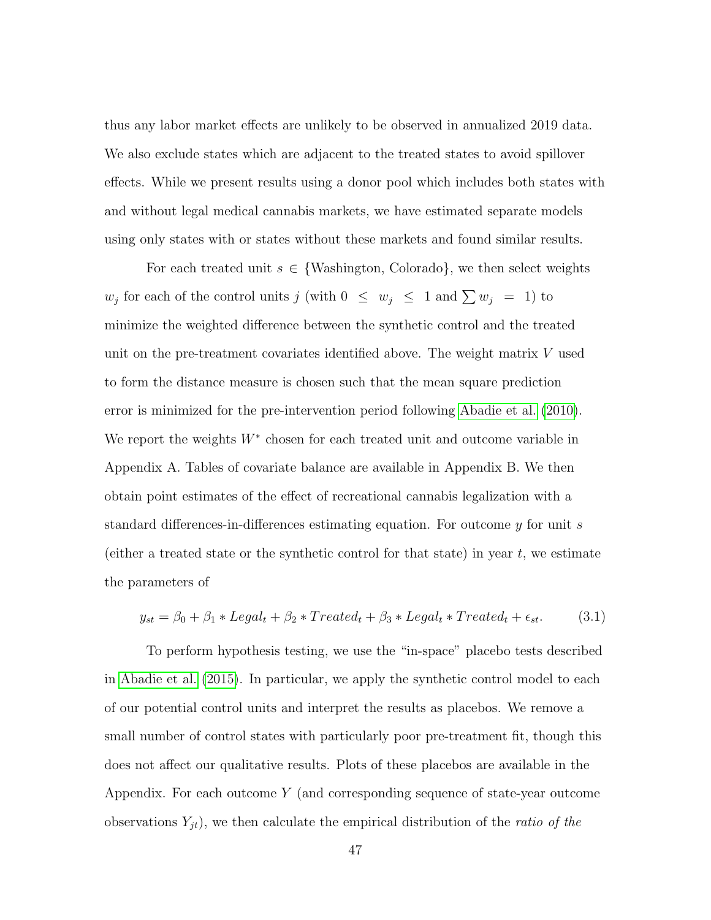thus any labor market effects are unlikely to be observed in annualized 2019 data. We also exclude states which are adjacent to the treated states to avoid spillover effects. While we present results using a donor pool which includes both states with and without legal medical cannabis markets, we have estimated separate models using only states with or states without these markets and found similar results.

For each treated unit $s \in \{\text{Washington, Colorado}\}$, we then select weights $w_j$ for each of the control units $j$ (with $0 \leq w_j \leq 1$ and $\sum w_j = 1$) to minimize the weighted difference between the synthetic control and the treated unit on the pre-treatment covariates identified above. The weight matrix $V$ used to form the distance measure is chosen such that the mean square prediction error is minimized for the pre-intervention period following Abadie et al. (2010). We report the weights $W^*$ chosen for each treated unit and outcome variable in Appendix A. Tables of covariate balance are available in Appendix B. We then obtain point estimates of the effect of recreational cannabis legalization with a standard differences-in-differences estimating equation. For outcome $y$ for unit $s$ (either a treated state or the synthetic control for that state) in year $t$, we estimate the parameters of

$$y_{st} = \beta_0 + \beta_1 * Legal_t + \beta_2 * Treated_t + \beta_3 * Legal_t * Treated_t + \epsilon_{st}. \tag{3.1}$$

To perform hypothesis testing, we use the "in-space" placebo tests described in Abadie et al. (2015). In particular, we apply the synthetic control model to each of our potential control units and interpret the results as placebos. We remove a small number of control states with particularly poor pre-treatment fit, though this does not affect our qualitative results. Plots of these placebos are available in the Appendix. For each outcome $Y$ (and corresponding sequence of state-year outcome observations $Y_{jt}$), we then calculate the empirical distribution of the *ratio of the*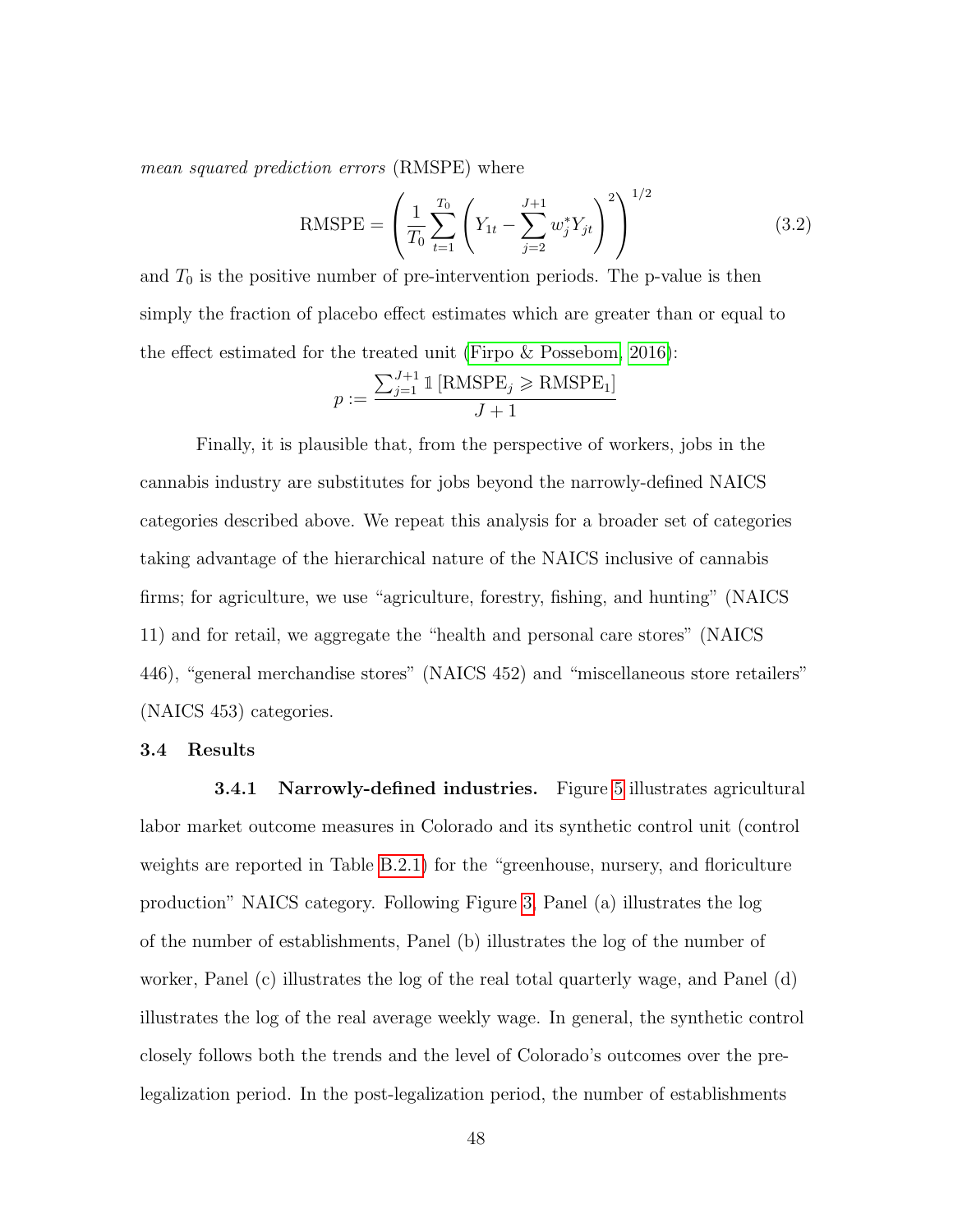*mean squared prediction errors* (RMSPE) where

$$\text{RMSPE} = \left( \frac{1}{T_0} \sum_{t=1}^{T_0} \left( Y_{1t} - \sum_{j=2}^{J+1} w_j^* Y_{jt} \right)^2 \right)^{1/2} \tag{3.2}$$

and $T_0$ is the positive number of pre-intervention periods. The p-value is then simply the fraction of placebo effect estimates which are greater than or equal to the effect estimated for the treated unit (Firpo & Possebom, 2016):

$$p := \frac{\sum_{j=1}^{J+1} \mathbb{1}\left[\text{RMSPE}_j \geqslant \text{RMSPE}_1\right]}{J+1}$$

Finally, it is plausible that, from the perspective of workers, jobs in the cannabis industry are substitutes for jobs beyond the narrowly-defined NAICS categories described above. We repeat this analysis for a broader set of categories taking advantage of the hierarchical nature of the NAICS inclusive of cannabis firms; for agriculture, we use “agriculture, forestry, fishing, and hunting” (NAICS 11) and for retail, we aggregate the “health and personal care stores” (NAICS 446), “general merchandise stores” (NAICS 452) and “miscellaneous store retailers” (NAICS 453) categories.

### 3.4 Results

**3.4.1 Narrowly-defined industries.** Figure 5 illustrates agricultural labor market outcome measures in Colorado and its synthetic control unit (control weights are reported in Table B.2.1) for the “greenhouse, nursery, and floriculture production” NAICS category. Following Figure 3, Panel (a) illustrates the log of the number of establishments, Panel (b) illustrates the log of the number of worker, Panel (c) illustrates the log of the real total quarterly wage, and Panel (d) illustrates the log of the real average weekly wage. In general, the synthetic control closely follows both the trends and the level of Colorado’s outcomes over the pre-legalization period. In the post-legalization period, the number of establishments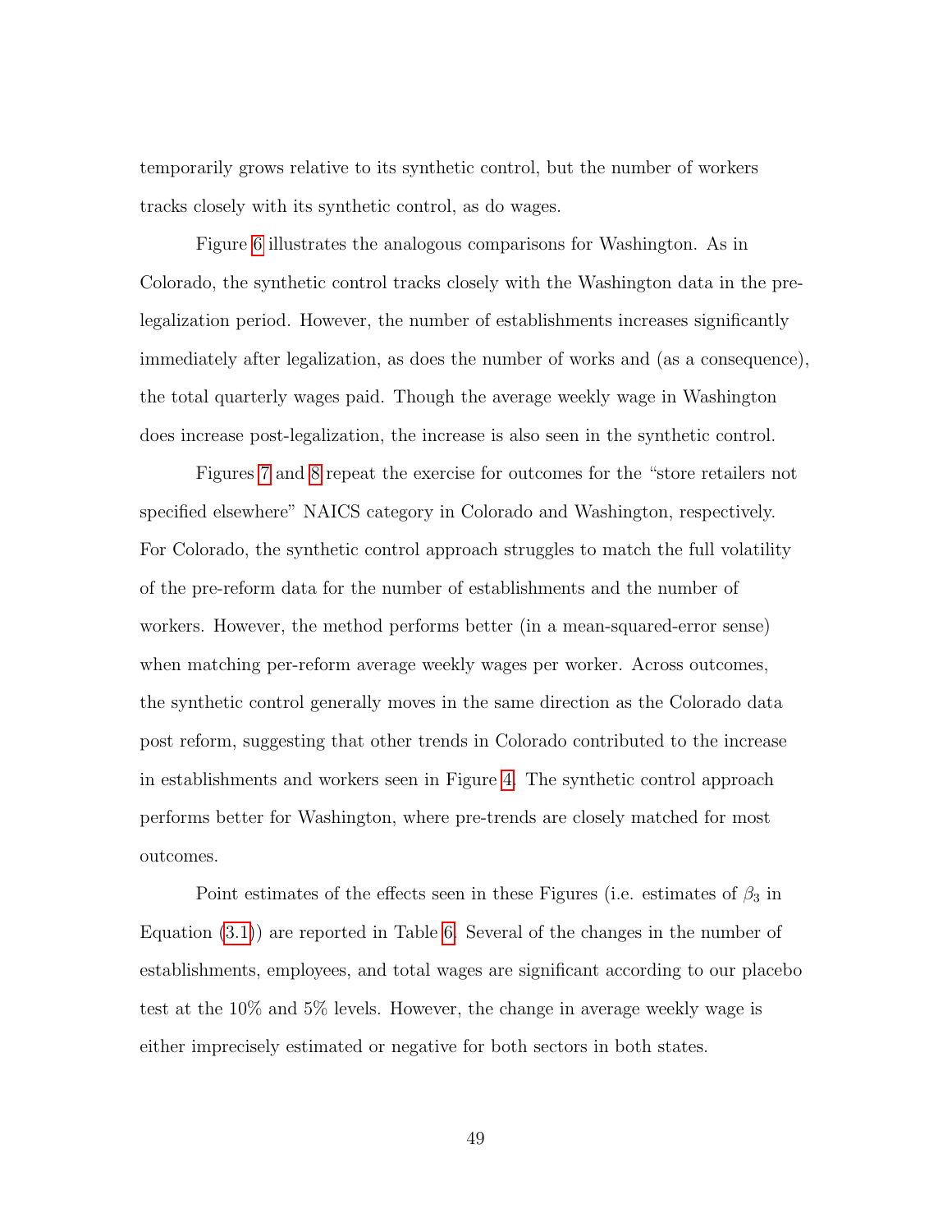temporarily grows relative to its synthetic control, but the number of workers tracks closely with its synthetic control, as do wages.

Figure 6 illustrates the analogous comparisons for Washington. As in Colorado, the synthetic control tracks closely with the Washington data in the pre-legalization period. However, the number of establishments increases significantly immediately after legalization, as does the number of works and (as a consequence), the total quarterly wages paid. Though the average weekly wage in Washington does increase post-legalization, the increase is also seen in the synthetic control.

Figures 7 and 8 repeat the exercise for outcomes for the "store retailers not specified elsewhere" NAICS category in Colorado and Washington, respectively. For Colorado, the synthetic control approach struggles to match the full volatility of the pre-reform data for the number of establishments and the number of workers. However, the method performs better (in a mean-squared-error sense) when matching per-reform average weekly wages per worker. Across outcomes, the synthetic control generally moves in the same direction as the Colorado data post reform, suggesting that other trends in Colorado contributed to the increase in establishments and workers seen in Figure 4. The synthetic control approach performs better for Washington, where pre-trends are closely matched for most outcomes.

Point estimates of the effects seen in these Figures (i.e. estimates of $\beta_3$ in Equation (3.1)) are reported in Table 6. Several of the changes in the number of establishments, employees, and total wages are significant according to our placebo test at the 10% and 5% levels. However, the change in average weekly wage is either imprecisely estimated or negative for both sectors in both states.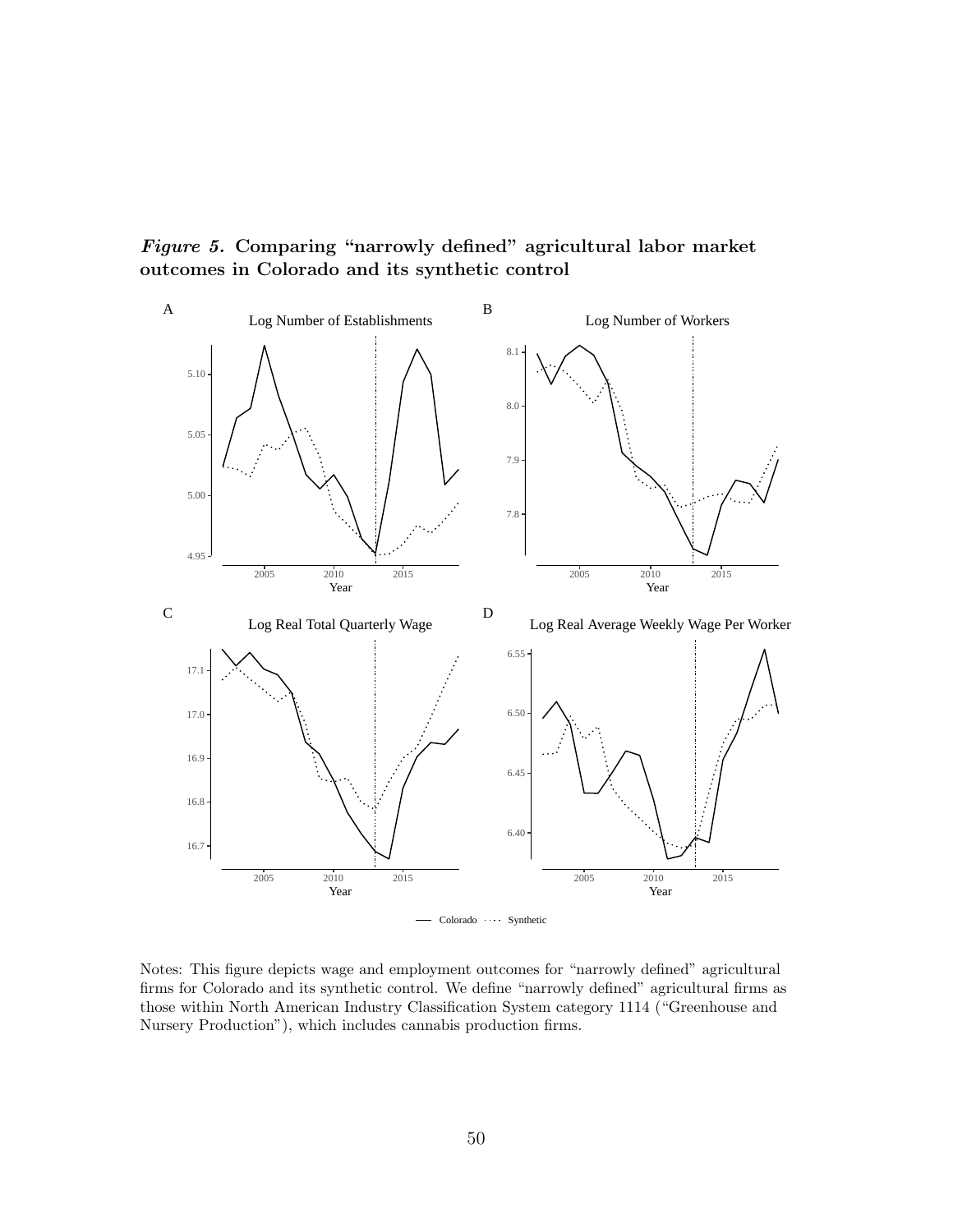***Figure 5.* Comparing "narrowly defined" agricultural labor market outcomes in Colorado and its synthetic control**

Notes: This figure depicts wage and employment outcomes for "narrowly defined" agricultural firms for Colorado and its synthetic control. We define "narrowly defined" agricultural firms as those within North American Industry Classification System category 1114 ("Greenhouse and Nursery Production"), which includes cannabis production firms.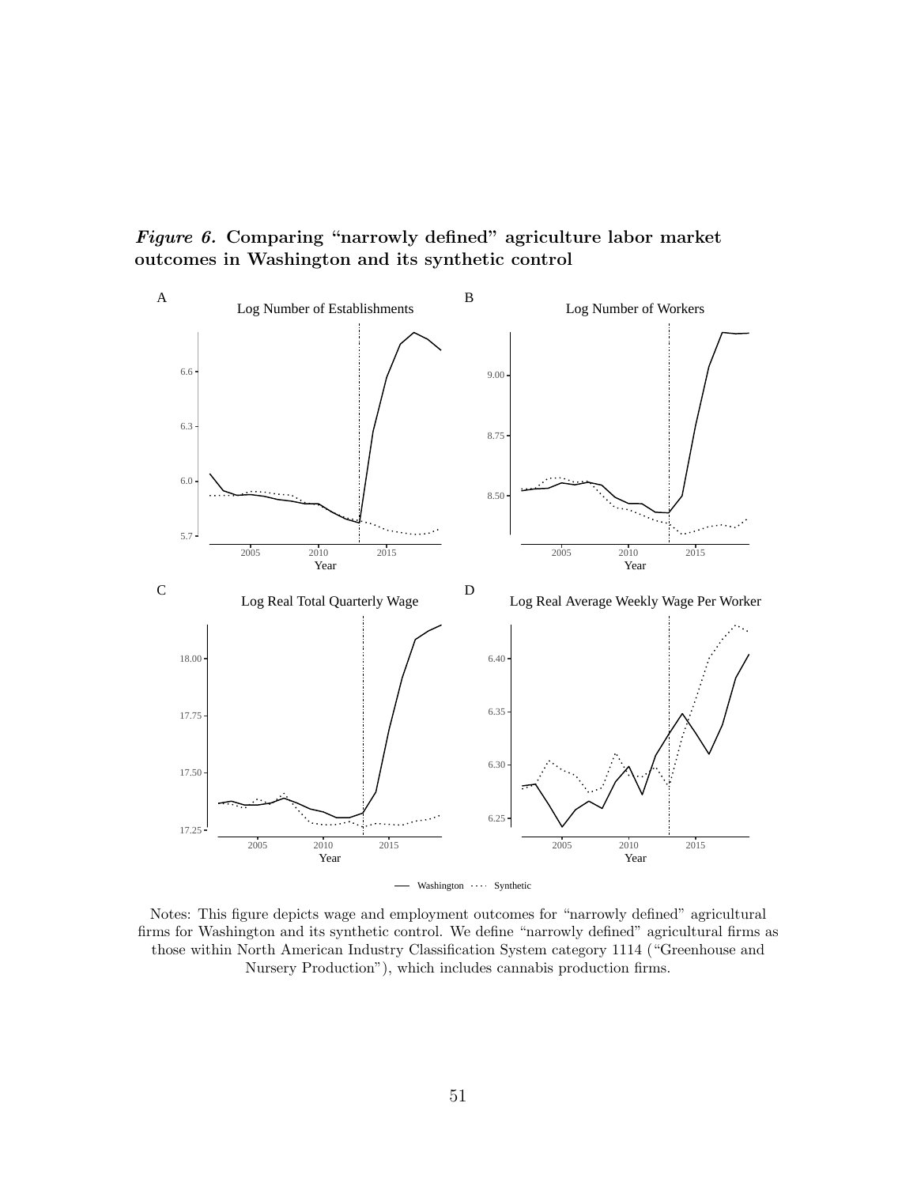***Figure 6.* Comparing "narrowly defined" agriculture labor market outcomes in Washington and its synthetic control**

Notes: This figure depicts wage and employment outcomes for "narrowly defined" agricultural firms for Washington and its synthetic control. We define "narrowly defined" agricultural firms as those within North American Industry Classification System category 1114 ("Greenhouse and Nursery Production"), which includes cannabis production firms.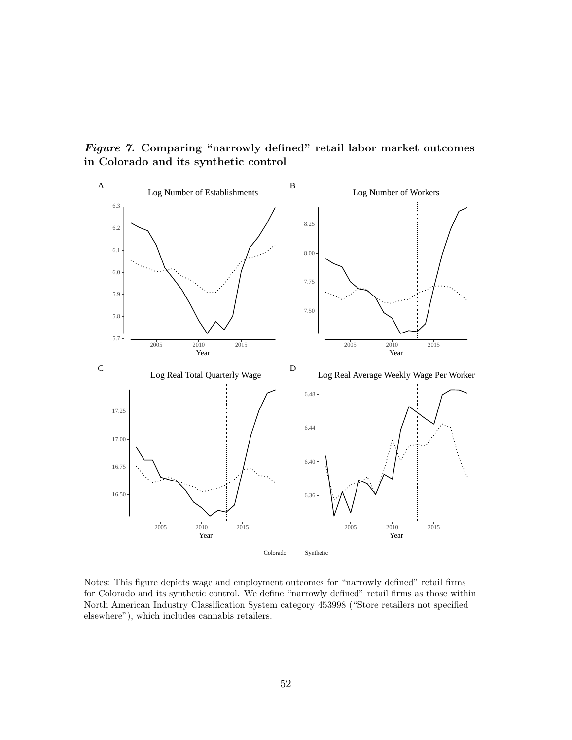***Figure 7.*** **Comparing "narrowly defined" retail labor market outcomes in Colorado and its synthetic control**

Notes: This figure depicts wage and employment outcomes for "narrowly defined" retail firms for Colorado and its synthetic control. We define "narrowly defined" retail firms as those within North American Industry Classification System category 453998 ("Store retailers not specified elsewhere"), which includes cannabis retailers.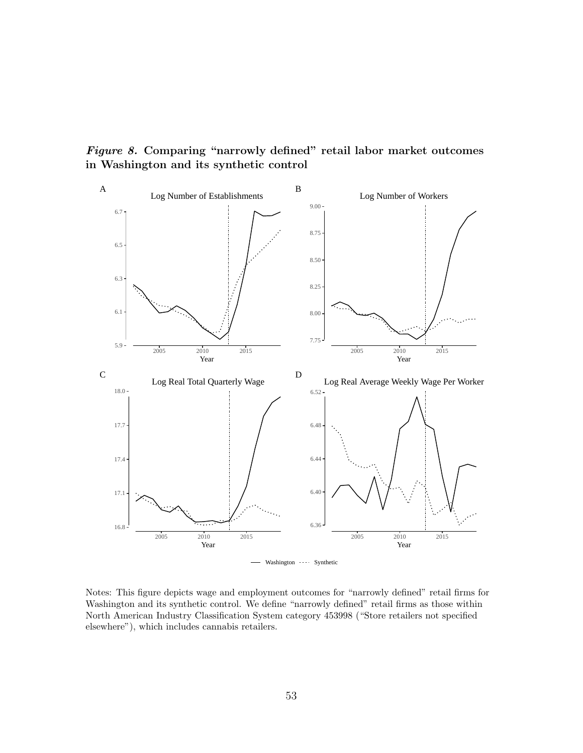***Figure 8.* Comparing "narrowly defined" retail labor market outcomes in Washington and its synthetic control**

Notes: This figure depicts wage and employment outcomes for "narrowly defined" retail firms for Washington and its synthetic control. We define "narrowly defined" retail firms as those within North American Industry Classification System category 453998 ("Store retailers not specified elsewhere"), which includes cannabis retailers.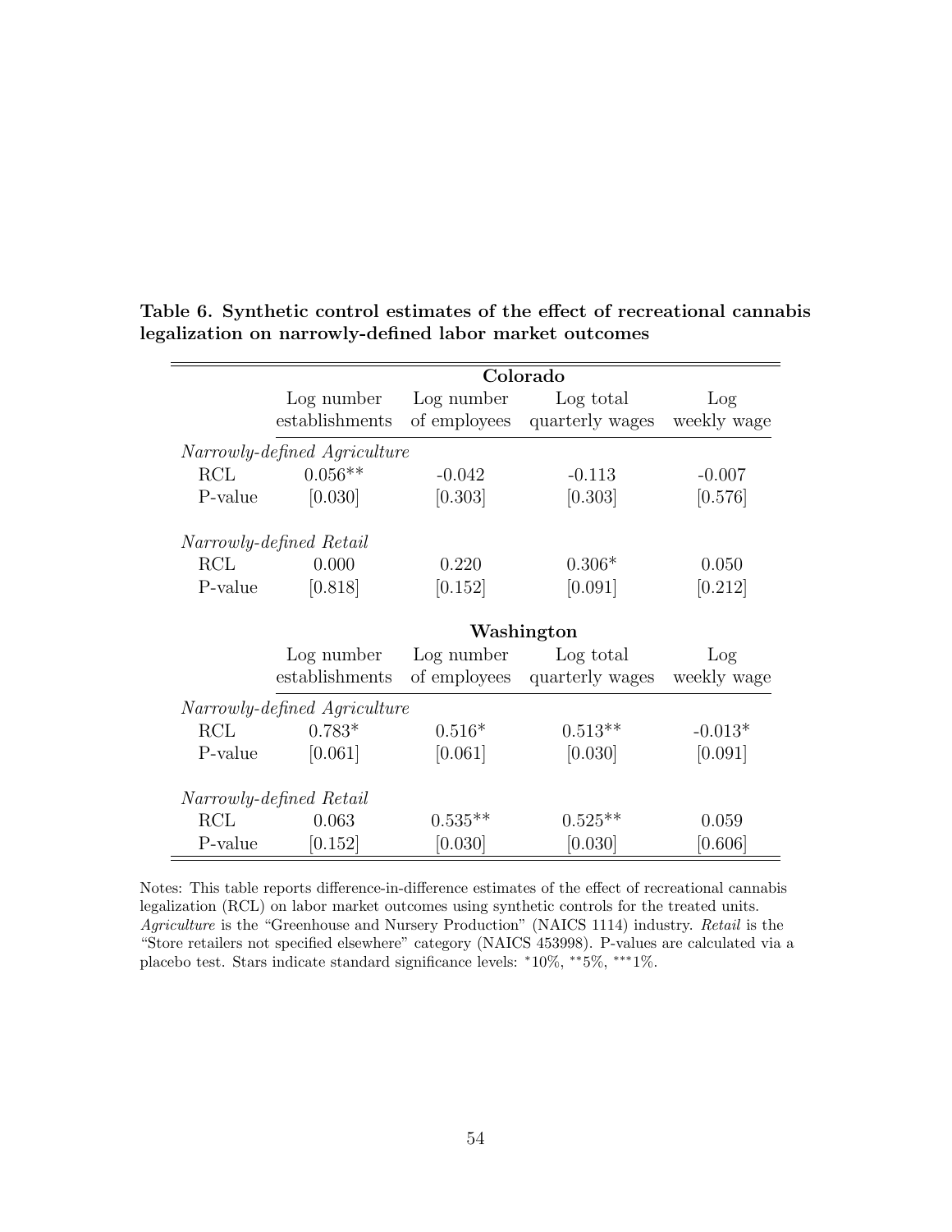**Table 6. Synthetic control estimates of the effect of recreational cannabis legalization on narrowly-defined labor market outcomes**

| | Colorado | | | |
|---|---|---|---|---|
| | Log number establishments | Log number of employees | Log total quarterly wages | Log weekly wage |
| *Narrowly-defined Agriculture* | | | | |
| RCL | 0.056** | -0.042 | -0.113 | -0.007 |
| P-value | [0.030] | [0.303] | [0.303] | [0.576] |
| *Narrowly-defined Retail* | | | | |
| RCL | 0.000 | 0.220 | 0.306* | 0.050 |
| P-value | [0.818] | [0.152] | [0.091] | [0.212] |
| | **Washington** | | | |
| | Log number establishments | Log number of employees | Log total quarterly wages | Log weekly wage |
| *Narrowly-defined Agriculture* | | | | |
| RCL | 0.783* | 0.516* | 0.513** | -0.013* |
| P-value | [0.061] | [0.061] | [0.030] | [0.091] |
| *Narrowly-defined Retail* | | | | |
| RCL | 0.063 | 0.535** | 0.525** | 0.059 |
| P-value | [0.152] | [0.030] | [0.030] | [0.606] |

Notes: This table reports difference-in-difference estimates of the effect of recreational cannabis legalization (RCL) on labor market outcomes using synthetic controls for the treated units. *Agriculture* is the "Greenhouse and Nursery Production" (NAICS 1114) industry. *Retail* is the "Store retailers not specified elsewhere" category (NAICS 453998). P-values are calculated via a placebo test. Stars indicate standard significance levels: *10%, **5%, ***1%.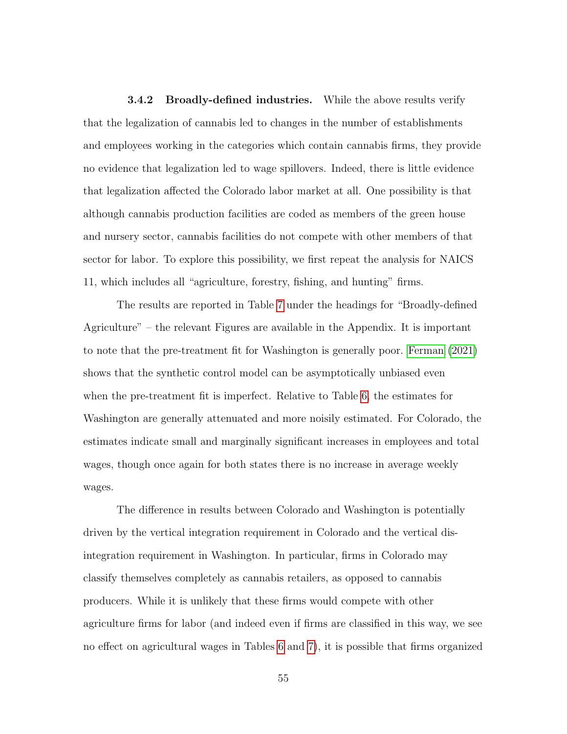#### 3.4.2 Broadly-defined industries.

While the above results verify that the legalization of cannabis led to changes in the number of establishments and employees working in the categories which contain cannabis firms, they provide no evidence that legalization led to wage spillovers. Indeed, there is little evidence that legalization affected the Colorado labor market at all. One possibility is that although cannabis production facilities are coded as members of the green house and nursery sector, cannabis facilities do not compete with other members of that sector for labor. To explore this possibility, we first repeat the analysis for NAICS 11, which includes all "agriculture, forestry, fishing, and hunting" firms.

The results are reported in Table 7 under the headings for "Broadly-defined Agriculture" – the relevant Figures are available in the Appendix. It is important to note that the pre-treatment fit for Washington is generally poor. Ferman (2021) shows that the synthetic control model can be asymptotically unbiased even when the pre-treatment fit is imperfect. Relative to Table 6, the estimates for Washington are generally attenuated and more noisily estimated. For Colorado, the estimates indicate small and marginally significant increases in employees and total wages, though once again for both states there is no increase in average weekly wages.

The difference in results between Colorado and Washington is potentially driven by the vertical integration requirement in Colorado and the vertical disintegration requirement in Washington. In particular, firms in Colorado may classify themselves completely as cannabis retailers, as opposed to cannabis producers. While it is unlikely that these firms would compete with other agriculture firms for labor (and indeed even if firms are classified in this way, we see no effect on agricultural wages in Tables 6 and 7), it is possible that firms organized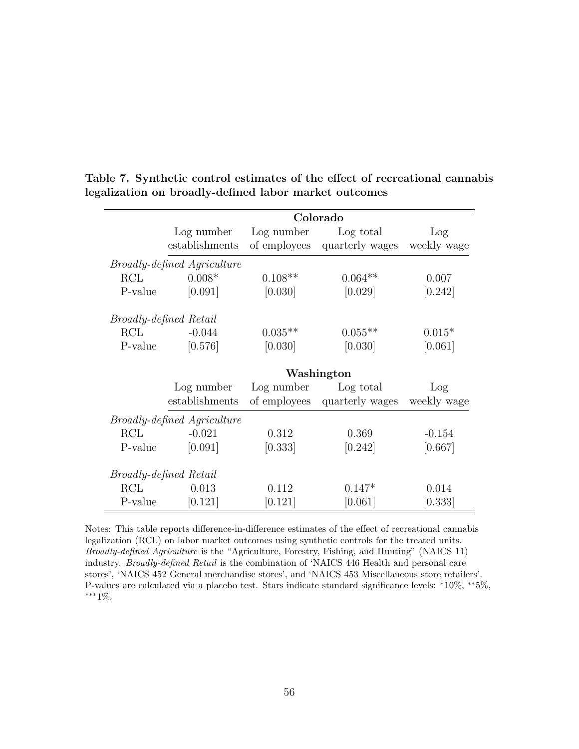**Table 7. Synthetic control estimates of the effect of recreational cannabis legalization on broadly-defined labor market outcomes**

| | Colorado | | | |
|---|---|---|---|---|
| | Log number establishments | Log number of employees | Log total quarterly wages | Log weekly wage |
| *Broadly-defined Agriculture* | | | | |
| RCL | 0.008* | 0.108** | 0.064** | 0.007 |
| P-value | [0.091] | [0.030] | [0.029] | [0.242] |
| *Broadly-defined Retail* | | | | |
| RCL | -0.044 | 0.035** | 0.055** | 0.015* |
| P-value | [0.576] | [0.030] | [0.030] | [0.061] |
| | **Washington** | | | |
| | Log number establishments | Log number of employees | Log total quarterly wages | Log weekly wage |
| *Broadly-defined Agriculture* | | | | |
| RCL | -0.021 | 0.312 | 0.369 | -0.154 |
| P-value | [0.091] | [0.333] | [0.242] | [0.667] |
| *Broadly-defined Retail* | | | | |
| RCL | 0.013 | 0.112 | 0.147* | 0.014 |
| P-value | [0.121] | [0.121] | [0.061] | [0.333] |

Notes: This table reports difference-in-difference estimates of the effect of recreational cannabis legalization (RCL) on labor market outcomes using synthetic controls for the treated units. *Broadly-defined Agriculture* is the "Agriculture, Forestry, Fishing, and Hunting" (NAICS 11) industry. *Broadly-defined Retail* is the combination of 'NAICS 446 Health and personal care stores', 'NAICS 452 General merchandise stores', and 'NAICS 453 Miscellaneous store retailers'. P-values are calculated via a placebo test. Stars indicate standard significance levels: *10%, **5%, ***1%.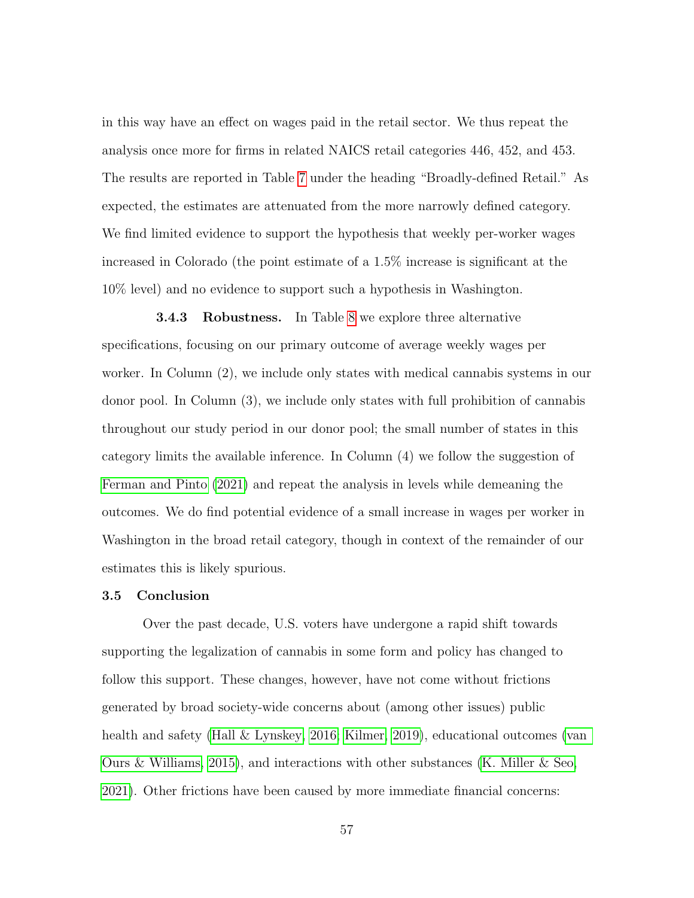in this way have an effect on wages paid in the retail sector. We thus repeat the analysis once more for firms in related NAICS retail categories 446, 452, and 453. The results are reported in Table 7 under the heading "Broadly-defined Retail." As expected, the estimates are attenuated from the more narrowly defined category. We find limited evidence to support the hypothesis that weekly per-worker wages increased in Colorado (the point estimate of a 1.5% increase is significant at the 10% level) and no evidence to support such a hypothesis in Washington.

**3.4.3 Robustness.** In Table 8 we explore three alternative specifications, focusing on our primary outcome of average weekly wages per worker. In Column (2), we include only states with medical cannabis systems in our donor pool. In Column (3), we include only states with full prohibition of cannabis throughout our study period in our donor pool; the small number of states in this category limits the available inference. In Column (4) we follow the suggestion of Ferman and Pinto (2021) and repeat the analysis in levels while demeaning the outcomes. We do find potential evidence of a small increase in wages per worker in Washington in the broad retail category, though in context of the remainder of our estimates this is likely spurious.

### 3.5 Conclusion

Over the past decade, U.S. voters have undergone a rapid shift towards supporting the legalization of cannabis in some form and policy has changed to follow this support. These changes, however, have not come without frictions generated by broad society-wide concerns about (among other issues) public health and safety (Hall & Lynskey, 2016; Kilmer, 2019), educational outcomes (van Ours & Williams, 2015), and interactions with other substances (K. Miller & Seo, 2021). Other frictions have been caused by more immediate financial concerns: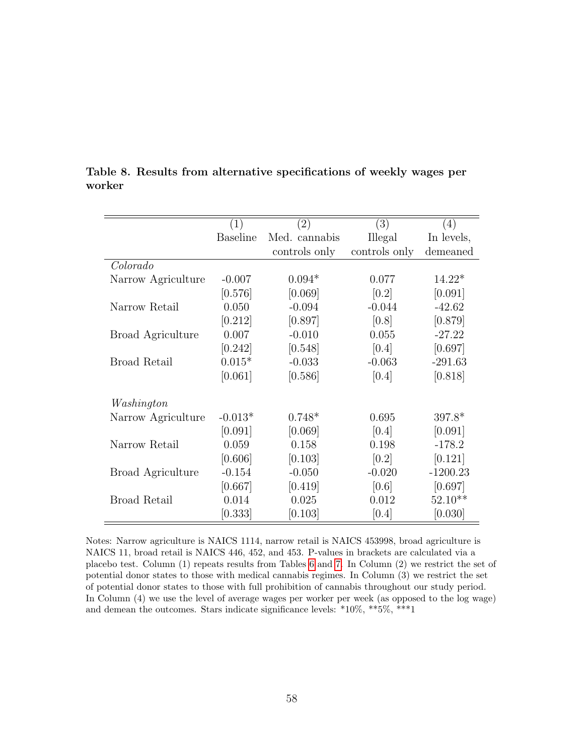**Table 8. Results from alternative specifications of weekly wages per worker**

| | (1) | (2) | (3) | (4) |
|---|---|---|---|---|
| | Baseline | Med. cannabis controls only | Illegal controls only | In levels, demeaned |
| *Colorado* | | | | |
| Narrow Agriculture | -0.007 | 0.094* | 0.077 | 14.22* |
| | [0.576] | [0.069] | [0.2] | [0.091] |
| Narrow Retail | 0.050 | -0.094 | -0.044 | -42.62 |
| | [0.212] | [0.897] | [0.8] | [0.879] |
| Broad Agriculture | 0.007 | -0.010 | 0.055 | -27.22 |
| | [0.242] | [0.548] | [0.4] | [0.697] |
| Broad Retail | 0.015* | -0.033 | -0.063 | -291.63 |
| | [0.061] | [0.586] | [0.4] | [0.818] |
| *Washington* | | | | |
| Narrow Agriculture | -0.013* | 0.748* | 0.695 | 397.8* |
| | [0.091] | [0.069] | [0.4] | [0.091] |
| Narrow Retail | 0.059 | 0.158 | 0.198 | -178.2 |
| | [0.606] | [0.103] | [0.2] | [0.121] |
| Broad Agriculture | -0.154 | -0.050 | -0.020 | -1200.23 |
| | [0.667] | [0.419] | [0.6] | [0.697] |
| Broad Retail | 0.014 | 0.025 | 0.012 | 52.10** |
| | [0.333] | [0.103] | [0.4] | [0.030] |

Notes: Narrow agriculture is NAICS 1114, narrow retail is NAICS 453998, broad agriculture is NAICS 11, broad retail is NAICS 446, 452, and 453. P-values in brackets are calculated via a placebo test. Column (1) repeats results from Tables 6 and 7. In Column (2) we restrict the set of potential donor states to those with medical cannabis regimes. In Column (3) we restrict the set of potential donor states to those with full prohibition of cannabis throughout our study period. In Column (4) we use the level of average wages per worker per week (as opposed to the log wage) and demean the outcomes. Stars indicate significance levels: *10%, **5%, ***1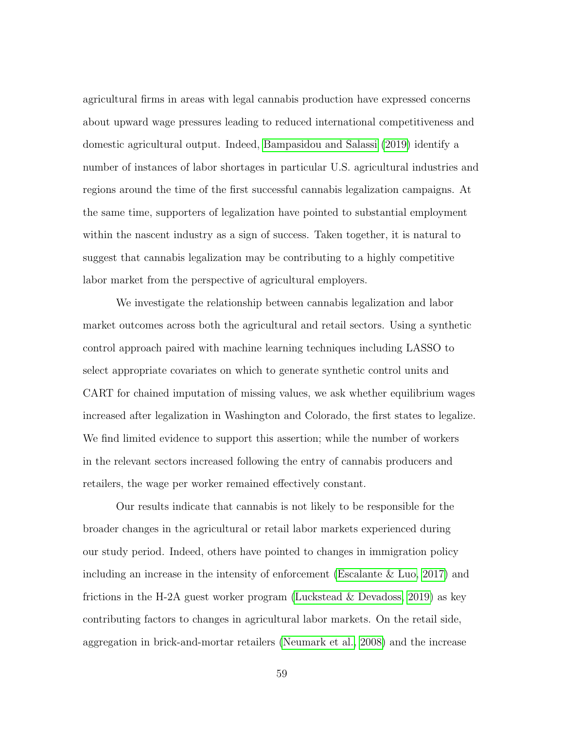agricultural firms in areas with legal cannabis production have expressed concerns about upward wage pressures leading to reduced international competitiveness and domestic agricultural output. Indeed, Bampasidou and Salassi (2019) identify a number of instances of labor shortages in particular U.S. agricultural industries and regions around the time of the first successful cannabis legalization campaigns. At the same time, supporters of legalization have pointed to substantial employment within the nascent industry as a sign of success. Taken together, it is natural to suggest that cannabis legalization may be contributing to a highly competitive labor market from the perspective of agricultural employers.

We investigate the relationship between cannabis legalization and labor market outcomes across both the agricultural and retail sectors. Using a synthetic control approach paired with machine learning techniques including LASSO to select appropriate covariates on which to generate synthetic control units and CART for chained imputation of missing values, we ask whether equilibrium wages increased after legalization in Washington and Colorado, the first states to legalize. We find limited evidence to support this assertion; while the number of workers in the relevant sectors increased following the entry of cannabis producers and retailers, the wage per worker remained effectively constant.

Our results indicate that cannabis is not likely to be responsible for the broader changes in the agricultural or retail labor markets experienced during our study period. Indeed, others have pointed to changes in immigration policy including an increase in the intensity of enforcement (Escalante & Luo, 2017) and frictions in the H-2A guest worker program (Luckstead & Devadoss, 2019) as key contributing factors to changes in agricultural labor markets. On the retail side, aggregation in brick-and-mortar retailers (Neumark et al., 2008) and the increase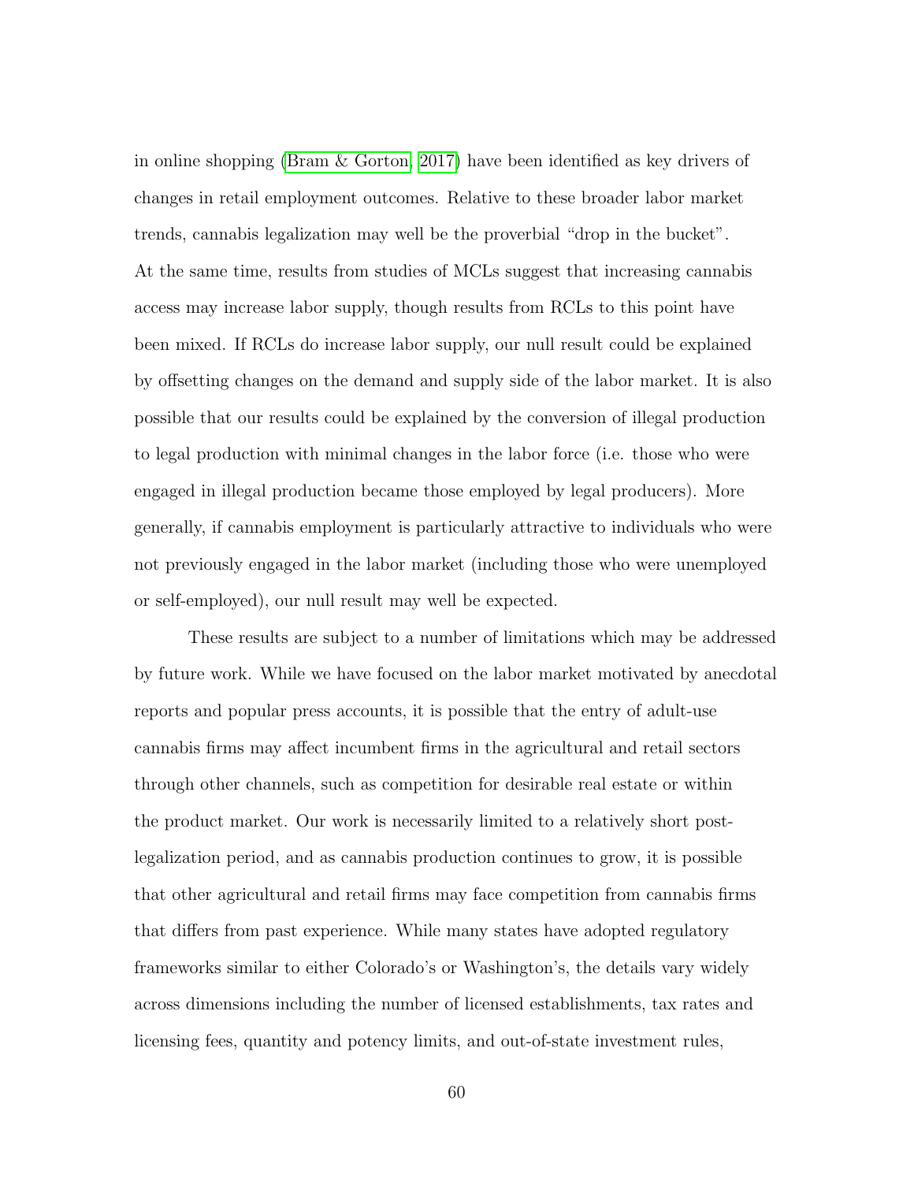in online shopping (Bram & Gorton, 2017) have been identified as key drivers of changes in retail employment outcomes. Relative to these broader labor market trends, cannabis legalization may well be the proverbial "drop in the bucket". At the same time, results from studies of MCLs suggest that increasing cannabis access may increase labor supply, though results from RCLs to this point have been mixed. If RCLs do increase labor supply, our null result could be explained by offsetting changes on the demand and supply side of the labor market. It is also possible that our results could be explained by the conversion of illegal production to legal production with minimal changes in the labor force (i.e. those who were engaged in illegal production became those employed by legal producers). More generally, if cannabis employment is particularly attractive to individuals who were not previously engaged in the labor market (including those who were unemployed or self-employed), our null result may well be expected.

These results are subject to a number of limitations which may be addressed by future work. While we have focused on the labor market motivated by anecdotal reports and popular press accounts, it is possible that the entry of adult-use cannabis firms may affect incumbent firms in the agricultural and retail sectors through other channels, such as competition for desirable real estate or within the product market. Our work is necessarily limited to a relatively short post-legalization period, and as cannabis production continues to grow, it is possible that other agricultural and retail firms may face competition from cannabis firms that differs from past experience. While many states have adopted regulatory frameworks similar to either Colorado's or Washington's, the details vary widely across dimensions including the number of licensed establishments, tax rates and licensing fees, quantity and potency limits, and out-of-state investment rules,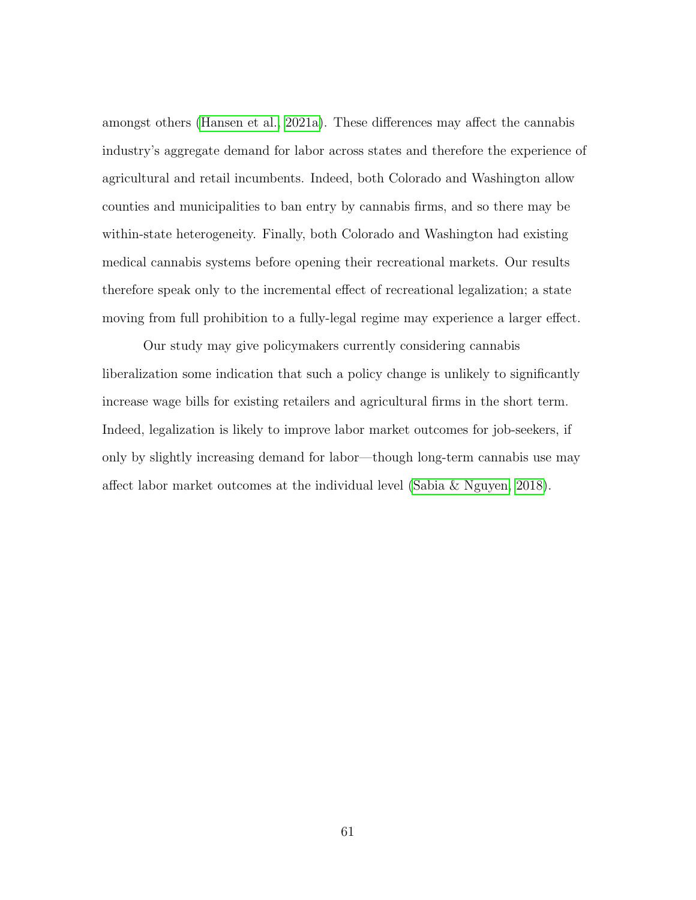amongst others (Hansen et al., 2021a). These differences may affect the cannabis industry's aggregate demand for labor across states and therefore the experience of agricultural and retail incumbents. Indeed, both Colorado and Washington allow counties and municipalities to ban entry by cannabis firms, and so there may be within-state heterogeneity. Finally, both Colorado and Washington had existing medical cannabis systems before opening their recreational markets. Our results therefore speak only to the incremental effect of recreational legalization; a state moving from full prohibition to a fully-legal regime may experience a larger effect.

Our study may give policymakers currently considering cannabis liberalization some indication that such a policy change is unlikely to significantly increase wage bills for existing retailers and agricultural firms in the short term. Indeed, legalization is likely to improve labor market outcomes for job-seekers, if only by slightly increasing demand for labor—though long-term cannabis use may affect labor market outcomes at the individual level (Sabia & Nguyen, 2018).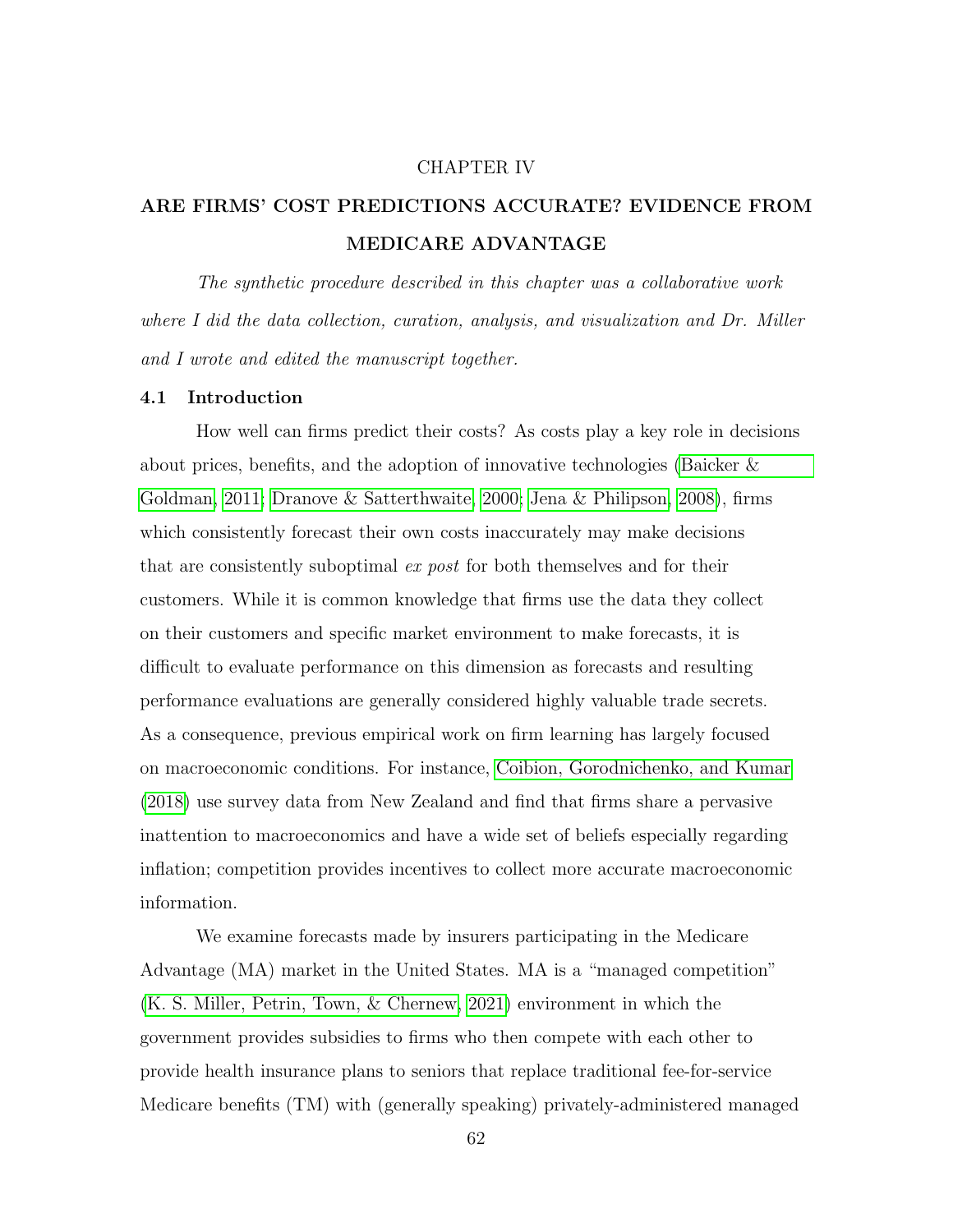CHAPTER IV

# ARE FIRMS' COST PREDICTIONS ACCURATE? EVIDENCE FROM MEDICARE ADVANTAGE

*The synthetic procedure described in this chapter was a collaborative work where I did the data collection, curation, analysis, and visualization and Dr. Miller and I wrote and edited the manuscript together.*

## 4.1 Introduction

How well can firms predict their costs? As costs play a key role in decisions about prices, benefits, and the adoption of innovative technologies (Baicker & Goldman, 2011; Dranove & Satterthwaite, 2000; Jena & Philipson, 2008), firms which consistently forecast their own costs inaccurately may make decisions that are consistently suboptimal *ex post* for both themselves and for their customers. While it is common knowledge that firms use the data they collect on their customers and specific market environment to make forecasts, it is difficult to evaluate performance on this dimension as forecasts and resulting performance evaluations are generally considered highly valuable trade secrets. As a consequence, previous empirical work on firm learning has largely focused on macroeconomic conditions. For instance, Coibion, Gorodnichenko, and Kumar (2018) use survey data from New Zealand and find that firms share a pervasive inattention to macroeconomics and have a wide set of beliefs especially regarding inflation; competition provides incentives to collect more accurate macroeconomic information.

We examine forecasts made by insurers participating in the Medicare Advantage (MA) market in the United States. MA is a "managed competition" (K. S. Miller, Petrin, Town, & Chernew, 2021) environment in which the government provides subsidies to firms who then compete with each other to provide health insurance plans to seniors that replace traditional fee-for-service Medicare benefits (TM) with (generally speaking) privately-administered managed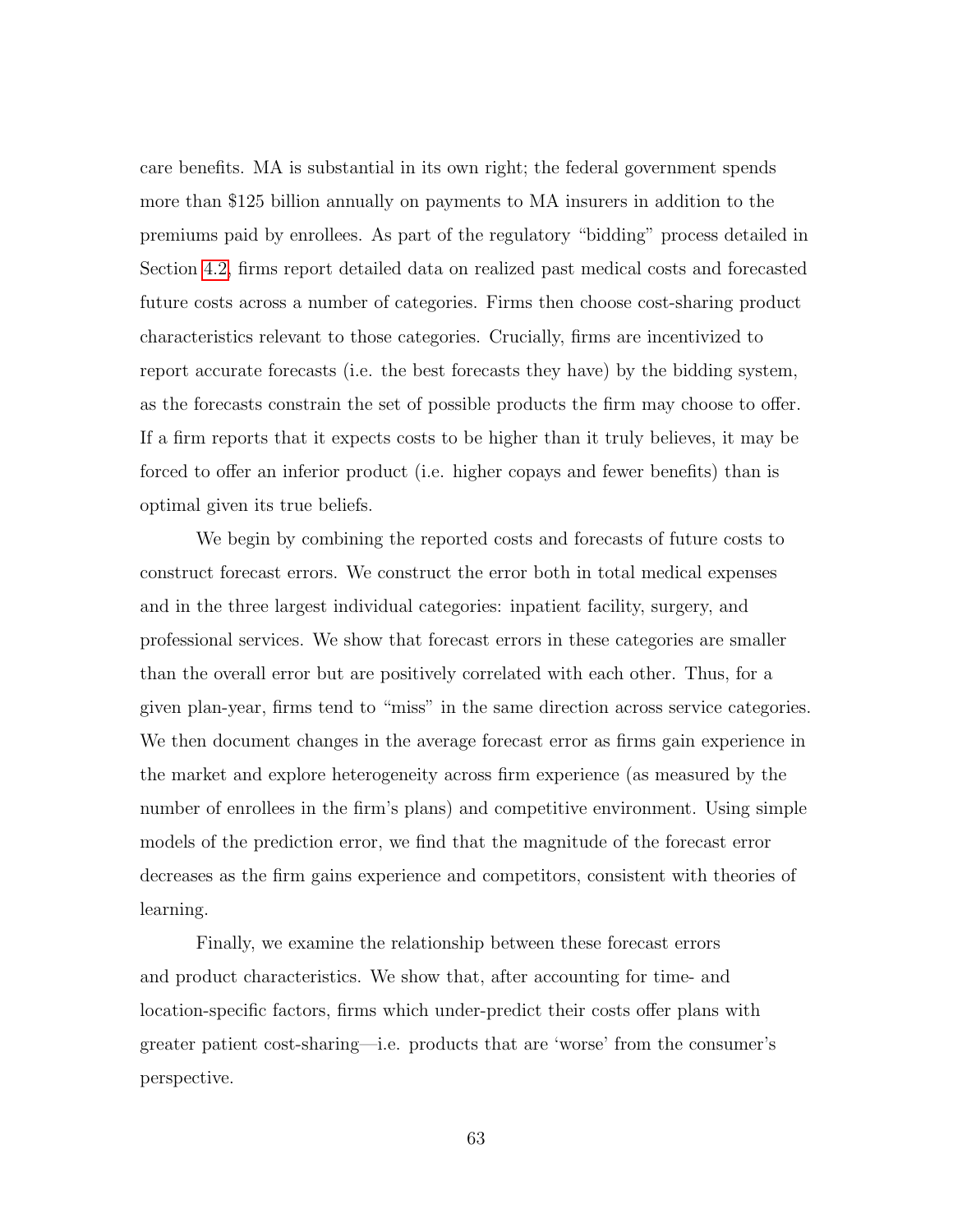care benefits. MA is substantial in its own right; the federal government spends more than $125 billion annually on payments to MA insurers in addition to the premiums paid by enrollees. As part of the regulatory "bidding" process detailed in Section 4.2, firms report detailed data on realized past medical costs and forecasted future costs across a number of categories. Firms then choose cost-sharing product characteristics relevant to those categories. Crucially, firms are incentivized to report accurate forecasts (i.e. the best forecasts they have) by the bidding system, as the forecasts constrain the set of possible products the firm may choose to offer. If a firm reports that it expects costs to be higher than it truly believes, it may be forced to offer an inferior product (i.e. higher copays and fewer benefits) than is optimal given its true beliefs.

We begin by combining the reported costs and forecasts of future costs to construct forecast errors. We construct the error both in total medical expenses and in the three largest individual categories: inpatient facility, surgery, and professional services. We show that forecast errors in these categories are smaller than the overall error but are positively correlated with each other. Thus, for a given plan-year, firms tend to "miss" in the same direction across service categories. We then document changes in the average forecast error as firms gain experience in the market and explore heterogeneity across firm experience (as measured by the number of enrollees in the firm's plans) and competitive environment. Using simple models of the prediction error, we find that the magnitude of the forecast error decreases as the firm gains experience and competitors, consistent with theories of learning.

Finally, we examine the relationship between these forecast errors and product characteristics. We show that, after accounting for time- and location-specific factors, firms which under-predict their costs offer plans with greater patient cost-sharing—i.e. products that are 'worse' from the consumer's perspective.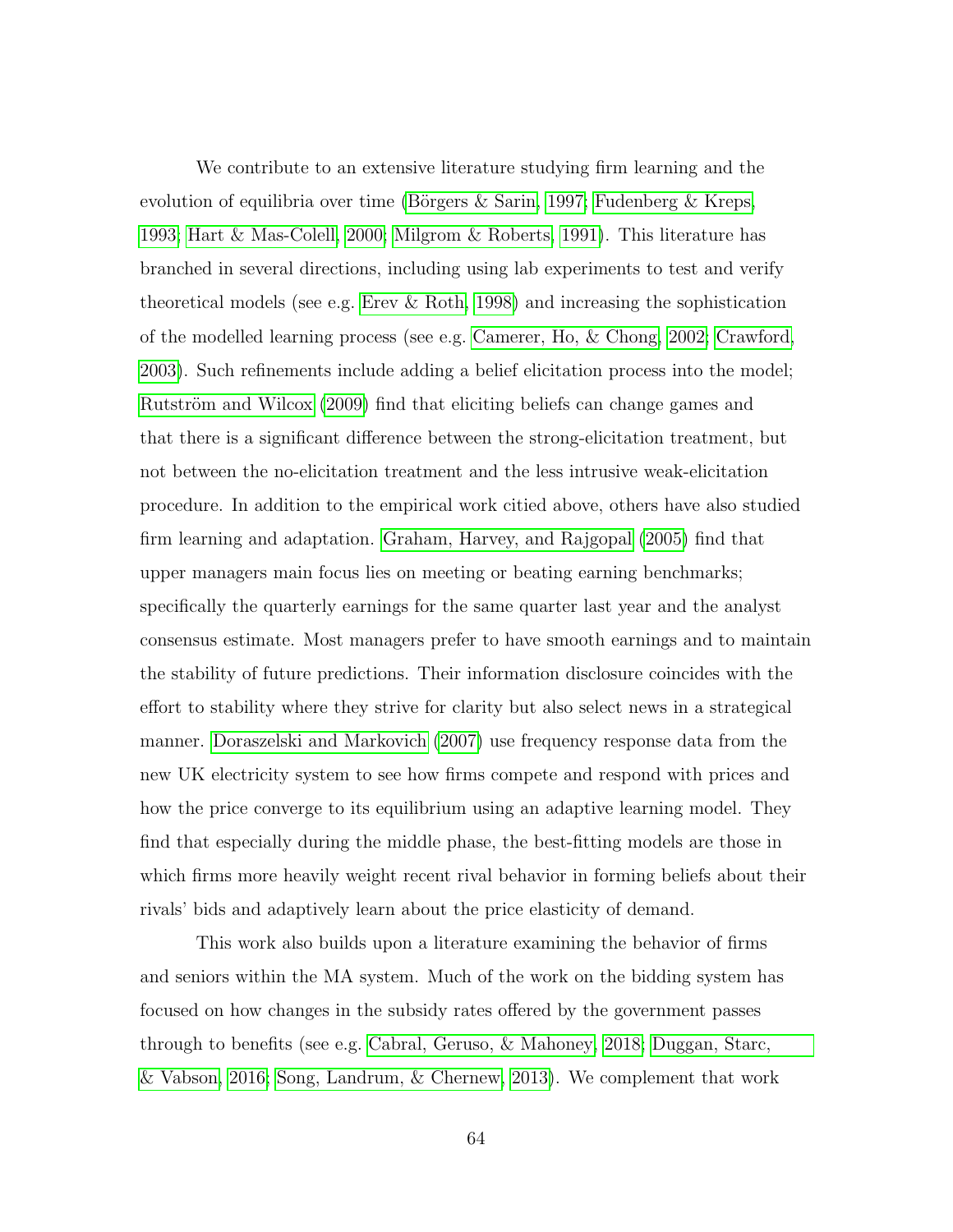We contribute to an extensive literature studying firm learning and the evolution of equilibria over time (Börgers & Sarin, 1997; Fudenberg & Kreps, 1993; Hart & Mas-Colell, 2000; Milgrom & Roberts, 1991). This literature has branched in several directions, including using lab experiments to test and verify theoretical models (see e.g. Erev & Roth, 1998) and increasing the sophistication of the modelled learning process (see e.g. Camerer, Ho, & Chong, 2002; Crawford, 2003). Such refinements include adding a belief elicitation process into the model; Rutström and Wilcox (2009) find that eliciting beliefs can change games and that there is a significant difference between the strong-elicitation treatment, but not between the no-elicitation treatment and the less intrusive weak-elicitation procedure. In addition to the empirical work citied above, others have also studied firm learning and adaptation. Graham, Harvey, and Rajgopal (2005) find that upper managers main focus lies on meeting or beating earning benchmarks; specifically the quarterly earnings for the same quarter last year and the analyst consensus estimate. Most managers prefer to have smooth earnings and to maintain the stability of future predictions. Their information disclosure coincides with the effort to stability where they strive for clarity but also select news in a strategical manner. Doraszelski and Markovich (2007) use frequency response data from the new UK electricity system to see how firms compete and respond with prices and how the price converge to its equilibrium using an adaptive learning model. They find that especially during the middle phase, the best-fitting models are those in which firms more heavily weight recent rival behavior in forming beliefs about their rivals' bids and adaptively learn about the price elasticity of demand.

This work also builds upon a literature examining the behavior of firms and seniors within the MA system. Much of the work on the bidding system has focused on how changes in the subsidy rates offered by the government passes through to benefits (see e.g. Cabral, Geruso, & Mahoney, 2018; Duggan, Starc, & Vabson, 2016; Song, Landrum, & Chernew, 2013). We complement that work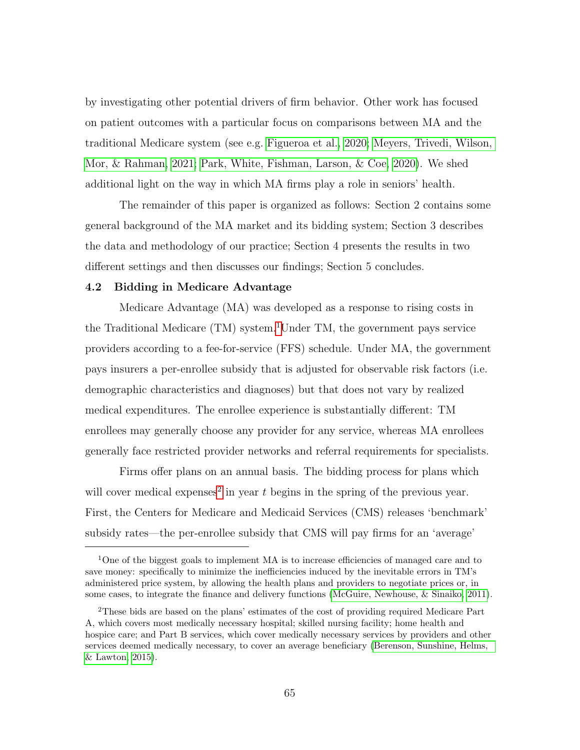by investigating other potential drivers of firm behavior. Other work has focused on patient outcomes with a particular focus on comparisons between MA and the traditional Medicare system (see e.g. Figueroa et al., 2020; Meyers, Trivedi, Wilson, Mor, & Rahman, 2021; Park, White, Fishman, Larson, & Coe, 2020). We shed additional light on the way in which MA firms play a role in seniors' health.

The remainder of this paper is organized as follows: Section 2 contains some general background of the MA market and its bidding system; Section 3 describes the data and methodology of our practice; Section 4 presents the results in two different settings and then discusses our findings; Section 5 concludes.

### 4.2 Bidding in Medicare Advantage

Medicare Advantage (MA) was developed as a response to rising costs in the Traditional Medicare (TM) system.[1] Under TM, the government pays service providers according to a fee-for-service (FFS) schedule. Under MA, the government pays insurers a per-enrollee subsidy that is adjusted for observable risk factors (i.e. demographic characteristics and diagnoses) but that does not vary by realized medical expenditures. The enrollee experience is substantially different: TM enrollees may generally choose any provider for any service, whereas MA enrollees generally face restricted provider networks and referral requirements for specialists.

Firms offer plans on an annual basis. The bidding process for plans which will cover medical expenses[2] in year $t$ begins in the spring of the previous year. First, the Centers for Medicare and Medicaid Services (CMS) releases 'benchmark' subsidy rates—the per-enrollee subsidy that CMS will pay firms for an 'average'

---

[1] One of the biggest goals to implement MA is to increase efficiencies of managed care and to save money: specifically to minimize the inefficiencies induced by the inevitable errors in TM's administered price system, by allowing the health plans and providers to negotiate prices or, in some cases, to integrate the finance and delivery functions (McGuire, Newhouse, & Sinaiko, 2011).

[2] These bids are based on the plans' estimates of the cost of providing required Medicare Part A, which covers most medically necessary hospital; skilled nursing facility; home health and hospice care; and Part B services, which cover medically necessary services by providers and other services deemed medically necessary, to cover an average beneficiary (Berenson, Sunshine, Helms, & Lawton, 2015).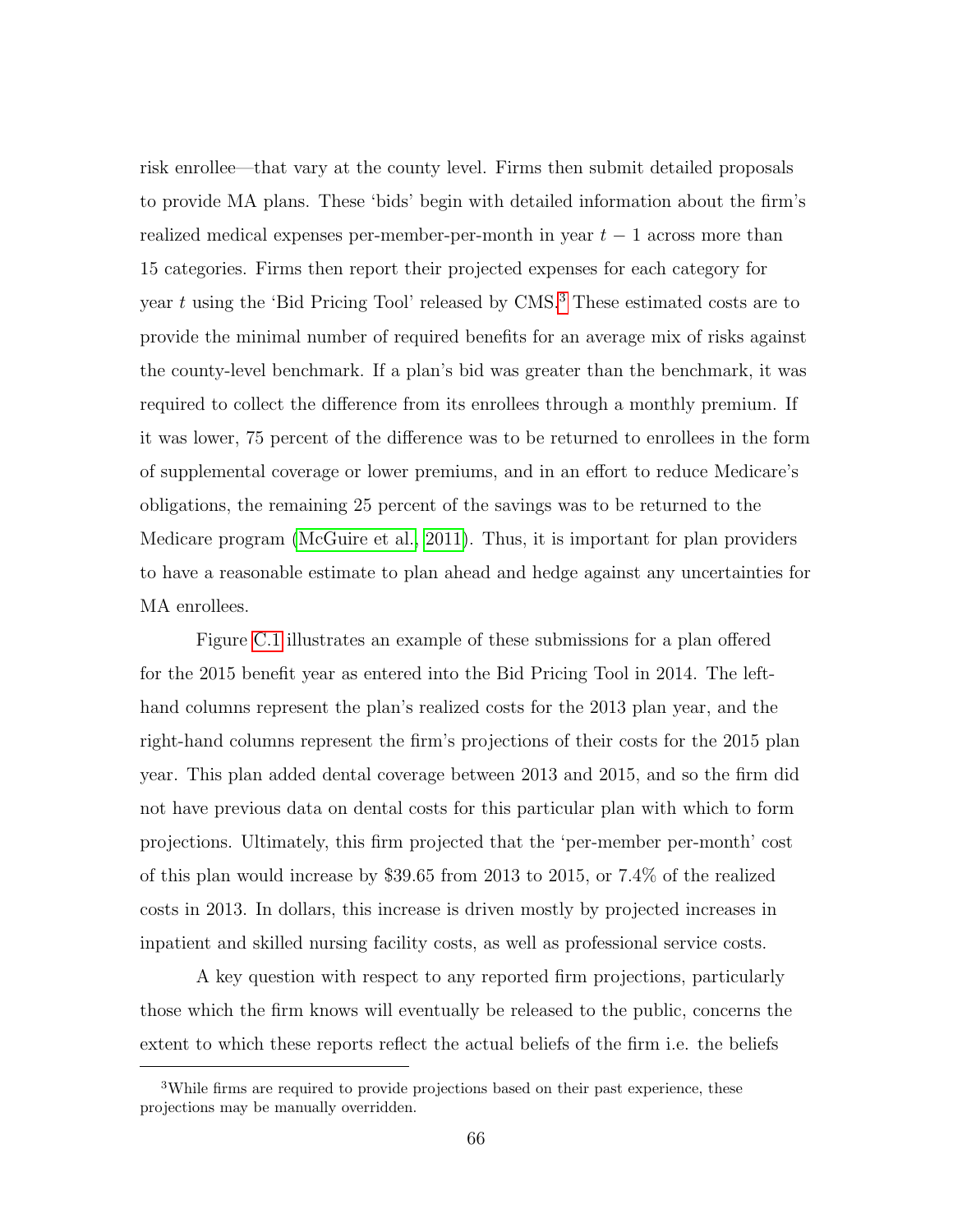risk enrollee—that vary at the county level. Firms then submit detailed proposals to provide MA plans. These 'bids' begin with detailed information about the firm's realized medical expenses per-member-per-month in year $t-1$ across more than 15 categories. Firms then report their projected expenses for each category for year $t$ using the 'Bid Pricing Tool' released by CMS.[3] These estimated costs are to provide the minimal number of required benefits for an average mix of risks against the county-level benchmark. If a plan's bid was greater than the benchmark, it was required to collect the difference from its enrollees through a monthly premium. If it was lower, 75 percent of the difference was to be returned to enrollees in the form of supplemental coverage or lower premiums, and in an effort to reduce Medicare's obligations, the remaining 25 percent of the savings was to be returned to the Medicare program (McGuire et al., 2011). Thus, it is important for plan providers to have a reasonable estimate to plan ahead and hedge against any uncertainties for MA enrollees.

Figure C.1 illustrates an example of these submissions for a plan offered for the 2015 benefit year as entered into the Bid Pricing Tool in 2014. The left-hand columns represent the plan's realized costs for the 2013 plan year, and the right-hand columns represent the firm's projections of their costs for the 2015 plan year. This plan added dental coverage between 2013 and 2015, and so the firm did not have previous data on dental costs for this particular plan with which to form projections. Ultimately, this firm projected that the 'per-member per-month' cost of this plan would increase by \$39.65 from 2013 to 2015, or 7.4% of the realized costs in 2013. In dollars, this increase is driven mostly by projected increases in inpatient and skilled nursing facility costs, as well as professional service costs.

A key question with respect to any reported firm projections, particularly those which the firm knows will eventually be released to the public, concerns the extent to which these reports reflect the actual beliefs of the firm i.e. the beliefs

[3] While firms are required to provide projections based on their past experience, these projections may be manually overridden.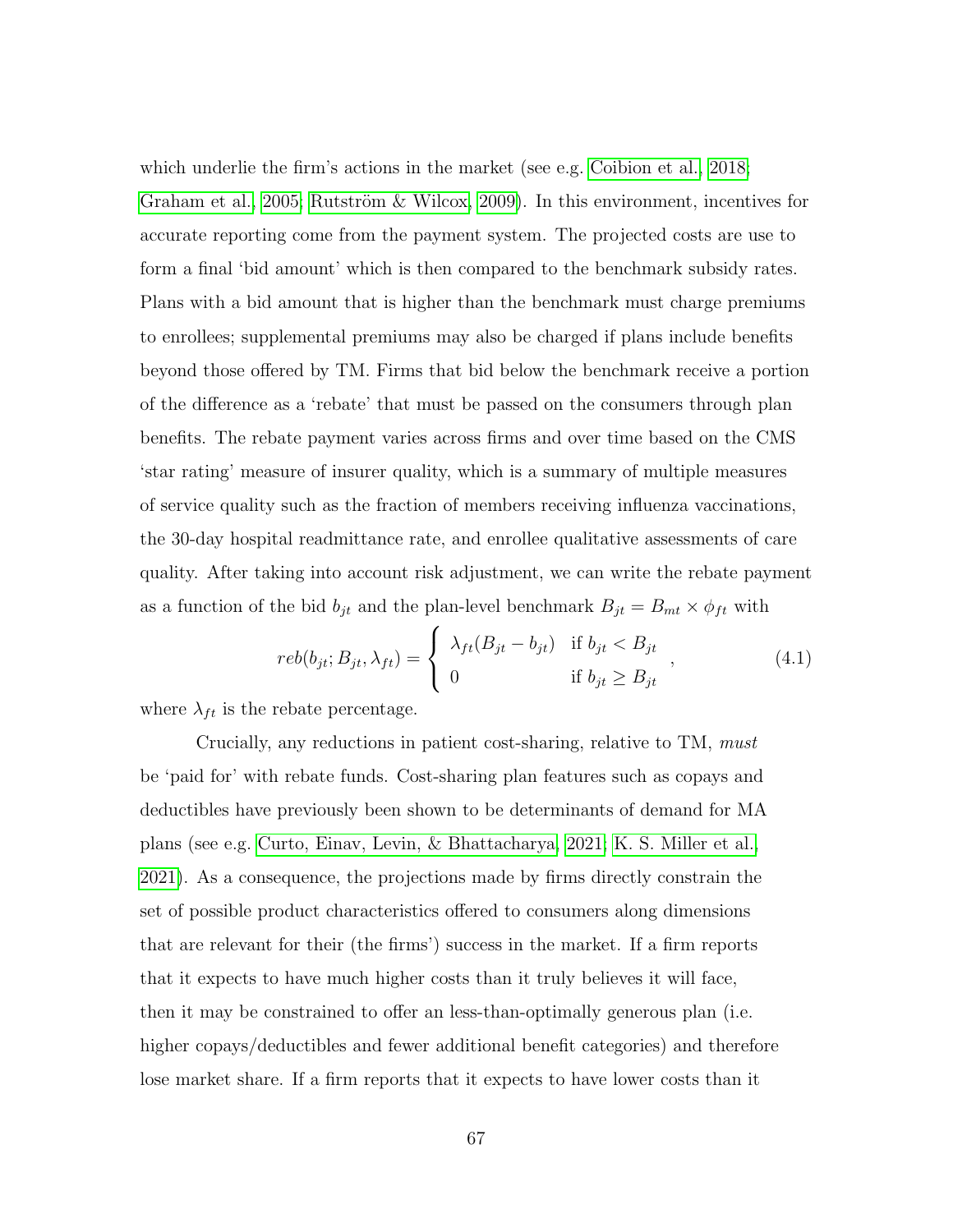which underlie the firm's actions in the market (see e.g. Coibion et al., 2018; Graham et al., 2005; Rutström & Wilcox, 2009). In this environment, incentives for accurate reporting come from the payment system. The projected costs are use to form a final 'bid amount' which is then compared to the benchmark subsidy rates. Plans with a bid amount that is higher than the benchmark must charge premiums to enrollees; supplemental premiums may also be charged if plans include benefits beyond those offered by TM. Firms that bid below the benchmark receive a portion of the difference as a 'rebate' that must be passed on the consumers through plan benefits. The rebate payment varies across firms and over time based on the CMS 'star rating' measure of insurer quality, which is a summary of multiple measures of service quality such as the fraction of members receiving influenza vaccinations, the 30-day hospital readmittance rate, and enrollee qualitative assessments of care quality. After taking into account risk adjustment, we can write the rebate payment as a function of the bid $b_{jt}$ and the plan-level benchmark $B_{jt} = B_{mt} \times \phi_{ft}$ with

$$reb(b_{jt}; B_{jt}, \lambda_{ft}) = \begin{cases} \lambda_{ft}(B_{jt} - b_{jt}) & \text{if } b_{jt} < B_{jt} \\ 0 & \text{if } b_{jt} \geq B_{jt} \end{cases}, \tag{4.1}$$

where $\lambda_{ft}$ is the rebate percentage.

Crucially, any reductions in patient cost-sharing, relative to TM, *must* be 'paid for' with rebate funds. Cost-sharing plan features such as copays and deductibles have previously been shown to be determinants of demand for MA plans (see e.g. Curto, Einav, Levin, & Bhattacharya, 2021; K. S. Miller et al., 2021). As a consequence, the projections made by firms directly constrain the set of possible product characteristics offered to consumers along dimensions that are relevant for their (the firms') success in the market. If a firm reports that it expects to have much higher costs than it truly believes it will face, then it may be constrained to offer an less-than-optimally generous plan (i.e. higher copays/deductibles and fewer additional benefit categories) and therefore lose market share. If a firm reports that it expects to have lower costs than it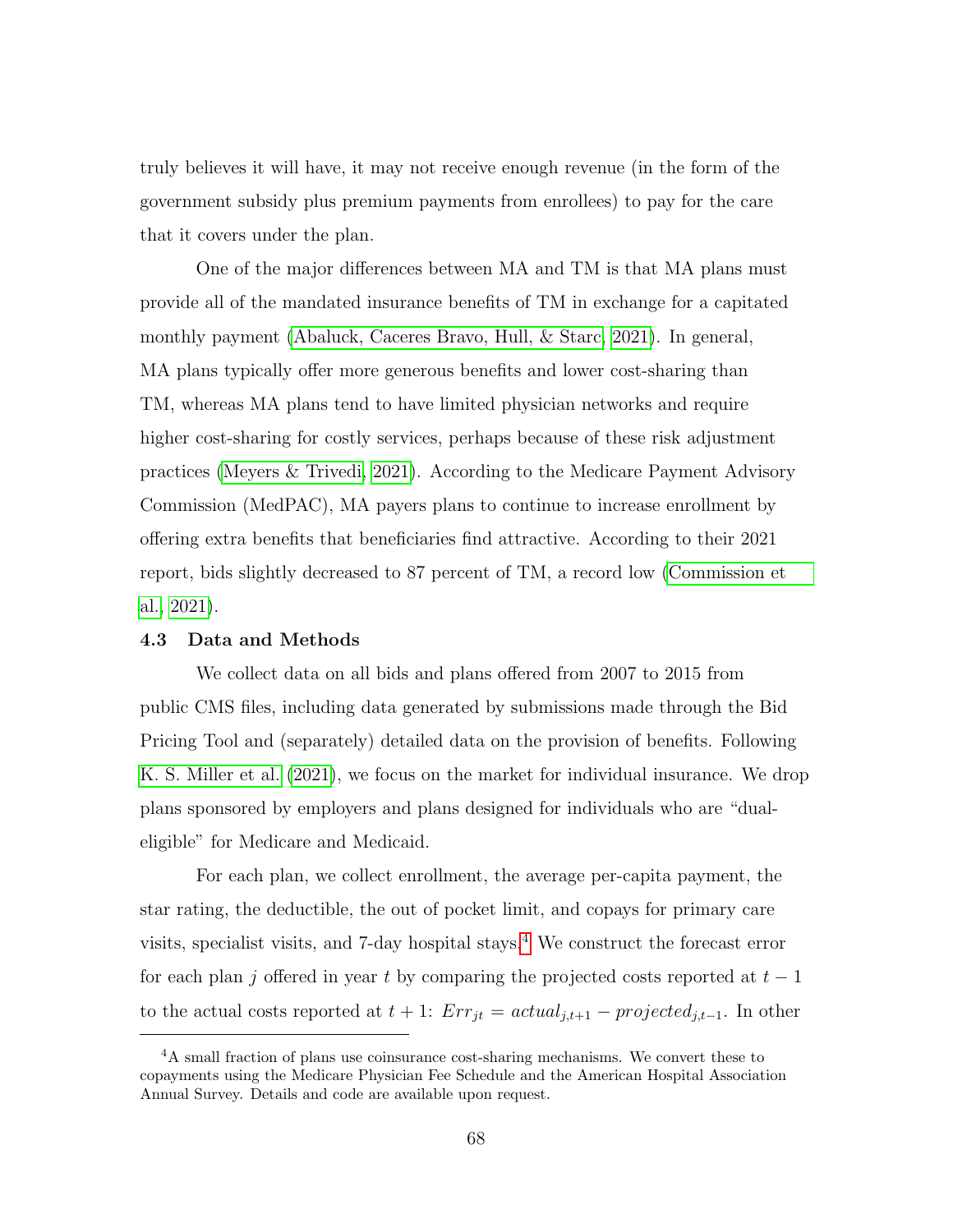truly believes it will have, it may not receive enough revenue (in the form of the government subsidy plus premium payments from enrollees) to pay for the care that it covers under the plan.

One of the major differences between MA and TM is that MA plans must provide all of the mandated insurance benefits of TM in exchange for a capitated monthly payment (Abaluck, Caceres Bravo, Hull, & Starc, 2021). In general, MA plans typically offer more generous benefits and lower cost-sharing than TM, whereas MA plans tend to have limited physician networks and require higher cost-sharing for costly services, perhaps because of these risk adjustment practices (Meyers & Trivedi, 2021). According to the Medicare Payment Advisory Commission (MedPAC), MA payers plans to continue to increase enrollment by offering extra benefits that beneficiaries find attractive. According to their 2021 report, bids slightly decreased to 87 percent of TM, a record low (Commission et al., 2021).

### 4.3 Data and Methods

We collect data on all bids and plans offered from 2007 to 2015 from public CMS files, including data generated by submissions made through the Bid Pricing Tool and (separately) detailed data on the provision of benefits. Following K. S. Miller et al. (2021), we focus on the market for individual insurance. We drop plans sponsored by employers and plans designed for individuals who are "dual-eligible" for Medicare and Medicaid.

For each plan, we collect enrollment, the average per-capita payment, the star rating, the deductible, the out of pocket limit, and copays for primary care visits, specialist visits, and 7-day hospital stays.[4] We construct the forecast error for each plan $j$ offered in year $t$ by comparing the projected costs reported at $t-1$ to the actual costs reported at $t+1$: $Err_{jt} = actual_{j,t+1} - projected_{j,t-1}$. In other

[4] A small fraction of plans use coinsurance cost-sharing mechanisms. We convert these to copayments using the Medicare Physician Fee Schedule and the American Hospital Association Annual Survey. Details and code are available upon request.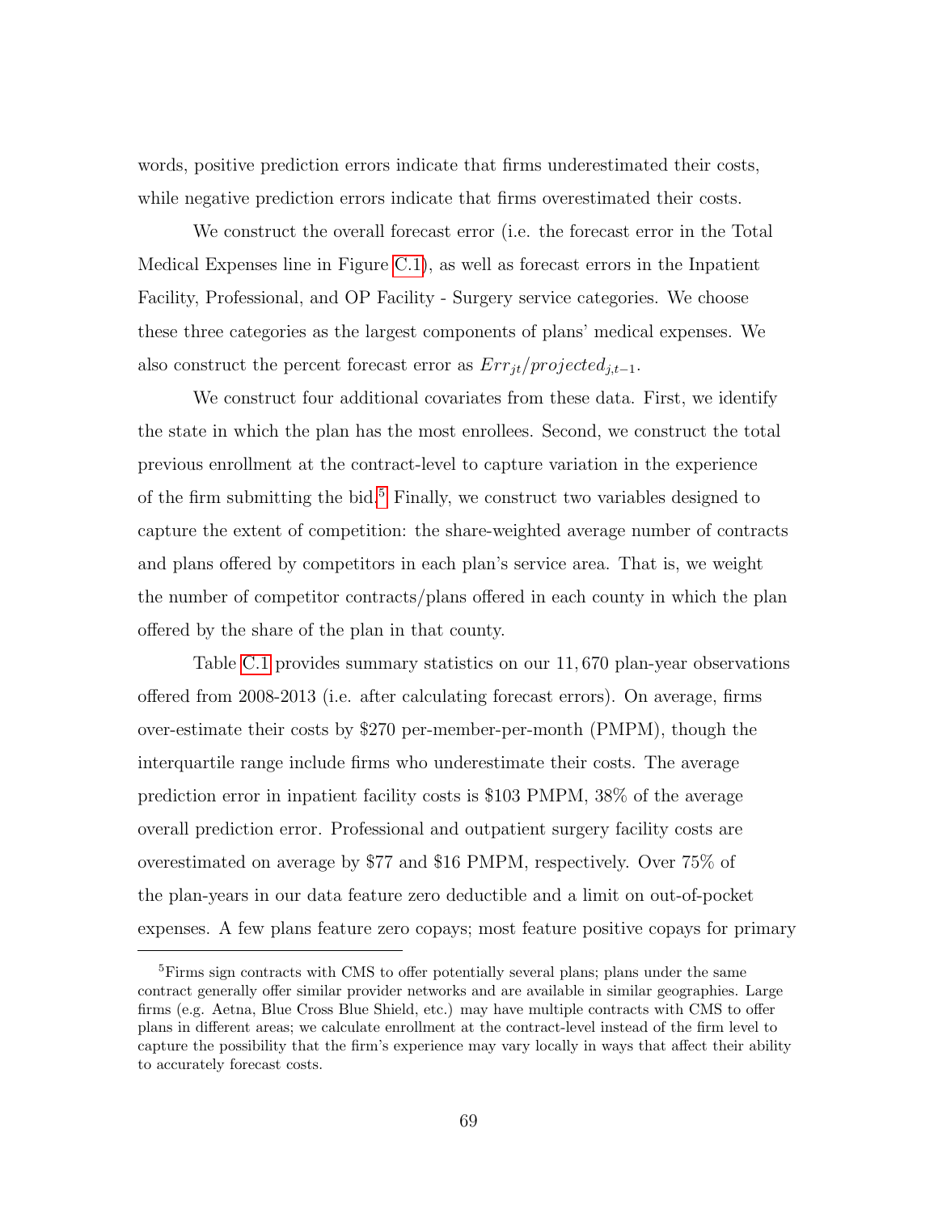words, positive prediction errors indicate that firms underestimated their costs, while negative prediction errors indicate that firms overestimated their costs.

We construct the overall forecast error (i.e. the forecast error in the Total Medical Expenses line in Figure C.1), as well as forecast errors in the Inpatient Facility, Professional, and OP Facility - Surgery service categories. We choose these three categories as the largest components of plans' medical expenses. We also construct the percent forecast error as $Err_{jt}/projected_{j,t-1}$.

We construct four additional covariates from these data. First, we identify the state in which the plan has the most enrollees. Second, we construct the total previous enrollment at the contract-level to capture variation in the experience of the firm submitting the bid.[5] Finally, we construct two variables designed to capture the extent of competition: the share-weighted average number of contracts and plans offered by competitors in each plan's service area. That is, we weight the number of competitor contracts/plans offered in each county in which the plan offered by the share of the plan in that county.

Table C.1 provides summary statistics on our $11,670$ plan-year observations offered from 2008-2013 (i.e. after calculating forecast errors). On average, firms over-estimate their costs by \$270 per-member-per-month (PMPM), though the interquartile range include firms who underestimate their costs. The average prediction error in inpatient facility costs is \$103 PMPM, 38% of the average overall prediction error. Professional and outpatient surgery facility costs are overestimated on average by \$77 and \$16 PMPM, respectively. Over 75% of the plan-years in our data feature zero deductible and a limit on out-of-pocket expenses. A few plans feature zero copays; most feature positive copays for primary

[5] Firms sign contracts with CMS to offer potentially several plans; plans under the same contract generally offer similar provider networks and are available in similar geographies. Large firms (e.g. Aetna, Blue Cross Blue Shield, etc.) may have multiple contracts with CMS to offer plans in different areas; we calculate enrollment at the contract-level instead of the firm level to capture the possibility that the firm's experience may vary locally in ways that affect their ability to accurately forecast costs.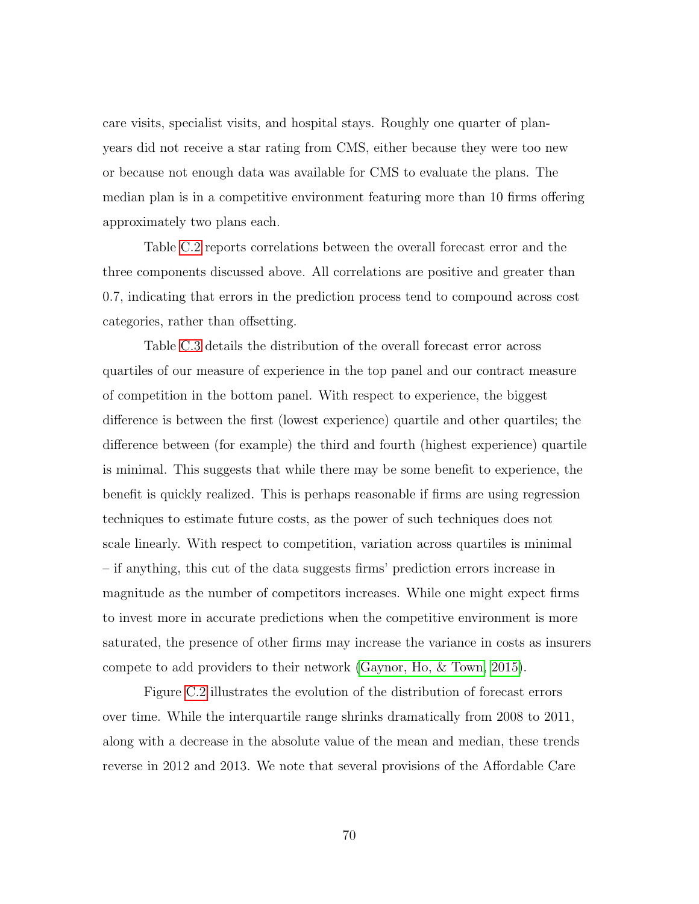care visits, specialist visits, and hospital stays. Roughly one quarter of plan-years did not receive a star rating from CMS, either because they were too new or because not enough data was available for CMS to evaluate the plans. The median plan is in a competitive environment featuring more than 10 firms offering approximately two plans each.

Table C.2 reports correlations between the overall forecast error and the three components discussed above. All correlations are positive and greater than 0.7, indicating that errors in the prediction process tend to compound across cost categories, rather than offsetting.

Table C.3 details the distribution of the overall forecast error across quartiles of our measure of experience in the top panel and our contract measure of competition in the bottom panel. With respect to experience, the biggest difference is between the first (lowest experience) quartile and other quartiles; the difference between (for example) the third and fourth (highest experience) quartile is minimal. This suggests that while there may be some benefit to experience, the benefit is quickly realized. This is perhaps reasonable if firms are using regression techniques to estimate future costs, as the power of such techniques does not scale linearly. With respect to competition, variation across quartiles is minimal – if anything, this cut of the data suggests firms' prediction errors increase in magnitude as the number of competitors increases. While one might expect firms to invest more in accurate predictions when the competitive environment is more saturated, the presence of other firms may increase the variance in costs as insurers compete to add providers to their network (Gaynor, Ho, & Town, 2015).

Figure C.2 illustrates the evolution of the distribution of forecast errors over time. While the interquartile range shrinks dramatically from 2008 to 2011, along with a decrease in the absolute value of the mean and median, these trends reverse in 2012 and 2013. We note that several provisions of the Affordable Care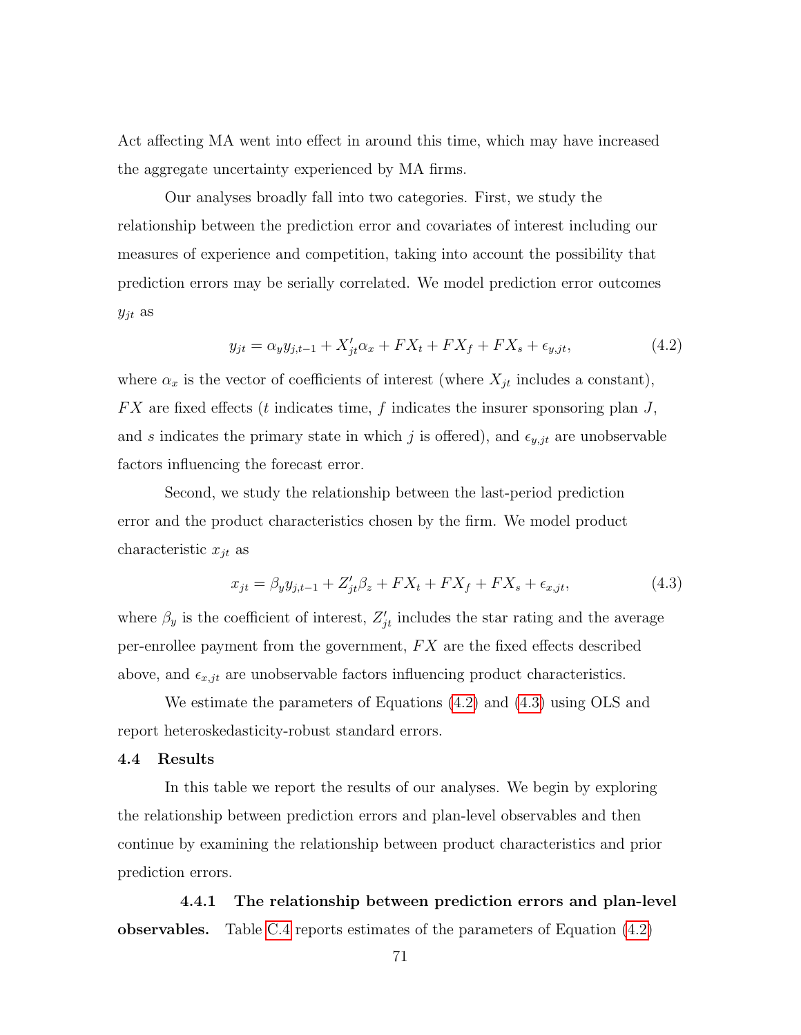Act affecting MA went into effect in around this time, which may have increased the aggregate uncertainty experienced by MA firms.

Our analyses broadly fall into two categories. First, we study the relationship between the prediction error and covariates of interest including our measures of experience and competition, taking into account the possibility that prediction errors may be serially correlated. We model prediction error outcomes $y_{jt}$ as

$$y_{jt} = \alpha_y y_{j,t-1} + X'_{jt}\alpha_x + FX_t + FX_f + FX_s + \epsilon_{y,jt}, \tag{4.2}$$

where $\alpha_x$ is the vector of coefficients of interest (where $X_{jt}$ includes a constant), $FX$ are fixed effects ($t$ indicates time, $f$ indicates the insurer sponsoring plan $J$, and $s$ indicates the primary state in which $j$ is offered), and $\epsilon_{y,jt}$ are unobservable factors influencing the forecast error.

Second, we study the relationship between the last-period prediction error and the product characteristics chosen by the firm. We model product characteristic $x_{jt}$ as

$$x_{jt} = \beta_y y_{j,t-1} + Z'_{jt}\beta_z + FX_t + FX_f + FX_s + \epsilon_{x,jt}, \tag{4.3}$$

where $\beta_y$ is the coefficient of interest, $Z'_{jt}$ includes the star rating and the average per-enrollee payment from the government, $FX$ are the fixed effects described above, and $\epsilon_{x,jt}$ are unobservable factors influencing product characteristics.

We estimate the parameters of Equations (4.2) and (4.3) using OLS and report heteroskedasticity-robust standard errors.

### 4.4 Results

In this table we report the results of our analyses. We begin by exploring the relationship between prediction errors and plan-level observables and then continue by examining the relationship between product characteristics and prior prediction errors.

#### 4.4.1 The relationship between prediction errors and plan-level observables.

Table C.4 reports estimates of the parameters of Equation (4.2)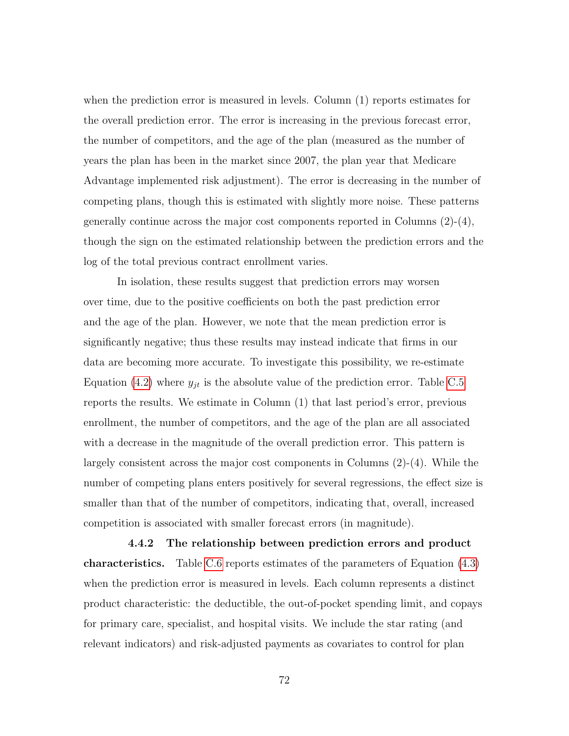when the prediction error is measured in levels. Column (1) reports estimates for the overall prediction error. The error is increasing in the previous forecast error, the number of competitors, and the age of the plan (measured as the number of years the plan has been in the market since 2007, the plan year that Medicare Advantage implemented risk adjustment). The error is decreasing in the number of competing plans, though this is estimated with slightly more noise. These patterns generally continue across the major cost components reported in Columns (2)-(4), though the sign on the estimated relationship between the prediction errors and the log of the total previous contract enrollment varies.

In isolation, these results suggest that prediction errors may worsen over time, due to the positive coefficients on both the past prediction error and the age of the plan. However, we note that the mean prediction error is significantly negative; thus these results may instead indicate that firms in our data are becoming more accurate. To investigate this possibility, we re-estimate Equation (4.2) where $y_{jt}$ is the absolute value of the prediction error. Table C.5 reports the results. We estimate in Column (1) that last period's error, previous enrollment, the number of competitors, and the age of the plan are all associated with a decrease in the magnitude of the overall prediction error. This pattern is largely consistent across the major cost components in Columns (2)-(4). While the number of competing plans enters positively for several regressions, the effect size is smaller than that of the number of competitors, indicating that, overall, increased competition is associated with smaller forecast errors (in magnitude).

#### 4.4.2 The relationship between prediction errors and product characteristics.

Table C.6 reports estimates of the parameters of Equation (4.3) when the prediction error is measured in levels. Each column represents a distinct product characteristic: the deductible, the out-of-pocket spending limit, and copays for primary care, specialist, and hospital visits. We include the star rating (and relevant indicators) and risk-adjusted payments as covariates to control for plan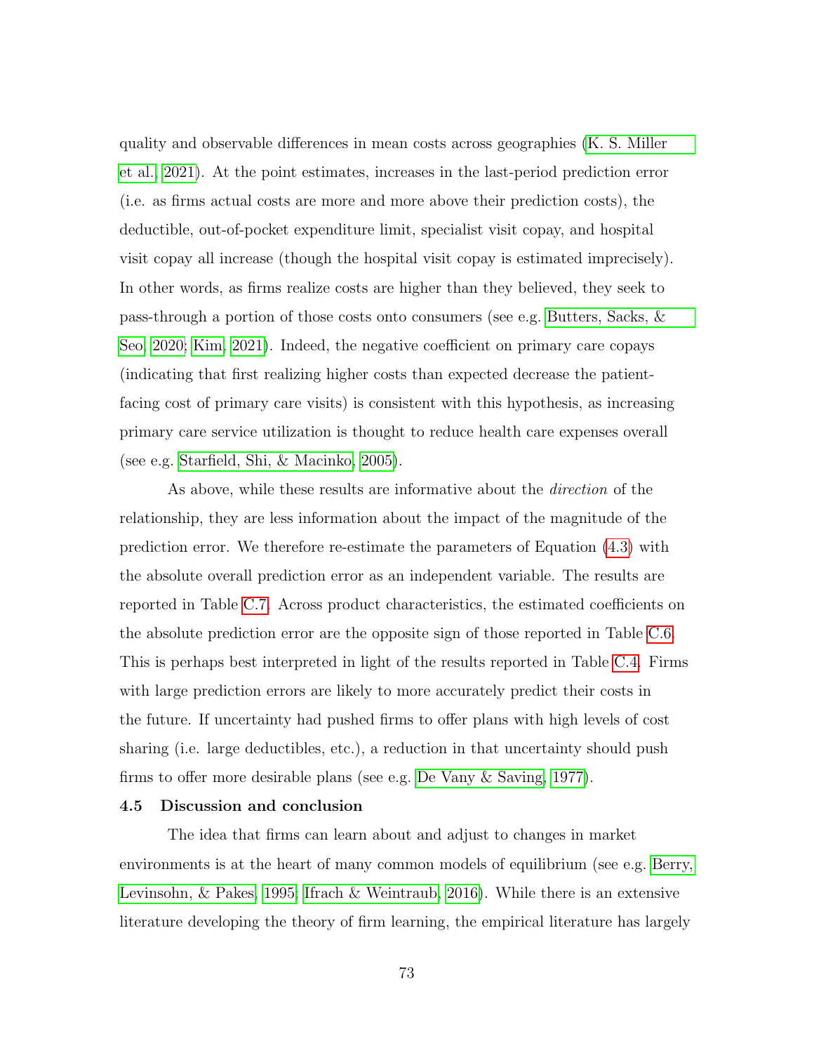quality and observable differences in mean costs across geographies (K. S. Miller et al., 2021). At the point estimates, increases in the last-period prediction error (i.e. as firms actual costs are more and more above their prediction costs), the deductible, out-of-pocket expenditure limit, specialist visit copay, and hospital visit copay all increase (though the hospital visit copay is estimated imprecisely). In other words, as firms realize costs are higher than they believed, they seek to pass-through a portion of those costs onto consumers (see e.g. Butters, Sacks, & Seo, 2020; Kim, 2021). Indeed, the negative coefficient on primary care copays (indicating that first realizing higher costs than expected decrease the patient-facing cost of primary care visits) is consistent with this hypothesis, as increasing primary care service utilization is thought to reduce health care expenses overall (see e.g. Starfield, Shi, & Macinko, 2005).

As above, while these results are informative about the *direction* of the relationship, they are less information about the impact of the magnitude of the prediction error. We therefore re-estimate the parameters of Equation (4.3) with the absolute overall prediction error as an independent variable. The results are reported in Table C.7. Across product characteristics, the estimated coefficients on the absolute prediction error are the opposite sign of those reported in Table C.6. This is perhaps best interpreted in light of the results reported in Table C.4. Firms with large prediction errors are likely to more accurately predict their costs in the future. If uncertainty had pushed firms to offer plans with high levels of cost sharing (i.e. large deductibles, etc.), a reduction in that uncertainty should push firms to offer more desirable plans (see e.g. De Vany & Saving, 1977).

### 4.5 Discussion and conclusion

The idea that firms can learn about and adjust to changes in market environments is at the heart of many common models of equilibrium (see e.g. Berry, Levinsohn, & Pakes, 1995; Ifrach & Weintraub, 2016). While there is an extensive literature developing the theory of firm learning, the empirical literature has largely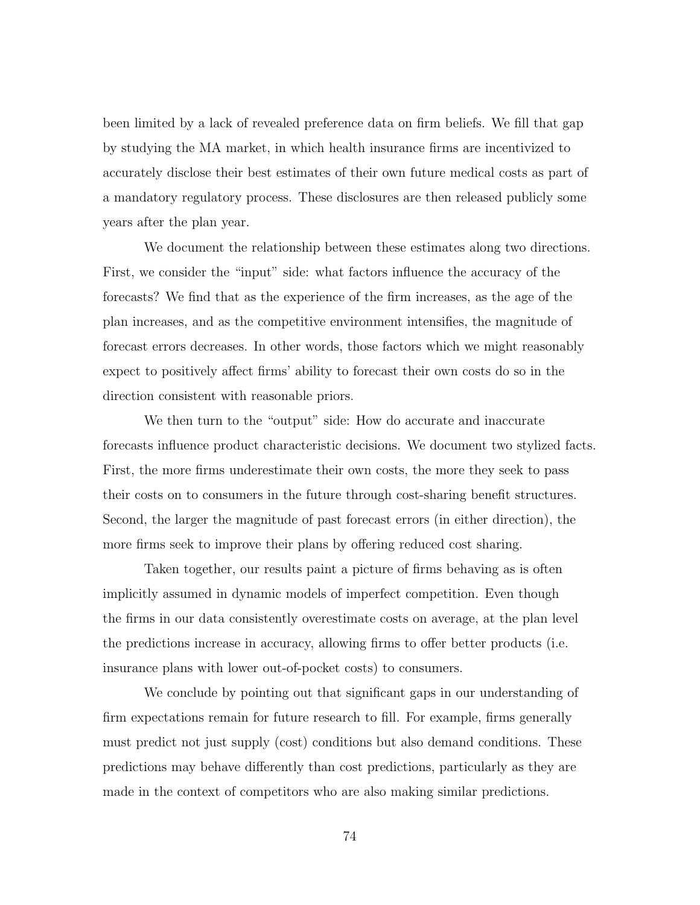been limited by a lack of revealed preference data on firm beliefs. We fill that gap by studying the MA market, in which health insurance firms are incentivized to accurately disclose their best estimates of their own future medical costs as part of a mandatory regulatory process. These disclosures are then released publicly some years after the plan year.

We document the relationship between these estimates along two directions. First, we consider the "input" side: what factors influence the accuracy of the forecasts? We find that as the experience of the firm increases, as the age of the plan increases, and as the competitive environment intensifies, the magnitude of forecast errors decreases. In other words, those factors which we might reasonably expect to positively affect firms' ability to forecast their own costs do so in the direction consistent with reasonable priors.

We then turn to the "output" side: How do accurate and inaccurate forecasts influence product characteristic decisions. We document two stylized facts. First, the more firms underestimate their own costs, the more they seek to pass their costs on to consumers in the future through cost-sharing benefit structures. Second, the larger the magnitude of past forecast errors (in either direction), the more firms seek to improve their plans by offering reduced cost sharing.

Taken together, our results paint a picture of firms behaving as is often implicitly assumed in dynamic models of imperfect competition. Even though the firms in our data consistently overestimate costs on average, at the plan level the predictions increase in accuracy, allowing firms to offer better products (i.e. insurance plans with lower out-of-pocket costs) to consumers.

We conclude by pointing out that significant gaps in our understanding of firm expectations remain for future research to fill. For example, firms generally must predict not just supply (cost) conditions but also demand conditions. These predictions may behave differently than cost predictions, particularly as they are made in the context of competitors who are also making similar predictions.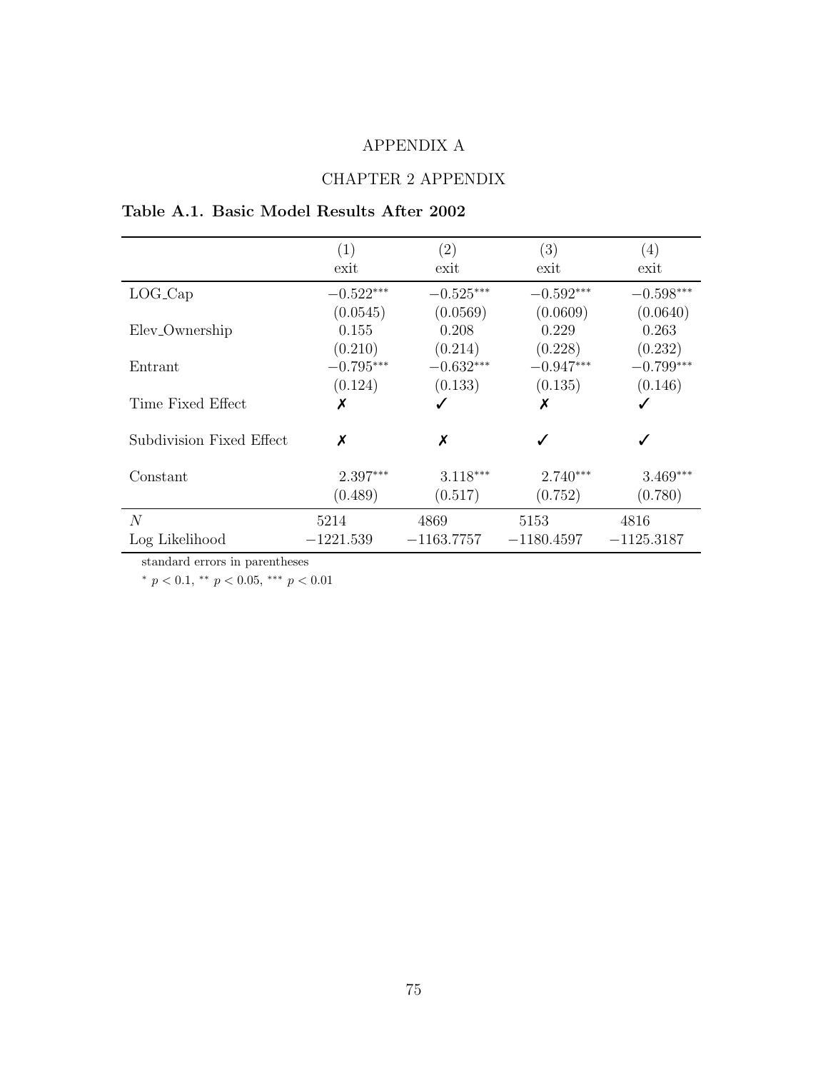# APPENDIX A

## CHAPTER 2 APPENDIX

**Table A.1. Basic Model Results After 2002**

| | (1) | (2) | (3) | (4) |
|---|---|---|---|---|
| | exit | exit | exit | exit |
| LOG_Cap | $-0.522^{***}$ | $-0.525^{***}$ | $-0.592^{***}$ | $-0.598^{***}$ |
| | (0.0545) | (0.0569) | (0.0609) | (0.0640) |
| Elev_Ownership | 0.155 | 0.208 | 0.229 | 0.263 |
| | (0.210) | (0.214) | (0.228) | (0.232) |
| Entrant | $-0.795^{***}$ | $-0.632^{***}$ | $-0.947^{***}$ | $-0.799^{***}$ |
| | (0.124) | (0.133) | (0.135) | (0.146) |
| Time Fixed Effect | ✗ | ✓ | ✗ | ✓ |
| Subdivision Fixed Effect | ✗ | ✗ | ✓ | ✓ |
| Constant | $2.397^{***}$ | $3.118^{***}$ | $2.740^{***}$ | $3.469^{***}$ |
| | (0.489) | (0.517) | (0.752) | (0.780) |
| $N$ | 5214 | 4869 | 5153 | 4816 |
| Log Likelihood | −1221.539 | −1163.7757 | −1180.4597 | −1125.3187 |

standard errors in parentheses

$^{*}$ $p < 0.1$, $^{**}$ $p < 0.05$, $^{***}$ $p < 0.01$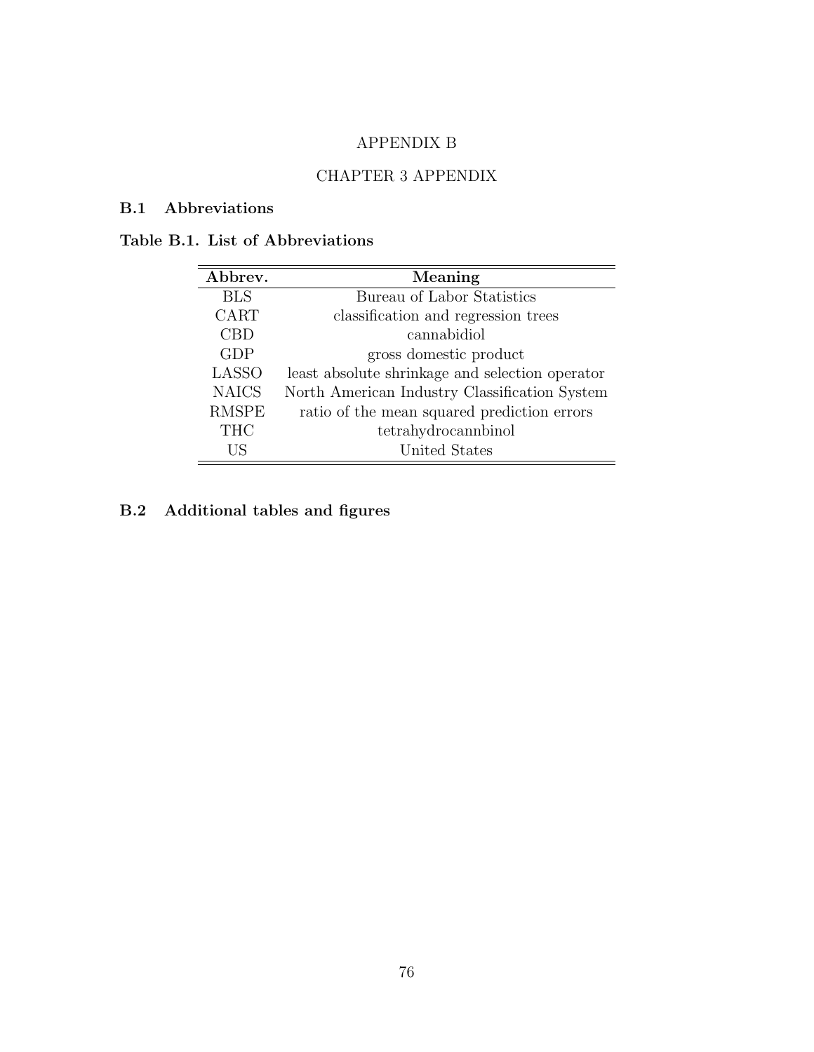# APPENDIX B

# CHAPTER 3 APPENDIX

## B.1 Abbreviations

### Table B.1. List of Abbreviations

| Abbrev. | Meaning |
|---|---|
| BLS | Bureau of Labor Statistics |
| CART | classification and regression trees |
| CBD | cannabidiol |
| GDP | gross domestic product |
| LASSO | least absolute shrinkage and selection operator |
| NAICS | North American Industry Classification System |
| RMSPE | ratio of the mean squared prediction errors |
| THC | tetrahydrocannbinol |
| US | United States |

## B.2 Additional tables and figures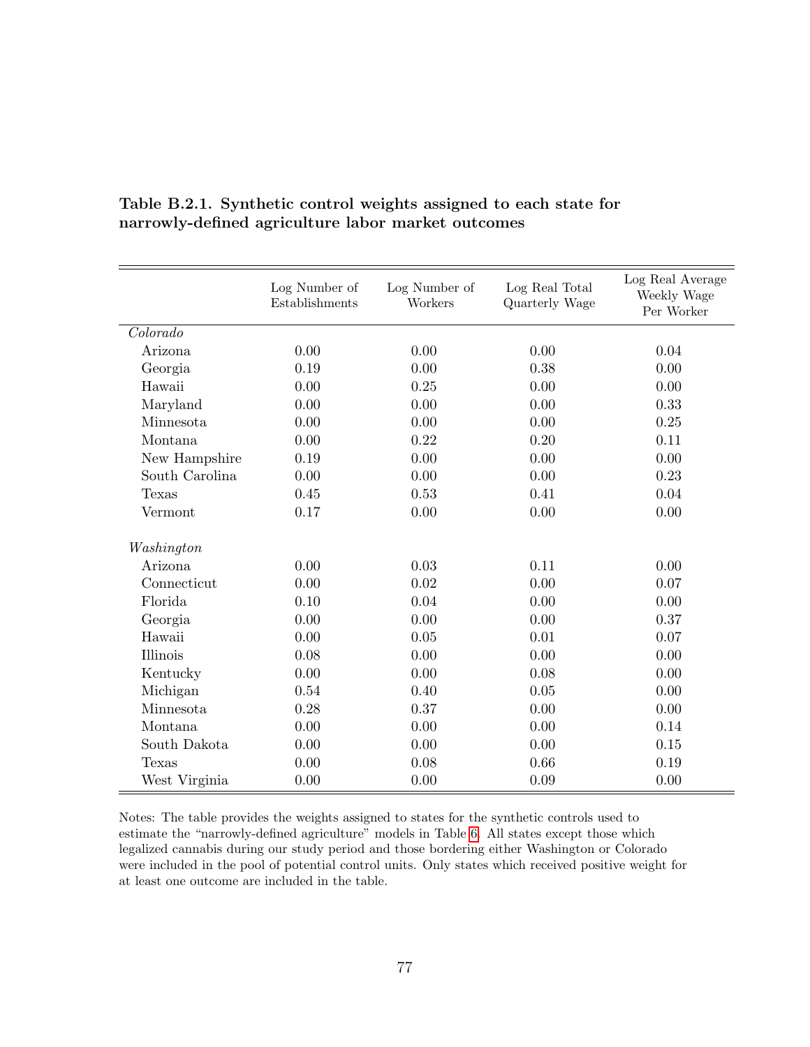**Table B.2.1. Synthetic control weights assigned to each state for narrowly-defined agriculture labor market outcomes**

| | Log Number of Establishments | Log Number of Workers | Log Real Total Quarterly Wage | Log Real Average Weekly Wage Per Worker |
|---|---|---|---|---|
| *Colorado* | | | | |
| Arizona | 0.00 | 0.00 | 0.00 | 0.04 |
| Georgia | 0.19 | 0.00 | 0.38 | 0.00 |
| Hawaii | 0.00 | 0.25 | 0.00 | 0.00 |
| Maryland | 0.00 | 0.00 | 0.00 | 0.33 |
| Minnesota | 0.00 | 0.00 | 0.00 | 0.25 |
| Montana | 0.00 | 0.22 | 0.20 | 0.11 |
| New Hampshire | 0.19 | 0.00 | 0.00 | 0.00 |
| South Carolina | 0.00 | 0.00 | 0.00 | 0.23 |
| Texas | 0.45 | 0.53 | 0.41 | 0.04 |
| Vermont | 0.17 | 0.00 | 0.00 | 0.00 |
| *Washington* | | | | |
| Arizona | 0.00 | 0.03 | 0.11 | 0.00 |
| Connecticut | 0.00 | 0.02 | 0.00 | 0.07 |
| Florida | 0.10 | 0.04 | 0.00 | 0.00 |
| Georgia | 0.00 | 0.00 | 0.00 | 0.37 |
| Hawaii | 0.00 | 0.05 | 0.01 | 0.07 |
| Illinois | 0.08 | 0.00 | 0.00 | 0.00 |
| Kentucky | 0.00 | 0.00 | 0.08 | 0.00 |
| Michigan | 0.54 | 0.40 | 0.05 | 0.00 |
| Minnesota | 0.28 | 0.37 | 0.00 | 0.00 |
| Montana | 0.00 | 0.00 | 0.00 | 0.14 |
| South Dakota | 0.00 | 0.00 | 0.00 | 0.15 |
| Texas | 0.00 | 0.08 | 0.66 | 0.19 |
| West Virginia | 0.00 | 0.00 | 0.09 | 0.00 |

Notes: The table provides the weights assigned to states for the synthetic controls used to estimate the "narrowly-defined agriculture" models in Table 6. All states except those which legalized cannabis during our study period and those bordering either Washington or Colorado were included in the pool of potential control units. Only states which received positive weight for at least one outcome are included in the table.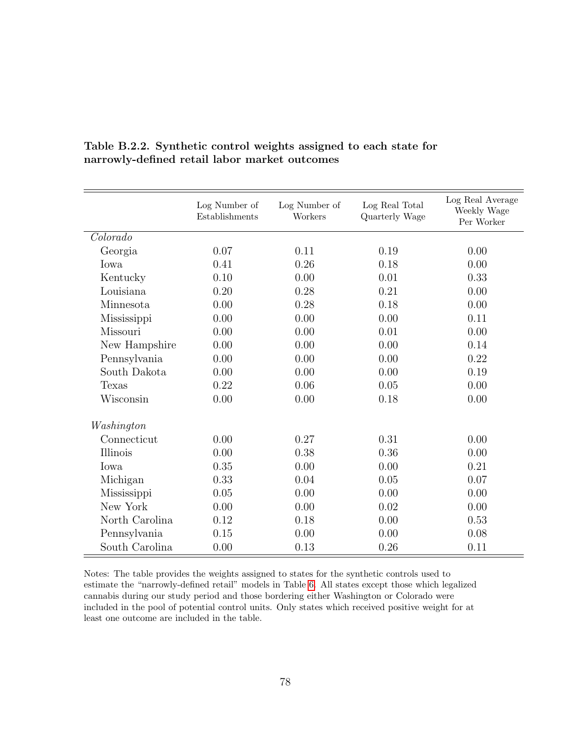**Table B.2.2. Synthetic control weights assigned to each state for narrowly-defined retail labor market outcomes**

| | Log Number of Establishments | Log Number of Workers | Log Real Total Quarterly Wage | Log Real Average Weekly Wage Per Worker |
|---|---|---|---|---|
| *Colorado* | | | | |
| Georgia | 0.07 | 0.11 | 0.19 | 0.00 |
| Iowa | 0.41 | 0.26 | 0.18 | 0.00 |
| Kentucky | 0.10 | 0.00 | 0.01 | 0.33 |
| Louisiana | 0.20 | 0.28 | 0.21 | 0.00 |
| Minnesota | 0.00 | 0.28 | 0.18 | 0.00 |
| Mississippi | 0.00 | 0.00 | 0.00 | 0.11 |
| Missouri | 0.00 | 0.00 | 0.01 | 0.00 |
| New Hampshire | 0.00 | 0.00 | 0.00 | 0.14 |
| Pennsylvania | 0.00 | 0.00 | 0.00 | 0.22 |
| South Dakota | 0.00 | 0.00 | 0.00 | 0.19 |
| Texas | 0.22 | 0.06 | 0.05 | 0.00 |
| Wisconsin | 0.00 | 0.00 | 0.18 | 0.00 |
| *Washington* | | | | |
| Connecticut | 0.00 | 0.27 | 0.31 | 0.00 |
| Illinois | 0.00 | 0.38 | 0.36 | 0.00 |
| Iowa | 0.35 | 0.00 | 0.00 | 0.21 |
| Michigan | 0.33 | 0.04 | 0.05 | 0.07 |
| Mississippi | 0.05 | 0.00 | 0.00 | 0.00 |
| New York | 0.00 | 0.00 | 0.02 | 0.00 |
| North Carolina | 0.12 | 0.18 | 0.00 | 0.53 |
| Pennsylvania | 0.15 | 0.00 | 0.00 | 0.08 |
| South Carolina | 0.00 | 0.13 | 0.26 | 0.11 |

Notes: The table provides the weights assigned to states for the synthetic controls used to estimate the "narrowly-defined retail" models in Table 6. All states except those which legalized cannabis during our study period and those bordering either Washington or Colorado were included in the pool of potential control units. Only states which received positive weight for at least one outcome are included in the table.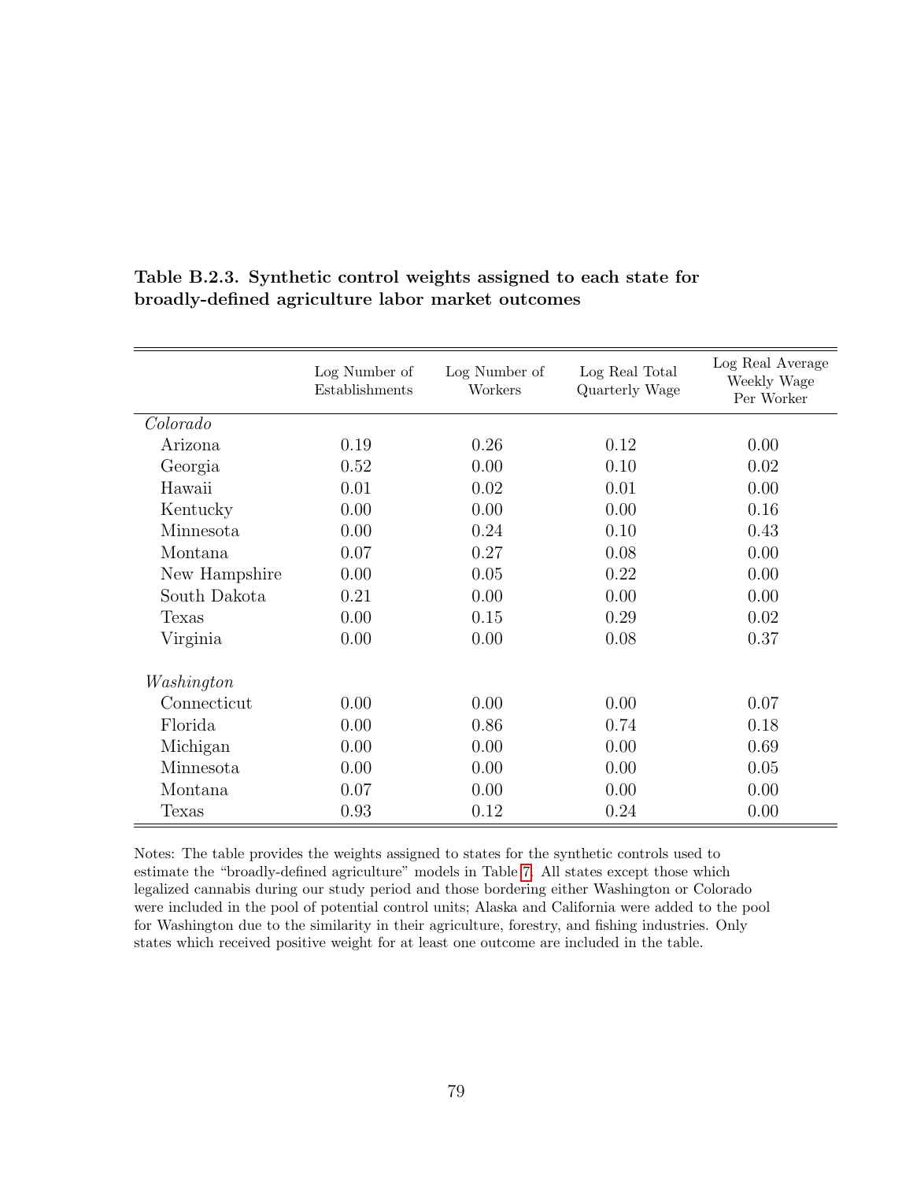**Table B.2.3. Synthetic control weights assigned to each state for broadly-defined agriculture labor market outcomes**

| | Log Number of Establishments | Log Number of Workers | Log Real Total Quarterly Wage | Log Real Average Weekly Wage Per Worker |
|---|---|---|---|---|
| *Colorado* | | | | |
| Arizona | 0.19 | 0.26 | 0.12 | 0.00 |
| Georgia | 0.52 | 0.00 | 0.10 | 0.02 |
| Hawaii | 0.01 | 0.02 | 0.01 | 0.00 |
| Kentucky | 0.00 | 0.00 | 0.00 | 0.16 |
| Minnesota | 0.00 | 0.24 | 0.10 | 0.43 |
| Montana | 0.07 | 0.27 | 0.08 | 0.00 |
| New Hampshire | 0.00 | 0.05 | 0.22 | 0.00 |
| South Dakota | 0.21 | 0.00 | 0.00 | 0.00 |
| Texas | 0.00 | 0.15 | 0.29 | 0.02 |
| Virginia | 0.00 | 0.00 | 0.08 | 0.37 |
| *Washington* | | | | |
| Connecticut | 0.00 | 0.00 | 0.00 | 0.07 |
| Florida | 0.00 | 0.86 | 0.74 | 0.18 |
| Michigan | 0.00 | 0.00 | 0.00 | 0.69 |
| Minnesota | 0.00 | 0.00 | 0.00 | 0.05 |
| Montana | 0.07 | 0.00 | 0.00 | 0.00 |
| Texas | 0.93 | 0.12 | 0.24 | 0.00 |

Notes: The table provides the weights assigned to states for the synthetic controls used to estimate the "broadly-defined agriculture" models in Table 7. All states except those which legalized cannabis during our study period and those bordering either Washington or Colorado were included in the pool of potential control units; Alaska and California were added to the pool for Washington due to the similarity in their agriculture, forestry, and fishing industries. Only states which received positive weight for at least one outcome are included in the table.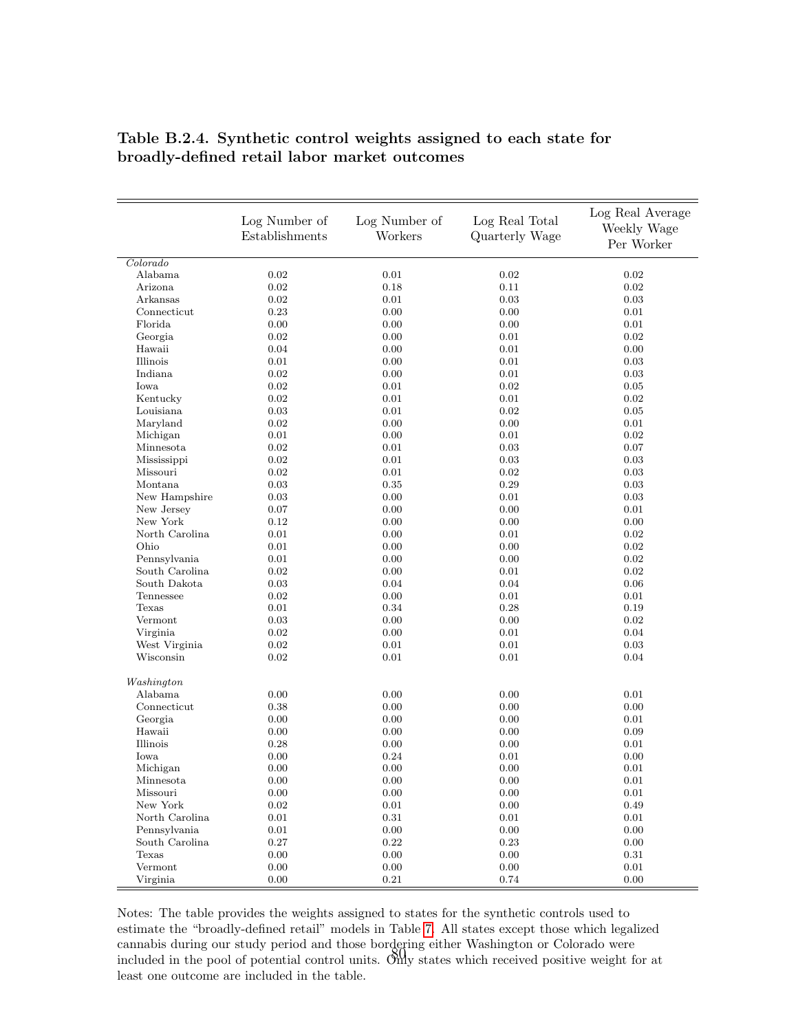**Table B.2.4. Synthetic control weights assigned to each state for broadly-defined retail labor market outcomes**

| | Log Number of Establishments | Log Number of Workers | Log Real Total Quarterly Wage | Log Real Average Weekly Wage Per Worker |
|---|---|---|---|---|
| *Colorado* | | | | |
| Alabama | 0.02 | 0.01 | 0.02 | 0.02 |
| Arizona | 0.02 | 0.18 | 0.11 | 0.02 |
| Arkansas | 0.02 | 0.01 | 0.03 | 0.03 |
| Connecticut | 0.23 | 0.00 | 0.00 | 0.01 |
| Florida | 0.00 | 0.00 | 0.00 | 0.01 |
| Georgia | 0.02 | 0.00 | 0.01 | 0.02 |
| Hawaii | 0.04 | 0.00 | 0.01 | 0.00 |
| Illinois | 0.01 | 0.00 | 0.01 | 0.03 |
| Indiana | 0.02 | 0.00 | 0.01 | 0.03 |
| Iowa | 0.02 | 0.01 | 0.02 | 0.05 |
| Kentucky | 0.02 | 0.01 | 0.01 | 0.02 |
| Louisiana | 0.03 | 0.01 | 0.02 | 0.05 |
| Maryland | 0.02 | 0.00 | 0.00 | 0.01 |
| Michigan | 0.01 | 0.00 | 0.01 | 0.02 |
| Minnesota | 0.02 | 0.01 | 0.03 | 0.07 |
| Mississippi | 0.02 | 0.01 | 0.03 | 0.03 |
| Missouri | 0.02 | 0.01 | 0.02 | 0.03 |
| Montana | 0.03 | 0.35 | 0.29 | 0.03 |
| New Hampshire | 0.03 | 0.00 | 0.01 | 0.03 |
| New Jersey | 0.07 | 0.00 | 0.00 | 0.01 |
| New York | 0.12 | 0.00 | 0.00 | 0.00 |
| North Carolina | 0.01 | 0.00 | 0.01 | 0.02 |
| Ohio | 0.01 | 0.00 | 0.00 | 0.02 |
| Pennsylvania | 0.01 | 0.00 | 0.00 | 0.02 |
| South Carolina | 0.02 | 0.00 | 0.01 | 0.02 |
| South Dakota | 0.03 | 0.04 | 0.04 | 0.06 |
| Tennessee | 0.02 | 0.00 | 0.01 | 0.01 |
| Texas | 0.01 | 0.34 | 0.28 | 0.19 |
| Vermont | 0.03 | 0.00 | 0.00 | 0.02 |
| Virginia | 0.02 | 0.00 | 0.01 | 0.04 |
| West Virginia | 0.02 | 0.01 | 0.01 | 0.03 |
| Wisconsin | 0.02 | 0.01 | 0.01 | 0.04 |
| *Washington* | | | | |
| Alabama | 0.00 | 0.00 | 0.00 | 0.01 |
| Connecticut | 0.38 | 0.00 | 0.00 | 0.00 |
| Georgia | 0.00 | 0.00 | 0.00 | 0.01 |
| Hawaii | 0.00 | 0.00 | 0.00 | 0.09 |
| Illinois | 0.28 | 0.00 | 0.00 | 0.01 |
| Iowa | 0.00 | 0.24 | 0.01 | 0.00 |
| Michigan | 0.00 | 0.00 | 0.00 | 0.01 |
| Minnesota | 0.00 | 0.00 | 0.00 | 0.01 |
| Missouri | 0.00 | 0.00 | 0.00 | 0.01 |
| New York | 0.02 | 0.01 | 0.00 | 0.49 |
| North Carolina | 0.01 | 0.31 | 0.01 | 0.01 |
| Pennsylvania | 0.01 | 0.00 | 0.00 | 0.00 |
| South Carolina | 0.27 | 0.22 | 0.23 | 0.00 |
| Texas | 0.00 | 0.00 | 0.00 | 0.31 |
| Vermont | 0.00 | 0.00 | 0.00 | 0.01 |
| Virginia | 0.00 | 0.21 | 0.74 | 0.00 |

Notes: The table provides the weights assigned to states for the synthetic controls used to estimate the "broadly-defined retail" models in Table 7. All states except those which legalized cannabis during our study period and those bordering either Washington or Colorado were included in the pool of potential control units. Only states which received positive weight for at least one outcome are included in the table.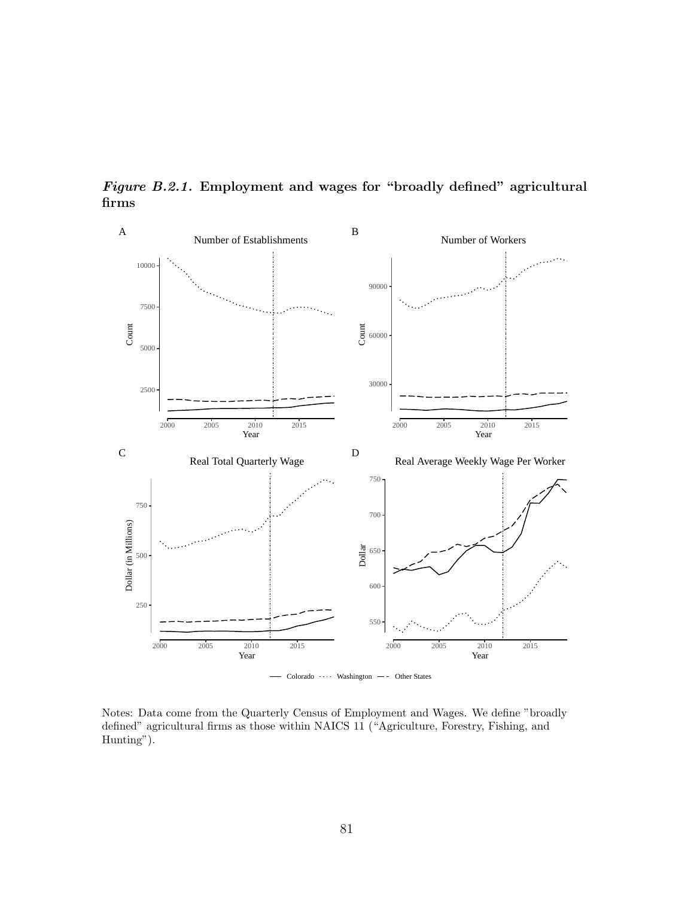***Figure B.2.1.*** **Employment and wages for "broadly defined" agricultural firms**

Notes: Data come from the Quarterly Census of Employment and Wages. We define "broadly defined" agricultural firms as those within NAICS 11 ("Agriculture, Forestry, Fishing, and Hunting").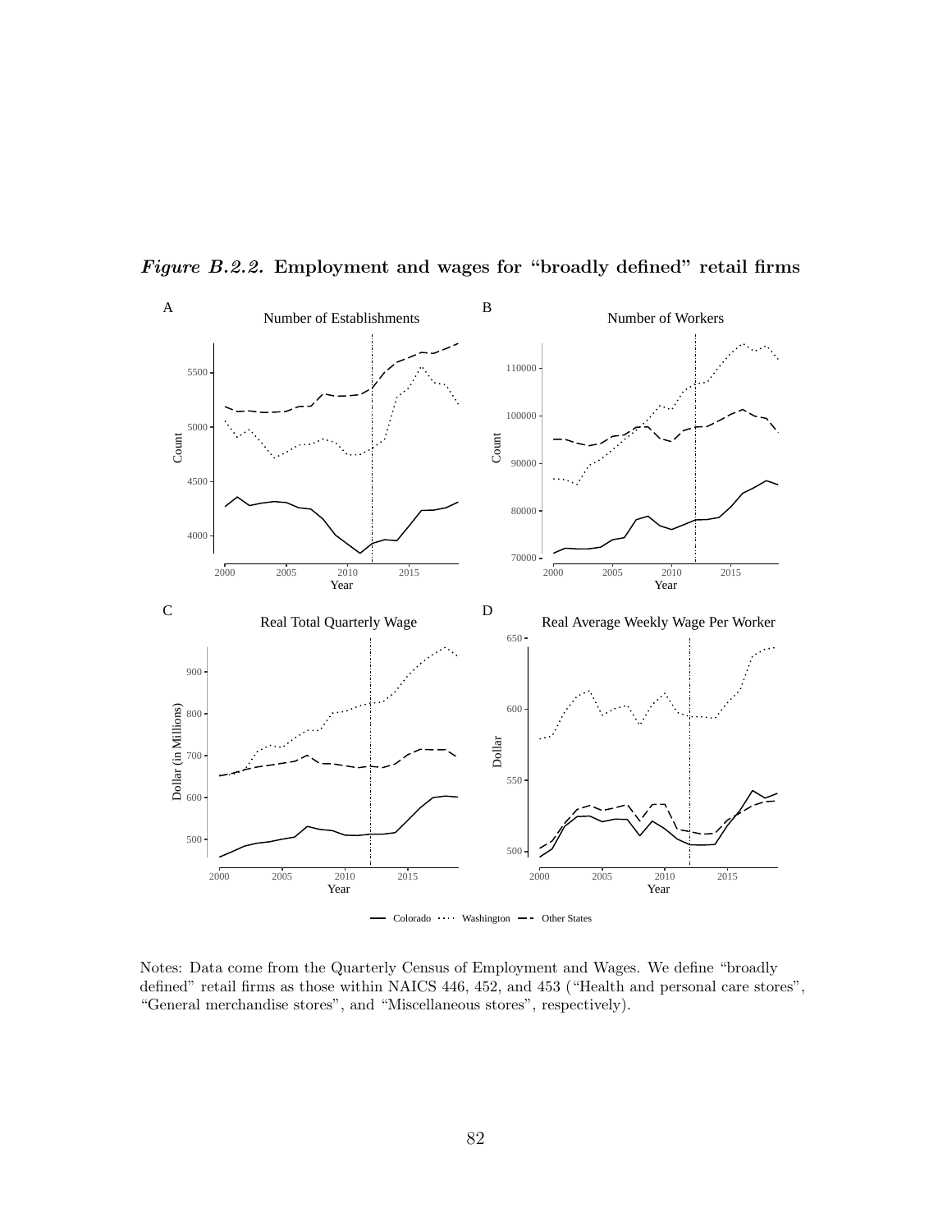***Figure B.2.2.* Employment and wages for "broadly defined" retail firms**

Notes: Data come from the Quarterly Census of Employment and Wages. We define "broadly defined" retail firms as those within NAICS 446, 452, and 453 ("Health and personal care stores", "General merchandise stores", and "Miscellaneous stores", respectively).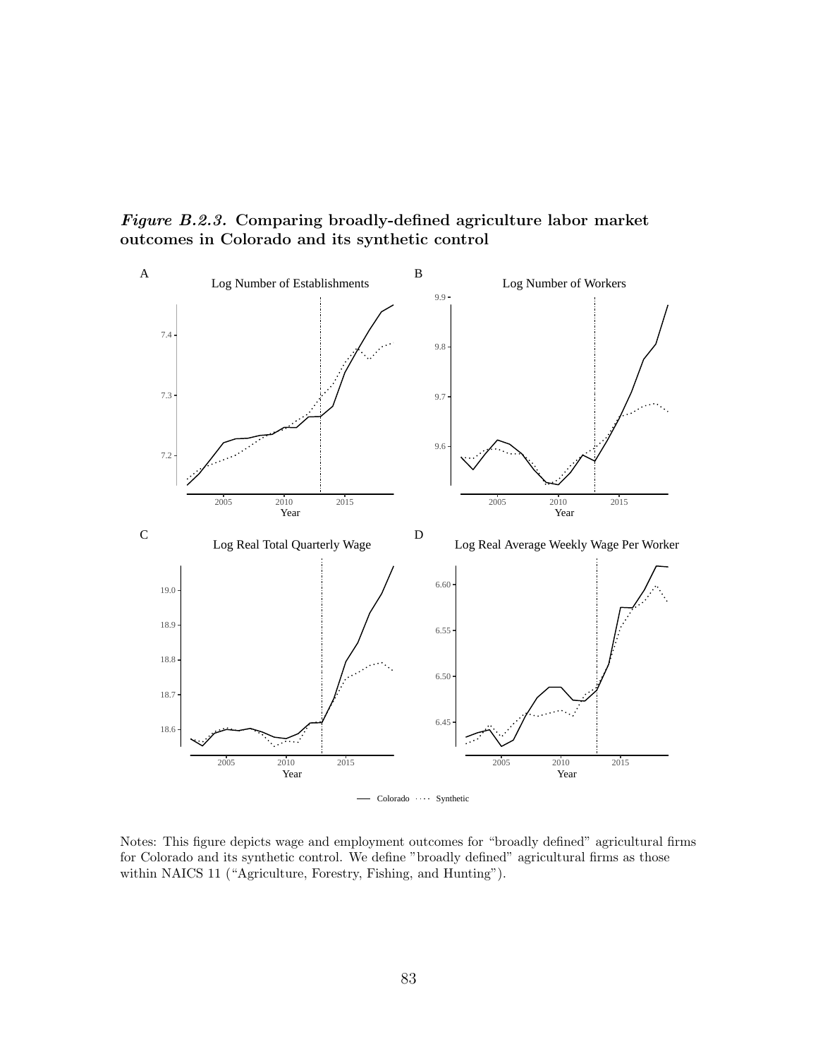***Figure B.2.3.* Comparing broadly-defined agriculture labor market outcomes in Colorado and its synthetic control**

Notes: This figure depicts wage and employment outcomes for "broadly defined" agricultural firms for Colorado and its synthetic control. We define "broadly defined" agricultural firms as those within NAICS 11 ("Agriculture, Forestry, Fishing, and Hunting").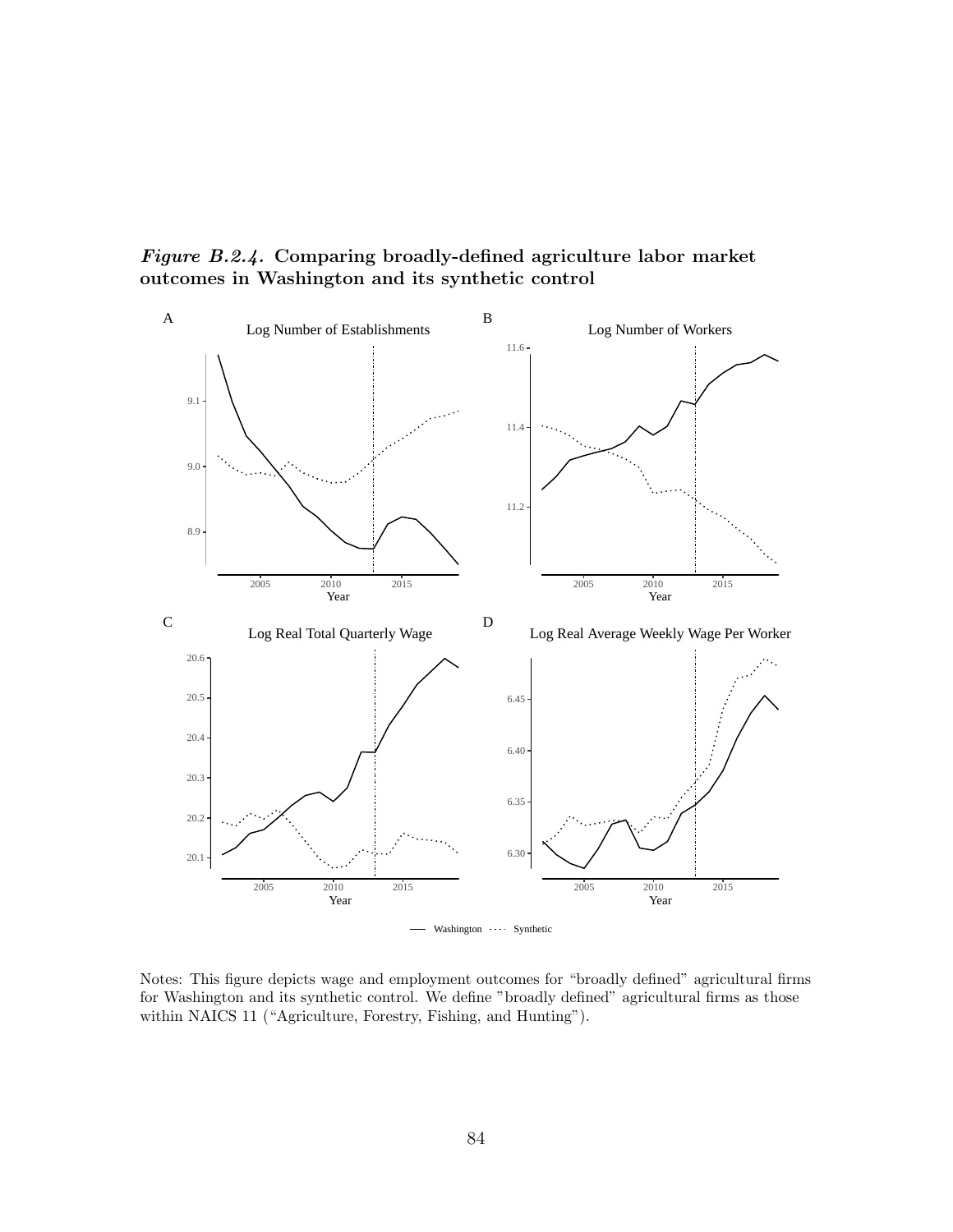***Figure B.2.4.*** **Comparing broadly-defined agriculture labor market outcomes in Washington and its synthetic control**

Notes: This figure depicts wage and employment outcomes for "broadly defined" agricultural firms for Washington and its synthetic control. We define "broadly defined" agricultural firms as those within NAICS 11 ("Agriculture, Forestry, Fishing, and Hunting").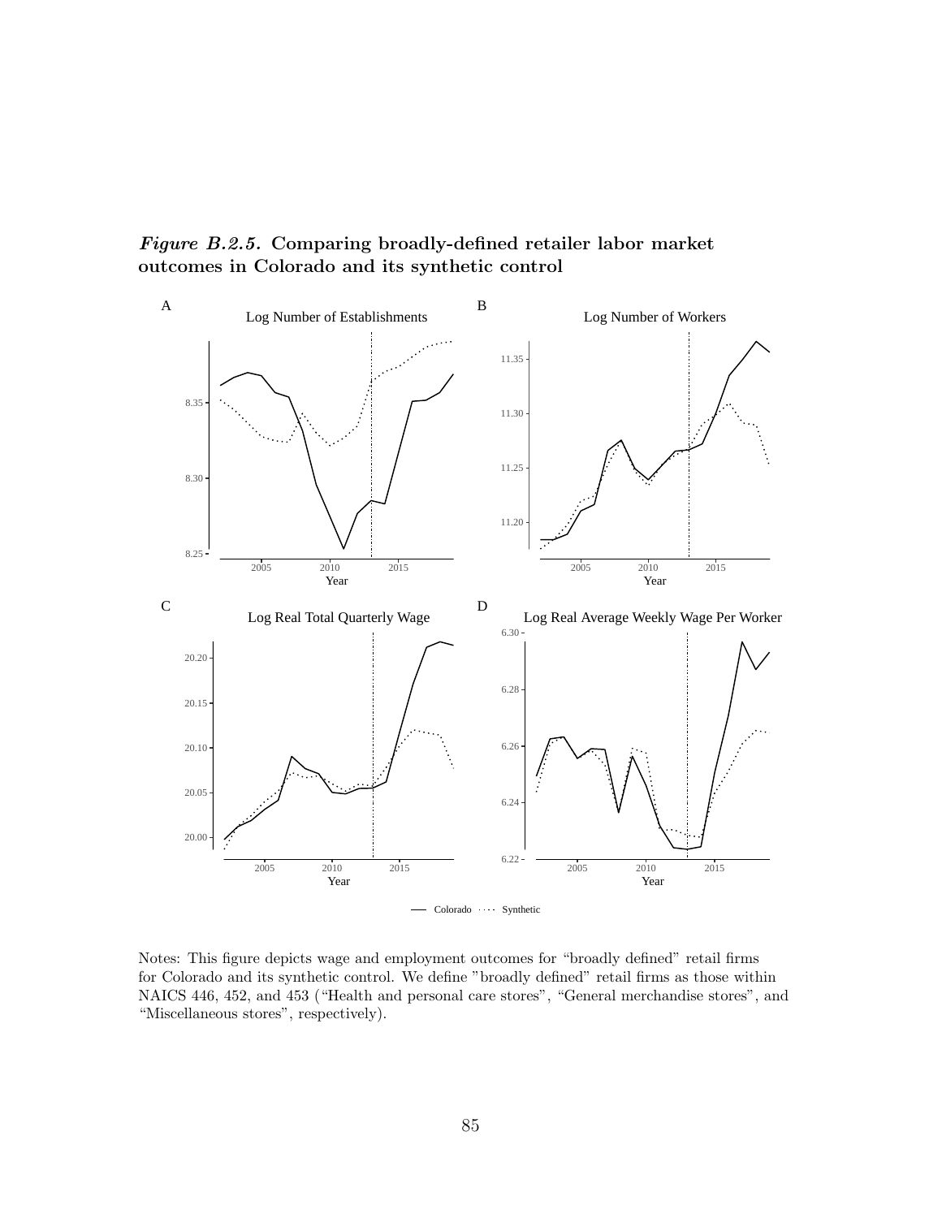***Figure B.2.5.* Comparing broadly-defined retailer labor market outcomes in Colorado and its synthetic control**

Notes: This figure depicts wage and employment outcomes for "broadly defined" retail firms for Colorado and its synthetic control. We define "broadly defined" retail firms as those within NAICS 446, 452, and 453 ("Health and personal care stores", "General merchandise stores", and "Miscellaneous stores", respectively).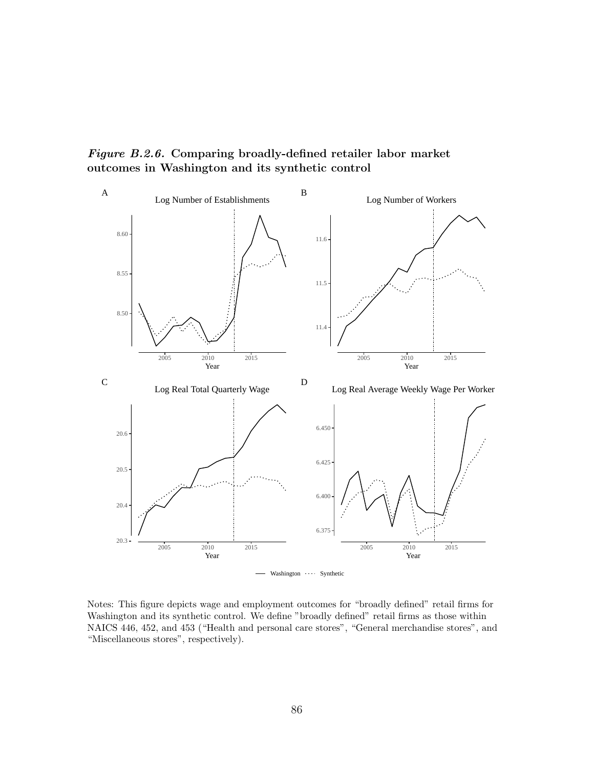***Figure B.2.6.*** **Comparing broadly-defined retailer labor market outcomes in Washington and its synthetic control**

Notes: This figure depicts wage and employment outcomes for "broadly defined" retail firms for Washington and its synthetic control. We define "broadly defined" retail firms as those within NAICS 446, 452, and 453 ("Health and personal care stores", "General merchandise stores", and "Miscellaneous stores", respectively).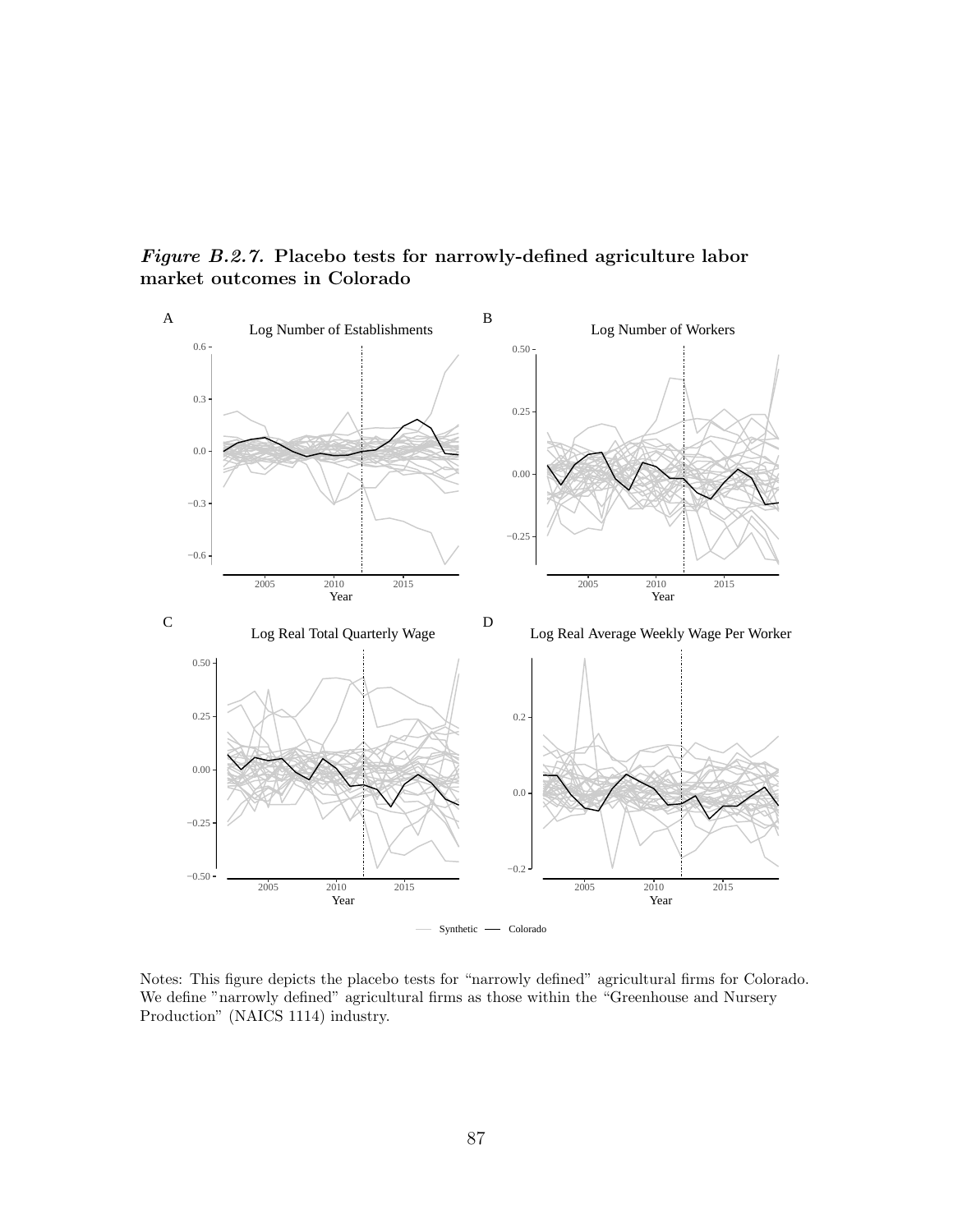***Figure B.2.7.* Placebo tests for narrowly-defined agriculture labor market outcomes in Colorado**

Notes: This figure depicts the placebo tests for "narrowly defined" agricultural firms for Colorado. We define "narrowly defined" agricultural firms as those within the "Greenhouse and Nursery Production" (NAICS 1114) industry.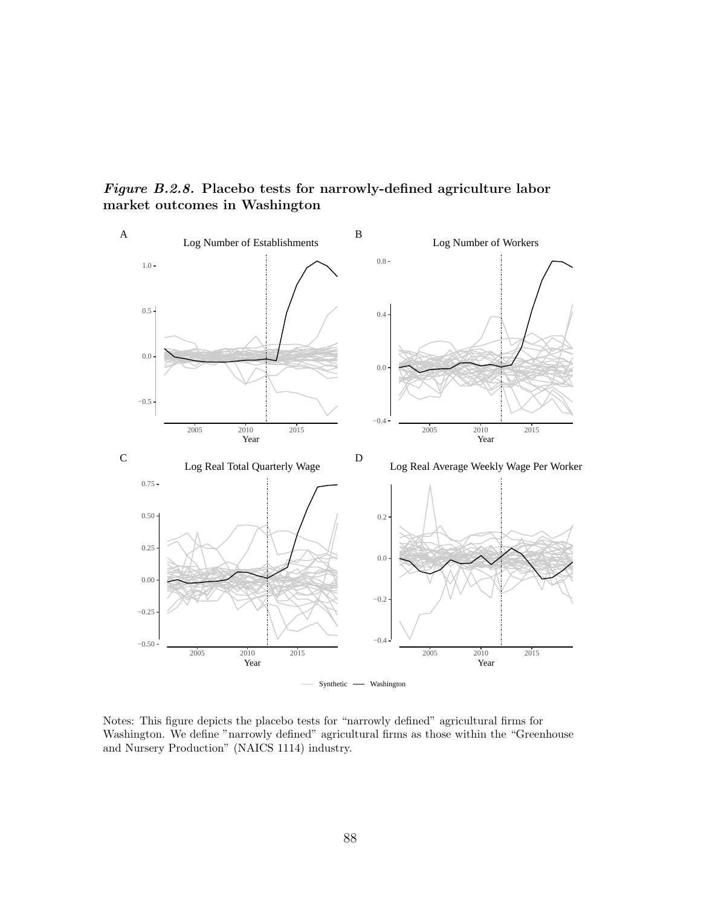***Figure B.2.8.*** **Placebo tests for narrowly-defined agriculture labor market outcomes in Washington**

Notes: This figure depicts the placebo tests for "narrowly defined" agricultural firms for Washington. We define "narrowly defined" agricultural firms as those within the "Greenhouse and Nursery Production" (NAICS 1114) industry.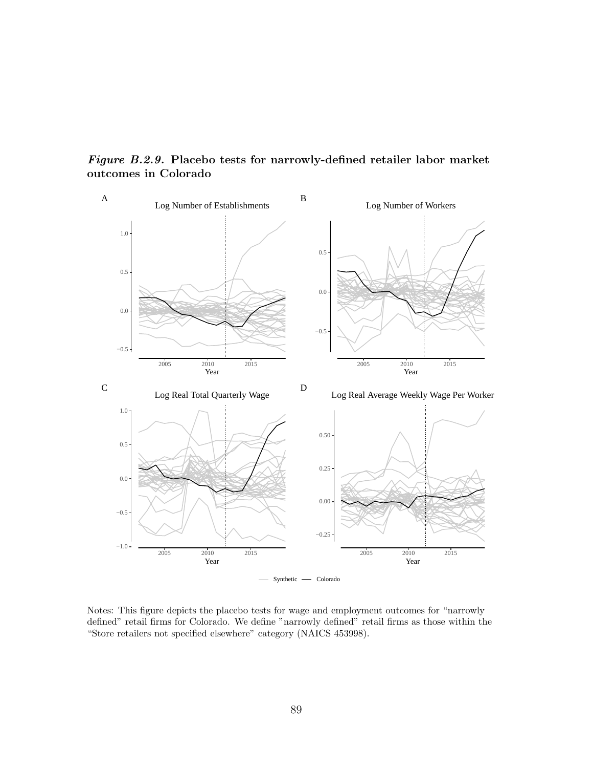***Figure B.2.9.* Placebo tests for narrowly-defined retailer labor market outcomes in Colorado**

Notes: This figure depicts the placebo tests for wage and employment outcomes for "narrowly defined" retail firms for Colorado. We define "narrowly defined" retail firms as those within the "Store retailers not specified elsewhere" category (NAICS 453998).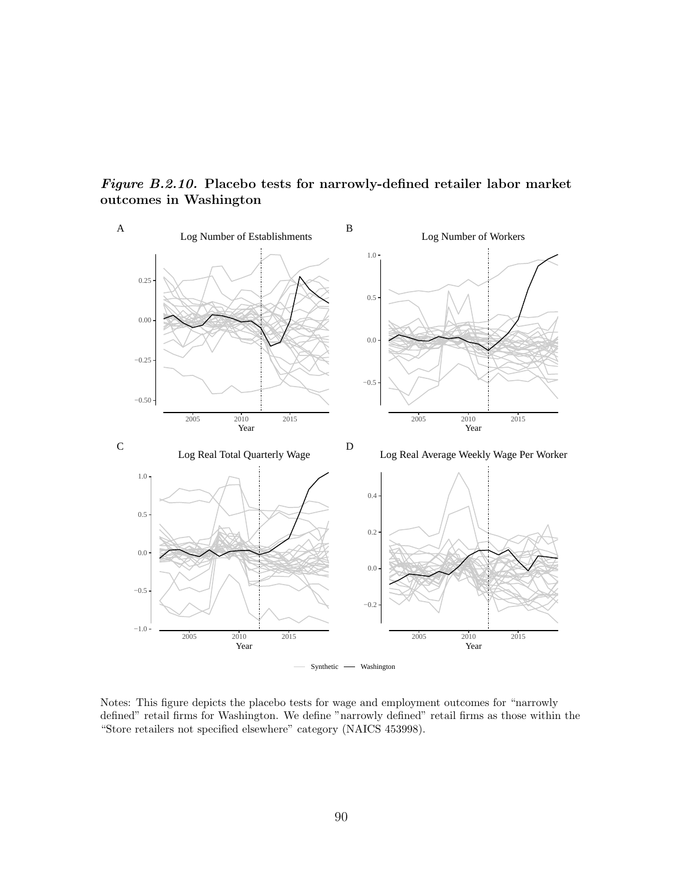***Figure B.2.10.* Placebo tests for narrowly-defined retailer labor market outcomes in Washington**

Notes: This figure depicts the placebo tests for wage and employment outcomes for "narrowly defined" retail firms for Washington. We define "narrowly defined" retail firms as those within the "Store retailers not specified elsewhere" category (NAICS 453998).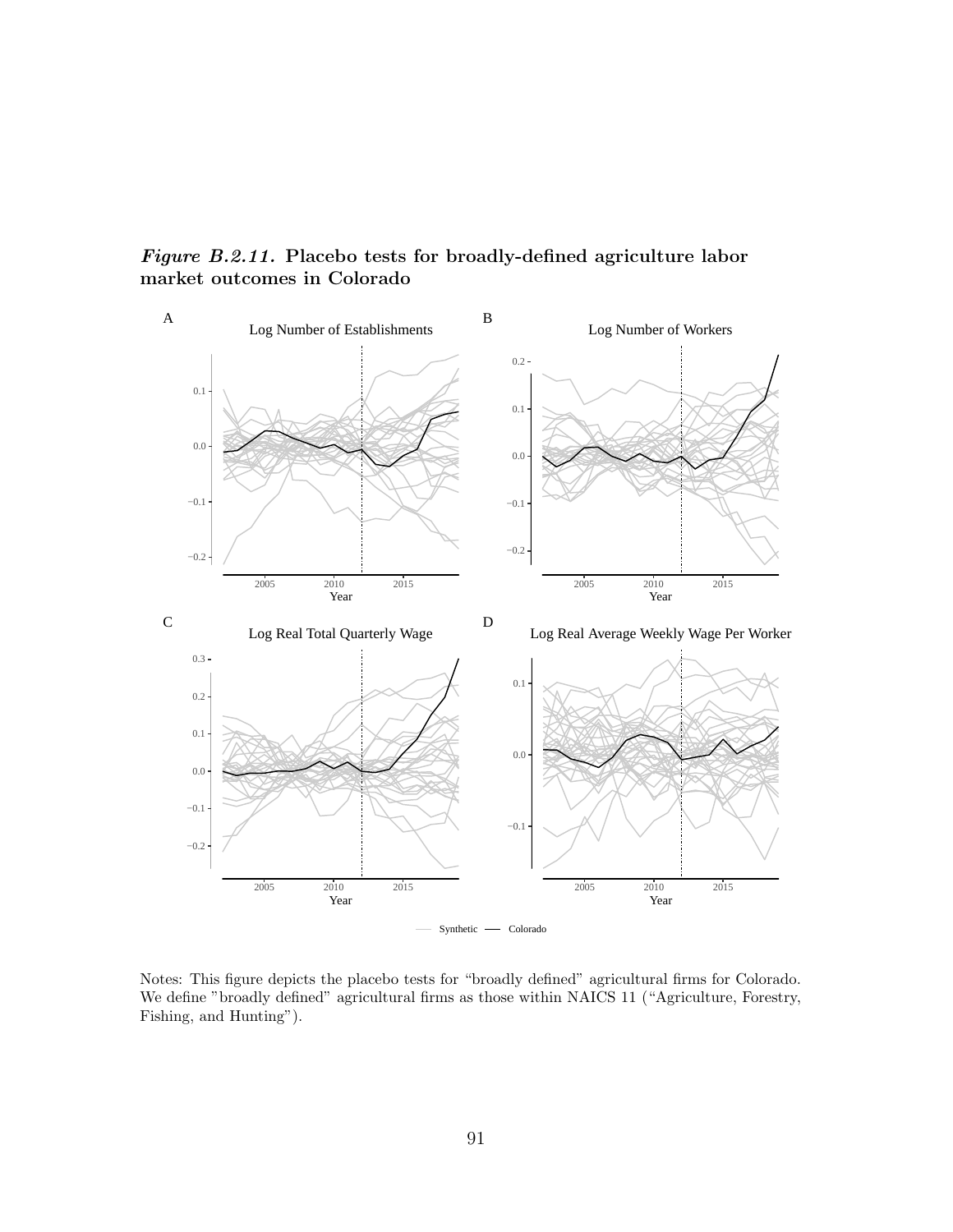*Figure B.2.11.* **Placebo tests for broadly-defined agriculture labor market outcomes in Colorado**

Notes: This figure depicts the placebo tests for "broadly defined" agricultural firms for Colorado. We define "broadly defined" agricultural firms as those within NAICS 11 ("Agriculture, Forestry, Fishing, and Hunting").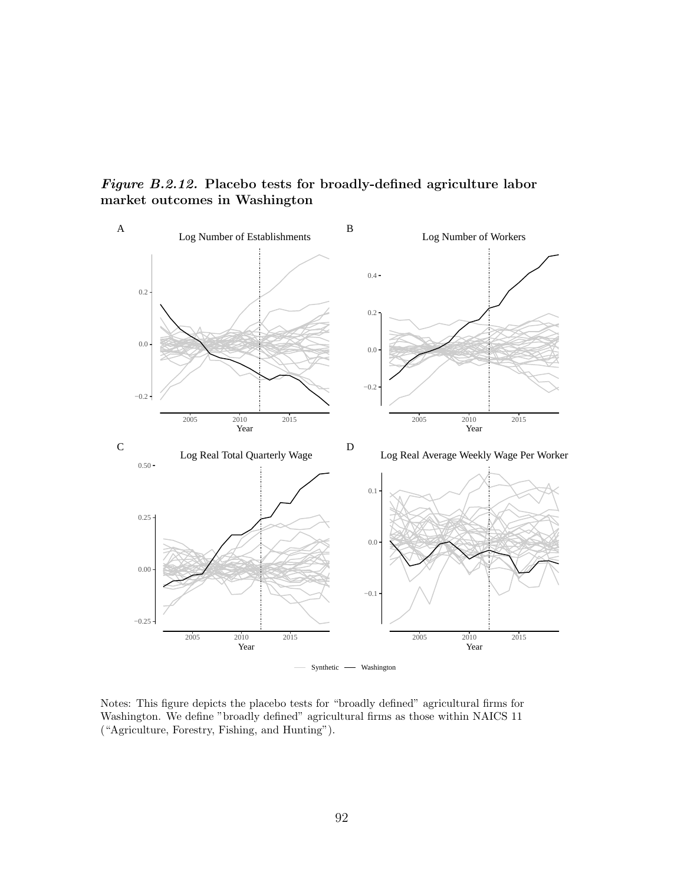***Figure B.2.12.*** **Placebo tests for broadly-defined agriculture labor market outcomes in Washington**

Notes: This figure depicts the placebo tests for “broadly defined” agricultural firms for Washington. We define ”broadly defined” agricultural firms as those within NAICS 11 (“Agriculture, Forestry, Fishing, and Hunting”).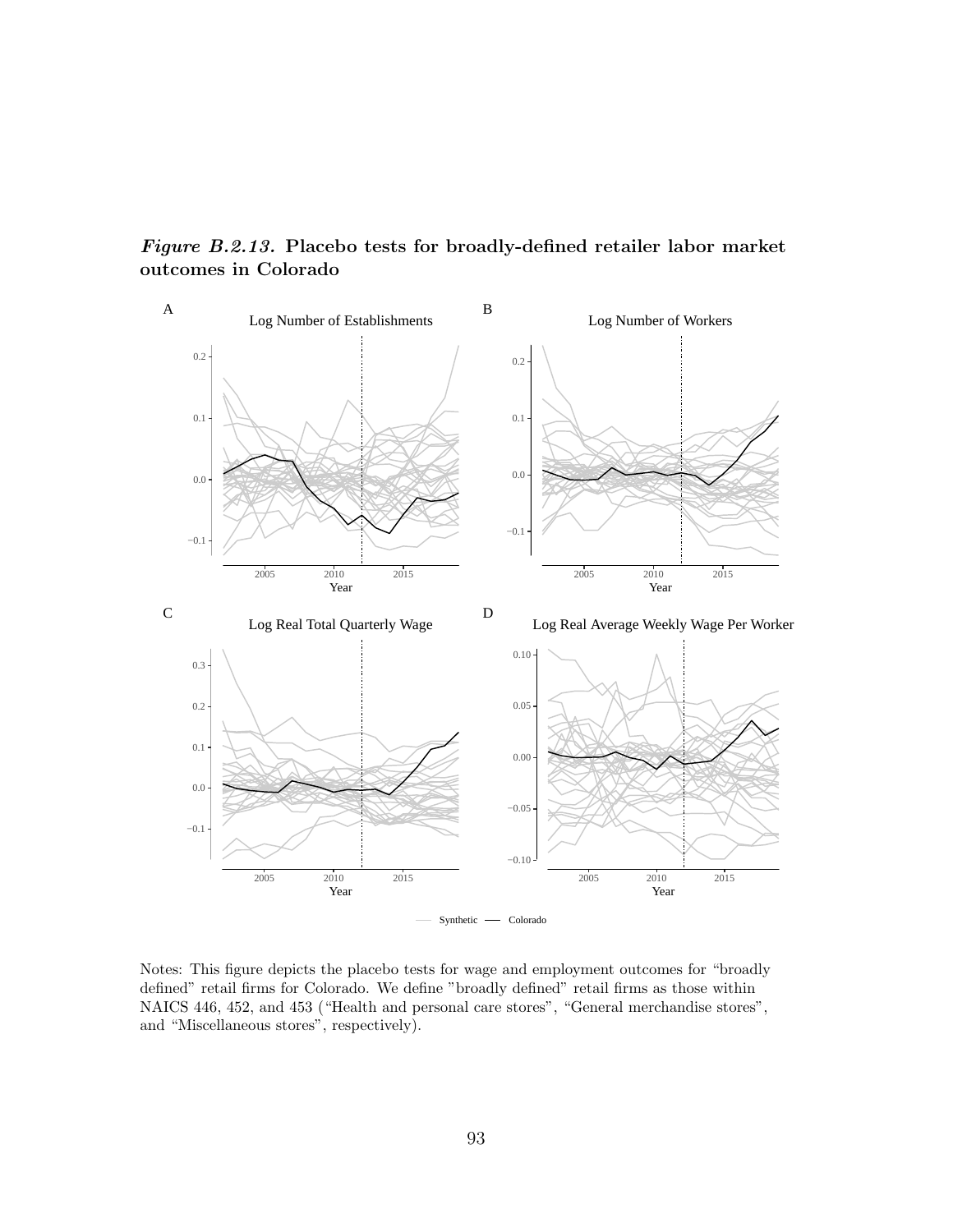***Figure B.2.13.*** **Placebo tests for broadly-defined retailer labor market outcomes in Colorado**

Notes: This figure depicts the placebo tests for wage and employment outcomes for "broadly defined" retail firms for Colorado. We define "broadly defined" retail firms as those within NAICS 446, 452, and 453 ("Health and personal care stores", "General merchandise stores", and "Miscellaneous stores", respectively).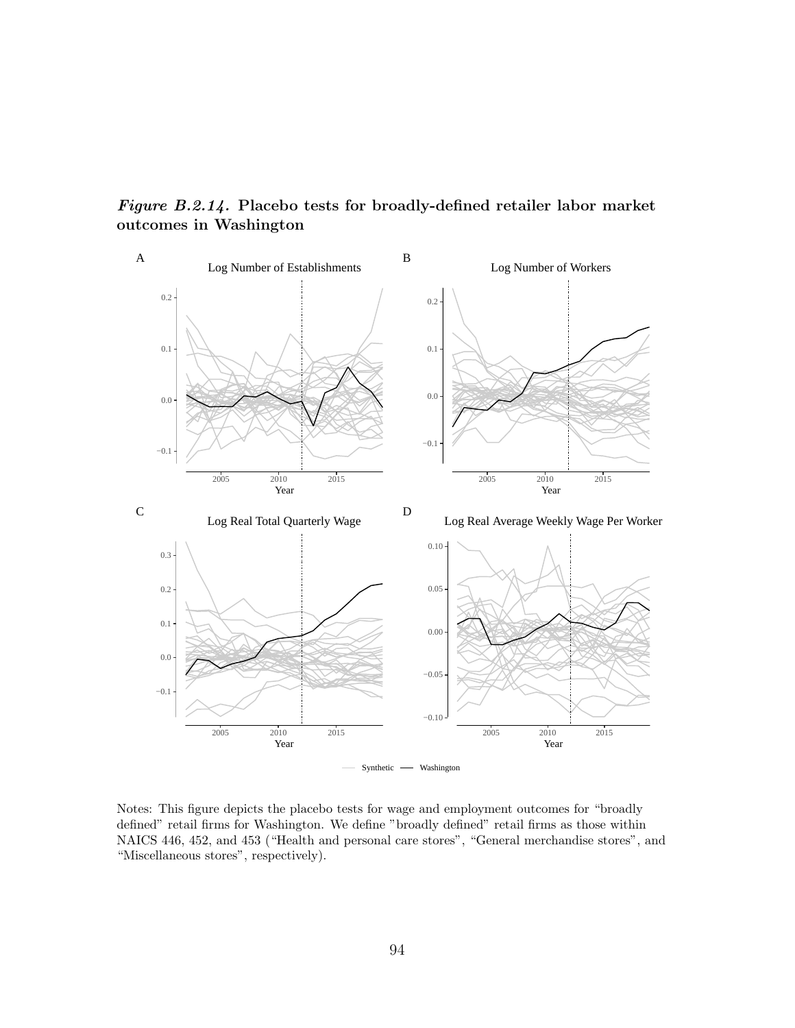***Figure B.2.14.* Placebo tests for broadly-defined retailer labor market outcomes in Washington**

Notes: This figure depicts the placebo tests for wage and employment outcomes for "broadly defined" retail firms for Washington. We define "broadly defined" retail firms as those within NAICS 446, 452, and 453 ("Health and personal care stores", "General merchandise stores", and "Miscellaneous stores", respectively).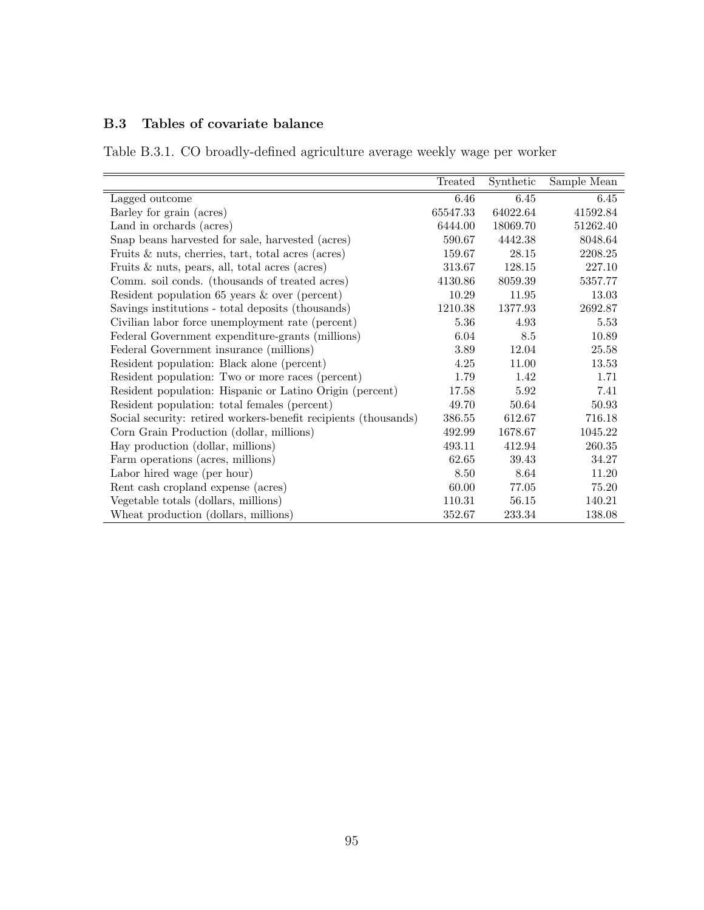### B.3 Tables of covariate balance

Table B.3.1. CO broadly-defined agriculture average weekly wage per worker

| | Treated | Synthetic | Sample Mean |
|---|---|---|---|
| Lagged outcome | 6.46 | 6.45 | 6.45 |
| Barley for grain (acres) | 65547.33 | 64022.64 | 41592.84 |
| Land in orchards (acres) | 6444.00 | 18069.70 | 51262.40 |
| Snap beans harvested for sale, harvested (acres) | 590.67 | 4442.38 | 8048.64 |
| Fruits & nuts, cherries, tart, total acres (acres) | 159.67 | 28.15 | 2208.25 |
| Fruits & nuts, pears, all, total acres (acres) | 313.67 | 128.15 | 227.10 |
| Comm. soil conds. (thousands of treated acres) | 4130.86 | 8059.39 | 5357.77 |
| Resident population 65 years & over (percent) | 10.29 | 11.95 | 13.03 |
| Savings institutions - total deposits (thousands) | 1210.38 | 1377.93 | 2692.87 |
| Civilian labor force unemployment rate (percent) | 5.36 | 4.93 | 5.53 |
| Federal Government expenditure-grants (millions) | 6.04 | 8.5 | 10.89 |
| Federal Government insurance (millions) | 3.89 | 12.04 | 25.58 |
| Resident population: Black alone (percent) | 4.25 | 11.00 | 13.53 |
| Resident population: Two or more races (percent) | 1.79 | 1.42 | 1.71 |
| Resident population: Hispanic or Latino Origin (percent) | 17.58 | 5.92 | 7.41 |
| Resident population: total females (percent) | 49.70 | 50.64 | 50.93 |
| Social security: retired workers-benefit recipients (thousands) | 386.55 | 612.67 | 716.18 |
| Corn Grain Production (dollar, millions) | 492.99 | 1678.67 | 1045.22 |
| Hay production (dollar, millions) | 493.11 | 412.94 | 260.35 |
| Farm operations (acres, millions) | 62.65 | 39.43 | 34.27 |
| Labor hired wage (per hour) | 8.50 | 8.64 | 11.20 |
| Rent cash cropland expense (acres) | 60.00 | 77.05 | 75.20 |
| Vegetable totals (dollars, millions) | 110.31 | 56.15 | 140.21 |
| Wheat production (dollars, millions) | 352.67 | 233.34 | 138.08 |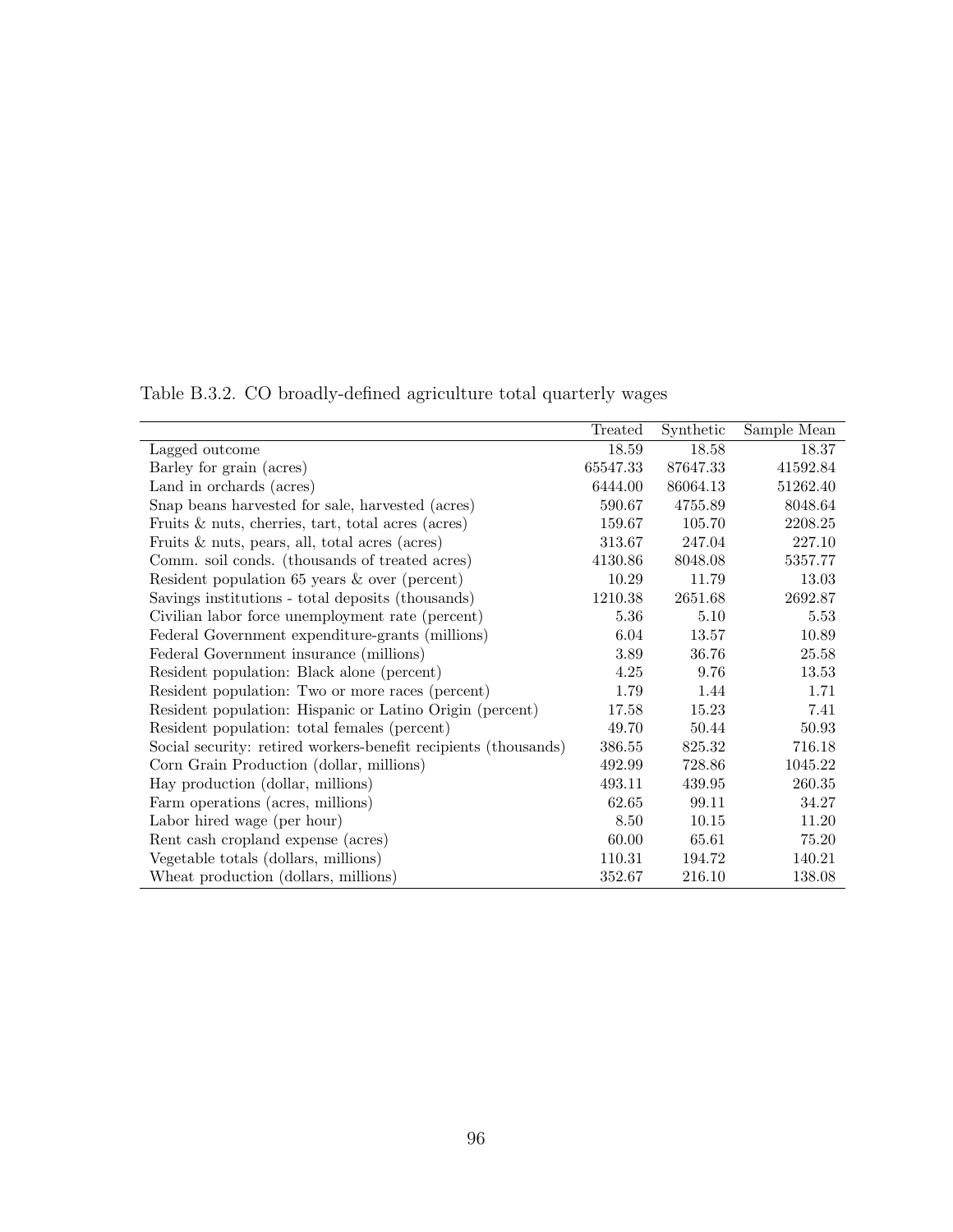Table B.3.2. CO broadly-defined agriculture total quarterly wages

| | Treated | Synthetic | Sample Mean |
|---|---|---|---|
| Lagged outcome | 18.59 | 18.58 | 18.37 |
| Barley for grain (acres) | 65547.33 | 87647.33 | 41592.84 |
| Land in orchards (acres) | 6444.00 | 86064.13 | 51262.40 |
| Snap beans harvested for sale, harvested (acres) | 590.67 | 4755.89 | 8048.64 |
| Fruits & nuts, cherries, tart, total acres (acres) | 159.67 | 105.70 | 2208.25 |
| Fruits & nuts, pears, all, total acres (acres) | 313.67 | 247.04 | 227.10 |
| Comm. soil conds. (thousands of treated acres) | 4130.86 | 8048.08 | 5357.77 |
| Resident population 65 years & over (percent) | 10.29 | 11.79 | 13.03 |
| Savings institutions - total deposits (thousands) | 1210.38 | 2651.68 | 2692.87 |
| Civilian labor force unemployment rate (percent) | 5.36 | 5.10 | 5.53 |
| Federal Government expenditure-grants (millions) | 6.04 | 13.57 | 10.89 |
| Federal Government insurance (millions) | 3.89 | 36.76 | 25.58 |
| Resident population: Black alone (percent) | 4.25 | 9.76 | 13.53 |
| Resident population: Two or more races (percent) | 1.79 | 1.44 | 1.71 |
| Resident population: Hispanic or Latino Origin (percent) | 17.58 | 15.23 | 7.41 |
| Resident population: total females (percent) | 49.70 | 50.44 | 50.93 |
| Social security: retired workers-benefit recipients (thousands) | 386.55 | 825.32 | 716.18 |
| Corn Grain Production (dollar, millions) | 492.99 | 728.86 | 1045.22 |
| Hay production (dollar, millions) | 493.11 | 439.95 | 260.35 |
| Farm operations (acres, millions) | 62.65 | 99.11 | 34.27 |
| Labor hired wage (per hour) | 8.50 | 10.15 | 11.20 |
| Rent cash cropland expense (acres) | 60.00 | 65.61 | 75.20 |
| Vegetable totals (dollars, millions) | 110.31 | 194.72 | 140.21 |
| Wheat production (dollars, millions) | 352.67 | 216.10 | 138.08 |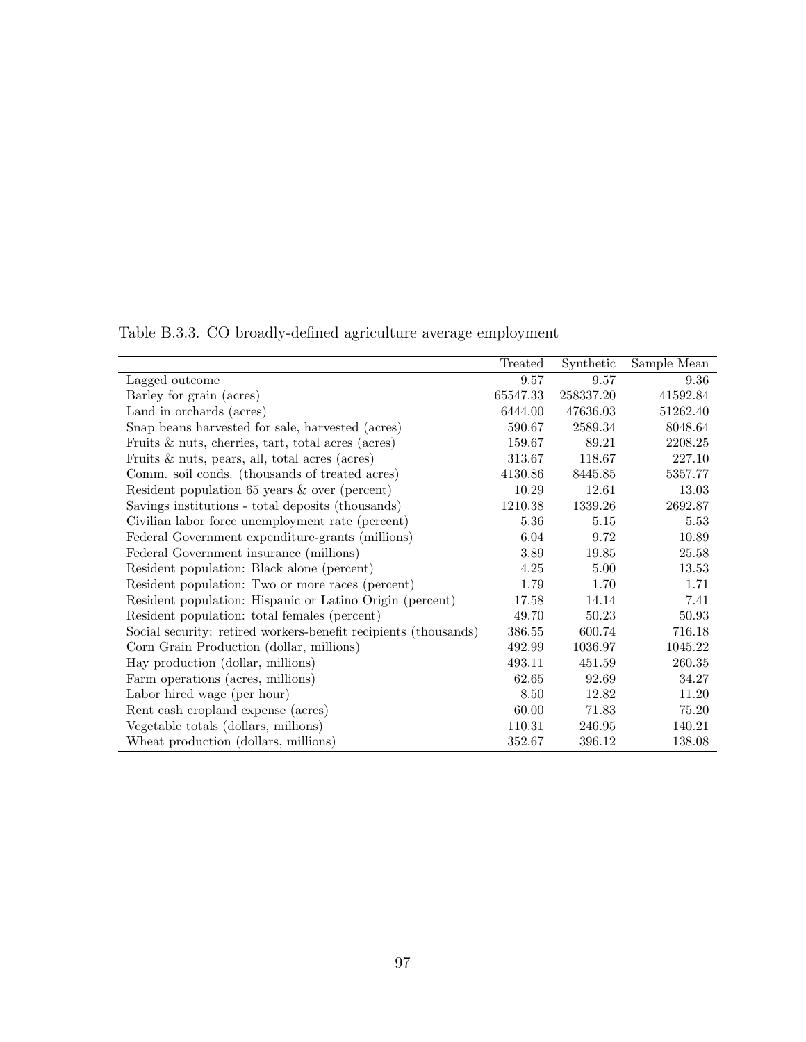Table B.3.3. CO broadly-defined agriculture average employment

| | Treated | Synthetic | Sample Mean |
|---|---|---|---|
| Lagged outcome | 9.57 | 9.57 | 9.36 |
| Barley for grain (acres) | 65547.33 | 258337.20 | 41592.84 |
| Land in orchards (acres) | 6444.00 | 47636.03 | 51262.40 |
| Snap beans harvested for sale, harvested (acres) | 590.67 | 2589.34 | 8048.64 |
| Fruits & nuts, cherries, tart, total acres (acres) | 159.67 | 89.21 | 2208.25 |
| Fruits & nuts, pears, all, total acres (acres) | 313.67 | 118.67 | 227.10 |
| Comm. soil conds. (thousands of treated acres) | 4130.86 | 8445.85 | 5357.77 |
| Resident population 65 years & over (percent) | 10.29 | 12.61 | 13.03 |
| Savings institutions - total deposits (thousands) | 1210.38 | 1339.26 | 2692.87 |
| Civilian labor force unemployment rate (percent) | 5.36 | 5.15 | 5.53 |
| Federal Government expenditure-grants (millions) | 6.04 | 9.72 | 10.89 |
| Federal Government insurance (millions) | 3.89 | 19.85 | 25.58 |
| Resident population: Black alone (percent) | 4.25 | 5.00 | 13.53 |
| Resident population: Two or more races (percent) | 1.79 | 1.70 | 1.71 |
| Resident population: Hispanic or Latino Origin (percent) | 17.58 | 14.14 | 7.41 |
| Resident population: total females (percent) | 49.70 | 50.23 | 50.93 |
| Social security: retired workers-benefit recipients (thousands) | 386.55 | 600.74 | 716.18 |
| Corn Grain Production (dollar, millions) | 492.99 | 1036.97 | 1045.22 |
| Hay production (dollar, millions) | 493.11 | 451.59 | 260.35 |
| Farm operations (acres, millions) | 62.65 | 92.69 | 34.27 |
| Labor hired wage (per hour) | 8.50 | 12.82 | 11.20 |
| Rent cash cropland expense (acres) | 60.00 | 71.83 | 75.20 |
| Vegetable totals (dollars, millions) | 110.31 | 246.95 | 140.21 |
| Wheat production (dollars, millions) | 352.67 | 396.12 | 138.08 |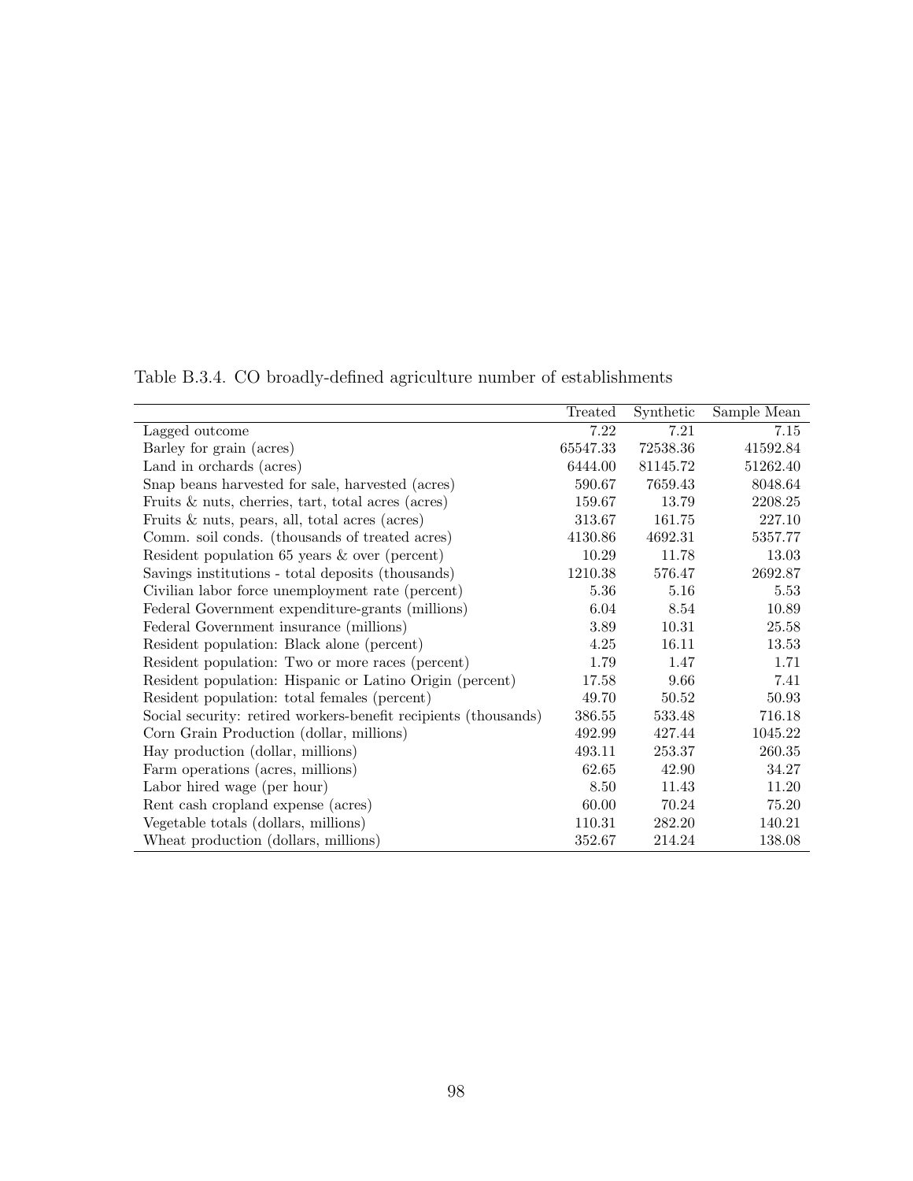Table B.3.4. CO broadly-defined agriculture number of establishments

| | Treated | Synthetic | Sample Mean |
|---|---|---|---|
| Lagged outcome | 7.22 | 7.21 | 7.15 |
| Barley for grain (acres) | 65547.33 | 72538.36 | 41592.84 |
| Land in orchards (acres) | 6444.00 | 81145.72 | 51262.40 |
| Snap beans harvested for sale, harvested (acres) | 590.67 | 7659.43 | 8048.64 |
| Fruits & nuts, cherries, tart, total acres (acres) | 159.67 | 13.79 | 2208.25 |
| Fruits & nuts, pears, all, total acres (acres) | 313.67 | 161.75 | 227.10 |
| Comm. soil conds. (thousands of treated acres) | 4130.86 | 4692.31 | 5357.77 |
| Resident population 65 years & over (percent) | 10.29 | 11.78 | 13.03 |
| Savings institutions - total deposits (thousands) | 1210.38 | 576.47 | 2692.87 |
| Civilian labor force unemployment rate (percent) | 5.36 | 5.16 | 5.53 |
| Federal Government expenditure-grants (millions) | 6.04 | 8.54 | 10.89 |
| Federal Government insurance (millions) | 3.89 | 10.31 | 25.58 |
| Resident population: Black alone (percent) | 4.25 | 16.11 | 13.53 |
| Resident population: Two or more races (percent) | 1.79 | 1.47 | 1.71 |
| Resident population: Hispanic or Latino Origin (percent) | 17.58 | 9.66 | 7.41 |
| Resident population: total females (percent) | 49.70 | 50.52 | 50.93 |
| Social security: retired workers-benefit recipients (thousands) | 386.55 | 533.48 | 716.18 |
| Corn Grain Production (dollar, millions) | 492.99 | 427.44 | 1045.22 |
| Hay production (dollar, millions) | 493.11 | 253.37 | 260.35 |
| Farm operations (acres, millions) | 62.65 | 42.90 | 34.27 |
| Labor hired wage (per hour) | 8.50 | 11.43 | 11.20 |
| Rent cash cropland expense (acres) | 60.00 | 70.24 | 75.20 |
| Vegetable totals (dollars, millions) | 110.31 | 282.20 | 140.21 |
| Wheat production (dollars, millions) | 352.67 | 214.24 | 138.08 |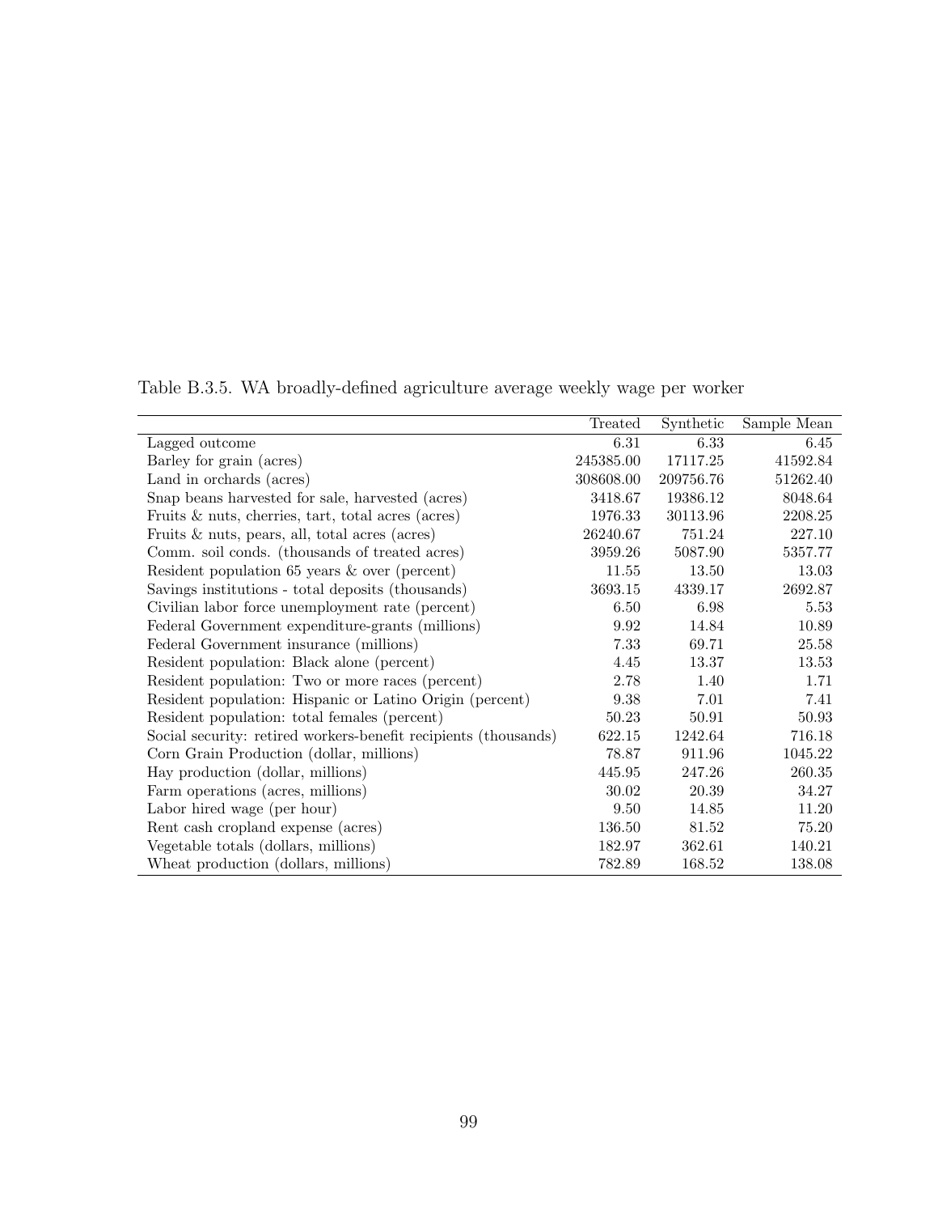Table B.3.5. WA broadly-defined agriculture average weekly wage per worker

| | Treated | Synthetic | Sample Mean |
|---|---|---|---|
| Lagged outcome | 6.31 | 6.33 | 6.45 |
| Barley for grain (acres) | 245385.00 | 17117.25 | 41592.84 |
| Land in orchards (acres) | 308608.00 | 209756.76 | 51262.40 |
| Snap beans harvested for sale, harvested (acres) | 3418.67 | 19386.12 | 8048.64 |
| Fruits & nuts, cherries, tart, total acres (acres) | 1976.33 | 30113.96 | 2208.25 |
| Fruits & nuts, pears, all, total acres (acres) | 26240.67 | 751.24 | 227.10 |
| Comm. soil conds. (thousands of treated acres) | 3959.26 | 5087.90 | 5357.77 |
| Resident population 65 years & over (percent) | 11.55 | 13.50 | 13.03 |
| Savings institutions - total deposits (thousands) | 3693.15 | 4339.17 | 2692.87 |
| Civilian labor force unemployment rate (percent) | 6.50 | 6.98 | 5.53 |
| Federal Government expenditure-grants (millions) | 9.92 | 14.84 | 10.89 |
| Federal Government insurance (millions) | 7.33 | 69.71 | 25.58 |
| Resident population: Black alone (percent) | 4.45 | 13.37 | 13.53 |
| Resident population: Two or more races (percent) | 2.78 | 1.40 | 1.71 |
| Resident population: Hispanic or Latino Origin (percent) | 9.38 | 7.01 | 7.41 |
| Resident population: total females (percent) | 50.23 | 50.91 | 50.93 |
| Social security: retired workers-benefit recipients (thousands) | 622.15 | 1242.64 | 716.18 |
| Corn Grain Production (dollar, millions) | 78.87 | 911.96 | 1045.22 |
| Hay production (dollar, millions) | 445.95 | 247.26 | 260.35 |
| Farm operations (acres, millions) | 30.02 | 20.39 | 34.27 |
| Labor hired wage (per hour) | 9.50 | 14.85 | 11.20 |
| Rent cash cropland expense (acres) | 136.50 | 81.52 | 75.20 |
| Vegetable totals (dollars, millions) | 182.97 | 362.61 | 140.21 |
| Wheat production (dollars, millions) | 782.89 | 168.52 | 138.08 |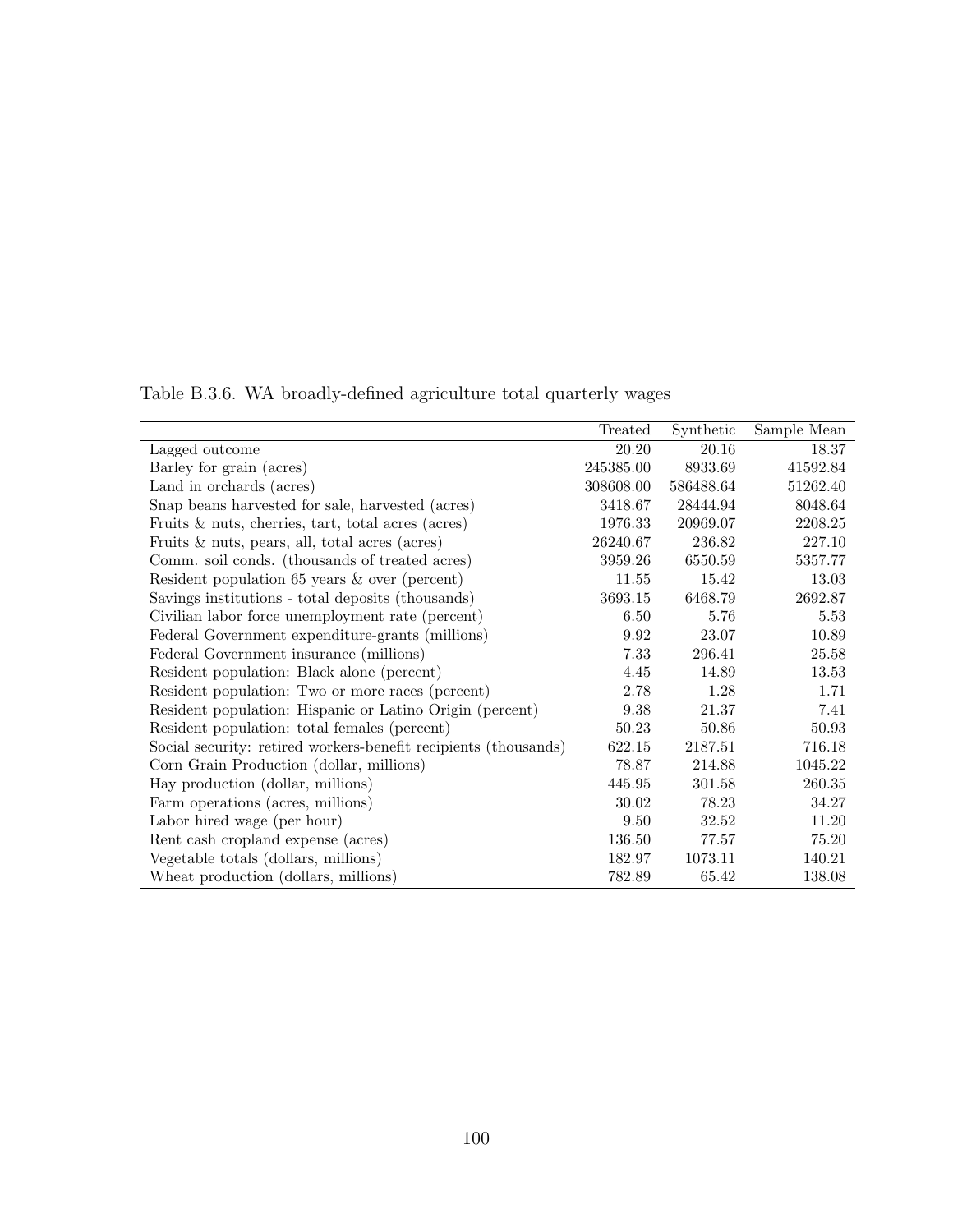Table B.3.6. WA broadly-defined agriculture total quarterly wages

| | Treated | Synthetic | Sample Mean |
|---|---|---|---|
| Lagged outcome | 20.20 | 20.16 | 18.37 |
| Barley for grain (acres) | 245385.00 | 8933.69 | 41592.84 |
| Land in orchards (acres) | 308608.00 | 586488.64 | 51262.40 |
| Snap beans harvested for sale, harvested (acres) | 3418.67 | 28444.94 | 8048.64 |
| Fruits & nuts, cherries, tart, total acres (acres) | 1976.33 | 20969.07 | 2208.25 |
| Fruits & nuts, pears, all, total acres (acres) | 26240.67 | 236.82 | 227.10 |
| Comm. soil conds. (thousands of treated acres) | 3959.26 | 6550.59 | 5357.77 |
| Resident population 65 years & over (percent) | 11.55 | 15.42 | 13.03 |
| Savings institutions - total deposits (thousands) | 3693.15 | 6468.79 | 2692.87 |
| Civilian labor force unemployment rate (percent) | 6.50 | 5.76 | 5.53 |
| Federal Government expenditure-grants (millions) | 9.92 | 23.07 | 10.89 |
| Federal Government insurance (millions) | 7.33 | 296.41 | 25.58 |
| Resident population: Black alone (percent) | 4.45 | 14.89 | 13.53 |
| Resident population: Two or more races (percent) | 2.78 | 1.28 | 1.71 |
| Resident population: Hispanic or Latino Origin (percent) | 9.38 | 21.37 | 7.41 |
| Resident population: total females (percent) | 50.23 | 50.86 | 50.93 |
| Social security: retired workers-benefit recipients (thousands) | 622.15 | 2187.51 | 716.18 |
| Corn Grain Production (dollar, millions) | 78.87 | 214.88 | 1045.22 |
| Hay production (dollar, millions) | 445.95 | 301.58 | 260.35 |
| Farm operations (acres, millions) | 30.02 | 78.23 | 34.27 |
| Labor hired wage (per hour) | 9.50 | 32.52 | 11.20 |
| Rent cash cropland expense (acres) | 136.50 | 77.57 | 75.20 |
| Vegetable totals (dollars, millions) | 182.97 | 1073.11 | 140.21 |
| Wheat production (dollars, millions) | 782.89 | 65.42 | 138.08 |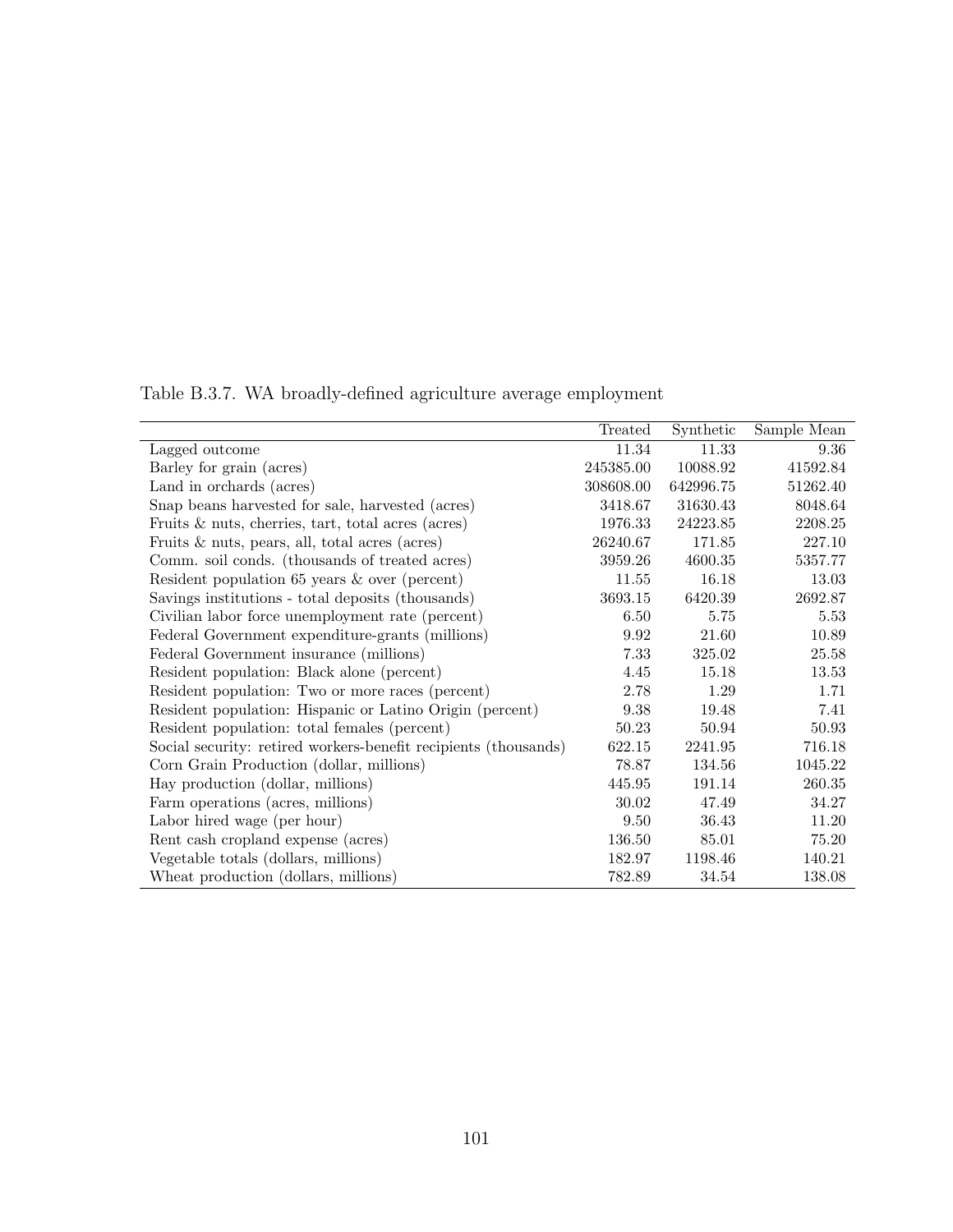Table B.3.7. WA broadly-defined agriculture average employment

| | Treated | Synthetic | Sample Mean |
|---|---|---|---|
| Lagged outcome | 11.34 | 11.33 | 9.36 |
| Barley for grain (acres) | 245385.00 | 10088.92 | 41592.84 |
| Land in orchards (acres) | 308608.00 | 642996.75 | 51262.40 |
| Snap beans harvested for sale, harvested (acres) | 3418.67 | 31630.43 | 8048.64 |
| Fruits & nuts, cherries, tart, total acres (acres) | 1976.33 | 24223.85 | 2208.25 |
| Fruits & nuts, pears, all, total acres (acres) | 26240.67 | 171.85 | 227.10 |
| Comm. soil conds. (thousands of treated acres) | 3959.26 | 4600.35 | 5357.77 |
| Resident population 65 years & over (percent) | 11.55 | 16.18 | 13.03 |
| Savings institutions - total deposits (thousands) | 3693.15 | 6420.39 | 2692.87 |
| Civilian labor force unemployment rate (percent) | 6.50 | 5.75 | 5.53 |
| Federal Government expenditure-grants (millions) | 9.92 | 21.60 | 10.89 |
| Federal Government insurance (millions) | 7.33 | 325.02 | 25.58 |
| Resident population: Black alone (percent) | 4.45 | 15.18 | 13.53 |
| Resident population: Two or more races (percent) | 2.78 | 1.29 | 1.71 |
| Resident population: Hispanic or Latino Origin (percent) | 9.38 | 19.48 | 7.41 |
| Resident population: total females (percent) | 50.23 | 50.94 | 50.93 |
| Social security: retired workers-benefit recipients (thousands) | 622.15 | 2241.95 | 716.18 |
| Corn Grain Production (dollar, millions) | 78.87 | 134.56 | 1045.22 |
| Hay production (dollar, millions) | 445.95 | 191.14 | 260.35 |
| Farm operations (acres, millions) | 30.02 | 47.49 | 34.27 |
| Labor hired wage (per hour) | 9.50 | 36.43 | 11.20 |
| Rent cash cropland expense (acres) | 136.50 | 85.01 | 75.20 |
| Vegetable totals (dollars, millions) | 182.97 | 1198.46 | 140.21 |
| Wheat production (dollars, millions) | 782.89 | 34.54 | 138.08 |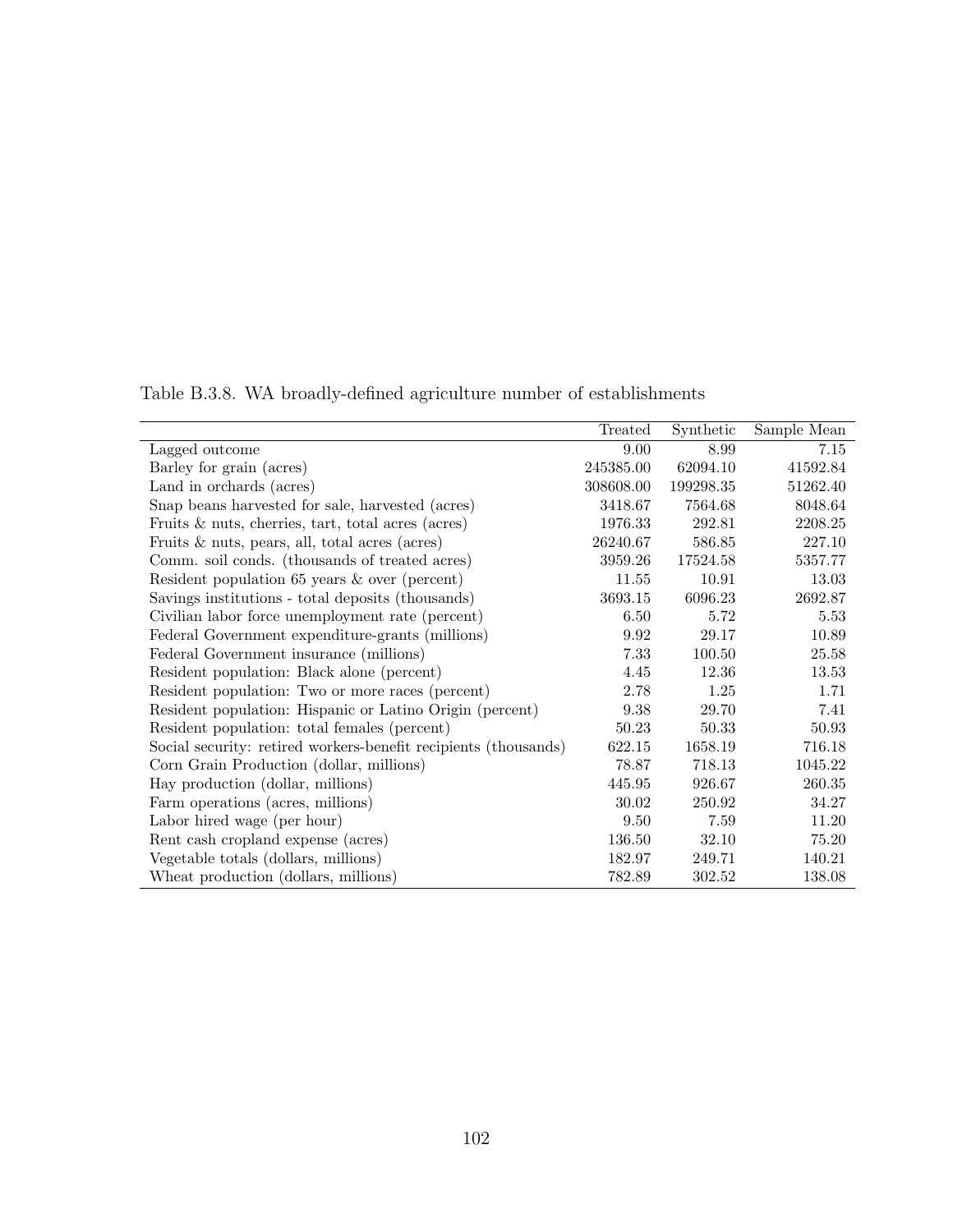Table B.3.8. WA broadly-defined agriculture number of establishments

| | Treated | Synthetic | Sample Mean |
|---|---|---|---|
| Lagged outcome | 9.00 | 8.99 | 7.15 |
| Barley for grain (acres) | 245385.00 | 62094.10 | 41592.84 |
| Land in orchards (acres) | 308608.00 | 199298.35 | 51262.40 |
| Snap beans harvested for sale, harvested (acres) | 3418.67 | 7564.68 | 8048.64 |
| Fruits & nuts, cherries, tart, total acres (acres) | 1976.33 | 292.81 | 2208.25 |
| Fruits & nuts, pears, all, total acres (acres) | 26240.67 | 586.85 | 227.10 |
| Comm. soil conds. (thousands of treated acres) | 3959.26 | 17524.58 | 5357.77 |
| Resident population 65 years & over (percent) | 11.55 | 10.91 | 13.03 |
| Savings institutions - total deposits (thousands) | 3693.15 | 6096.23 | 2692.87 |
| Civilian labor force unemployment rate (percent) | 6.50 | 5.72 | 5.53 |
| Federal Government expenditure-grants (millions) | 9.92 | 29.17 | 10.89 |
| Federal Government insurance (millions) | 7.33 | 100.50 | 25.58 |
| Resident population: Black alone (percent) | 4.45 | 12.36 | 13.53 |
| Resident population: Two or more races (percent) | 2.78 | 1.25 | 1.71 |
| Resident population: Hispanic or Latino Origin (percent) | 9.38 | 29.70 | 7.41 |
| Resident population: total females (percent) | 50.23 | 50.33 | 50.93 |
| Social security: retired workers-benefit recipients (thousands) | 622.15 | 1658.19 | 716.18 |
| Corn Grain Production (dollar, millions) | 78.87 | 718.13 | 1045.22 |
| Hay production (dollar, millions) | 445.95 | 926.67 | 260.35 |
| Farm operations (acres, millions) | 30.02 | 250.92 | 34.27 |
| Labor hired wage (per hour) | 9.50 | 7.59 | 11.20 |
| Rent cash cropland expense (acres) | 136.50 | 32.10 | 75.20 |
| Vegetable totals (dollars, millions) | 182.97 | 249.71 | 140.21 |
| Wheat production (dollars, millions) | 782.89 | 302.52 | 138.08 |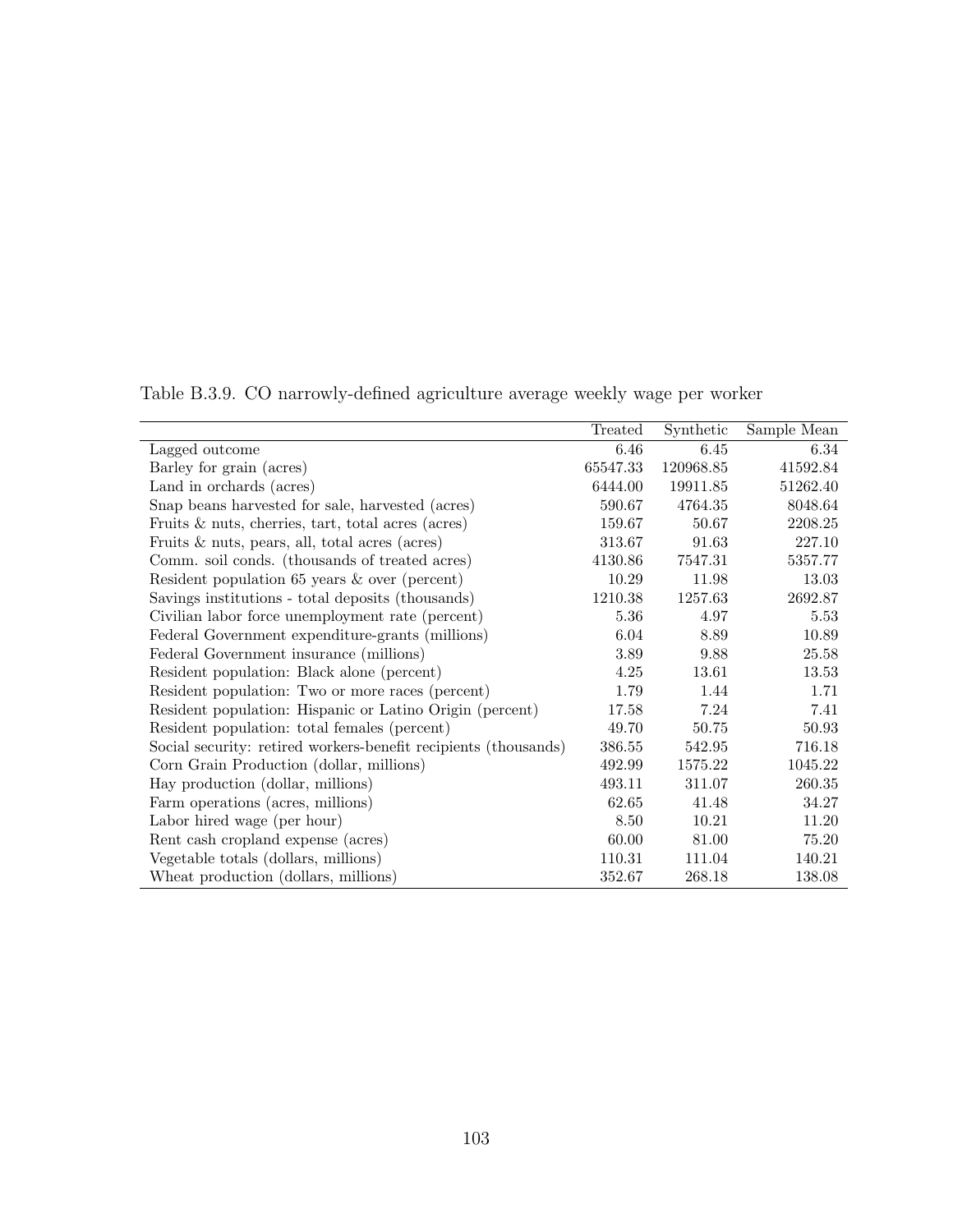Table B.3.9. CO narrowly-defined agriculture average weekly wage per worker

| | Treated | Synthetic | Sample Mean |
|---|---|---|---|
| Lagged outcome | 6.46 | 6.45 | 6.34 |
| Barley for grain (acres) | 65547.33 | 120968.85 | 41592.84 |
| Land in orchards (acres) | 6444.00 | 19911.85 | 51262.40 |
| Snap beans harvested for sale, harvested (acres) | 590.67 | 4764.35 | 8048.64 |
| Fruits & nuts, cherries, tart, total acres (acres) | 159.67 | 50.67 | 2208.25 |
| Fruits & nuts, pears, all, total acres (acres) | 313.67 | 91.63 | 227.10 |
| Comm. soil conds. (thousands of treated acres) | 4130.86 | 7547.31 | 5357.77 |
| Resident population 65 years & over (percent) | 10.29 | 11.98 | 13.03 |
| Savings institutions - total deposits (thousands) | 1210.38 | 1257.63 | 2692.87 |
| Civilian labor force unemployment rate (percent) | 5.36 | 4.97 | 5.53 |
| Federal Government expenditure-grants (millions) | 6.04 | 8.89 | 10.89 |
| Federal Government insurance (millions) | 3.89 | 9.88 | 25.58 |
| Resident population: Black alone (percent) | 4.25 | 13.61 | 13.53 |
| Resident population: Two or more races (percent) | 1.79 | 1.44 | 1.71 |
| Resident population: Hispanic or Latino Origin (percent) | 17.58 | 7.24 | 7.41 |
| Resident population: total females (percent) | 49.70 | 50.75 | 50.93 |
| Social security: retired workers-benefit recipients (thousands) | 386.55 | 542.95 | 716.18 |
| Corn Grain Production (dollar, millions) | 492.99 | 1575.22 | 1045.22 |
| Hay production (dollar, millions) | 493.11 | 311.07 | 260.35 |
| Farm operations (acres, millions) | 62.65 | 41.48 | 34.27 |
| Labor hired wage (per hour) | 8.50 | 10.21 | 11.20 |
| Rent cash cropland expense (acres) | 60.00 | 81.00 | 75.20 |
| Vegetable totals (dollars, millions) | 110.31 | 111.04 | 140.21 |
| Wheat production (dollars, millions) | 352.67 | 268.18 | 138.08 |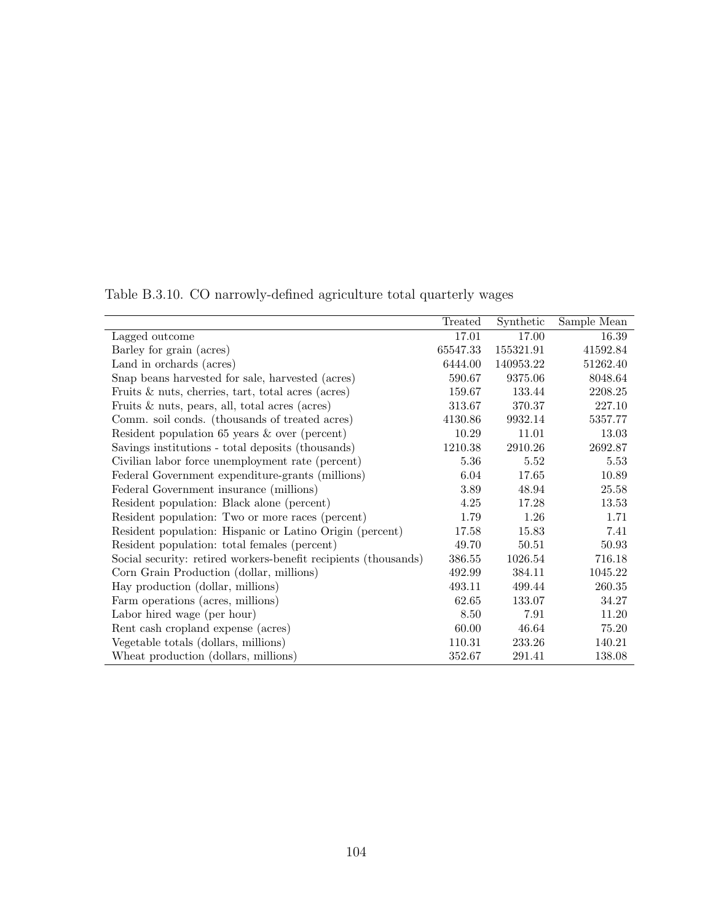Table B.3.10. CO narrowly-defined agriculture total quarterly wages

| | Treated | Synthetic | Sample Mean |
|---|---|---|---|
| Lagged outcome | 17.01 | 17.00 | 16.39 |
| Barley for grain (acres) | 65547.33 | 155321.91 | 41592.84 |
| Land in orchards (acres) | 6444.00 | 140953.22 | 51262.40 |
| Snap beans harvested for sale, harvested (acres) | 590.67 | 9375.06 | 8048.64 |
| Fruits & nuts, cherries, tart, total acres (acres) | 159.67 | 133.44 | 2208.25 |
| Fruits & nuts, pears, all, total acres (acres) | 313.67 | 370.37 | 227.10 |
| Comm. soil conds. (thousands of treated acres) | 4130.86 | 9932.14 | 5357.77 |
| Resident population 65 years & over (percent) | 10.29 | 11.01 | 13.03 |
| Savings institutions - total deposits (thousands) | 1210.38 | 2910.26 | 2692.87 |
| Civilian labor force unemployment rate (percent) | 5.36 | 5.52 | 5.53 |
| Federal Government expenditure-grants (millions) | 6.04 | 17.65 | 10.89 |
| Federal Government insurance (millions) | 3.89 | 48.94 | 25.58 |
| Resident population: Black alone (percent) | 4.25 | 17.28 | 13.53 |
| Resident population: Two or more races (percent) | 1.79 | 1.26 | 1.71 |
| Resident population: Hispanic or Latino Origin (percent) | 17.58 | 15.83 | 7.41 |
| Resident population: total females (percent) | 49.70 | 50.51 | 50.93 |
| Social security: retired workers-benefit recipients (thousands) | 386.55 | 1026.54 | 716.18 |
| Corn Grain Production (dollar, millions) | 492.99 | 384.11 | 1045.22 |
| Hay production (dollar, millions) | 493.11 | 499.44 | 260.35 |
| Farm operations (acres, millions) | 62.65 | 133.07 | 34.27 |
| Labor hired wage (per hour) | 8.50 | 7.91 | 11.20 |
| Rent cash cropland expense (acres) | 60.00 | 46.64 | 75.20 |
| Vegetable totals (dollars, millions) | 110.31 | 233.26 | 140.21 |
| Wheat production (dollars, millions) | 352.67 | 291.41 | 138.08 |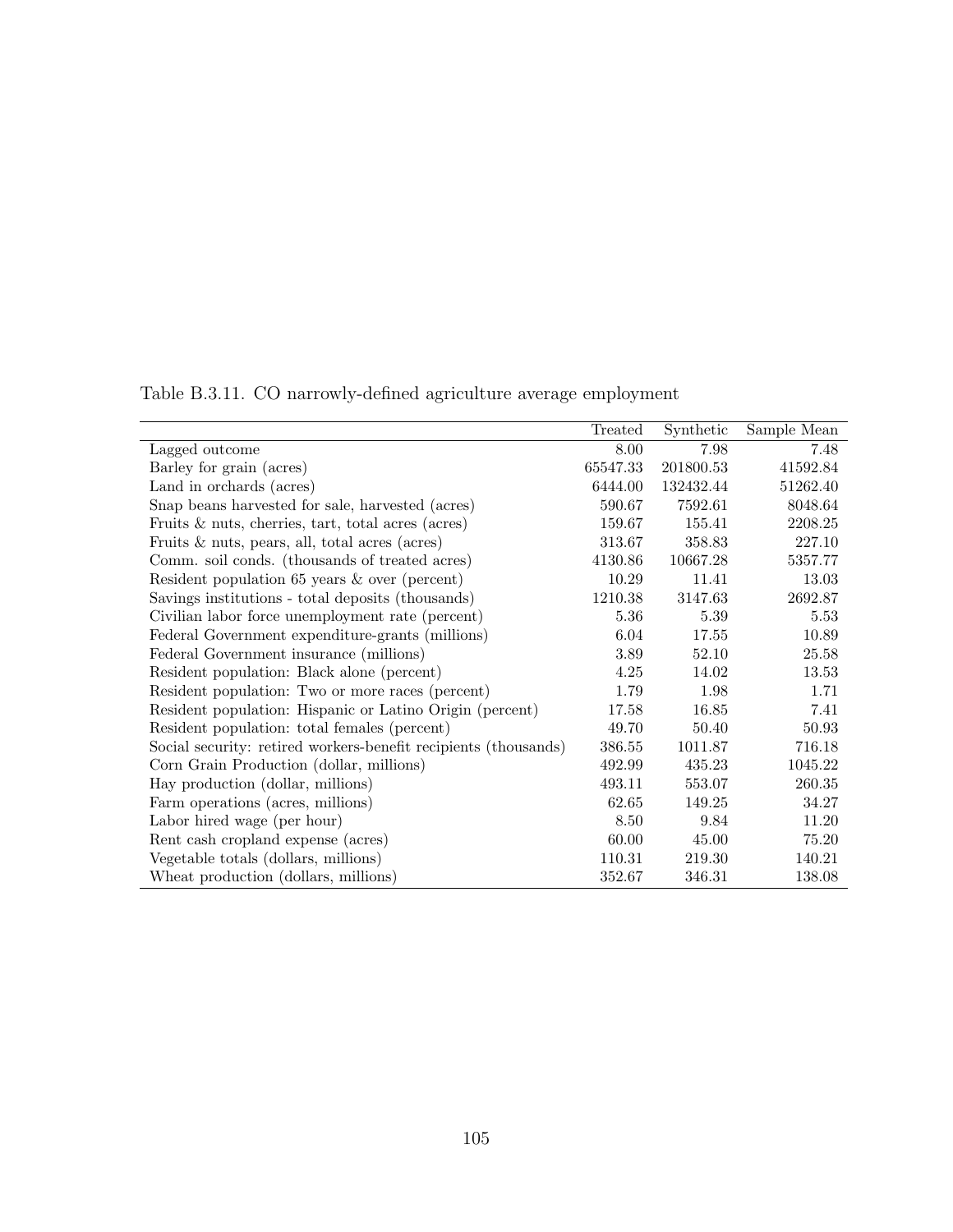Table B.3.11. CO narrowly-defined agriculture average employment

| | Treated | Synthetic | Sample Mean |
|---|---|---|---|
| Lagged outcome | 8.00 | 7.98 | 7.48 |
| Barley for grain (acres) | 65547.33 | 201800.53 | 41592.84 |
| Land in orchards (acres) | 6444.00 | 132432.44 | 51262.40 |
| Snap beans harvested for sale, harvested (acres) | 590.67 | 7592.61 | 8048.64 |
| Fruits & nuts, cherries, tart, total acres (acres) | 159.67 | 155.41 | 2208.25 |
| Fruits & nuts, pears, all, total acres (acres) | 313.67 | 358.83 | 227.10 |
| Comm. soil conds. (thousands of treated acres) | 4130.86 | 10667.28 | 5357.77 |
| Resident population 65 years & over (percent) | 10.29 | 11.41 | 13.03 |
| Savings institutions - total deposits (thousands) | 1210.38 | 3147.63 | 2692.87 |
| Civilian labor force unemployment rate (percent) | 5.36 | 5.39 | 5.53 |
| Federal Government expenditure-grants (millions) | 6.04 | 17.55 | 10.89 |
| Federal Government insurance (millions) | 3.89 | 52.10 | 25.58 |
| Resident population: Black alone (percent) | 4.25 | 14.02 | 13.53 |
| Resident population: Two or more races (percent) | 1.79 | 1.98 | 1.71 |
| Resident population: Hispanic or Latino Origin (percent) | 17.58 | 16.85 | 7.41 |
| Resident population: total females (percent) | 49.70 | 50.40 | 50.93 |
| Social security: retired workers-benefit recipients (thousands) | 386.55 | 1011.87 | 716.18 |
| Corn Grain Production (dollar, millions) | 492.99 | 435.23 | 1045.22 |
| Hay production (dollar, millions) | 493.11 | 553.07 | 260.35 |
| Farm operations (acres, millions) | 62.65 | 149.25 | 34.27 |
| Labor hired wage (per hour) | 8.50 | 9.84 | 11.20 |
| Rent cash cropland expense (acres) | 60.00 | 45.00 | 75.20 |
| Vegetable totals (dollars, millions) | 110.31 | 219.30 | 140.21 |
| Wheat production (dollars, millions) | 352.67 | 346.31 | 138.08 |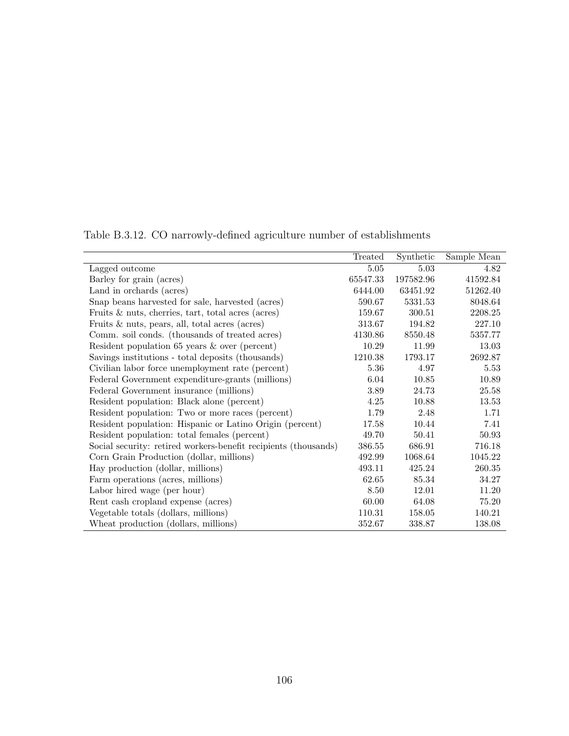Table B.3.12. CO narrowly-defined agriculture number of establishments

| | Treated | Synthetic | Sample Mean |
|---|---|---|---|
| Lagged outcome | 5.05 | 5.03 | 4.82 |
| Barley for grain (acres) | 65547.33 | 197582.96 | 41592.84 |
| Land in orchards (acres) | 6444.00 | 63451.92 | 51262.40 |
| Snap beans harvested for sale, harvested (acres) | 590.67 | 5331.53 | 8048.64 |
| Fruits & nuts, cherries, tart, total acres (acres) | 159.67 | 300.51 | 2208.25 |
| Fruits & nuts, pears, all, total acres (acres) | 313.67 | 194.82 | 227.10 |
| Comm. soil conds. (thousands of treated acres) | 4130.86 | 8550.48 | 5357.77 |
| Resident population 65 years & over (percent) | 10.29 | 11.99 | 13.03 |
| Savings institutions - total deposits (thousands) | 1210.38 | 1793.17 | 2692.87 |
| Civilian labor force unemployment rate (percent) | 5.36 | 4.97 | 5.53 |
| Federal Government expenditure-grants (millions) | 6.04 | 10.85 | 10.89 |
| Federal Government insurance (millions) | 3.89 | 24.73 | 25.58 |
| Resident population: Black alone (percent) | 4.25 | 10.88 | 13.53 |
| Resident population: Two or more races (percent) | 1.79 | 2.48 | 1.71 |
| Resident population: Hispanic or Latino Origin (percent) | 17.58 | 10.44 | 7.41 |
| Resident population: total females (percent) | 49.70 | 50.41 | 50.93 |
| Social security: retired workers-benefit recipients (thousands) | 386.55 | 686.91 | 716.18 |
| Corn Grain Production (dollar, millions) | 492.99 | 1068.64 | 1045.22 |
| Hay production (dollar, millions) | 493.11 | 425.24 | 260.35 |
| Farm operations (acres, millions) | 62.65 | 85.34 | 34.27 |
| Labor hired wage (per hour) | 8.50 | 12.01 | 11.20 |
| Rent cash cropland expense (acres) | 60.00 | 64.08 | 75.20 |
| Vegetable totals (dollars, millions) | 110.31 | 158.05 | 140.21 |
| Wheat production (dollars, millions) | 352.67 | 338.87 | 138.08 |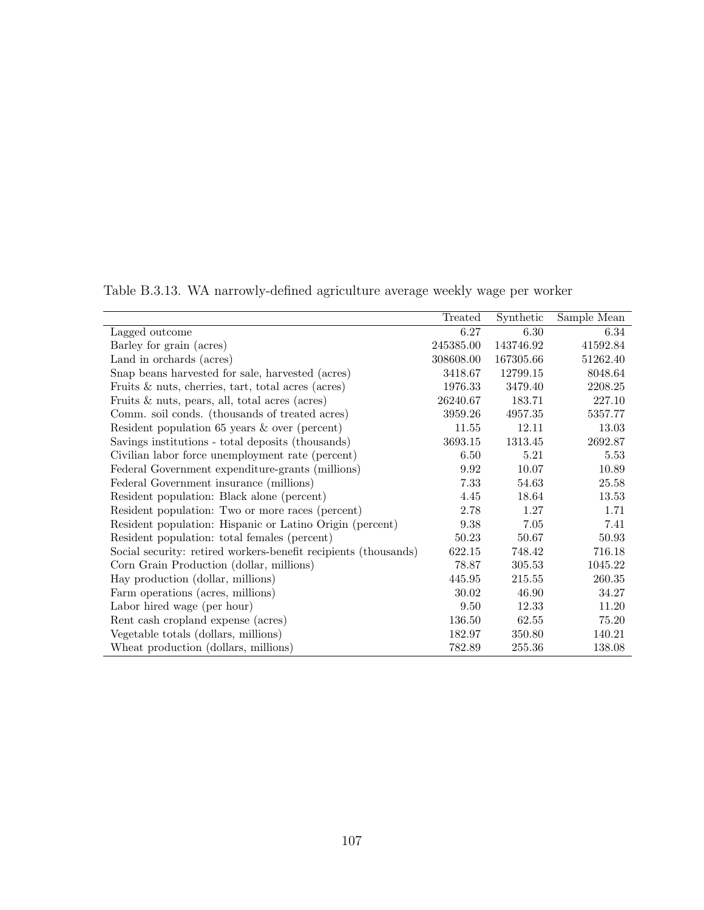Table B.3.13. WA narrowly-defined agriculture average weekly wage per worker

| | Treated | Synthetic | Sample Mean |
|---|---|---|---|
| Lagged outcome | 6.27 | 6.30 | 6.34 |
| Barley for grain (acres) | 245385.00 | 143746.92 | 41592.84 |
| Land in orchards (acres) | 308608.00 | 167305.66 | 51262.40 |
| Snap beans harvested for sale, harvested (acres) | 3418.67 | 12799.15 | 8048.64 |
| Fruits & nuts, cherries, tart, total acres (acres) | 1976.33 | 3479.40 | 2208.25 |
| Fruits & nuts, pears, all, total acres (acres) | 26240.67 | 183.71 | 227.10 |
| Comm. soil conds. (thousands of treated acres) | 3959.26 | 4957.35 | 5357.77 |
| Resident population 65 years & over (percent) | 11.55 | 12.11 | 13.03 |
| Savings institutions - total deposits (thousands) | 3693.15 | 1313.45 | 2692.87 |
| Civilian labor force unemployment rate (percent) | 6.50 | 5.21 | 5.53 |
| Federal Government expenditure-grants (millions) | 9.92 | 10.07 | 10.89 |
| Federal Government insurance (millions) | 7.33 | 54.63 | 25.58 |
| Resident population: Black alone (percent) | 4.45 | 18.64 | 13.53 |
| Resident population: Two or more races (percent) | 2.78 | 1.27 | 1.71 |
| Resident population: Hispanic or Latino Origin (percent) | 9.38 | 7.05 | 7.41 |
| Resident population: total females (percent) | 50.23 | 50.67 | 50.93 |
| Social security: retired workers-benefit recipients (thousands) | 622.15 | 748.42 | 716.18 |
| Corn Grain Production (dollar, millions) | 78.87 | 305.53 | 1045.22 |
| Hay production (dollar, millions) | 445.95 | 215.55 | 260.35 |
| Farm operations (acres, millions) | 30.02 | 46.90 | 34.27 |
| Labor hired wage (per hour) | 9.50 | 12.33 | 11.20 |
| Rent cash cropland expense (acres) | 136.50 | 62.55 | 75.20 |
| Vegetable totals (dollars, millions) | 182.97 | 350.80 | 140.21 |
| Wheat production (dollars, millions) | 782.89 | 255.36 | 138.08 |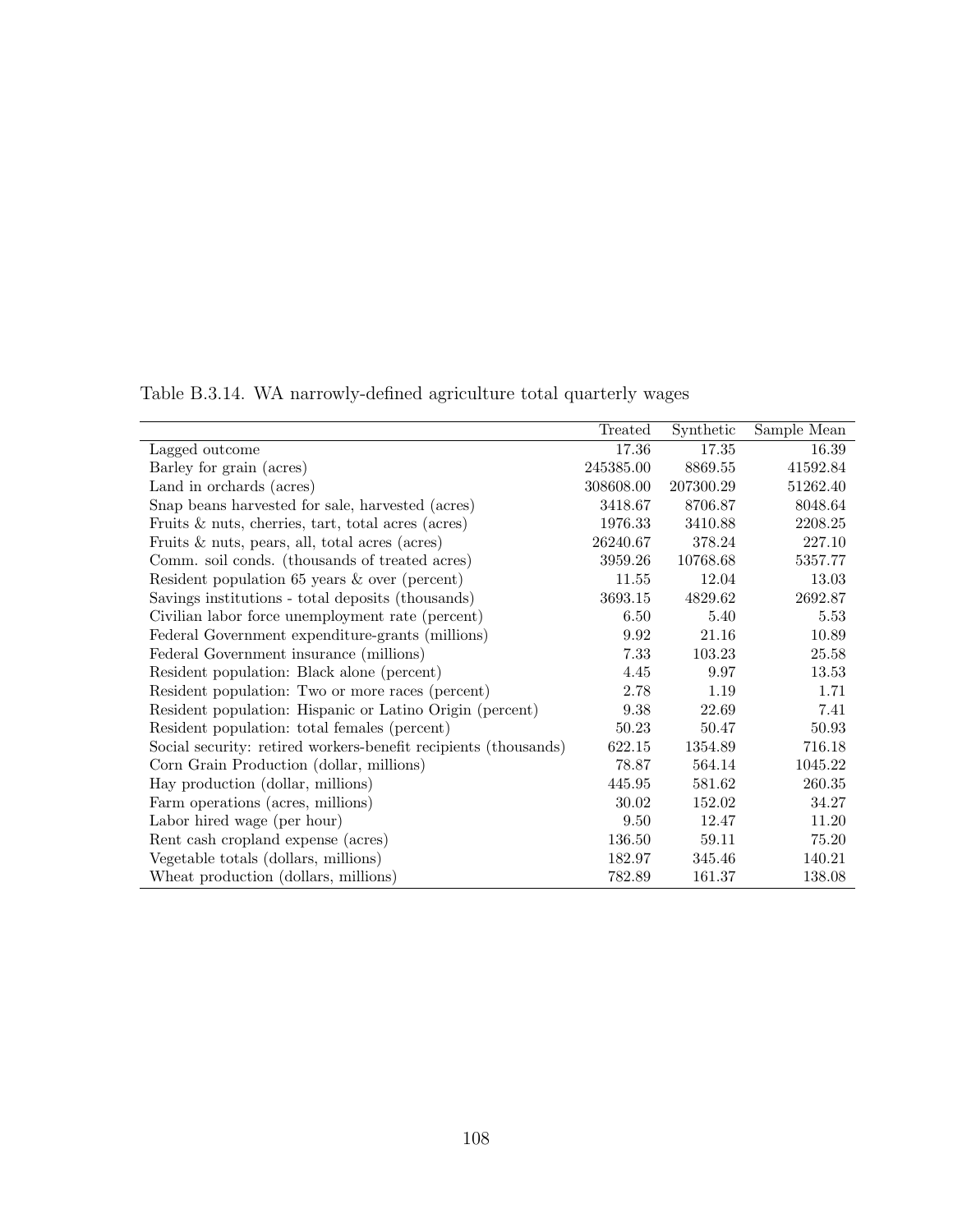Table B.3.14. WA narrowly-defined agriculture total quarterly wages

| | Treated | Synthetic | Sample Mean |
|---|---|---|---|
| Lagged outcome | 17.36 | 17.35 | 16.39 |
| Barley for grain (acres) | 245385.00 | 8869.55 | 41592.84 |
| Land in orchards (acres) | 308608.00 | 207300.29 | 51262.40 |
| Snap beans harvested for sale, harvested (acres) | 3418.67 | 8706.87 | 8048.64 |
| Fruits & nuts, cherries, tart, total acres (acres) | 1976.33 | 3410.88 | 2208.25 |
| Fruits & nuts, pears, all, total acres (acres) | 26240.67 | 378.24 | 227.10 |
| Comm. soil conds. (thousands of treated acres) | 3959.26 | 10768.68 | 5357.77 |
| Resident population 65 years & over (percent) | 11.55 | 12.04 | 13.03 |
| Savings institutions - total deposits (thousands) | 3693.15 | 4829.62 | 2692.87 |
| Civilian labor force unemployment rate (percent) | 6.50 | 5.40 | 5.53 |
| Federal Government expenditure-grants (millions) | 9.92 | 21.16 | 10.89 |
| Federal Government insurance (millions) | 7.33 | 103.23 | 25.58 |
| Resident population: Black alone (percent) | 4.45 | 9.97 | 13.53 |
| Resident population: Two or more races (percent) | 2.78 | 1.19 | 1.71 |
| Resident population: Hispanic or Latino Origin (percent) | 9.38 | 22.69 | 7.41 |
| Resident population: total females (percent) | 50.23 | 50.47 | 50.93 |
| Social security: retired workers-benefit recipients (thousands) | 622.15 | 1354.89 | 716.18 |
| Corn Grain Production (dollar, millions) | 78.87 | 564.14 | 1045.22 |
| Hay production (dollar, millions) | 445.95 | 581.62 | 260.35 |
| Farm operations (acres, millions) | 30.02 | 152.02 | 34.27 |
| Labor hired wage (per hour) | 9.50 | 12.47 | 11.20 |
| Rent cash cropland expense (acres) | 136.50 | 59.11 | 75.20 |
| Vegetable totals (dollars, millions) | 182.97 | 345.46 | 140.21 |
| Wheat production (dollars, millions) | 782.89 | 161.37 | 138.08 |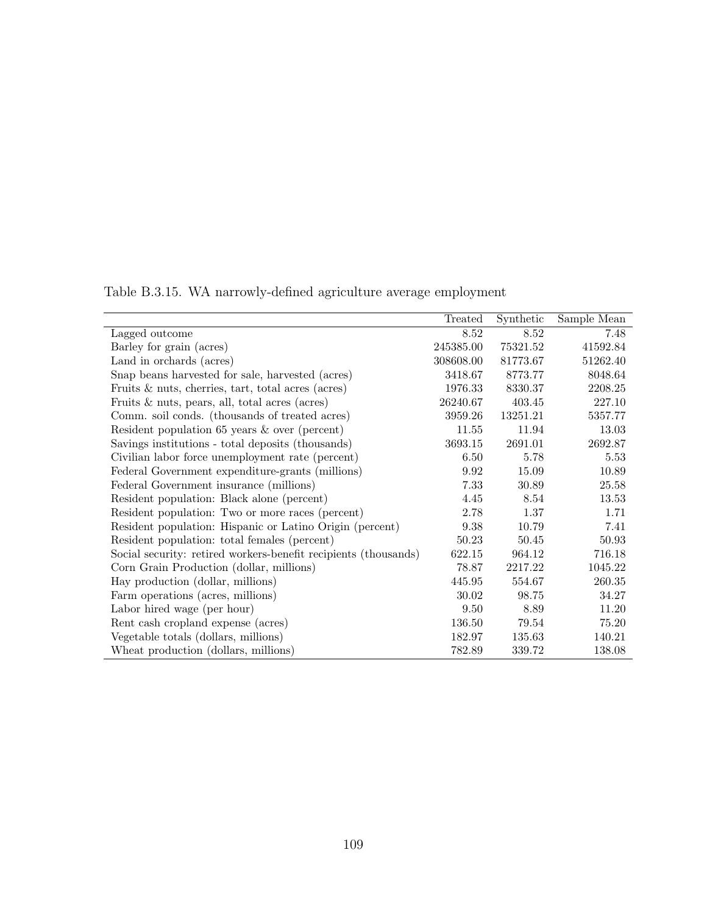Table B.3.15. WA narrowly-defined agriculture average employment

| | Treated | Synthetic | Sample Mean |
|---|---|---|---|
| Lagged outcome | 8.52 | 8.52 | 7.48 |
| Barley for grain (acres) | 245385.00 | 75321.52 | 41592.84 |
| Land in orchards (acres) | 308608.00 | 81773.67 | 51262.40 |
| Snap beans harvested for sale, harvested (acres) | 3418.67 | 8773.77 | 8048.64 |
| Fruits & nuts, cherries, tart, total acres (acres) | 1976.33 | 8330.37 | 2208.25 |
| Fruits & nuts, pears, all, total acres (acres) | 26240.67 | 403.45 | 227.10 |
| Comm. soil conds. (thousands of treated acres) | 3959.26 | 13251.21 | 5357.77 |
| Resident population 65 years & over (percent) | 11.55 | 11.94 | 13.03 |
| Savings institutions - total deposits (thousands) | 3693.15 | 2691.01 | 2692.87 |
| Civilian labor force unemployment rate (percent) | 6.50 | 5.78 | 5.53 |
| Federal Government expenditure-grants (millions) | 9.92 | 15.09 | 10.89 |
| Federal Government insurance (millions) | 7.33 | 30.89 | 25.58 |
| Resident population: Black alone (percent) | 4.45 | 8.54 | 13.53 |
| Resident population: Two or more races (percent) | 2.78 | 1.37 | 1.71 |
| Resident population: Hispanic or Latino Origin (percent) | 9.38 | 10.79 | 7.41 |
| Resident population: total females (percent) | 50.23 | 50.45 | 50.93 |
| Social security: retired workers-benefit recipients (thousands) | 622.15 | 964.12 | 716.18 |
| Corn Grain Production (dollar, millions) | 78.87 | 2217.22 | 1045.22 |
| Hay production (dollar, millions) | 445.95 | 554.67 | 260.35 |
| Farm operations (acres, millions) | 30.02 | 98.75 | 34.27 |
| Labor hired wage (per hour) | 9.50 | 8.89 | 11.20 |
| Rent cash cropland expense (acres) | 136.50 | 79.54 | 75.20 |
| Vegetable totals (dollars, millions) | 182.97 | 135.63 | 140.21 |
| Wheat production (dollars, millions) | 782.89 | 339.72 | 138.08 |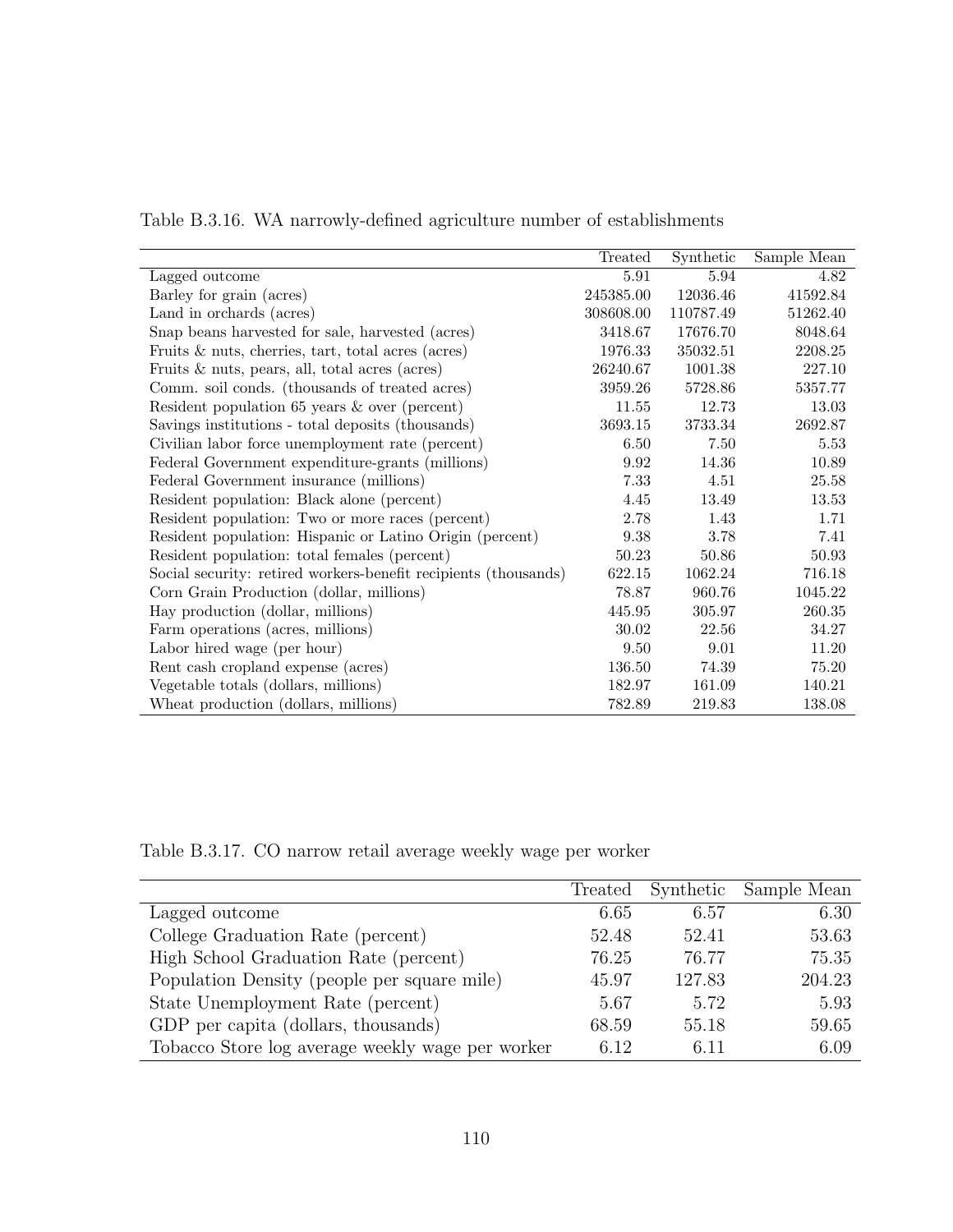Table B.3.16. WA narrowly-defined agriculture number of establishments

| | Treated | Synthetic | Sample Mean |
|---|---|---|---|
| Lagged outcome | 5.91 | 5.94 | 4.82 |
| Barley for grain (acres) | 245385.00 | 12036.46 | 41592.84 |
| Land in orchards (acres) | 308608.00 | 110787.49 | 51262.40 |
| Snap beans harvested for sale, harvested (acres) | 3418.67 | 17676.70 | 8048.64 |
| Fruits & nuts, cherries, tart, total acres (acres) | 1976.33 | 35032.51 | 2208.25 |
| Fruits & nuts, pears, all, total acres (acres) | 26240.67 | 1001.38 | 227.10 |
| Comm. soil conds. (thousands of treated acres) | 3959.26 | 5728.86 | 5357.77 |
| Resident population 65 years & over (percent) | 11.55 | 12.73 | 13.03 |
| Savings institutions - total deposits (thousands) | 3693.15 | 3733.34 | 2692.87 |
| Civilian labor force unemployment rate (percent) | 6.50 | 7.50 | 5.53 |
| Federal Government expenditure-grants (millions) | 9.92 | 14.36 | 10.89 |
| Federal Government insurance (millions) | 7.33 | 4.51 | 25.58 |
| Resident population: Black alone (percent) | 4.45 | 13.49 | 13.53 |
| Resident population: Two or more races (percent) | 2.78 | 1.43 | 1.71 |
| Resident population: Hispanic or Latino Origin (percent) | 9.38 | 3.78 | 7.41 |
| Resident population: total females (percent) | 50.23 | 50.86 | 50.93 |
| Social security: retired workers-benefit recipients (thousands) | 622.15 | 1062.24 | 716.18 |
| Corn Grain Production (dollar, millions) | 78.87 | 960.76 | 1045.22 |
| Hay production (dollar, millions) | 445.95 | 305.97 | 260.35 |
| Farm operations (acres, millions) | 30.02 | 22.56 | 34.27 |
| Labor hired wage (per hour) | 9.50 | 9.01 | 11.20 |
| Rent cash cropland expense (acres) | 136.50 | 74.39 | 75.20 |
| Vegetable totals (dollars, millions) | 182.97 | 161.09 | 140.21 |
| Wheat production (dollars, millions) | 782.89 | 219.83 | 138.08 |

Table B.3.17. CO narrow retail average weekly wage per worker

| | Treated | Synthetic | Sample Mean |
|---|---|---|---|
| Lagged outcome | 6.65 | 6.57 | 6.30 |
| College Graduation Rate (percent) | 52.48 | 52.41 | 53.63 |
| High School Graduation Rate (percent) | 76.25 | 76.77 | 75.35 |
| Population Density (people per square mile) | 45.97 | 127.83 | 204.23 |
| State Unemployment Rate (percent) | 5.67 | 5.72 | 5.93 |
| GDP per capita (dollars, thousands) | 68.59 | 55.18 | 59.65 |
| Tobacco Store log average weekly wage per worker | 6.12 | 6.11 | 6.09 |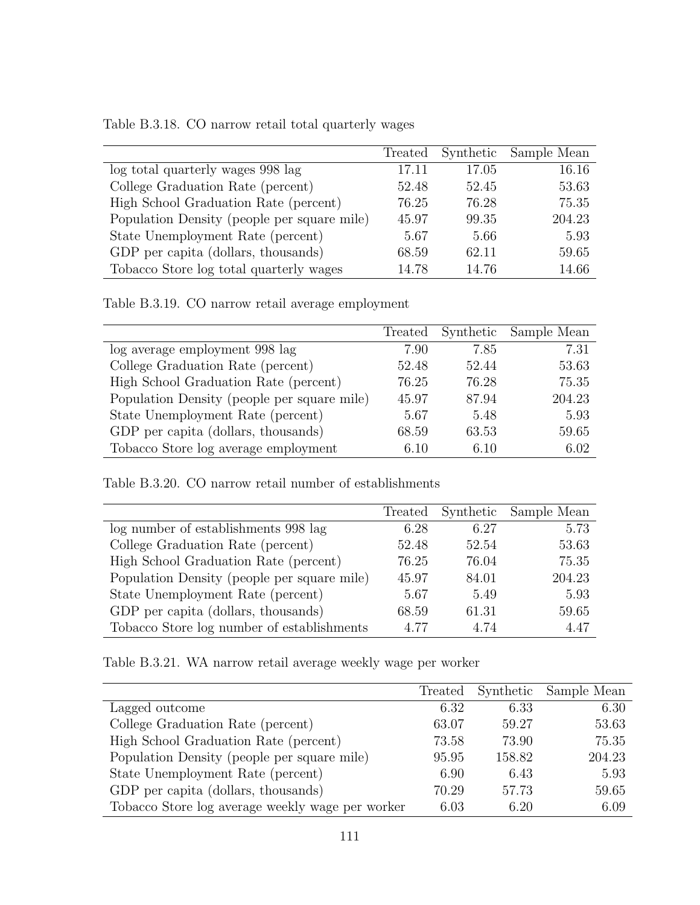Table B.3.18. CO narrow retail total quarterly wages

| | Treated | Synthetic | Sample Mean |
|---|---|---|---|
| log total quarterly wages 998 lag | 17.11 | 17.05 | 16.16 |
| College Graduation Rate (percent) | 52.48 | 52.45 | 53.63 |
| High School Graduation Rate (percent) | 76.25 | 76.28 | 75.35 |
| Population Density (people per square mile) | 45.97 | 99.35 | 204.23 |
| State Unemployment Rate (percent) | 5.67 | 5.66 | 5.93 |
| GDP per capita (dollars, thousands) | 68.59 | 62.11 | 59.65 |
| Tobacco Store log total quarterly wages | 14.78 | 14.76 | 14.66 |

Table B.3.19. CO narrow retail average employment

| | Treated | Synthetic | Sample Mean |
|---|---|---|---|
| log average employment 998 lag | 7.90 | 7.85 | 7.31 |
| College Graduation Rate (percent) | 52.48 | 52.44 | 53.63 |
| High School Graduation Rate (percent) | 76.25 | 76.28 | 75.35 |
| Population Density (people per square mile) | 45.97 | 87.94 | 204.23 |
| State Unemployment Rate (percent) | 5.67 | 5.48 | 5.93 |
| GDP per capita (dollars, thousands) | 68.59 | 63.53 | 59.65 |
| Tobacco Store log average employment | 6.10 | 6.10 | 6.02 |

Table B.3.20. CO narrow retail number of establishments

| | Treated | Synthetic | Sample Mean |
|---|---|---|---|
| log number of establishments 998 lag | 6.28 | 6.27 | 5.73 |
| College Graduation Rate (percent) | 52.48 | 52.54 | 53.63 |
| High School Graduation Rate (percent) | 76.25 | 76.04 | 75.35 |
| Population Density (people per square mile) | 45.97 | 84.01 | 204.23 |
| State Unemployment Rate (percent) | 5.67 | 5.49 | 5.93 |
| GDP per capita (dollars, thousands) | 68.59 | 61.31 | 59.65 |
| Tobacco Store log number of establishments | 4.77 | 4.74 | 4.47 |

Table B.3.21. WA narrow retail average weekly wage per worker

| | Treated | Synthetic | Sample Mean |
|---|---|---|---|
| Lagged outcome | 6.32 | 6.33 | 6.30 |
| College Graduation Rate (percent) | 63.07 | 59.27 | 53.63 |
| High School Graduation Rate (percent) | 73.58 | 73.90 | 75.35 |
| Population Density (people per square mile) | 95.95 | 158.82 | 204.23 |
| State Unemployment Rate (percent) | 6.90 | 6.43 | 5.93 |
| GDP per capita (dollars, thousands) | 70.29 | 57.73 | 59.65 |
| Tobacco Store log average weekly wage per worker | 6.03 | 6.20 | 6.09 |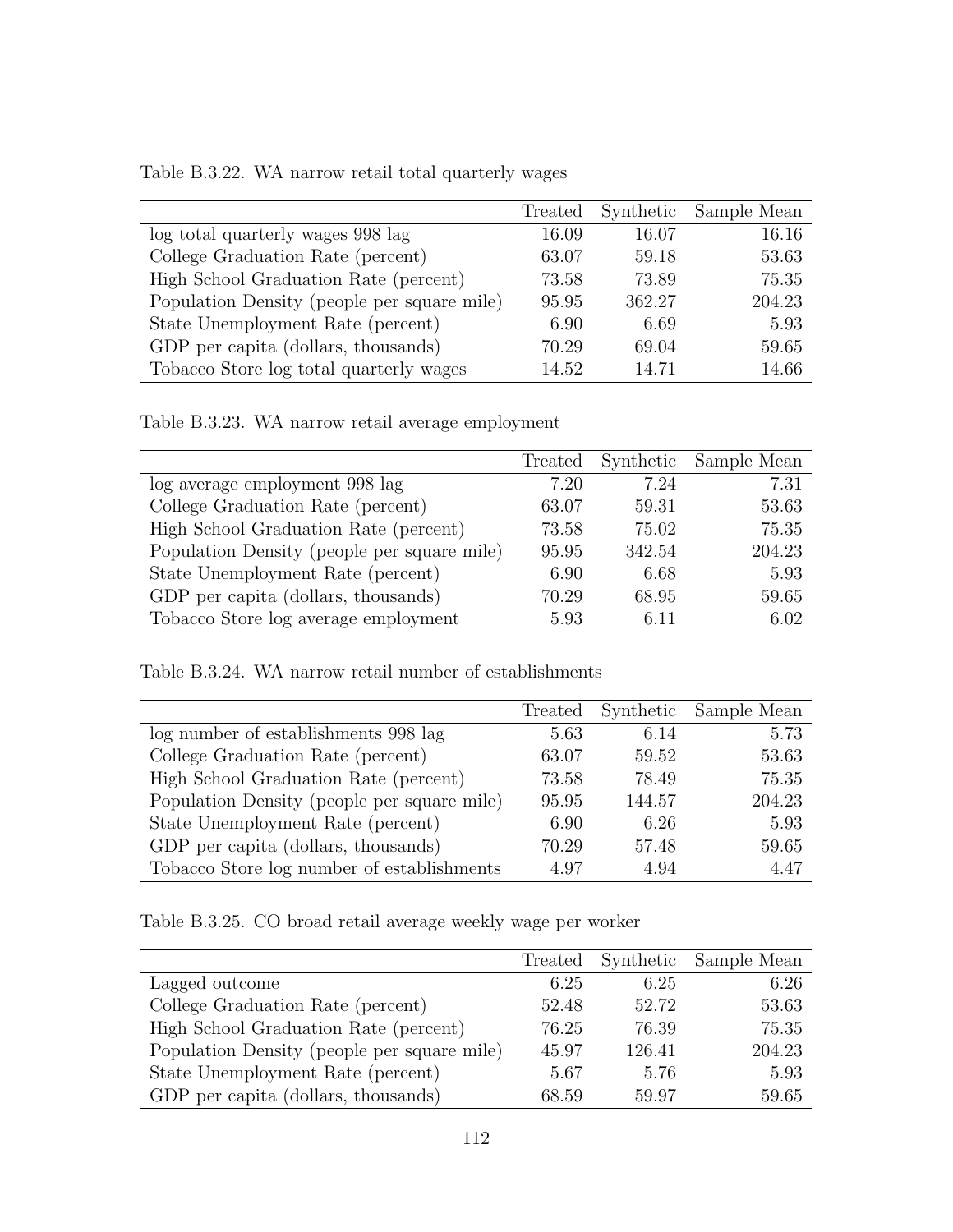Table B.3.22. WA narrow retail total quarterly wages

| | Treated | Synthetic | Sample Mean |
|---|---|---|---|
| log total quarterly wages 998 lag | 16.09 | 16.07 | 16.16 |
| College Graduation Rate (percent) | 63.07 | 59.18 | 53.63 |
| High School Graduation Rate (percent) | 73.58 | 73.89 | 75.35 |
| Population Density (people per square mile) | 95.95 | 362.27 | 204.23 |
| State Unemployment Rate (percent) | 6.90 | 6.69 | 5.93 |
| GDP per capita (dollars, thousands) | 70.29 | 69.04 | 59.65 |
| Tobacco Store log total quarterly wages | 14.52 | 14.71 | 14.66 |

Table B.3.23. WA narrow retail average employment

| | Treated | Synthetic | Sample Mean |
|---|---|---|---|
| log average employment 998 lag | 7.20 | 7.24 | 7.31 |
| College Graduation Rate (percent) | 63.07 | 59.31 | 53.63 |
| High School Graduation Rate (percent) | 73.58 | 75.02 | 75.35 |
| Population Density (people per square mile) | 95.95 | 342.54 | 204.23 |
| State Unemployment Rate (percent) | 6.90 | 6.68 | 5.93 |
| GDP per capita (dollars, thousands) | 70.29 | 68.95 | 59.65 |
| Tobacco Store log average employment | 5.93 | 6.11 | 6.02 |

Table B.3.24. WA narrow retail number of establishments

| | Treated | Synthetic | Sample Mean |
|---|---|---|---|
| log number of establishments 998 lag | 5.63 | 6.14 | 5.73 |
| College Graduation Rate (percent) | 63.07 | 59.52 | 53.63 |
| High School Graduation Rate (percent) | 73.58 | 78.49 | 75.35 |
| Population Density (people per square mile) | 95.95 | 144.57 | 204.23 |
| State Unemployment Rate (percent) | 6.90 | 6.26 | 5.93 |
| GDP per capita (dollars, thousands) | 70.29 | 57.48 | 59.65 |
| Tobacco Store log number of establishments | 4.97 | 4.94 | 4.47 |

Table B.3.25. CO broad retail average weekly wage per worker

| | Treated | Synthetic | Sample Mean |
|---|---|---|---|
| Lagged outcome | 6.25 | 6.25 | 6.26 |
| College Graduation Rate (percent) | 52.48 | 52.72 | 53.63 |
| High School Graduation Rate (percent) | 76.25 | 76.39 | 75.35 |
| Population Density (people per square mile) | 45.97 | 126.41 | 204.23 |
| State Unemployment Rate (percent) | 5.67 | 5.76 | 5.93 |
| GDP per capita (dollars, thousands) | 68.59 | 59.97 | 59.65 |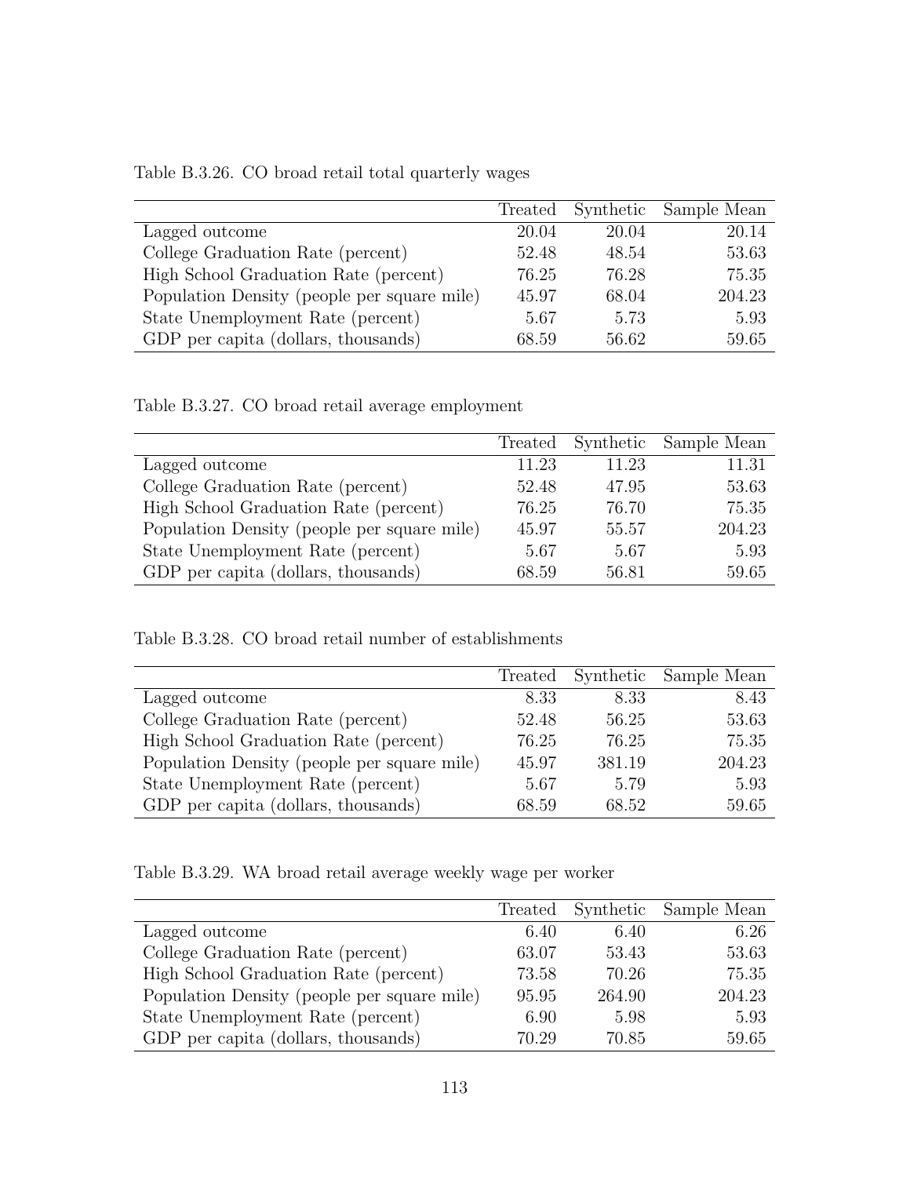Table B.3.26. CO broad retail total quarterly wages

| | Treated | Synthetic | Sample Mean |
|---|---|---|---|
| Lagged outcome | 20.04 | 20.04 | 20.14 |
| College Graduation Rate (percent) | 52.48 | 48.54 | 53.63 |
| High School Graduation Rate (percent) | 76.25 | 76.28 | 75.35 |
| Population Density (people per square mile) | 45.97 | 68.04 | 204.23 |
| State Unemployment Rate (percent) | 5.67 | 5.73 | 5.93 |
| GDP per capita (dollars, thousands) | 68.59 | 56.62 | 59.65 |

Table B.3.27. CO broad retail average employment

| | Treated | Synthetic | Sample Mean |
|---|---|---|---|
| Lagged outcome | 11.23 | 11.23 | 11.31 |
| College Graduation Rate (percent) | 52.48 | 47.95 | 53.63 |
| High School Graduation Rate (percent) | 76.25 | 76.70 | 75.35 |
| Population Density (people per square mile) | 45.97 | 55.57 | 204.23 |
| State Unemployment Rate (percent) | 5.67 | 5.67 | 5.93 |
| GDP per capita (dollars, thousands) | 68.59 | 56.81 | 59.65 |

Table B.3.28. CO broad retail number of establishments

| | Treated | Synthetic | Sample Mean |
|---|---|---|---|
| Lagged outcome | 8.33 | 8.33 | 8.43 |
| College Graduation Rate (percent) | 52.48 | 56.25 | 53.63 |
| High School Graduation Rate (percent) | 76.25 | 76.25 | 75.35 |
| Population Density (people per square mile) | 45.97 | 381.19 | 204.23 |
| State Unemployment Rate (percent) | 5.67 | 5.79 | 5.93 |
| GDP per capita (dollars, thousands) | 68.59 | 68.52 | 59.65 |

Table B.3.29. WA broad retail average weekly wage per worker

| | Treated | Synthetic | Sample Mean |
|---|---|---|---|
| Lagged outcome | 6.40 | 6.40 | 6.26 |
| College Graduation Rate (percent) | 63.07 | 53.43 | 53.63 |
| High School Graduation Rate (percent) | 73.58 | 70.26 | 75.35 |
| Population Density (people per square mile) | 95.95 | 264.90 | 204.23 |
| State Unemployment Rate (percent) | 6.90 | 5.98 | 5.93 |
| GDP per capita (dollars, thousands) | 70.29 | 70.85 | 59.65 |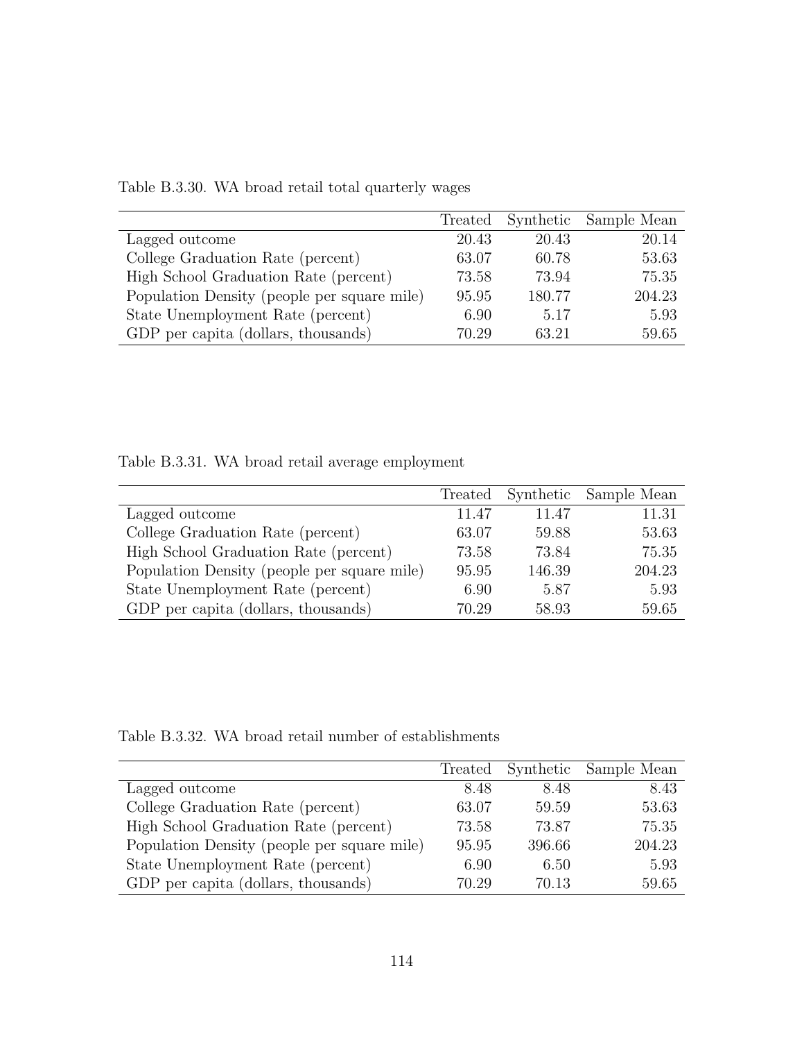Table B.3.30. WA broad retail total quarterly wages

| | Treated | Synthetic | Sample Mean |
|---|---|---|---|
| Lagged outcome | 20.43 | 20.43 | 20.14 |
| College Graduation Rate (percent) | 63.07 | 60.78 | 53.63 |
| High School Graduation Rate (percent) | 73.58 | 73.94 | 75.35 |
| Population Density (people per square mile) | 95.95 | 180.77 | 204.23 |
| State Unemployment Rate (percent) | 6.90 | 5.17 | 5.93 |
| GDP per capita (dollars, thousands) | 70.29 | 63.21 | 59.65 |

Table B.3.31. WA broad retail average employment

| | Treated | Synthetic | Sample Mean |
|---|---|---|---|
| Lagged outcome | 11.47 | 11.47 | 11.31 |
| College Graduation Rate (percent) | 63.07 | 59.88 | 53.63 |
| High School Graduation Rate (percent) | 73.58 | 73.84 | 75.35 |
| Population Density (people per square mile) | 95.95 | 146.39 | 204.23 |
| State Unemployment Rate (percent) | 6.90 | 5.87 | 5.93 |
| GDP per capita (dollars, thousands) | 70.29 | 58.93 | 59.65 |

Table B.3.32. WA broad retail number of establishments

| | Treated | Synthetic | Sample Mean |
|---|---|---|---|
| Lagged outcome | 8.48 | 8.48 | 8.43 |
| College Graduation Rate (percent) | 63.07 | 59.59 | 53.63 |
| High School Graduation Rate (percent) | 73.58 | 73.87 | 75.35 |
| Population Density (people per square mile) | 95.95 | 396.66 | 204.23 |
| State Unemployment Rate (percent) | 6.90 | 6.50 | 5.93 |
| GDP per capita (dollars, thousands) | 70.29 | 70.13 | 59.65 |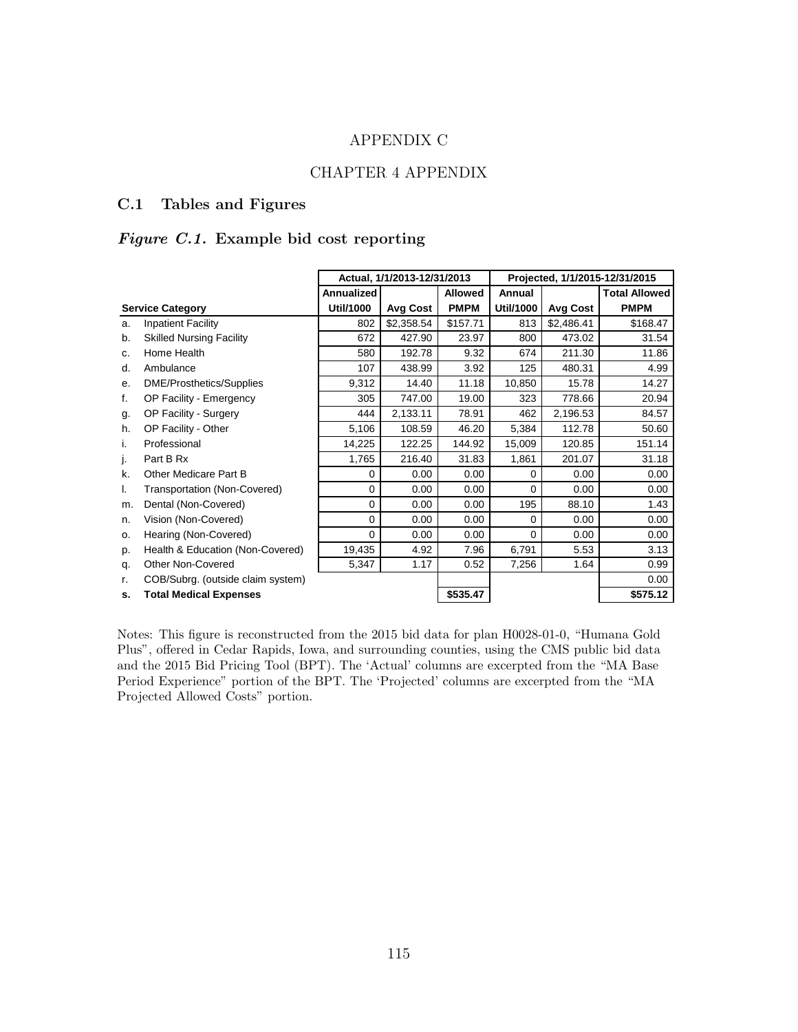# APPENDIX C

# CHAPTER 4 APPENDIX

## C.1 Tables and Figures

### *Figure C.1.* Example bid cost reporting

| | | Actual, 1/1/2013-12/31/2013 | | | Projected, 1/1/2015-12/31/2015 | | |
|---|---|---|---|---|---|---|---|
| | **Service Category** | **Annualized Util/1000** | **Avg Cost** | **Allowed PMPM** | **Annual Util/1000** | **Avg Cost** | **Total Allowed PMPM** |
| a. | Inpatient Facility | 802 | $2,358.54 | $157.71 | 813 | $2,486.41 | $168.47 |
| b. | Skilled Nursing Facility | 672 | 427.90 | 23.97 | 800 | 473.02 | 31.54 |
| c. | Home Health | 580 | 192.78 | 9.32 | 674 | 211.30 | 11.86 |
| d. | Ambulance | 107 | 438.99 | 3.92 | 125 | 480.31 | 4.99 |
| e. | DME/Prosthetics/Supplies | 9,312 | 14.40 | 11.18 | 10,850 | 15.78 | 14.27 |
| f. | OP Facility - Emergency | 305 | 747.00 | 19.00 | 323 | 778.66 | 20.94 |
| g. | OP Facility - Surgery | 444 | 2,133.11 | 78.91 | 462 | 2,196.53 | 84.57 |
| h. | OP Facility - Other | 5,106 | 108.59 | 46.20 | 5,384 | 112.78 | 50.60 |
| i. | Professional | 14,225 | 122.25 | 144.92 | 15,009 | 120.85 | 151.14 |
| j. | Part B Rx | 1,765 | 216.40 | 31.83 | 1,861 | 201.07 | 31.18 |
| k. | Other Medicare Part B | 0 | 0.00 | 0.00 | 0 | 0.00 | 0.00 |
| l. | Transportation (Non-Covered) | 0 | 0.00 | 0.00 | 0 | 0.00 | 0.00 |
| m. | Dental (Non-Covered) | 0 | 0.00 | 0.00 | 195 | 88.10 | 1.43 |
| n. | Vision (Non-Covered) | 0 | 0.00 | 0.00 | 0 | 0.00 | 0.00 |
| o. | Hearing (Non-Covered) | 0 | 0.00 | 0.00 | 0 | 0.00 | 0.00 |
| p. | Health & Education (Non-Covered) | 19,435 | 4.92 | 7.96 | 6,791 | 5.53 | 3.13 |
| q. | Other Non-Covered | 5,347 | 1.17 | 0.52 | 7,256 | 1.64 | 0.99 |
| r. | COB/Subrg. (outside claim system) | | | | | | 0.00 |
| s. | **Total Medical Expenses** | | | **$535.47** | | | **$575.12** |

Notes: This figure is reconstructed from the 2015 bid data for plan H0028-01-0, "Humana Gold Plus", offered in Cedar Rapids, Iowa, and surrounding counties, using the CMS public bid data and the 2015 Bid Pricing Tool (BPT). The 'Actual' columns are excerpted from the "MA Base Period Experience" portion of the BPT. The 'Projected' columns are excerpted from the "MA Projected Allowed Costs" portion.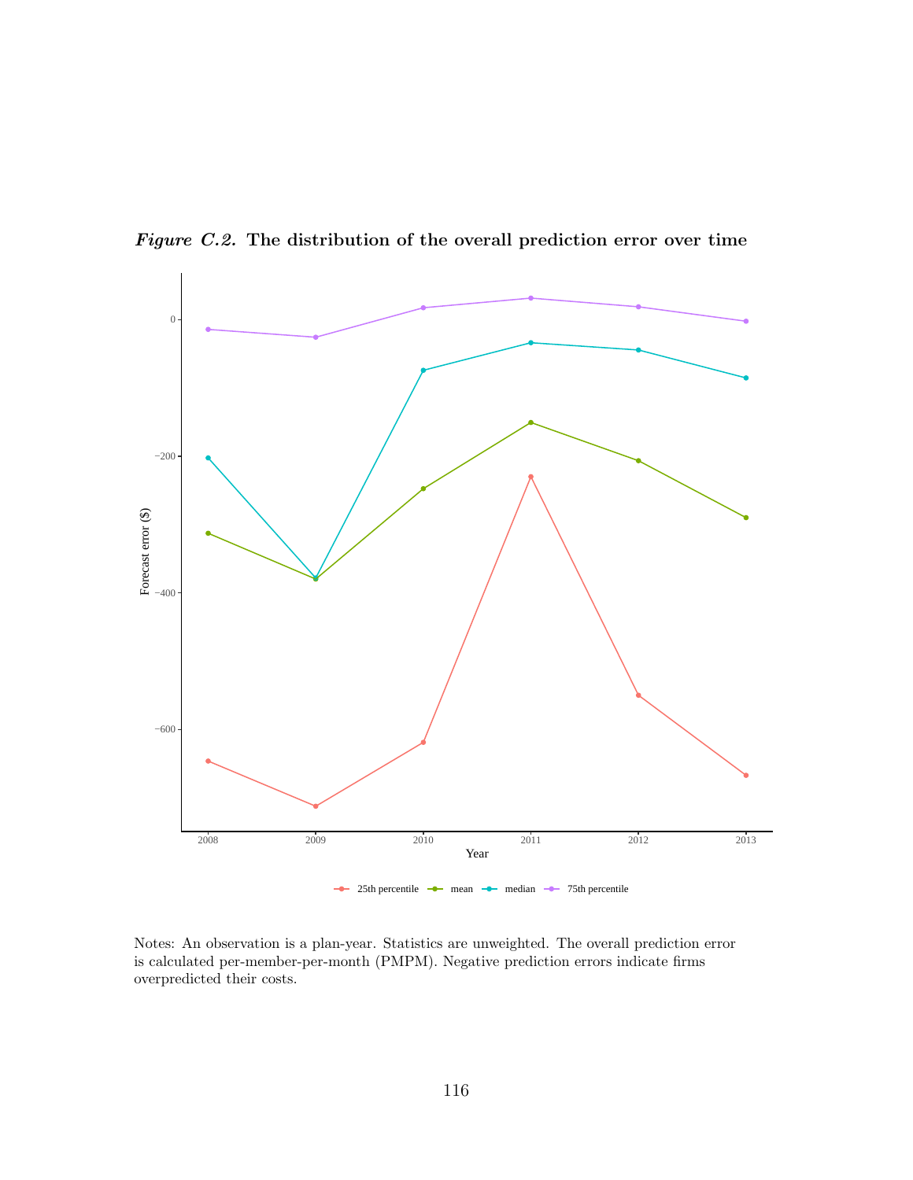*Figure C.2.* **The distribution of the overall prediction error over time**

Notes: An observation is a plan-year. Statistics are unweighted. The overall prediction error is calculated per-member-per-month (PMPM). Negative prediction errors indicate firms overpredicted their costs.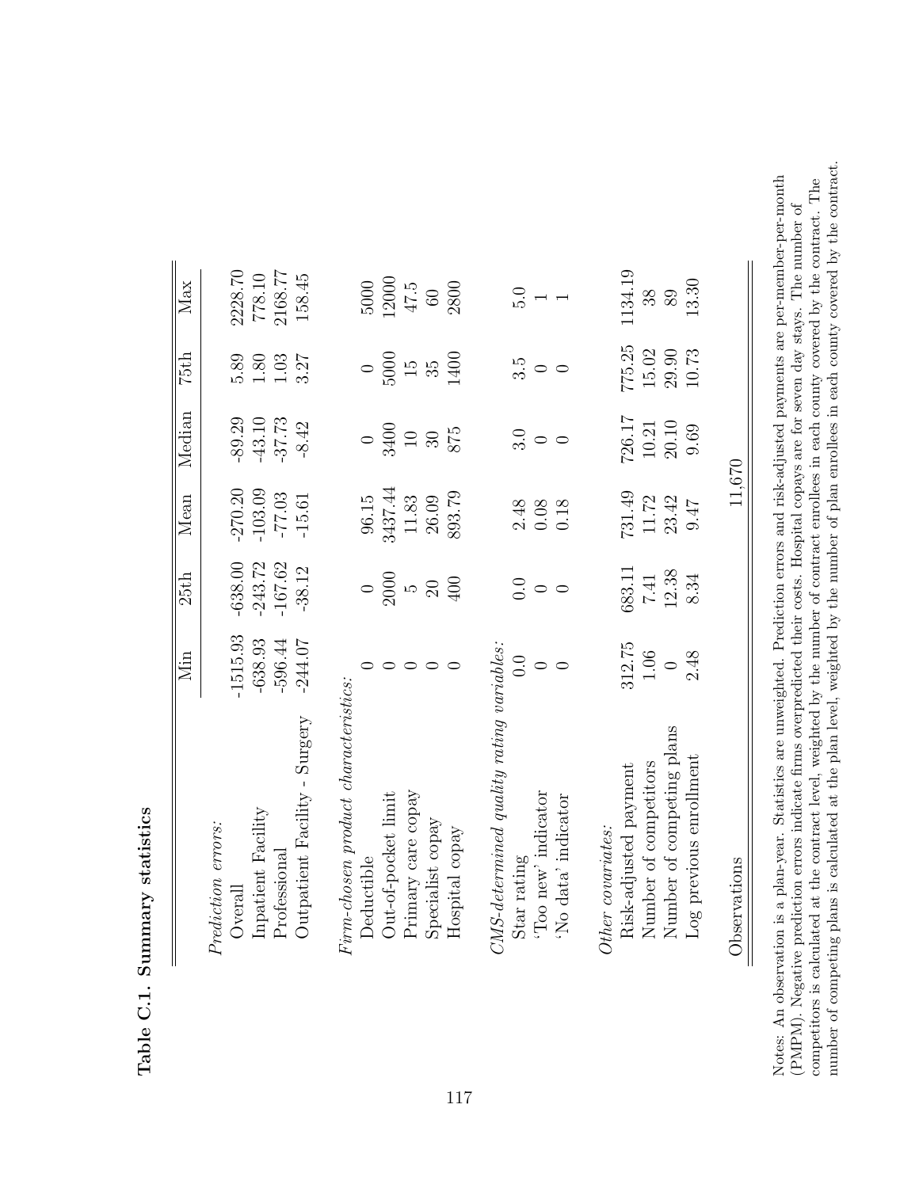**Table C.1. Summary statistics**

| | Min | 25th | Mean | Median | 75th | Max |
|---|---|---|---|---|---|---|
| *Prediction errors:* | | | | | | |
| Overall | -1515.93 | -638.00 | -270.20 | -89.29 | 5.89 | 2228.70 |
| Inpatient Facility | -638.93 | -243.72 | -103.09 | -43.10 | 1.80 | 778.10 |
| Professional | -596.44 | -167.62 | -77.03 | -37.73 | 1.03 | 2168.77 |
| Outpatient Facility - Surgery | -244.07 | -38.12 | -15.61 | -8.42 | 3.27 | 158.45 |
| *Firm-chosen product characteristics:* | | | | | | |
| Deductible | 0 | 0 | 96.15 | 0 | 0 | 5000 |
| Out-of-pocket limit | 0 | 2000 | 3437.44 | 3400 | 5000 | 12000 |
| Primary care copay | 0 | 5 | 11.83 | 10 | 15 | 47.5 |
| Specialist copay | 0 | 20 | 26.09 | 30 | 35 | 60 |
| Hospital copay | 0 | 400 | 893.79 | 875 | 1400 | 2800 |
| *CMS-determined quality rating variables:* | | | | | | |
| Star rating | 0.0 | 0.0 | 2.48 | 3.0 | 3.5 | 5.0 |
| 'Too new' indicator | 0 | 0 | 0.08 | 0 | 0 | 1 |
| 'No data' indicator | 0 | 0 | 0.18 | 0 | 0 | 1 |
| *Other covariates:* | | | | | | |
| Risk-adjusted payment | 312.75 | 683.11 | 731.49 | 726.17 | 775.25 | 1134.19 |
| Number of competitors | 1.06 | 7.41 | 11.72 | 10.21 | 15.02 | 38 |
| Number of competing plans | 0 | 12.38 | 23.42 | 20.10 | 29.90 | 89 |
| Log previous enrollment | 2.48 | 8.34 | 9.47 | 9.69 | 10.73 | 13.30 |
| Observations | | | 11,670 | | | |

Notes: An observation is a plan-year. Statistics are unweighted. Prediction errors and risk-adjusted payments are per-member-per-month (PMPM). Negative prediction errors indicate firms overpredicted their costs. Hospital copays are for seven day stays. The number of competitors is calculated at the contract level, weighted by the number of contract enrollees in each county covered by the contract. The number of competing plans is calculated at the plan level, weighted by the number of plan enrollees in each county covered by the contract.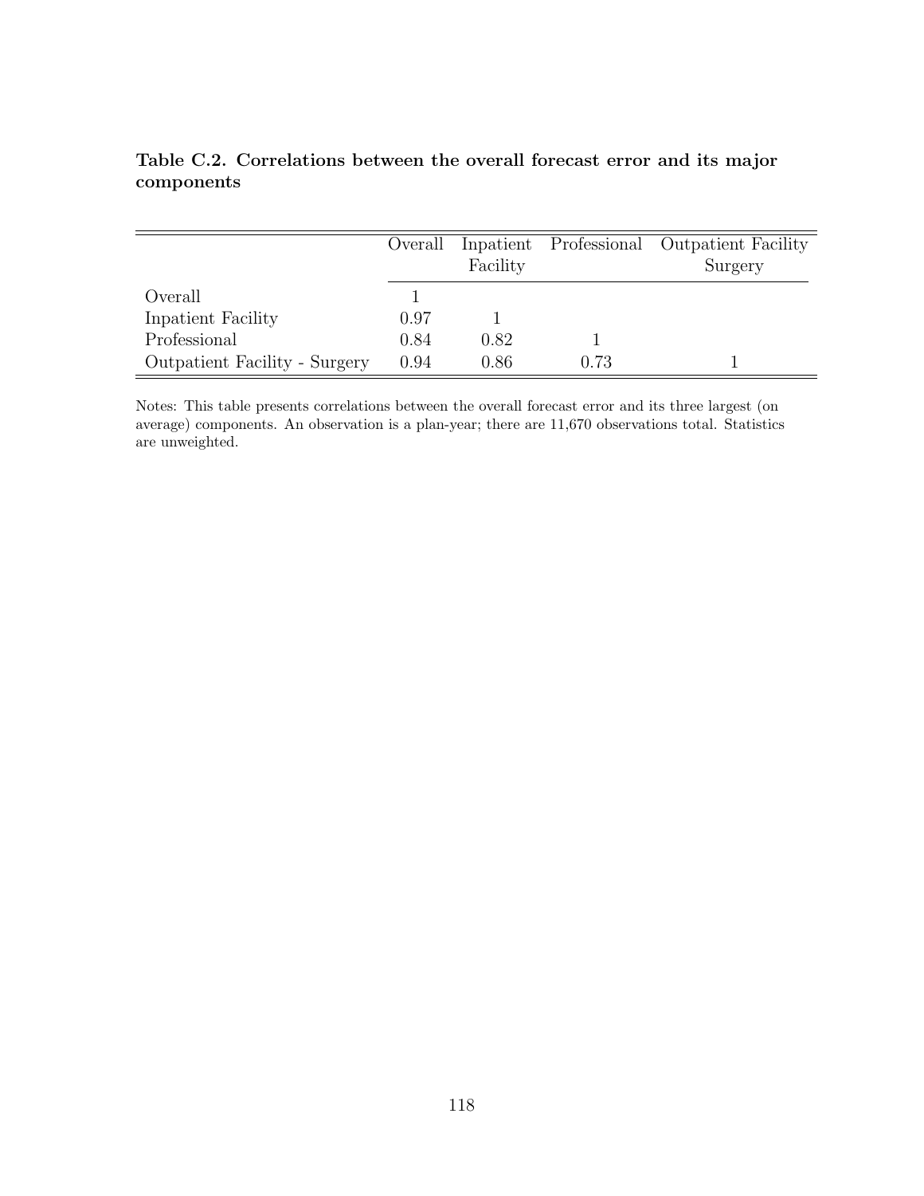**Table C.2. Correlations between the overall forecast error and its major components**

| | Overall | Inpatient Facility | Professional | Outpatient Facility Surgery |
|---|---|---|---|---|
| Overall | 1 | | | |
| Inpatient Facility | 0.97 | 1 | | |
| Professional | 0.84 | 0.82 | 1 | |
| Outpatient Facility - Surgery | 0.94 | 0.86 | 0.73 | 1 |

Notes: This table presents correlations between the overall forecast error and its three largest (on average) components. An observation is a plan-year; there are 11,670 observations total. Statistics are unweighted.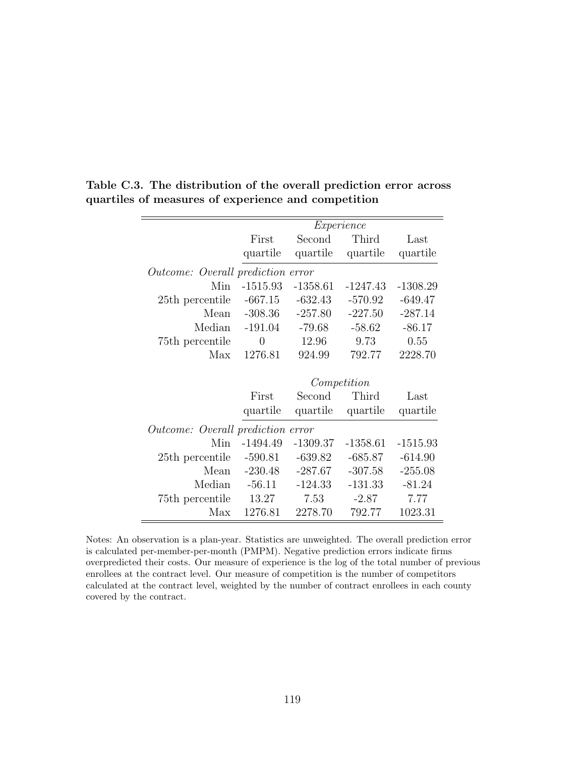**Table C.3. The distribution of the overall prediction error across quartiles of measures of experience and competition**

| | *Experience* | | | |
|---|---|---|---|---|
| | First quartile | Second quartile | Third quartile | Last quartile |
| *Outcome: Overall prediction error* | | | | |
| Min | -1515.93 | -1358.61 | -1247.43 | -1308.29 |
| 25th percentile | -667.15 | -632.43 | -570.92 | -649.47 |
| Mean | -308.36 | -257.80 | -227.50 | -287.14 |
| Median | -191.04 | -79.68 | -58.62 | -86.17 |
| 75th percentile | 0 | 12.96 | 9.73 | 0.55 |
| Max | 1276.81 | 924.99 | 792.77 | 2228.70 |
| | *Competition* | | | |
| | First quartile | Second quartile | Third quartile | Last quartile |
| *Outcome: Overall prediction error* | | | | |
| Min | -1494.49 | -1309.37 | -1358.61 | -1515.93 |
| 25th percentile | -590.81 | -639.82 | -685.87 | -614.90 |
| Mean | -230.48 | -287.67 | -307.58 | -255.08 |
| Median | -56.11 | -124.33 | -131.33 | -81.24 |
| 75th percentile | 13.27 | 7.53 | -2.87 | 7.77 |
| Max | 1276.81 | 2278.70 | 792.77 | 1023.31 |

Notes: An observation is a plan-year. Statistics are unweighted. The overall prediction error is calculated per-member-per-month (PMPM). Negative prediction errors indicate firms overpredicted their costs. Our measure of experience is the log of the total number of previous enrollees at the contract level. Our measure of competition is the number of competitors calculated at the contract level, weighted by the number of contract enrollees in each county covered by the contract.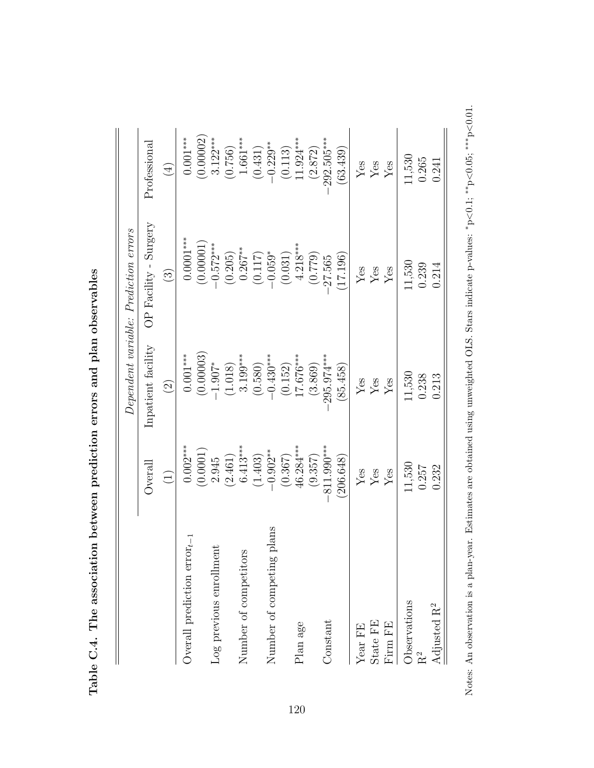**Table C.4. The association between prediction errors and plan observables**

| | *Dependent variable: Prediction errors* | | | |
|---|---|---|---|---|
| | Overall | Inpatient facility | OP Facility - Surgery | Professional |
| | (1) | (2) | (3) | (4) |
| Overall prediction error$_{t-1}$ | 0.002*** | 0.001*** | 0.0001*** | 0.001*** |
| | (0.0001) | (0.00003) | (0.00001) | (0.00002) |
| Log previous enrollment | 2.945 | −1.907* | −0.572*** | 3.122*** |
| | (2.461) | (1.018) | (0.205) | (0.756) |
| Number of competitors | 6.413*** | 3.199*** | 0.267** | 1.661*** |
| | (1.403) | (0.580) | (0.117) | (0.431) |
| Number of competing plans | −0.902** | −0.430*** | −0.059* | −0.229** |
| | (0.367) | (0.152) | (0.031) | (0.113) |
| Plan age | 46.284*** | 17.676*** | 4.218*** | 11.924*** |
| | (9.357) | (3.869) | (0.779) | (2.872) |
| Constant | −811.990*** | −295.974*** | −27.565 | −292.505*** |
| | (206.648) | (85.458) | (17.196) | (63.439) |
| Year FE | Yes | Yes | Yes | Yes |
| State FE | Yes | Yes | Yes | Yes |
| Firm FE | Yes | Yes | Yes | Yes |
| Observations | 11,530 | 11,530 | 11,530 | 11,530 |
| $R^2$ | 0.257 | 0.238 | 0.239 | 0.265 |
| Adjusted $R^2$ | 0.232 | 0.213 | 0.214 | 0.241 |

Notes: An observation is a plan-year. Estimates are obtained using unweighted OLS. Stars indicate p-values: *p<0.1; **p<0.05; ***p<0.01.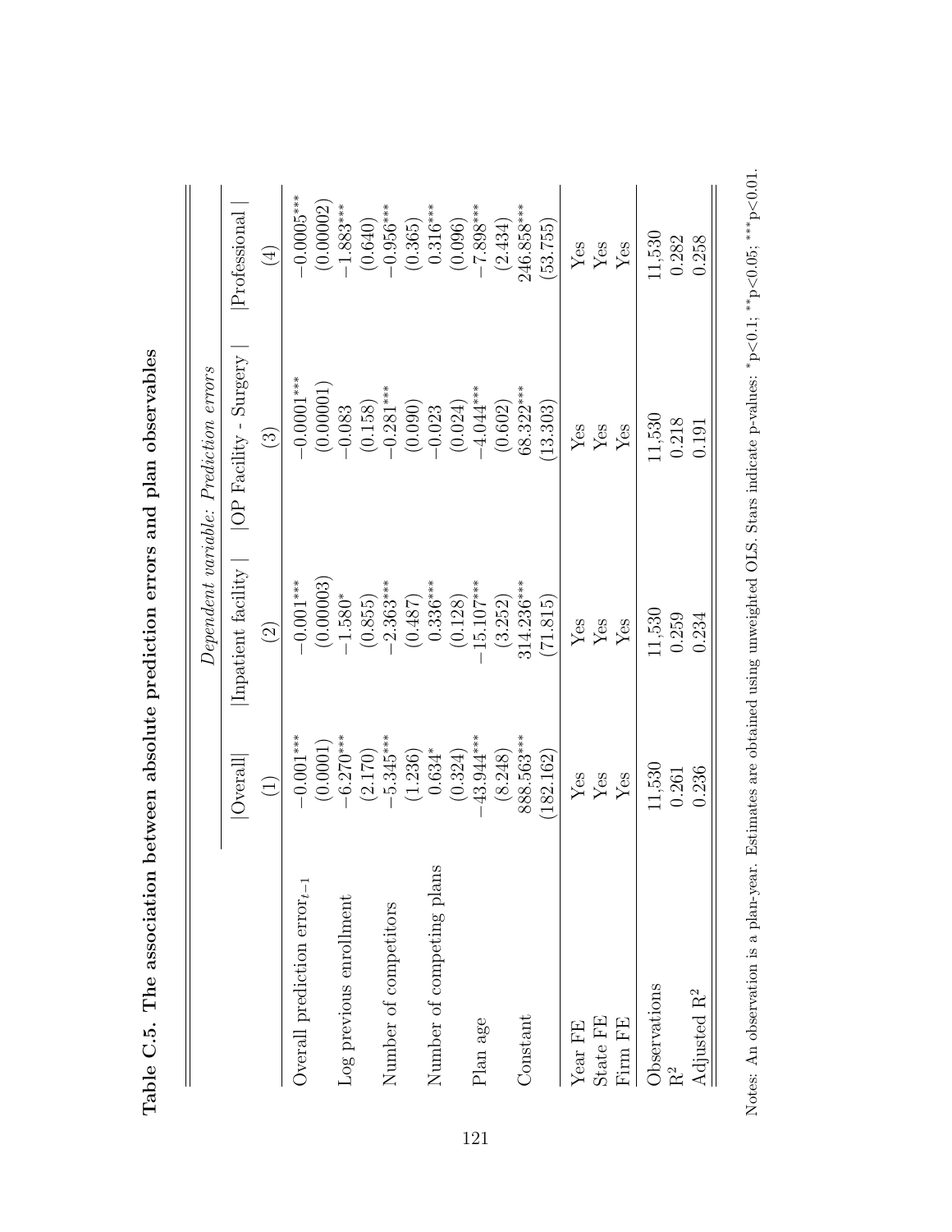**Table C.5. The association between absolute prediction errors and plan observables**

| | *Dependent variable: Prediction errors* | | | |
|---|---|---|---|---|
| | \|Overall\| | \|Inpatient facility \| | \|OP Facility - Surgery \| | \|Professional \| |
| | (1) | (2) | (3) | (4) |
| Overall prediction error$_{t-1}$ | $-0.001^{***}$ | $-0.001^{***}$ | $-0.0001^{***}$ | $-0.0005^{***}$ |
| | (0.0001) | (0.00003) | (0.00001) | (0.00002) |
| Log previous enrollment | $-6.270^{***}$ | $-1.580^{*}$ | $-0.083$ | $-1.883^{***}$ |
| | (2.170) | (0.855) | (0.158) | (0.640) |
| Number of competitors | $-5.345^{***}$ | $-2.363^{***}$ | $-0.281^{***}$ | $-0.956^{***}$ |
| | (1.236) | (0.487) | (0.090) | (0.365) |
| Number of competing plans | $0.634^{*}$ | $0.336^{***}$ | $-0.023$ | $0.316^{***}$ |
| | (0.324) | (0.128) | (0.024) | (0.096) |
| Plan age | $-43.944^{***}$ | $-15.107^{***}$ | $-4.044^{***}$ | $-7.898^{***}$ |
| | (8.248) | (3.252) | (0.602) | (2.434) |
| Constant | $888.563^{***}$ | $314.236^{***}$ | $68.322^{***}$ | $246.858^{***}$ |
| | (182.162) | (71.815) | (13.303) | (53.755) |
| Year FE | Yes | Yes | Yes | Yes |
| State FE | Yes | Yes | Yes | Yes |
| Firm FE | Yes | Yes | Yes | Yes |
| Observations | 11,530 | 11,530 | 11,530 | 11,530 |
| $R^2$ | 0.261 | 0.259 | 0.218 | 0.282 |
| Adjusted $R^2$ | 0.236 | 0.234 | 0.191 | 0.258 |

Notes: An observation is a plan-year. Estimates are obtained using unweighted OLS. Stars indicate p-values: $^{*}$p<0.1; $^{**}$p<0.05; $^{***}$p<0.01.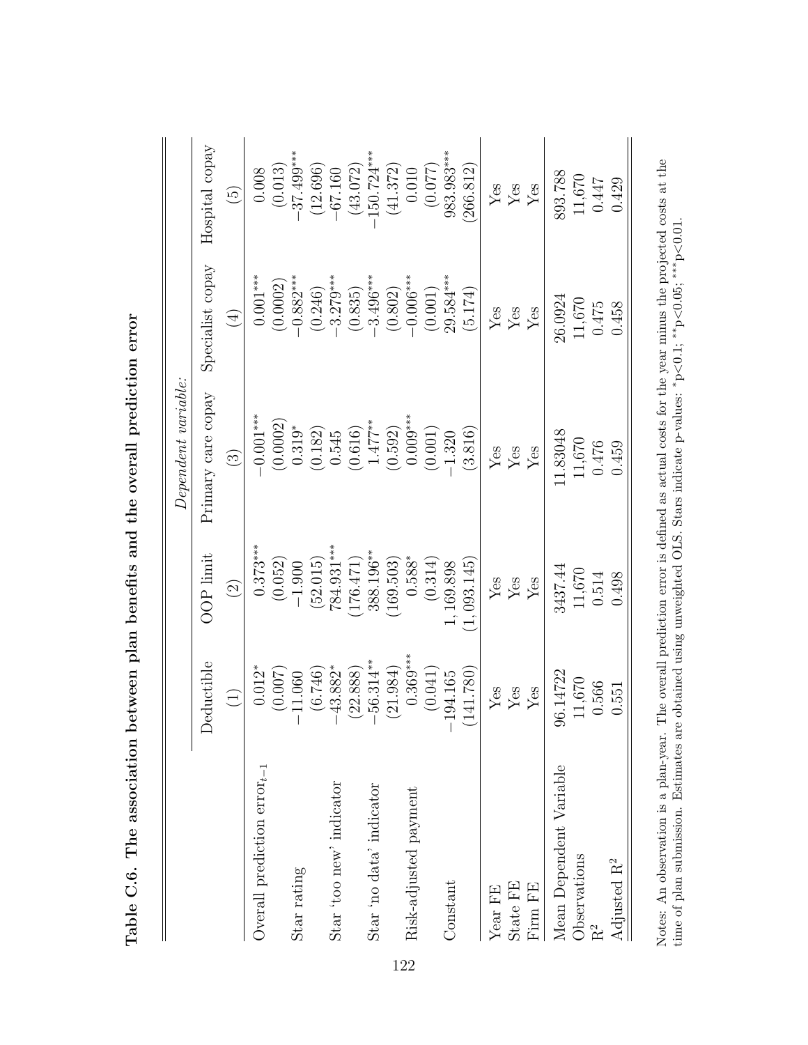**Table C.6. The association between plan benefits and the overall prediction error**

| | *Dependent variable:* | | | | |
|---|---|---|---|---|---|
| | Deductible | OOP limit | Primary care copay | Specialist copay | Hospital copay |
| | (1) | (2) | (3) | (4) | (5) |
| Overall prediction error$_{t-1}$ | 0.012* | 0.373*** | −0.001*** | 0.001*** | 0.008 |
| | (0.007) | (0.052) | (0.0002) | (0.0002) | (0.013) |
| Star rating | −11.060 | −1.900 | 0.319* | −0.882*** | −37.499*** |
| | (6.746) | (52.015) | (0.182) | (0.246) | (12.696) |
| Star 'too new' indicator | −43.882* | 784.931*** | 0.545 | −3.279*** | −67.160 |
| | (22.888) | (176.471) | (0.616) | (0.835) | (43.072) |
| Star 'no data' indicator | −56.314** | 388.196** | 1.477** | −3.496*** | −150.724*** |
| | (21.984) | (169.503) | (0.592) | (0.802) | (41.372) |
| Risk-adjusted payment | 0.369*** | 0.588* | 0.009*** | −0.006*** | 0.010 |
| | (0.041) | (0.314) | (0.001) | (0.001) | (0.077) |
| Constant | −194.165 | 1,169.898 | −1.320 | 29.584*** | 983.983*** |
| | (141.780) | (1,093.145) | (3.816) | (5.174) | (266.812) |
| Year FE | Yes | Yes | Yes | Yes | Yes |
| State FE | Yes | Yes | Yes | Yes | Yes |
| Firm FE | Yes | Yes | Yes | Yes | Yes |
| Mean Dependent Variable | 96.14722 | 3437.44 | 11.83048 | 26.0924 | 893.788 |
| Observations | 11,670 | 11,670 | 11,670 | 11,670 | 11,670 |
| $R^2$ | 0.566 | 0.514 | 0.476 | 0.475 | 0.447 |
| Adjusted $R^2$ | 0.551 | 0.498 | 0.459 | 0.458 | 0.429 |

Notes: An observation is a plan-year. The overall prediction error is defined as actual costs for the year minus the projected costs at the time of plan submission. Estimates are obtained using unweighted OLS. Stars indicate p-values: *p<0.1; **p<0.05; ***p<0.01.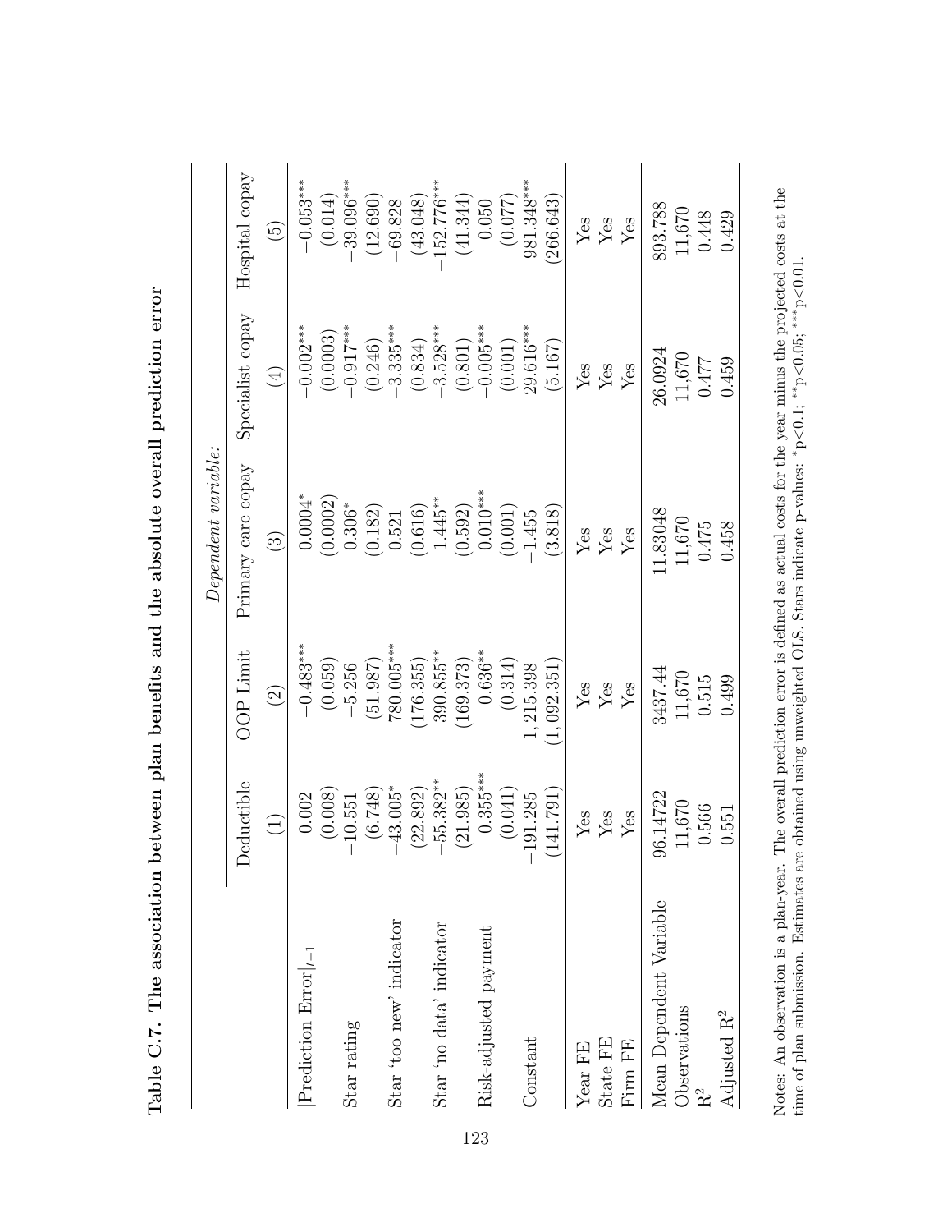**Table C.7. The association between plan benefits and the absolute overall prediction error**

| | *Dependent variable:* | | | | |
|---|---|---|---|---|---|
| | Deductible | OOP Limit | Primary care copay | Specialist copay | Hospital copay |
| | (1) | (2) | (3) | (4) | (5) |
| $\lvert$Prediction Error$\rvert_{t-1}$ | 0.002 | $-0.483^{***}$ | $0.0004^{*}$ | $-0.002^{***}$ | $-0.053^{***}$ |
| | (0.008) | (0.059) | (0.0002) | (0.0003) | (0.014) |
| Star rating | $-10.551$ | $-5.256$ | $0.306^{*}$ | $-0.917^{***}$ | $-39.096^{***}$ |
| | (6.748) | (51.987) | (0.182) | (0.246) | (12.690) |
| Star 'too new' indicator | $-43.005^{*}$ | $780.005^{***}$ | 0.521 | $-3.335^{***}$ | $-69.828$ |
| | (22.892) | (176.355) | (0.616) | (0.834) | (43.048) |
| Star 'no data' indicator | $-55.382^{**}$ | $390.855^{**}$ | $1.445^{**}$ | $-3.528^{***}$ | $-152.776^{***}$ |
| | (21.985) | (169.373) | (0.592) | (0.801) | (41.344) |
| Risk-adjusted payment | $0.355^{***}$ | $0.636^{**}$ | $0.010^{***}$ | $-0.005^{***}$ | 0.050 |
| | (0.041) | (0.314) | (0.001) | (0.001) | (0.077) |
| Constant | $-191.285$ | 1,215.398 | $-1.455$ | $29.616^{***}$ | $981.348^{***}$ |
| | (141.791) | (1,092.351) | (3.818) | (5.167) | (266.643) |
| Year FE | Yes | Yes | Yes | Yes | Yes |
| State FE | Yes | Yes | Yes | Yes | Yes |
| Firm FE | Yes | Yes | Yes | Yes | Yes |
| Mean Dependent Variable | 96.14722 | 3437.44 | 11.83048 | 26.0924 | 893.788 |
| Observations | 11,670 | 11,670 | 11,670 | 11,670 | 11,670 |
| $R^2$ | 0.566 | 0.515 | 0.475 | 0.477 | 0.448 |
| Adjusted $R^2$ | 0.551 | 0.499 | 0.458 | 0.459 | 0.429 |

Notes: An observation is a plan-year. The overall prediction error is defined as actual costs for the year minus the projected costs at the time of plan submission. Estimates are obtained using unweighted OLS. Stars indicate p-values: $^{*}$p<0.1; $^{**}$p<0.05; $^{***}$p<0.01.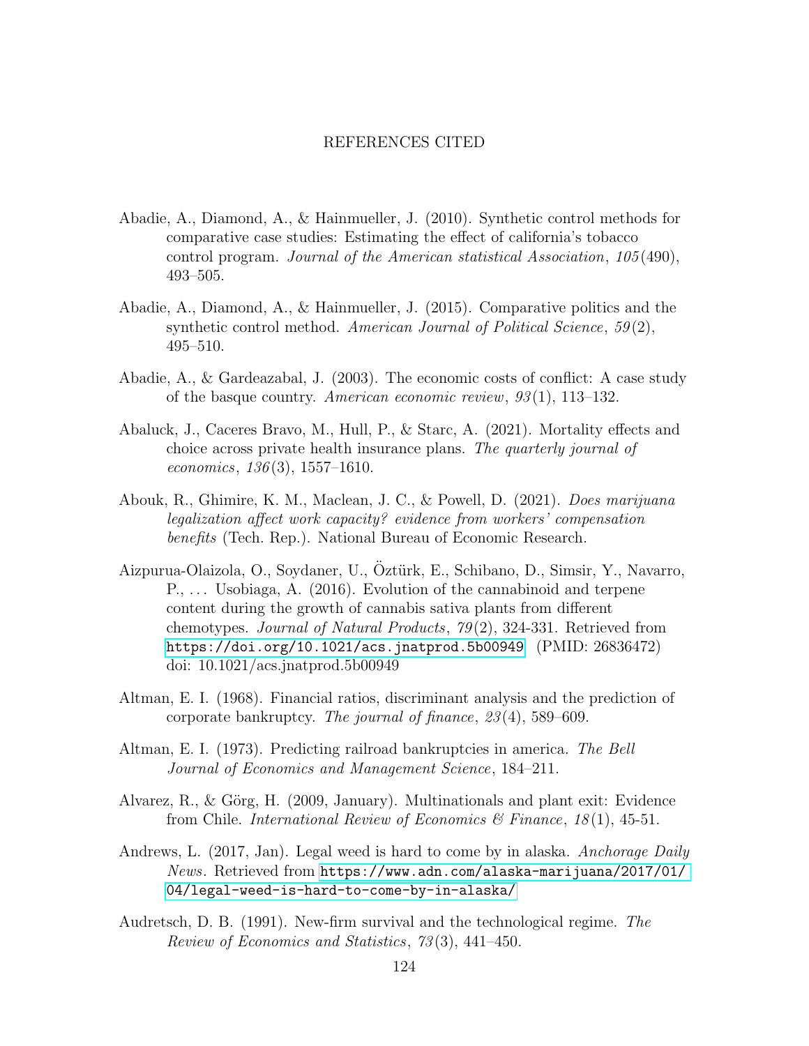# REFERENCES CITED

Abadie, A., Diamond, A., & Hainmueller, J. (2010). Synthetic control methods for comparative case studies: Estimating the effect of california's tobacco control program. *Journal of the American statistical Association*, *105*(490), 493–505.

Abadie, A., Diamond, A., & Hainmueller, J. (2015). Comparative politics and the synthetic control method. *American Journal of Political Science*, *59*(2), 495–510.

Abadie, A., & Gardeazabal, J. (2003). The economic costs of conflict: A case study of the basque country. *American economic review*, *93*(1), 113–132.

Abaluck, J., Caceres Bravo, M., Hull, P., & Starc, A. (2021). Mortality effects and choice across private health insurance plans. *The quarterly journal of economics*, *136*(3), 1557–1610.

Abouk, R., Ghimire, K. M., Maclean, J. C., & Powell, D. (2021). *Does marijuana legalization affect work capacity? evidence from workers' compensation benefits* (Tech. Rep.). National Bureau of Economic Research.

Aizpurua-Olaizola, O., Soydaner, U., Öztürk, E., Schibano, D., Simsir, Y., Navarro, P., ... Usobiaga, A. (2016). Evolution of the cannabinoid and terpene content during the growth of cannabis sativa plants from different chemotypes. *Journal of Natural Products*, *79*(2), 324-331. Retrieved from https://doi.org/10.1021/acs.jnatprod.5b00949 (PMID: 26836472) doi: 10.1021/acs.jnatprod.5b00949

Altman, E. I. (1968). Financial ratios, discriminant analysis and the prediction of corporate bankruptcy. *The journal of finance*, *23*(4), 589–609.

Altman, E. I. (1973). Predicting railroad bankruptcies in america. *The Bell Journal of Economics and Management Science*, 184–211.

Alvarez, R., & Görg, H. (2009, January). Multinationals and plant exit: Evidence from Chile. *International Review of Economics & Finance*, *18*(1), 45-51.

Andrews, L. (2017, Jan). Legal weed is hard to come by in alaska. *Anchorage Daily News*. Retrieved from https://www.adn.com/alaska-marijuana/2017/01/04/legal-weed-is-hard-to-come-by-in-alaska/

Audretsch, D. B. (1991). New-firm survival and the technological regime. *The Review of Economics and Statistics*, *73*(3), 441–450.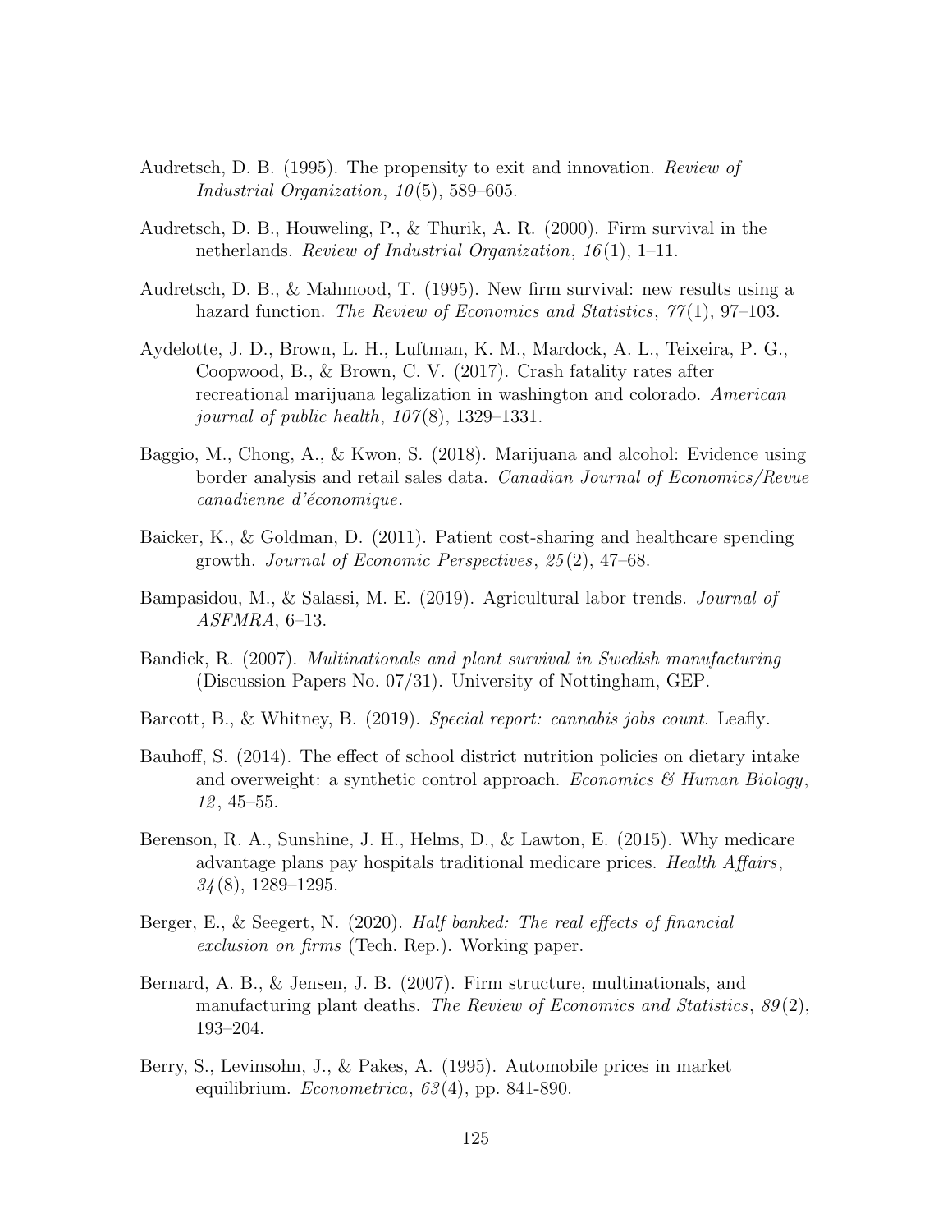Audretsch, D. B. (1995). The propensity to exit and innovation. *Review of Industrial Organization*, *10*(5), 589–605.

Audretsch, D. B., Houweling, P., & Thurik, A. R. (2000). Firm survival in the netherlands. *Review of Industrial Organization*, *16*(1), 1–11.

Audretsch, D. B., & Mahmood, T. (1995). New firm survival: new results using a hazard function. *The Review of Economics and Statistics*, *77*(1), 97–103.

Aydelotte, J. D., Brown, L. H., Luftman, K. M., Mardock, A. L., Teixeira, P. G., Coopwood, B., & Brown, C. V. (2017). Crash fatality rates after recreational marijuana legalization in washington and colorado. *American journal of public health*, *107*(8), 1329–1331.

Baggio, M., Chong, A., & Kwon, S. (2018). Marijuana and alcohol: Evidence using border analysis and retail sales data. *Canadian Journal of Economics/Revue canadienne d'économique*.

Baicker, K., & Goldman, D. (2011). Patient cost-sharing and healthcare spending growth. *Journal of Economic Perspectives*, *25*(2), 47–68.

Bampasidou, M., & Salassi, M. E. (2019). Agricultural labor trends. *Journal of ASFMRA*, 6–13.

Bandick, R. (2007). *Multinationals and plant survival in Swedish manufacturing* (Discussion Papers No. 07/31). University of Nottingham, GEP.

Barcott, B., & Whitney, B. (2019). *Special report: cannabis jobs count.* Leafly.

Bauhoff, S. (2014). The effect of school district nutrition policies on dietary intake and overweight: a synthetic control approach. *Economics & Human Biology*, *12*, 45–55.

Berenson, R. A., Sunshine, J. H., Helms, D., & Lawton, E. (2015). Why medicare advantage plans pay hospitals traditional medicare prices. *Health Affairs*, *34*(8), 1289–1295.

Berger, E., & Seegert, N. (2020). *Half banked: The real effects of financial exclusion on firms* (Tech. Rep.). Working paper.

Bernard, A. B., & Jensen, J. B. (2007). Firm structure, multinationals, and manufacturing plant deaths. *The Review of Economics and Statistics*, *89*(2), 193–204.

Berry, S., Levinsohn, J., & Pakes, A. (1995). Automobile prices in market equilibrium. *Econometrica*, *63*(4), pp. 841-890.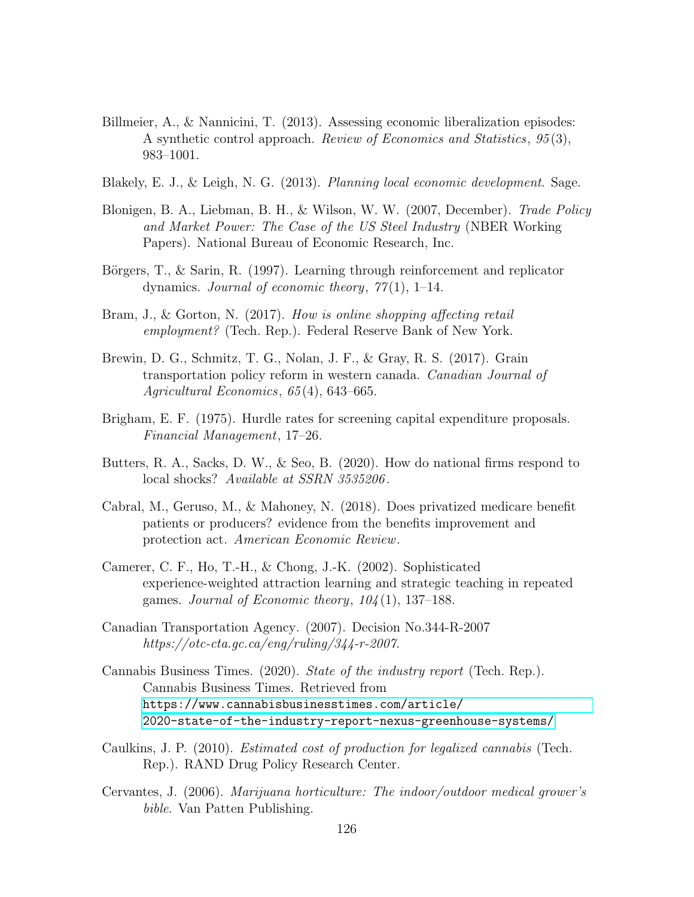Billmeier, A., & Nannicini, T. (2013). Assessing economic liberalization episodes: A synthetic control approach. *Review of Economics and Statistics*, *95*(3), 983–1001.

Blakely, E. J., & Leigh, N. G. (2013). *Planning local economic development*. Sage.

Blonigen, B. A., Liebman, B. H., & Wilson, W. W. (2007, December). *Trade Policy and Market Power: The Case of the US Steel Industry* (NBER Working Papers). National Bureau of Economic Research, Inc.

Börgers, T., & Sarin, R. (1997). Learning through reinforcement and replicator dynamics. *Journal of economic theory*, *77*(1), 1–14.

Bram, J., & Gorton, N. (2017). *How is online shopping affecting retail employment?* (Tech. Rep.). Federal Reserve Bank of New York.

Brewin, D. G., Schmitz, T. G., Nolan, J. F., & Gray, R. S. (2017). Grain transportation policy reform in western canada. *Canadian Journal of Agricultural Economics*, *65*(4), 643–665.

Brigham, E. F. (1975). Hurdle rates for screening capital expenditure proposals. *Financial Management*, 17–26.

Butters, R. A., Sacks, D. W., & Seo, B. (2020). How do national firms respond to local shocks? *Available at SSRN 3535206*.

Cabral, M., Geruso, M., & Mahoney, N. (2018). Does privatized medicare benefit patients or producers? evidence from the benefits improvement and protection act. *American Economic Review*.

Camerer, C. F., Ho, T.-H., & Chong, J.-K. (2002). Sophisticated experience-weighted attraction learning and strategic teaching in repeated games. *Journal of Economic theory*, *104*(1), 137–188.

Canadian Transportation Agency. (2007). Decision No.344-R-2007 *https://otc-cta.gc.ca/eng/ruling/344-r-2007*.

Cannabis Business Times. (2020). *State of the industry report* (Tech. Rep.). Cannabis Business Times. Retrieved from https://www.cannabisbusinesstimes.com/article/2020-state-of-the-industry-report-nexus-greenhouse-systems/

Caulkins, J. P. (2010). *Estimated cost of production for legalized cannabis* (Tech. Rep.). RAND Drug Policy Research Center.

Cervantes, J. (2006). *Marijuana horticulture: The indoor/outdoor medical grower's bible*. Van Patten Publishing.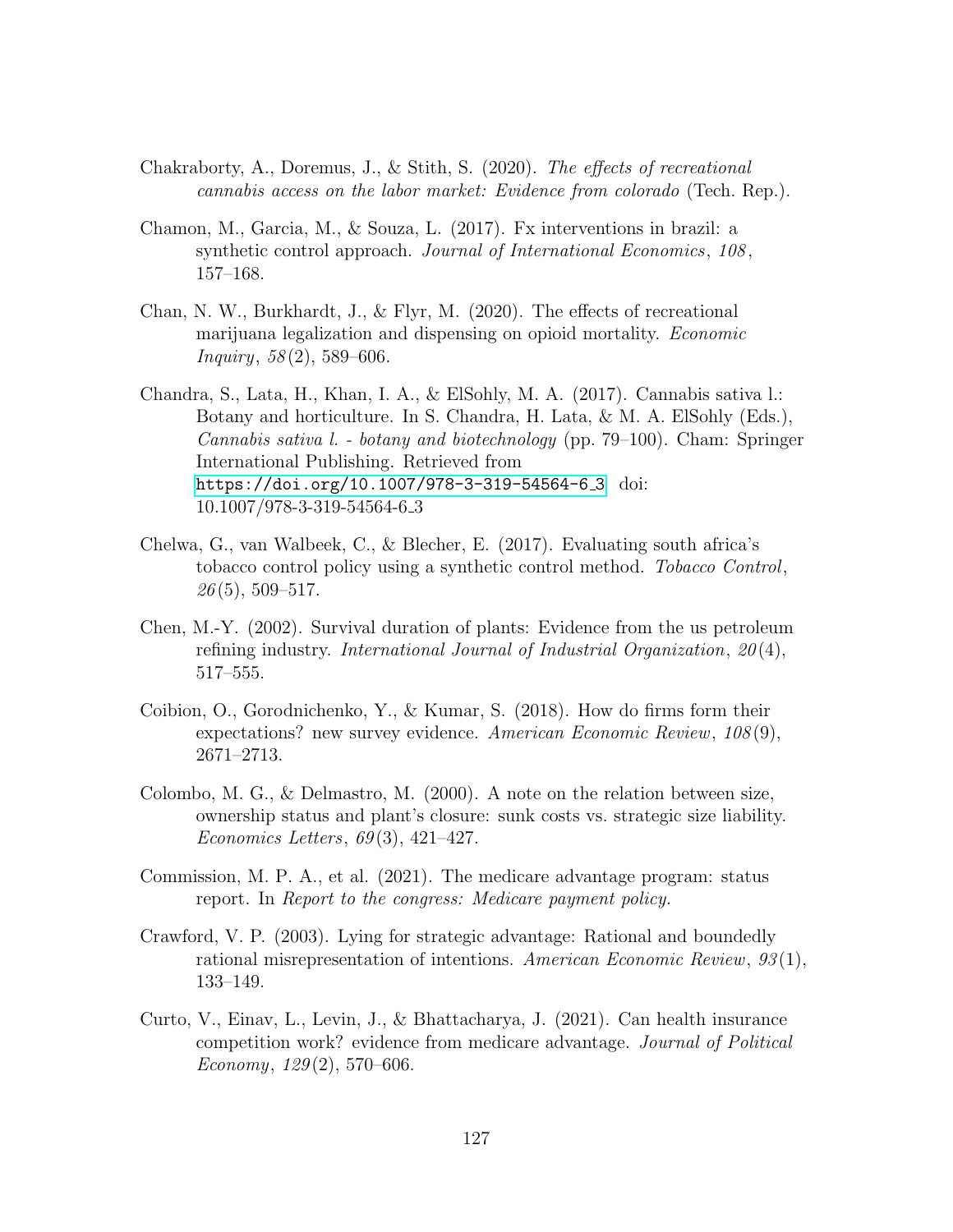Chakraborty, A., Doremus, J., & Stith, S. (2020). *The effects of recreational cannabis access on the labor market: Evidence from colorado* (Tech. Rep.).

Chamon, M., Garcia, M., & Souza, L. (2017). Fx interventions in brazil: a synthetic control approach. *Journal of International Economics*, *108*, 157–168.

Chan, N. W., Burkhardt, J., & Flyr, M. (2020). The effects of recreational marijuana legalization and dispensing on opioid mortality. *Economic Inquiry*, *58*(2), 589–606.

Chandra, S., Lata, H., Khan, I. A., & ElSohly, M. A. (2017). Cannabis sativa l.: Botany and horticulture. In S. Chandra, H. Lata, & M. A. ElSohly (Eds.), *Cannabis sativa l. - botany and biotechnology* (pp. 79–100). Cham: Springer International Publishing. Retrieved from https://doi.org/10.1007/978-3-319-54564-6_3 doi: 10.1007/978-3-319-54564-6_3

Chelwa, G., van Walbeek, C., & Blecher, E. (2017). Evaluating south africa's tobacco control policy using a synthetic control method. *Tobacco Control*, *26*(5), 509–517.

Chen, M.-Y. (2002). Survival duration of plants: Evidence from the us petroleum refining industry. *International Journal of Industrial Organization*, *20*(4), 517–555.

Coibion, O., Gorodnichenko, Y., & Kumar, S. (2018). How do firms form their expectations? new survey evidence. *American Economic Review*, *108*(9), 2671–2713.

Colombo, M. G., & Delmastro, M. (2000). A note on the relation between size, ownership status and plant's closure: sunk costs vs. strategic size liability. *Economics Letters*, *69*(3), 421–427.

Commission, M. P. A., et al. (2021). The medicare advantage program: status report. In *Report to the congress: Medicare payment policy.*

Crawford, V. P. (2003). Lying for strategic advantage: Rational and boundedly rational misrepresentation of intentions. *American Economic Review*, *93*(1), 133–149.

Curto, V., Einav, L., Levin, J., & Bhattacharya, J. (2021). Can health insurance competition work? evidence from medicare advantage. *Journal of Political Economy*, *129*(2), 570–606.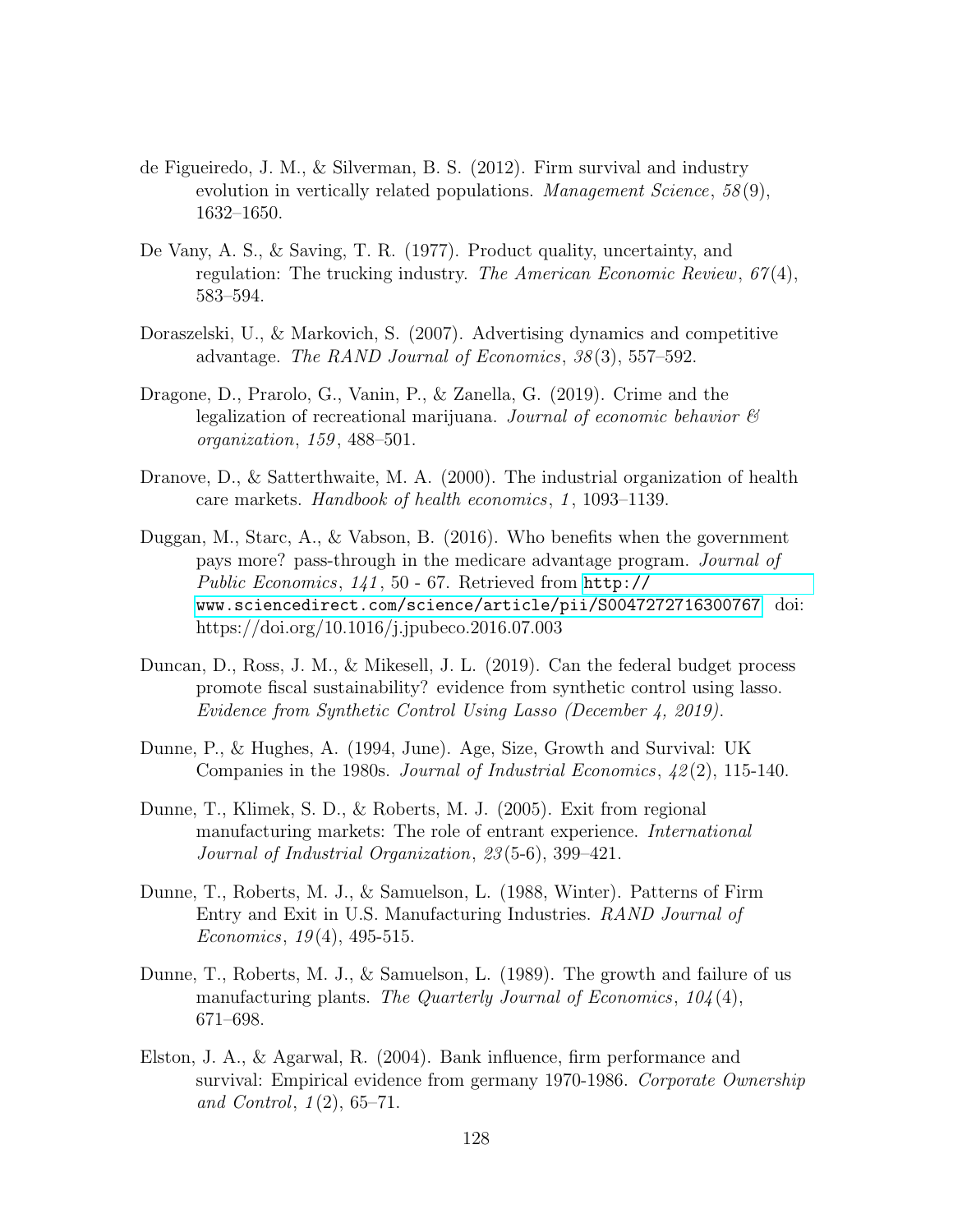de Figueiredo, J. M., & Silverman, B. S. (2012). Firm survival and industry evolution in vertically related populations. *Management Science*, *58*(9), 1632–1650.

De Vany, A. S., & Saving, T. R. (1977). Product quality, uncertainty, and regulation: The trucking industry. *The American Economic Review*, *67*(4), 583–594.

Doraszelski, U., & Markovich, S. (2007). Advertising dynamics and competitive advantage. *The RAND Journal of Economics*, *38*(3), 557–592.

Dragone, D., Prarolo, G., Vanin, P., & Zanella, G. (2019). Crime and the legalization of recreational marijuana. *Journal of economic behavior & organization*, *159*, 488–501.

Dranove, D., & Satterthwaite, M. A. (2000). The industrial organization of health care markets. *Handbook of health economics*, *1*, 1093–1139.

Duggan, M., Starc, A., & Vabson, B. (2016). Who benefits when the government pays more? pass-through in the medicare advantage program. *Journal of Public Economics*, *141*, 50 - 67. Retrieved from http://www.sciencedirect.com/science/article/pii/S0047272716300767 doi: https://doi.org/10.1016/j.jpubeco.2016.07.003

Duncan, D., Ross, J. M., & Mikesell, J. L. (2019). Can the federal budget process promote fiscal sustainability? evidence from synthetic control using lasso. *Evidence from Synthetic Control Using Lasso (December 4, 2019)*.

Dunne, P., & Hughes, A. (1994, June). Age, Size, Growth and Survival: UK Companies in the 1980s. *Journal of Industrial Economics*, *42*(2), 115-140.

Dunne, T., Klimek, S. D., & Roberts, M. J. (2005). Exit from regional manufacturing markets: The role of entrant experience. *International Journal of Industrial Organization*, *23*(5-6), 399–421.

Dunne, T., Roberts, M. J., & Samuelson, L. (1988, Winter). Patterns of Firm Entry and Exit in U.S. Manufacturing Industries. *RAND Journal of Economics*, *19*(4), 495-515.

Dunne, T., Roberts, M. J., & Samuelson, L. (1989). The growth and failure of us manufacturing plants. *The Quarterly Journal of Economics*, *104*(4), 671–698.

Elston, J. A., & Agarwal, R. (2004). Bank influence, firm performance and survival: Empirical evidence from germany 1970-1986. *Corporate Ownership and Control*, *1*(2), 65–71.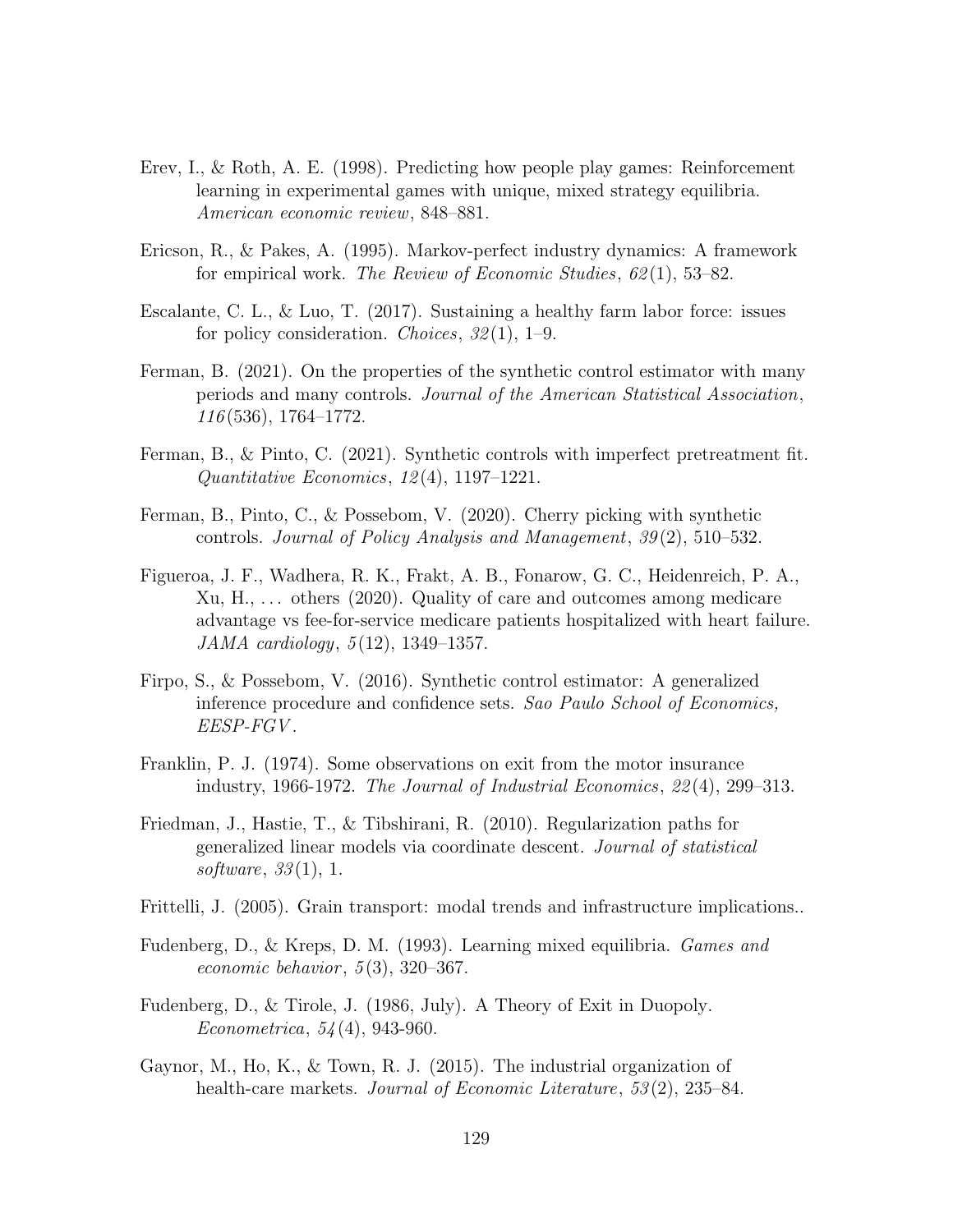Erev, I., & Roth, A. E. (1998). Predicting how people play games: Reinforcement learning in experimental games with unique, mixed strategy equilibria. *American economic review*, 848–881.

Ericson, R., & Pakes, A. (1995). Markov-perfect industry dynamics: A framework for empirical work. *The Review of Economic Studies*, *62*(1), 53–82.

Escalante, C. L., & Luo, T. (2017). Sustaining a healthy farm labor force: issues for policy consideration. *Choices*, *32*(1), 1–9.

Ferman, B. (2021). On the properties of the synthetic control estimator with many periods and many controls. *Journal of the American Statistical Association*, *116*(536), 1764–1772.

Ferman, B., & Pinto, C. (2021). Synthetic controls with imperfect pretreatment fit. *Quantitative Economics*, *12*(4), 1197–1221.

Ferman, B., Pinto, C., & Possebom, V. (2020). Cherry picking with synthetic controls. *Journal of Policy Analysis and Management*, *39*(2), 510–532.

Figueroa, J. F., Wadhera, R. K., Frakt, A. B., Fonarow, G. C., Heidenreich, P. A., Xu, H., ... others (2020). Quality of care and outcomes among medicare advantage vs fee-for-service medicare patients hospitalized with heart failure. *JAMA cardiology*, *5*(12), 1349–1357.

Firpo, S., & Possebom, V. (2016). Synthetic control estimator: A generalized inference procedure and confidence sets. *Sao Paulo School of Economics, EESP-FGV*.

Franklin, P. J. (1974). Some observations on exit from the motor insurance industry, 1966-1972. *The Journal of Industrial Economics*, *22*(4), 299–313.

Friedman, J., Hastie, T., & Tibshirani, R. (2010). Regularization paths for generalized linear models via coordinate descent. *Journal of statistical software*, *33*(1), 1.

Frittelli, J. (2005). Grain transport: modal trends and infrastructure implications..

Fudenberg, D., & Kreps, D. M. (1993). Learning mixed equilibria. *Games and economic behavior*, *5*(3), 320–367.

Fudenberg, D., & Tirole, J. (1986, July). A Theory of Exit in Duopoly. *Econometrica*, *54*(4), 943-960.

Gaynor, M., Ho, K., & Town, R. J. (2015). The industrial organization of health-care markets. *Journal of Economic Literature*, *53*(2), 235–84.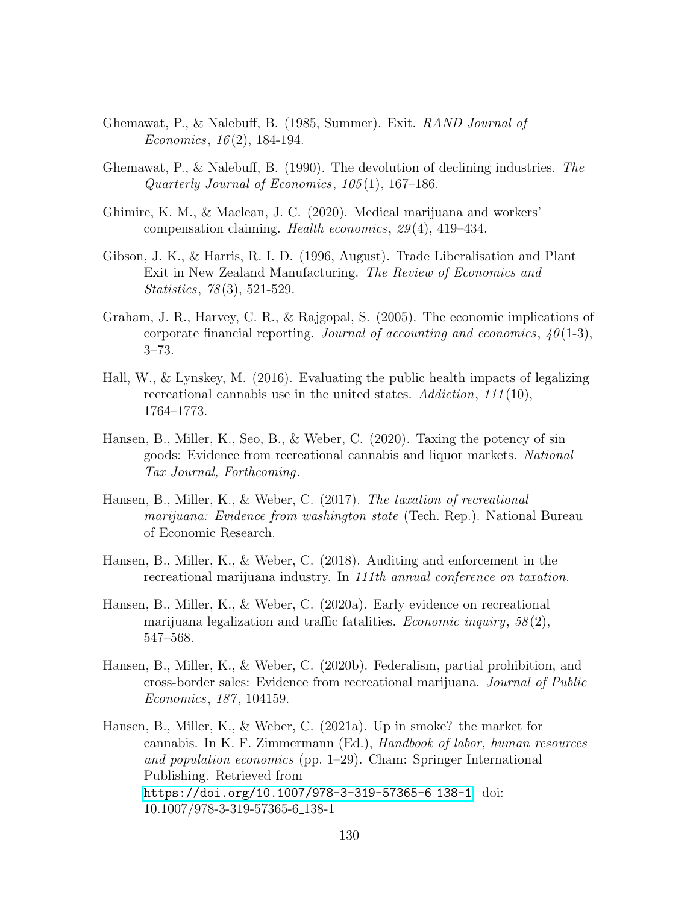Ghemawat, P., & Nalebuff, B. (1985, Summer). Exit. *RAND Journal of Economics*, *16*(2), 184-194.

Ghemawat, P., & Nalebuff, B. (1990). The devolution of declining industries. *The Quarterly Journal of Economics*, *105*(1), 167–186.

Ghimire, K. M., & Maclean, J. C. (2020). Medical marijuana and workers' compensation claiming. *Health economics*, *29*(4), 419–434.

Gibson, J. K., & Harris, R. I. D. (1996, August). Trade Liberalisation and Plant Exit in New Zealand Manufacturing. *The Review of Economics and Statistics*, *78*(3), 521-529.

Graham, J. R., Harvey, C. R., & Rajgopal, S. (2005). The economic implications of corporate financial reporting. *Journal of accounting and economics*, *40*(1-3), 3–73.

Hall, W., & Lynskey, M. (2016). Evaluating the public health impacts of legalizing recreational cannabis use in the united states. *Addiction*, *111*(10), 1764–1773.

Hansen, B., Miller, K., Seo, B., & Weber, C. (2020). Taxing the potency of sin goods: Evidence from recreational cannabis and liquor markets. *National Tax Journal, Forthcoming*.

Hansen, B., Miller, K., & Weber, C. (2017). *The taxation of recreational marijuana: Evidence from washington state* (Tech. Rep.). National Bureau of Economic Research.

Hansen, B., Miller, K., & Weber, C. (2018). Auditing and enforcement in the recreational marijuana industry. In *111th annual conference on taxation.*

Hansen, B., Miller, K., & Weber, C. (2020a). Early evidence on recreational marijuana legalization and traffic fatalities. *Economic inquiry*, *58*(2), 547–568.

Hansen, B., Miller, K., & Weber, C. (2020b). Federalism, partial prohibition, and cross-border sales: Evidence from recreational marijuana. *Journal of Public Economics*, *187*, 104159.

Hansen, B., Miller, K., & Weber, C. (2021a). Up in smoke? the market for cannabis. In K. F. Zimmermann (Ed.), *Handbook of labor, human resources and population economics* (pp. 1–29). Cham: Springer International Publishing. Retrieved from https://doi.org/10.1007/978-3-319-57365-6_138-1 doi: 10.1007/978-3-319-57365-6_138-1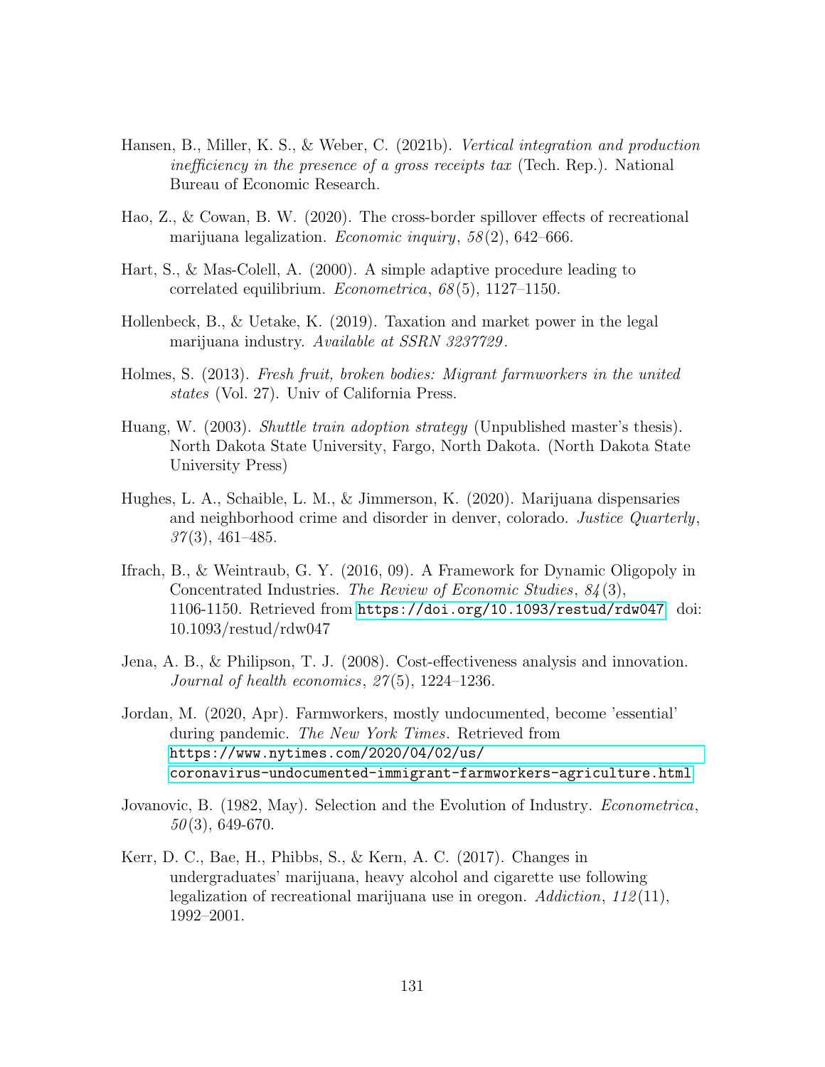Hansen, B., Miller, K. S., & Weber, C. (2021b). *Vertical integration and production inefficiency in the presence of a gross receipts tax* (Tech. Rep.). National Bureau of Economic Research.

Hao, Z., & Cowan, B. W. (2020). The cross-border spillover effects of recreational marijuana legalization. *Economic inquiry*, *58*(2), 642–666.

Hart, S., & Mas-Colell, A. (2000). A simple adaptive procedure leading to correlated equilibrium. *Econometrica*, *68*(5), 1127–1150.

Hollenbeck, B., & Uetake, K. (2019). Taxation and market power in the legal marijuana industry. *Available at SSRN 3237729*.

Holmes, S. (2013). *Fresh fruit, broken bodies: Migrant farmworkers in the united states* (Vol. 27). Univ of California Press.

Huang, W. (2003). *Shuttle train adoption strategy* (Unpublished master's thesis). North Dakota State University, Fargo, North Dakota. (North Dakota State University Press)

Hughes, L. A., Schaible, L. M., & Jimmerson, K. (2020). Marijuana dispensaries and neighborhood crime and disorder in denver, colorado. *Justice Quarterly*, *37*(3), 461–485.

Ifrach, B., & Weintraub, G. Y. (2016, 09). A Framework for Dynamic Oligopoly in Concentrated Industries. *The Review of Economic Studies*, *84*(3), 1106-1150. Retrieved from https://doi.org/10.1093/restud/rdw047 doi: 10.1093/restud/rdw047

Jena, A. B., & Philipson, T. J. (2008). Cost-effectiveness analysis and innovation. *Journal of health economics*, *27*(5), 1224–1236.

Jordan, M. (2020, Apr). Farmworkers, mostly undocumented, become 'essential' during pandemic. *The New York Times*. Retrieved from https://www.nytimes.com/2020/04/02/us/coronavirus-undocumented-immigrant-farmworkers-agriculture.html

Jovanovic, B. (1982, May). Selection and the Evolution of Industry. *Econometrica*, *50*(3), 649-670.

Kerr, D. C., Bae, H., Phibbs, S., & Kern, A. C. (2017). Changes in undergraduates' marijuana, heavy alcohol and cigarette use following legalization of recreational marijuana use in oregon. *Addiction*, *112*(11), 1992–2001.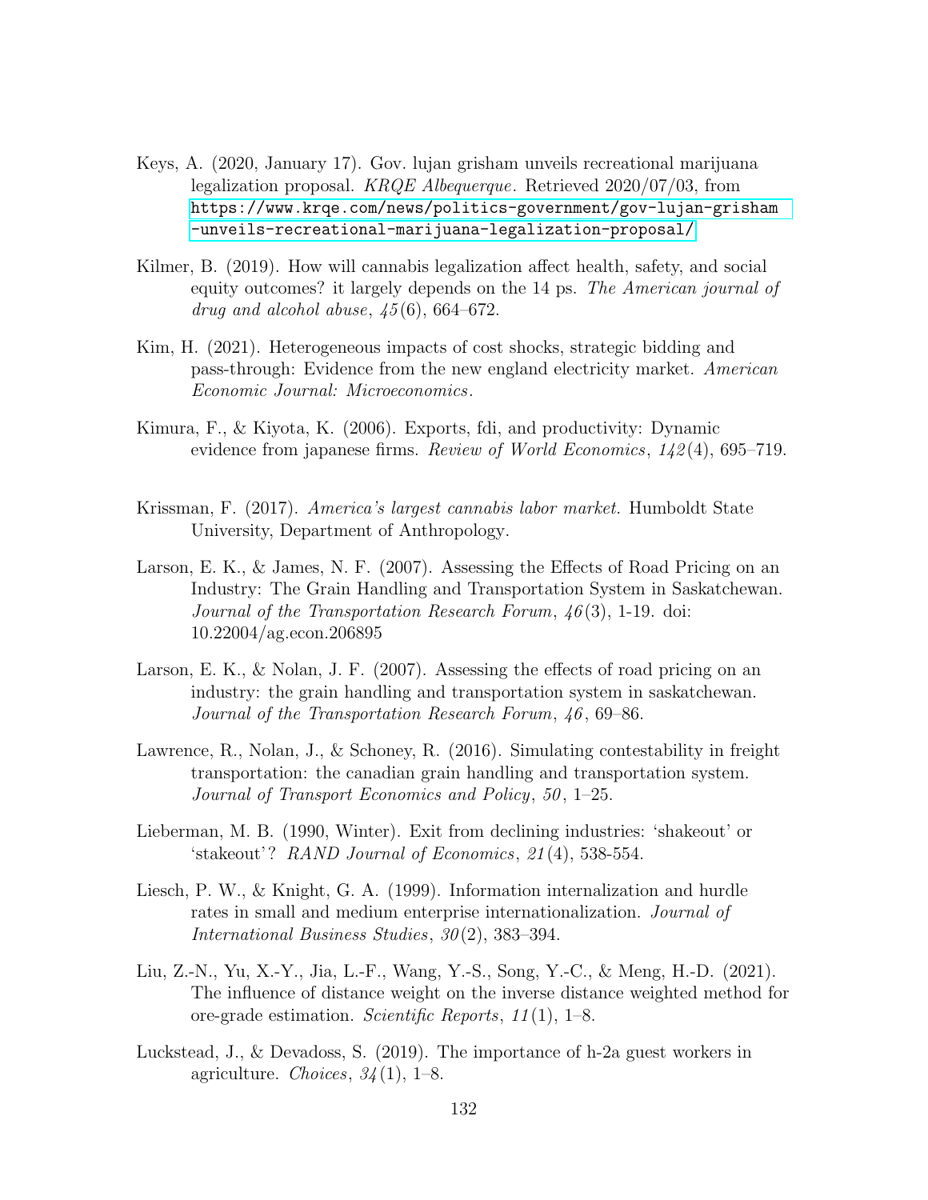Keys, A. (2020, January 17). Gov. lujan grisham unveils recreational marijuana legalization proposal. *KRQE Albequerque*. Retrieved 2020/07/03, from https://www.krqe.com/news/politics-government/gov-lujan-grisham-unveils-recreational-marijuana-legalization-proposal/

Kilmer, B. (2019). How will cannabis legalization affect health, safety, and social equity outcomes? it largely depends on the 14 ps. *The American journal of drug and alcohol abuse*, *45*(6), 664–672.

Kim, H. (2021). Heterogeneous impacts of cost shocks, strategic bidding and pass-through: Evidence from the new england electricity market. *American Economic Journal: Microeconomics*.

Kimura, F., & Kiyota, K. (2006). Exports, fdi, and productivity: Dynamic evidence from japanese firms. *Review of World Economics*, *142*(4), 695–719.

Krissman, F. (2017). *America's largest cannabis labor market.* Humboldt State University, Department of Anthropology.

Larson, E. K., & James, N. F. (2007). Assessing the Effects of Road Pricing on an Industry: The Grain Handling and Transportation System in Saskatchewan. *Journal of the Transportation Research Forum*, *46*(3), 1-19. doi: 10.22004/ag.econ.206895

Larson, E. K., & Nolan, J. F. (2007). Assessing the effects of road pricing on an industry: the grain handling and transportation system in saskatchewan. *Journal of the Transportation Research Forum*, *46*, 69–86.

Lawrence, R., Nolan, J., & Schoney, R. (2016). Simulating contestability in freight transportation: the canadian grain handling and transportation system. *Journal of Transport Economics and Policy*, *50*, 1–25.

Lieberman, M. B. (1990, Winter). Exit from declining industries: 'shakeout' or 'stakeout'? *RAND Journal of Economics*, *21*(4), 538-554.

Liesch, P. W., & Knight, G. A. (1999). Information internalization and hurdle rates in small and medium enterprise internationalization. *Journal of International Business Studies*, *30*(2), 383–394.

Liu, Z.-N., Yu, X.-Y., Jia, L.-F., Wang, Y.-S., Song, Y.-C., & Meng, H.-D. (2021). The influence of distance weight on the inverse distance weighted method for ore-grade estimation. *Scientific Reports*, *11*(1), 1–8.

Luckstead, J., & Devadoss, S. (2019). The importance of h-2a guest workers in agriculture. *Choices*, *34*(1), 1–8.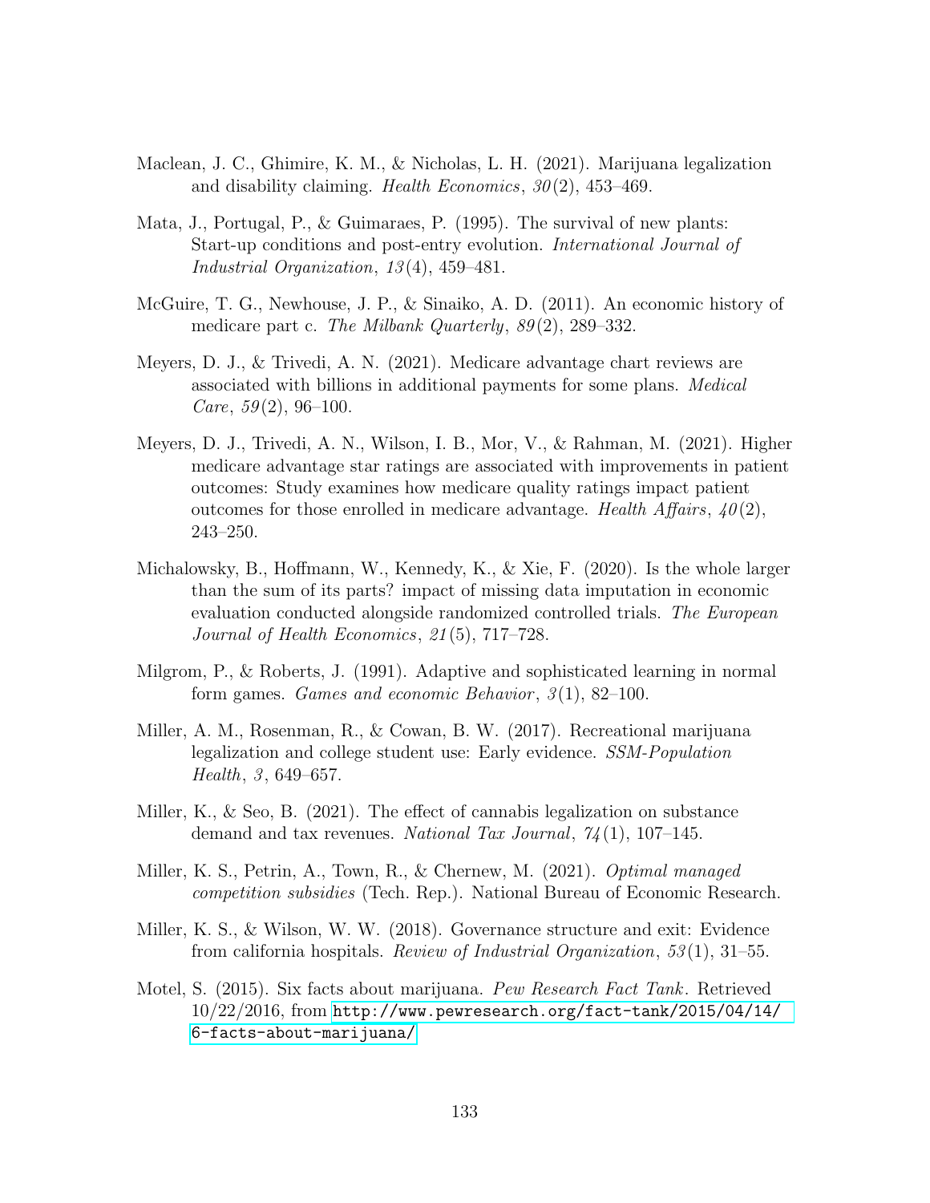Maclean, J. C., Ghimire, K. M., & Nicholas, L. H. (2021). Marijuana legalization and disability claiming. *Health Economics*, *30*(2), 453–469.

Mata, J., Portugal, P., & Guimaraes, P. (1995). The survival of new plants: Start-up conditions and post-entry evolution. *International Journal of Industrial Organization*, *13*(4), 459–481.

McGuire, T. G., Newhouse, J. P., & Sinaiko, A. D. (2011). An economic history of medicare part c. *The Milbank Quarterly*, *89*(2), 289–332.

Meyers, D. J., & Trivedi, A. N. (2021). Medicare advantage chart reviews are associated with billions in additional payments for some plans. *Medical Care*, *59*(2), 96–100.

Meyers, D. J., Trivedi, A. N., Wilson, I. B., Mor, V., & Rahman, M. (2021). Higher medicare advantage star ratings are associated with improvements in patient outcomes: Study examines how medicare quality ratings impact patient outcomes for those enrolled in medicare advantage. *Health Affairs*, *40*(2), 243–250.

Michalowsky, B., Hoffmann, W., Kennedy, K., & Xie, F. (2020). Is the whole larger than the sum of its parts? impact of missing data imputation in economic evaluation conducted alongside randomized controlled trials. *The European Journal of Health Economics*, *21*(5), 717–728.

Milgrom, P., & Roberts, J. (1991). Adaptive and sophisticated learning in normal form games. *Games and economic Behavior*, *3*(1), 82–100.

Miller, A. M., Rosenman, R., & Cowan, B. W. (2017). Recreational marijuana legalization and college student use: Early evidence. *SSM-Population Health*, *3*, 649–657.

Miller, K., & Seo, B. (2021). The effect of cannabis legalization on substance demand and tax revenues. *National Tax Journal*, *74*(1), 107–145.

Miller, K. S., Petrin, A., Town, R., & Chernew, M. (2021). *Optimal managed competition subsidies* (Tech. Rep.). National Bureau of Economic Research.

Miller, K. S., & Wilson, W. W. (2018). Governance structure and exit: Evidence from california hospitals. *Review of Industrial Organization*, *53*(1), 31–55.

Motel, S. (2015). Six facts about marijuana. *Pew Research Fact Tank*. Retrieved 10/22/2016, from http://www.pewresearch.org/fact-tank/2015/04/14/6-facts-about-marijuana/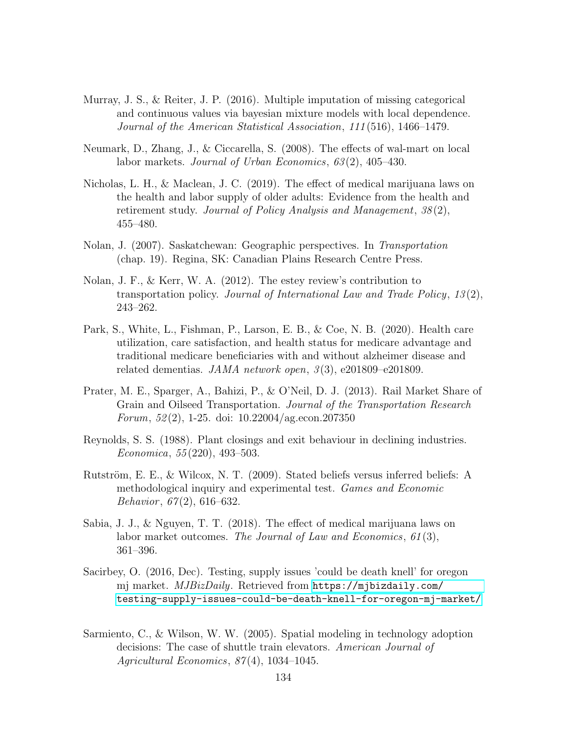Murray, J. S., & Reiter, J. P. (2016). Multiple imputation of missing categorical and continuous values via bayesian mixture models with local dependence. *Journal of the American Statistical Association*, *111*(516), 1466–1479.

Neumark, D., Zhang, J., & Ciccarella, S. (2008). The effects of wal-mart on local labor markets. *Journal of Urban Economics*, *63*(2), 405–430.

Nicholas, L. H., & Maclean, J. C. (2019). The effect of medical marijuana laws on the health and labor supply of older adults: Evidence from the health and retirement study. *Journal of Policy Analysis and Management*, *38*(2), 455–480.

Nolan, J. (2007). Saskatchewan: Geographic perspectives. In *Transportation* (chap. 19). Regina, SK: Canadian Plains Research Centre Press.

Nolan, J. F., & Kerr, W. A. (2012). The estey review's contribution to transportation policy. *Journal of International Law and Trade Policy*, *13*(2), 243–262.

Park, S., White, L., Fishman, P., Larson, E. B., & Coe, N. B. (2020). Health care utilization, care satisfaction, and health status for medicare advantage and traditional medicare beneficiaries with and without alzheimer disease and related dementias. *JAMA network open*, *3*(3), e201809–e201809.

Prater, M. E., Sparger, A., Bahizi, P., & O'Neil, D. J. (2013). Rail Market Share of Grain and Oilseed Transportation. *Journal of the Transportation Research Forum*, *52*(2), 1-25. doi: 10.22004/ag.econ.207350

Reynolds, S. S. (1988). Plant closings and exit behaviour in declining industries. *Economica*, *55*(220), 493–503.

Rutström, E. E., & Wilcox, N. T. (2009). Stated beliefs versus inferred beliefs: A methodological inquiry and experimental test. *Games and Economic Behavior*, *67*(2), 616–632.

Sabia, J. J., & Nguyen, T. T. (2018). The effect of medical marijuana laws on labor market outcomes. *The Journal of Law and Economics*, *61*(3), 361–396.

Sacirbey, O. (2016, Dec). Testing, supply issues 'could be death knell' for oregon mj market. *MJBizDaily*. Retrieved from https://mjbizdaily.com/testing-supply-issues-could-be-death-knell-for-oregon-mj-market/

Sarmiento, C., & Wilson, W. W. (2005). Spatial modeling in technology adoption decisions: The case of shuttle train elevators. *American Journal of Agricultural Economics*, *87*(4), 1034–1045.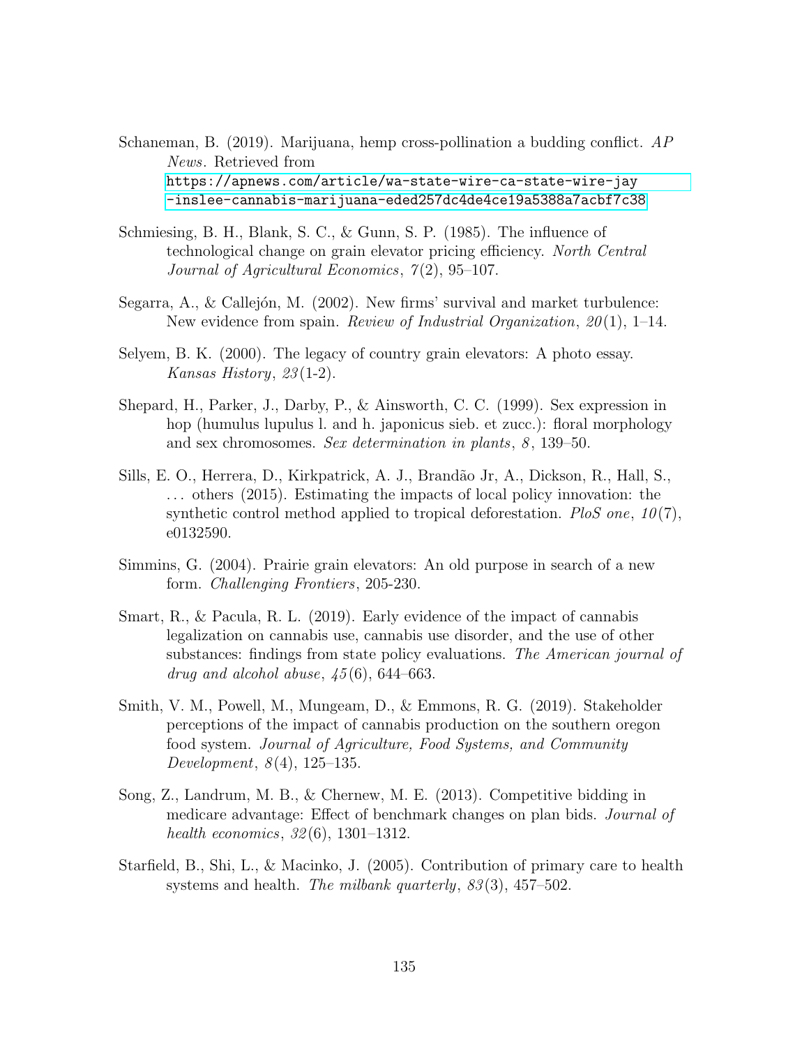Schaneman, B. (2019). Marijuana, hemp cross-pollination a budding conflict. *AP News*. Retrieved from https://apnews.com/article/wa-state-wire-ca-state-wire-jay-inslee-cannabis-marijuana-eded257dc4de4ce19a5388a7acbf7c38

Schmiesing, B. H., Blank, S. C., & Gunn, S. P. (1985). The influence of technological change on grain elevator pricing efficiency. *North Central Journal of Agricultural Economics*, *7*(2), 95–107.

Segarra, A., & Callejón, M. (2002). New firms' survival and market turbulence: New evidence from spain. *Review of Industrial Organization*, *20*(1), 1–14.

Selyem, B. K. (2000). The legacy of country grain elevators: A photo essay. *Kansas History*, *23*(1-2).

Shepard, H., Parker, J., Darby, P., & Ainsworth, C. C. (1999). Sex expression in hop (humulus lupulus l. and h. japonicus sieb. et zucc.): floral morphology and sex chromosomes. *Sex determination in plants*, *8*, 139–50.

Sills, E. O., Herrera, D., Kirkpatrick, A. J., Brandão Jr, A., Dickson, R., Hall, S., ... others (2015). Estimating the impacts of local policy innovation: the synthetic control method applied to tropical deforestation. *PloS one*, *10*(7), e0132590.

Simmins, G. (2004). Prairie grain elevators: An old purpose in search of a new form. *Challenging Frontiers*, 205-230.

Smart, R., & Pacula, R. L. (2019). Early evidence of the impact of cannabis legalization on cannabis use, cannabis use disorder, and the use of other substances: findings from state policy evaluations. *The American journal of drug and alcohol abuse*, *45*(6), 644–663.

Smith, V. M., Powell, M., Mungeam, D., & Emmons, R. G. (2019). Stakeholder perceptions of the impact of cannabis production on the southern oregon food system. *Journal of Agriculture, Food Systems, and Community Development*, *8*(4), 125–135.

Song, Z., Landrum, M. B., & Chernew, M. E. (2013). Competitive bidding in medicare advantage: Effect of benchmark changes on plan bids. *Journal of health economics*, *32*(6), 1301–1312.

Starfield, B., Shi, L., & Macinko, J. (2005). Contribution of primary care to health systems and health. *The milbank quarterly*, *83*(3), 457–502.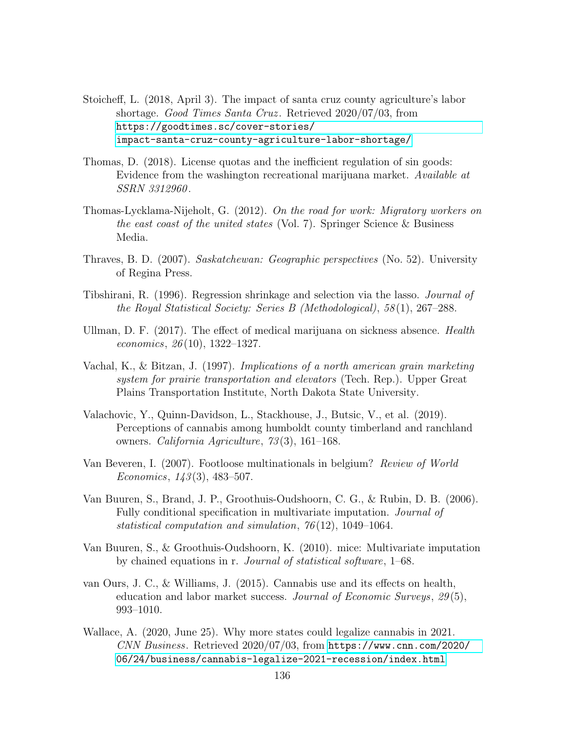Stoicheff, L. (2018, April 3). The impact of santa cruz county agriculture's labor shortage. *Good Times Santa Cruz*. Retrieved 2020/07/03, from https://goodtimes.sc/cover-stories/impact-santa-cruz-county-agriculture-labor-shortage/

Thomas, D. (2018). License quotas and the inefficient regulation of sin goods: Evidence from the washington recreational marijuana market. *Available at SSRN 3312960*.

Thomas-Lycklama-Nijeholt, G. (2012). *On the road for work: Migratory workers on the east coast of the united states* (Vol. 7). Springer Science & Business Media.

Thraves, B. D. (2007). *Saskatchewan: Geographic perspectives* (No. 52). University of Regina Press.

Tibshirani, R. (1996). Regression shrinkage and selection via the lasso. *Journal of the Royal Statistical Society: Series B (Methodological)*, *58*(1), 267–288.

Ullman, D. F. (2017). The effect of medical marijuana on sickness absence. *Health economics*, *26*(10), 1322–1327.

Vachal, K., & Bitzan, J. (1997). *Implications of a north american grain marketing system for prairie transportation and elevators* (Tech. Rep.). Upper Great Plains Transportation Institute, North Dakota State University.

Valachovic, Y., Quinn-Davidson, L., Stackhouse, J., Butsic, V., et al. (2019). Perceptions of cannabis among humboldt county timberland and ranchland owners. *California Agriculture*, *73*(3), 161–168.

Van Beveren, I. (2007). Footloose multinationals in belgium? *Review of World Economics*, *143*(3), 483–507.

Van Buuren, S., Brand, J. P., Groothuis-Oudshoorn, C. G., & Rubin, D. B. (2006). Fully conditional specification in multivariate imputation. *Journal of statistical computation and simulation*, *76*(12), 1049–1064.

Van Buuren, S., & Groothuis-Oudshoorn, K. (2010). mice: Multivariate imputation by chained equations in r. *Journal of statistical software*, 1–68.

van Ours, J. C., & Williams, J. (2015). Cannabis use and its effects on health, education and labor market success. *Journal of Economic Surveys*, *29*(5), 993–1010.

Wallace, A. (2020, June 25). Why more states could legalize cannabis in 2021. *CNN Business*. Retrieved 2020/07/03, from https://www.cnn.com/2020/06/24/business/cannabis-legalize-2021-recession/index.html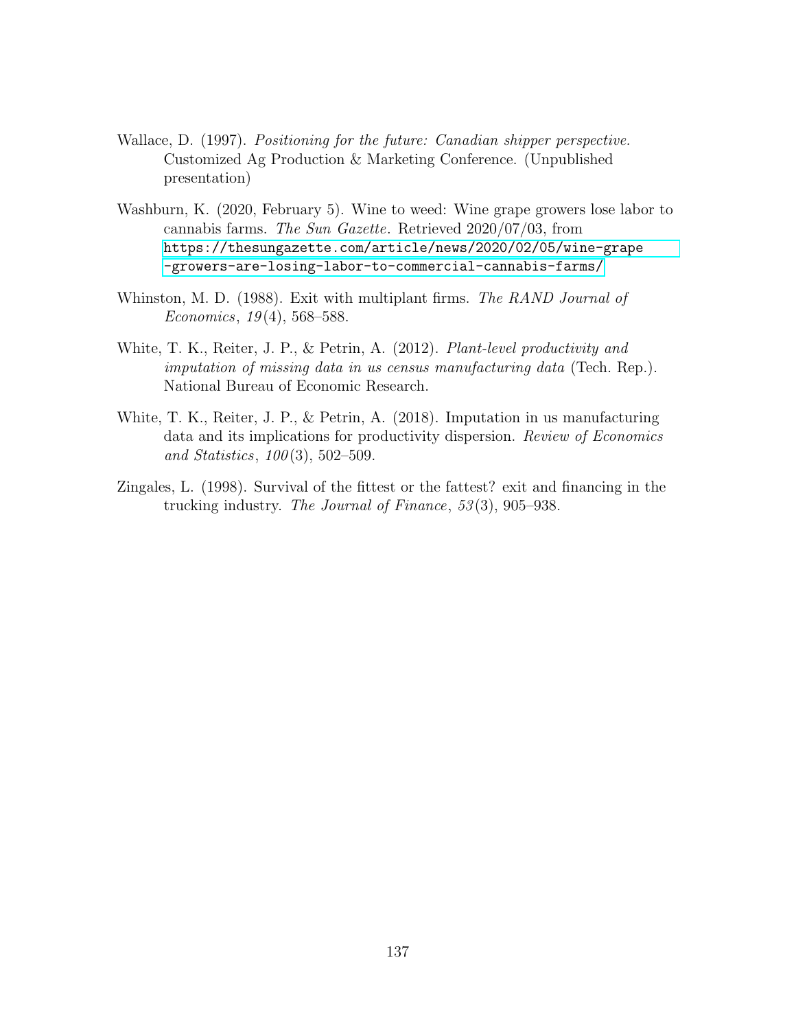Wallace, D. (1997). *Positioning for the future: Canadian shipper perspective.* Customized Ag Production & Marketing Conference. (Unpublished presentation)

Washburn, K. (2020, February 5). Wine to weed: Wine grape growers lose labor to cannabis farms. *The Sun Gazette*. Retrieved 2020/07/03, from https://thesungazette.com/article/news/2020/02/05/wine-grape-growers-are-losing-labor-to-commercial-cannabis-farms/

Whinston, M. D. (1988). Exit with multiplant firms. *The RAND Journal of Economics*, *19*(4), 568–588.

White, T. K., Reiter, J. P., & Petrin, A. (2012). *Plant-level productivity and imputation of missing data in us census manufacturing data* (Tech. Rep.). National Bureau of Economic Research.

White, T. K., Reiter, J. P., & Petrin, A. (2018). Imputation in us manufacturing data and its implications for productivity dispersion. *Review of Economics and Statistics*, *100*(3), 502–509.

Zingales, L. (1998). Survival of the fittest or the fattest? exit and financing in the trucking industry. *The Journal of Finance*, *53*(3), 905–938.